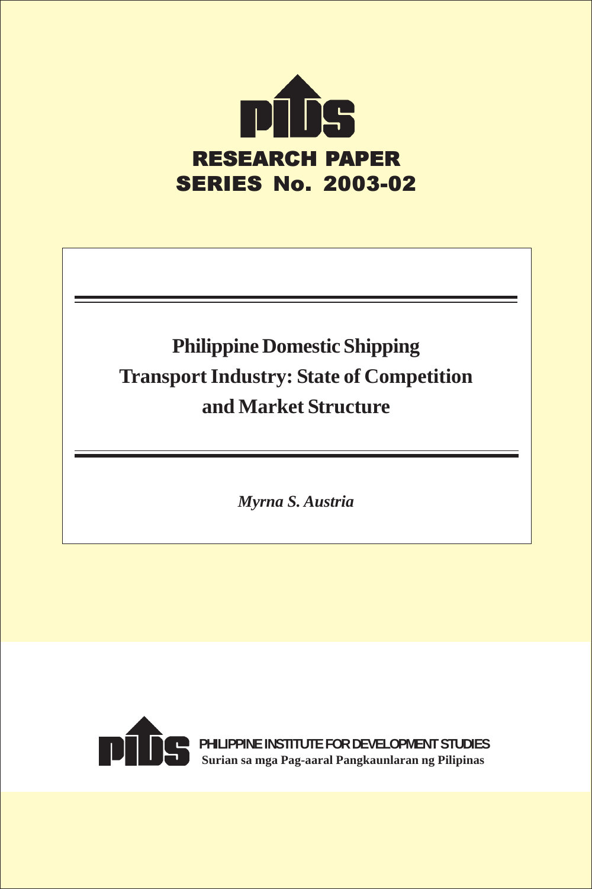PIDS

RESEARCH PAPER SERIES No. 2003-02

# Philippine Domestic Shipping Transport Industry: State of Competition and Market Structure

*Myrna S. Austria*

PIDS

PHILIPPINE INSTITUTE FOR DEVELOPMENT STUDIES

Surian sa mga Pag-aaral Pangkaunlaran ng Pilipinas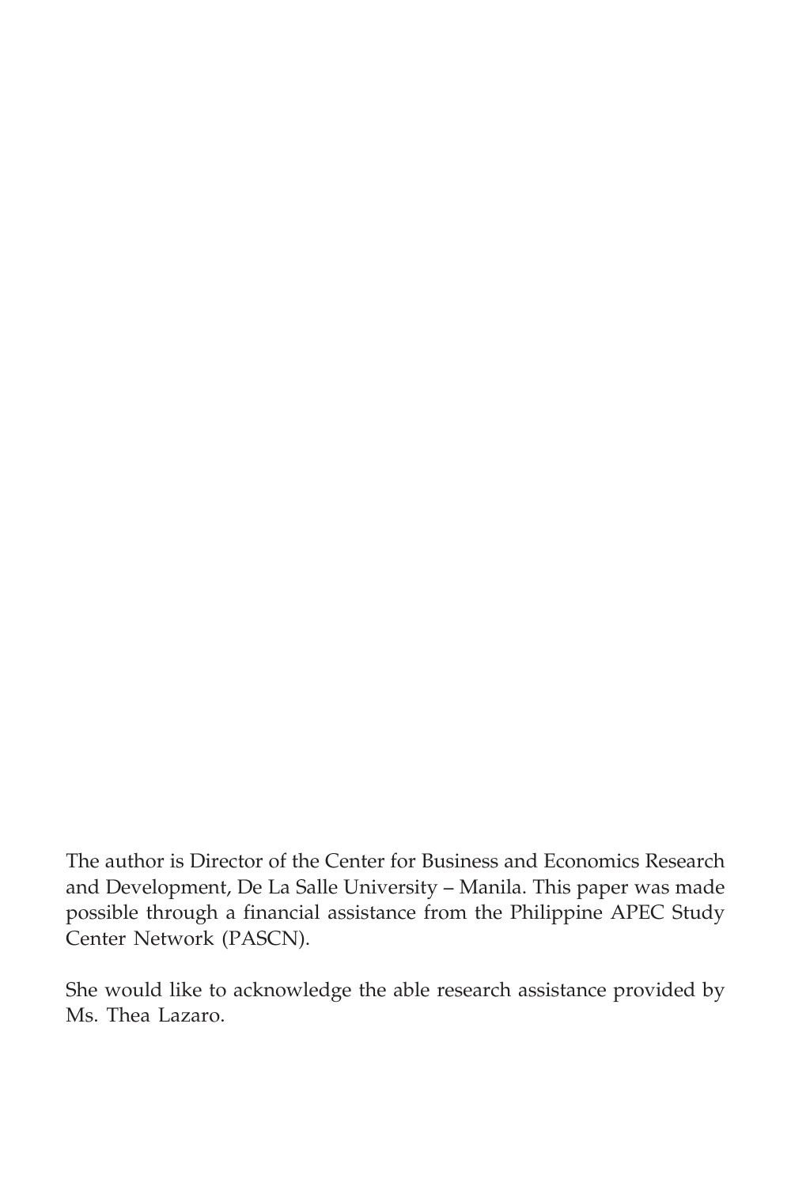The author is Director of the Center for Business and Economics Research and Development, De La Salle University – Manila. This paper was made possible through a financial assistance from the Philippine APEC Study Center Network (PASCN).

She would like to acknowledge the able research assistance provided by Ms. Thea Lazaro.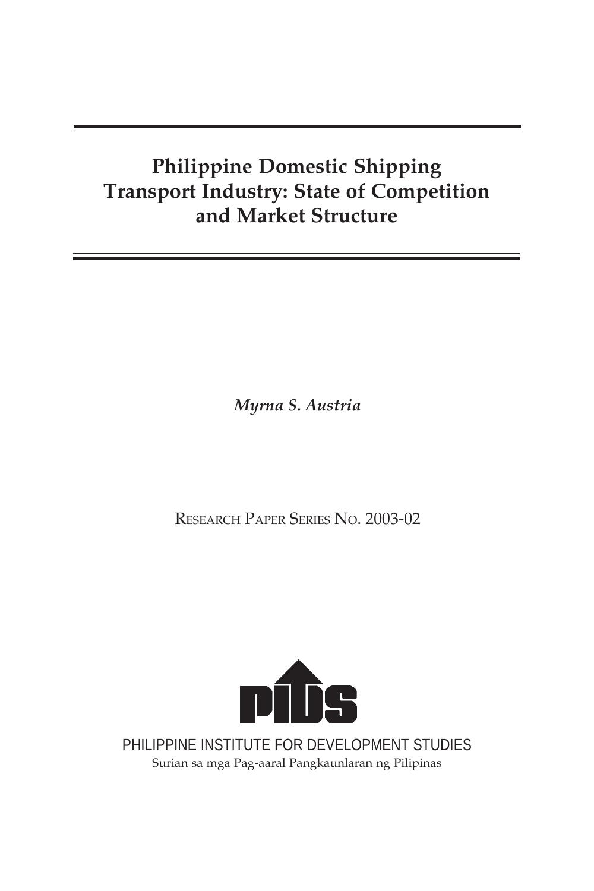# Philippine Domestic Shipping Transport Industry: State of Competition and Market Structure

*Myrna S. Austria*

RESEARCH PAPER SERIES NO. 2003-02

PHILIPPINE INSTITUTE FOR DEVELOPMENT STUDIES

Surian sa mga Pag-aaral Pangkaunlaran ng Pilipinas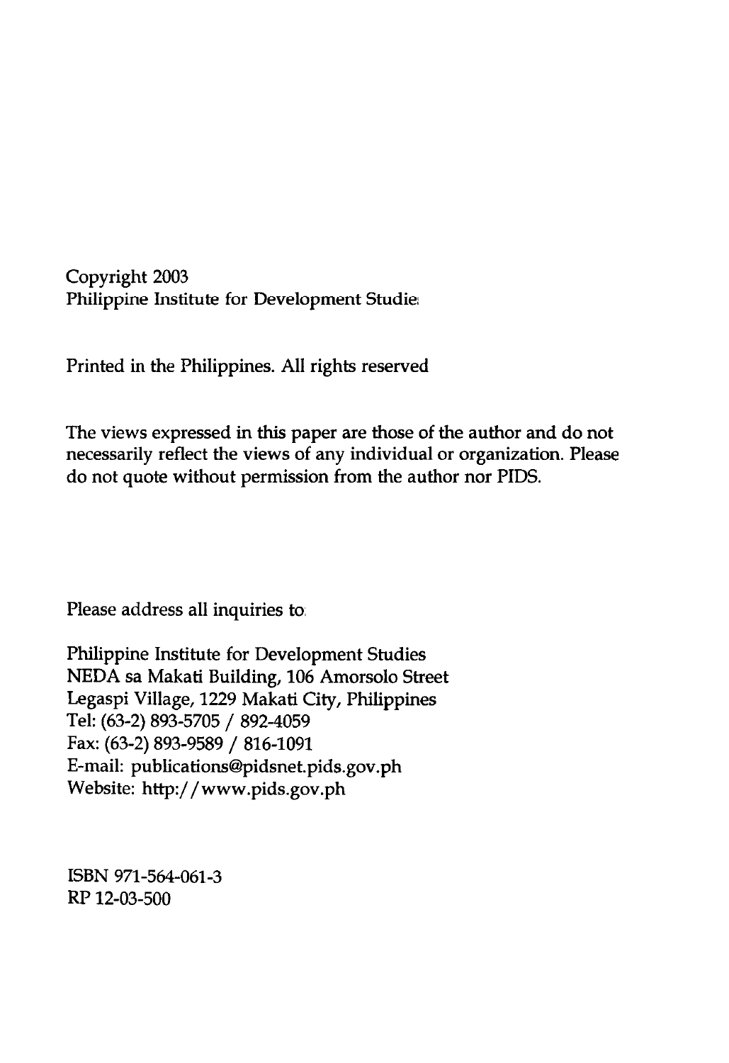Copyright 2003
Philippine Institute for Development Studies

Printed in the Philippines. All rights reserved

The views expressed in this paper are those of the author and do not necessarily reflect the views of any individual or organization. Please do not quote without permission from the author nor PIDS.

Please address all inquiries to:

Philippine Institute for Development Studies
NEDA sa Makati Building, 106 Amorsolo Street
Legaspi Village, 1229 Makati City, Philippines
Tel: (63-2) 893-5705 / 892-4059
Fax: (63-2) 893-9589 / 816-1091
E-mail: publications@pidsnet.pids.gov.ph
Website: http://www.pids.gov.ph

ISBN 971-564-061-3
RP 12-03-500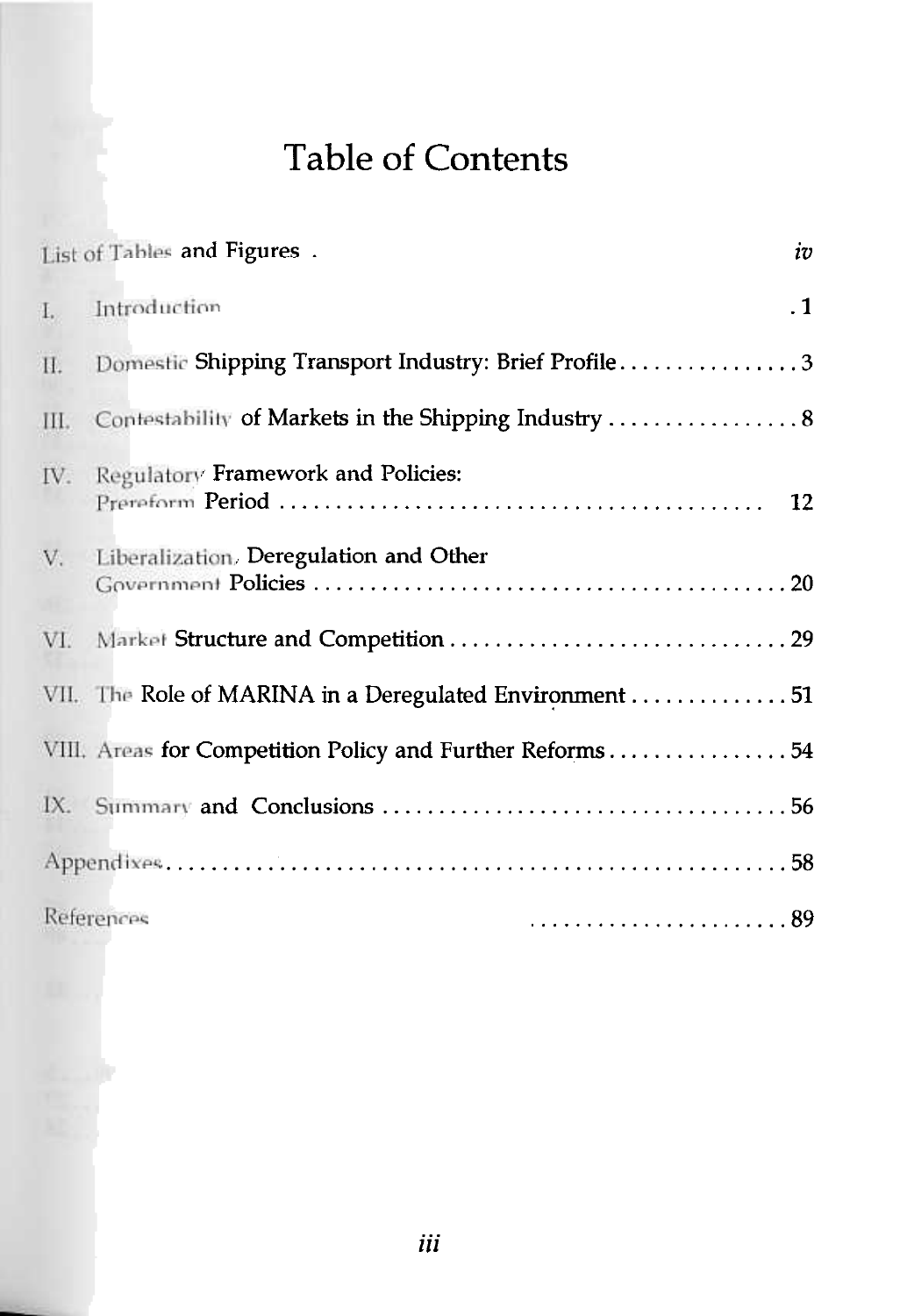# Table of Contents

| | |
|---|---|
| List of Tables and Figures | iv |
| I. Introduction | 1 |
| II. Domestic Shipping Transport Industry: Brief Profile | 3 |
| III. Contestability of Markets in the Shipping Industry | 8 |
| IV. Regulatory Framework and Policies: Prereform Period | 12 |
| V. Liberalization, Deregulation and Other Government Policies | 20 |
| VI. Market Structure and Competition | 29 |
| VII. The Role of MARINA in a Deregulated Environment | 51 |
| VIII. Areas for Competition Policy and Further Reforms | 54 |
| IX. Summary and Conclusions | 56 |
| Appendixes | 58 |
| References | 89 |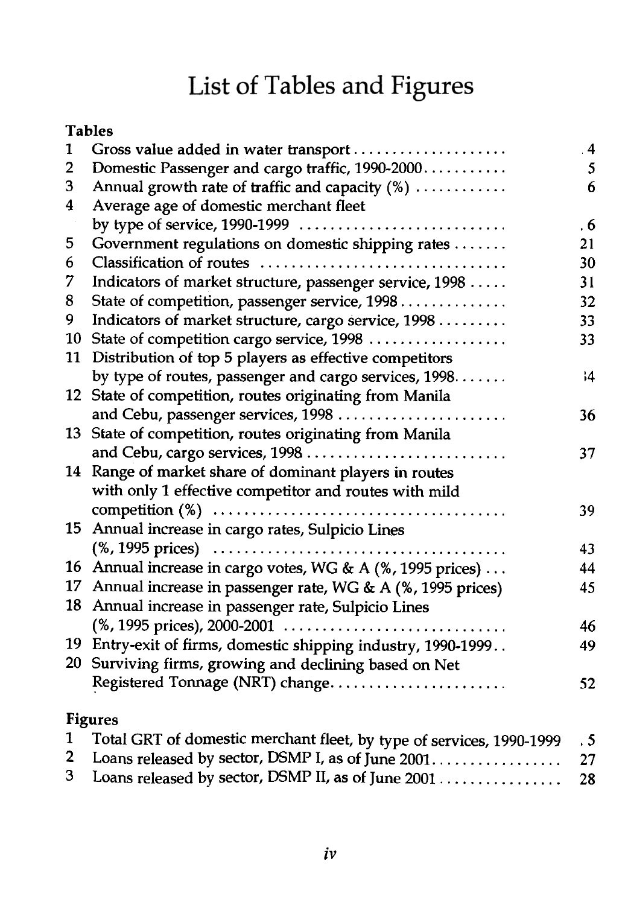# List of Tables and Figures

## Tables

| | | |
|---|---|---|
| 1 | Gross value added in water transport | 4 |
| 2 | Domestic Passenger and cargo traffic, 1990-2000 | 5 |
| 3 | Annual growth rate of traffic and capacity (%) | 6 |
| 4 | Average age of domestic merchant fleet by type of service, 1990-1999 | 6 |
| 5 | Government regulations on domestic shipping rates | 21 |
| 6 | Classification of routes | 30 |
| 7 | Indicators of market structure, passenger service, 1998 | 31 |
| 8 | State of competition, passenger service, 1998 | 32 |
| 9 | Indicators of market structure, cargo service, 1998 | 33 |
| 10 | State of competition cargo service, 1998 | 33 |
| 11 | Distribution of top 5 players as effective competitors by type of routes, passenger and cargo services, 1998 | 34 |
| 12 | State of competition, routes originating from Manila and Cebu, passenger services, 1998 | 36 |
| 13 | State of competition, routes originating from Manila and Cebu, cargo services, 1998 | 37 |
| 14 | Range of market share of dominant players in routes with only 1 effective competitor and routes with mild competition (%) | 39 |
| 15 | Annual increase in cargo rates, Sulpicio Lines (%, 1995 prices) | 43 |
| 16 | Annual increase in cargo votes, WG & A (%, 1995 prices) | 44 |
| 17 | Annual increase in passenger rate, WG & A (%, 1995 prices) | 45 |
| 18 | Annual increase in passenger rate, Sulpicio Lines (%, 1995 prices), 2000-2001 | 46 |
| 19 | Entry-exit of firms, domestic shipping industry, 1990-1999 | 49 |
| 20 | Surviving firms, growing and declining based on Net Registered Tonnage (NRT) change | 52 |

## Figures

| | | |
|---|---|---|
| 1 | Total GRT of domestic merchant fleet, by type of services, 1990-1999 | 5 |
| 2 | Loans released by sector, DSMP I, as of June 2001 | 27 |
| 3 | Loans released by sector, DSMP II, as of June 2001 | 28 |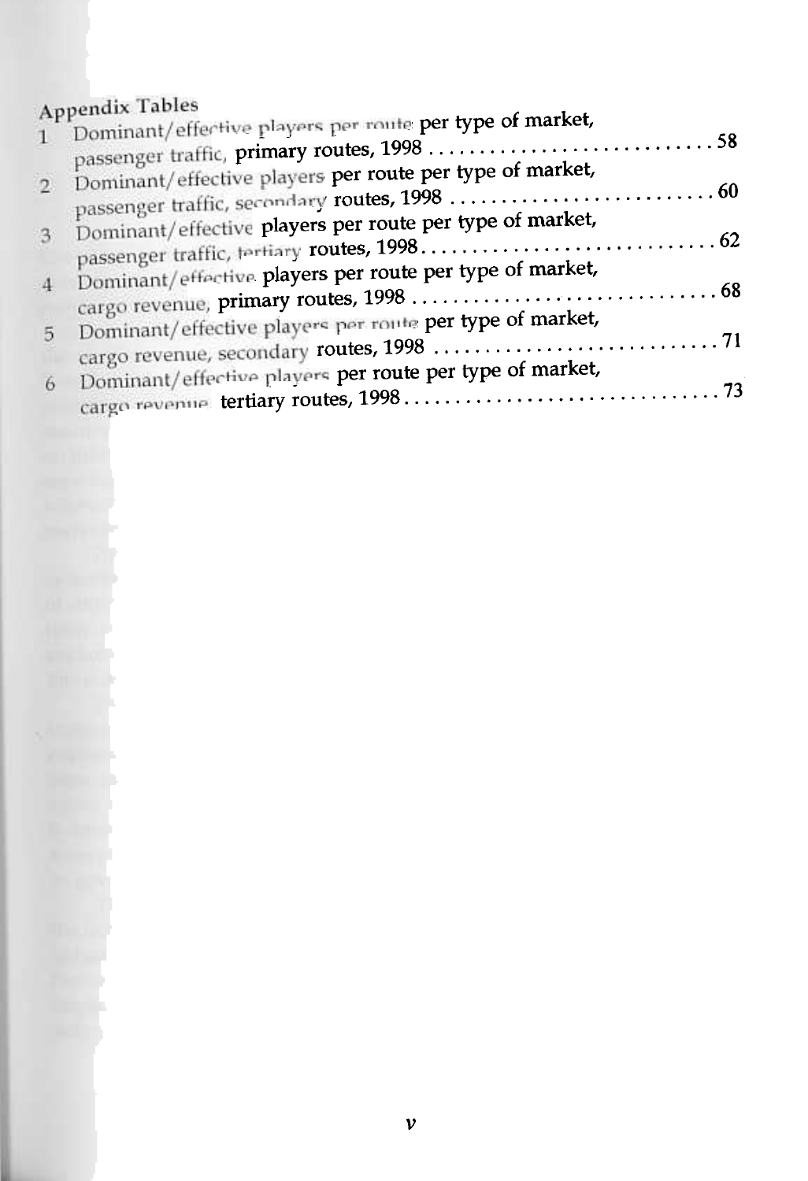## Appendix Tables

1. Dominant/effective players per route per type of market, passenger traffic, primary routes, 1998 . . . . . . . . . . . . . . . . . . . . . . . . . . . . 58
2. Dominant/effective players per route per type of market, passenger traffic, secondary routes, 1998 . . . . . . . . . . . . . . . . . . . . . . . . . . 60
3. Dominant/effective players per route per type of market, passenger traffic, tertiary routes, 1998 . . . . . . . . . . . . . . . . . . . . . . . . . . . . . 62
4. Dominant/effective players per route per type of market, cargo revenue, primary routes, 1998 . . . . . . . . . . . . . . . . . . . . . . . . . . . . . . 68
5. Dominant/effective players per route per type of market, cargo revenue, secondary routes, 1998 . . . . . . . . . . . . . . . . . . . . . . . . . . . 71
6. Dominant/effective players per route per type of market, cargo revenue, tertiary routes, 1998 . . . . . . . . . . . . . . . . . . . . . . . . . . . . . . . 73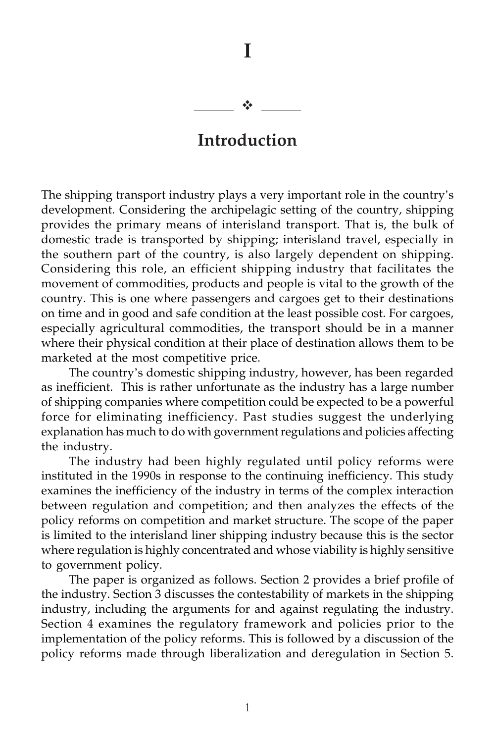# I

## Introduction

The shipping transport industry plays a very important role in the country's development. Considering the archipelagic setting of the country, shipping provides the primary means of interisland transport. That is, the bulk of domestic trade is transported by shipping; interisland travel, especially in the southern part of the country, is also largely dependent on shipping. Considering this role, an efficient shipping industry that facilitates the movement of commodities, products and people is vital to the growth of the country. This is one where passengers and cargoes get to their destinations on time and in good and safe condition at the least possible cost. For cargoes, especially agricultural commodities, the transport should be in a manner where their physical condition at their place of destination allows them to be marketed at the most competitive price.

The country's domestic shipping industry, however, has been regarded as inefficient. This is rather unfortunate as the industry has a large number of shipping companies where competition could be expected to be a powerful force for eliminating inefficiency. Past studies suggest the underlying explanation has much to do with government regulations and policies affecting the industry.

The industry had been highly regulated until policy reforms were instituted in the 1990s in response to the continuing inefficiency. This study examines the inefficiency of the industry in terms of the complex interaction between regulation and competition; and then analyzes the effects of the policy reforms on competition and market structure. The scope of the paper is limited to the interisland liner shipping industry because this is the sector where regulation is highly concentrated and whose viability is highly sensitive to government policy.

The paper is organized as follows. Section 2 provides a brief profile of the industry. Section 3 discusses the contestability of markets in the shipping industry, including the arguments for and against regulating the industry. Section 4 examines the regulatory framework and policies prior to the implementation of the policy reforms. This is followed by a discussion of the policy reforms made through liberalization and deregulation in Section 5.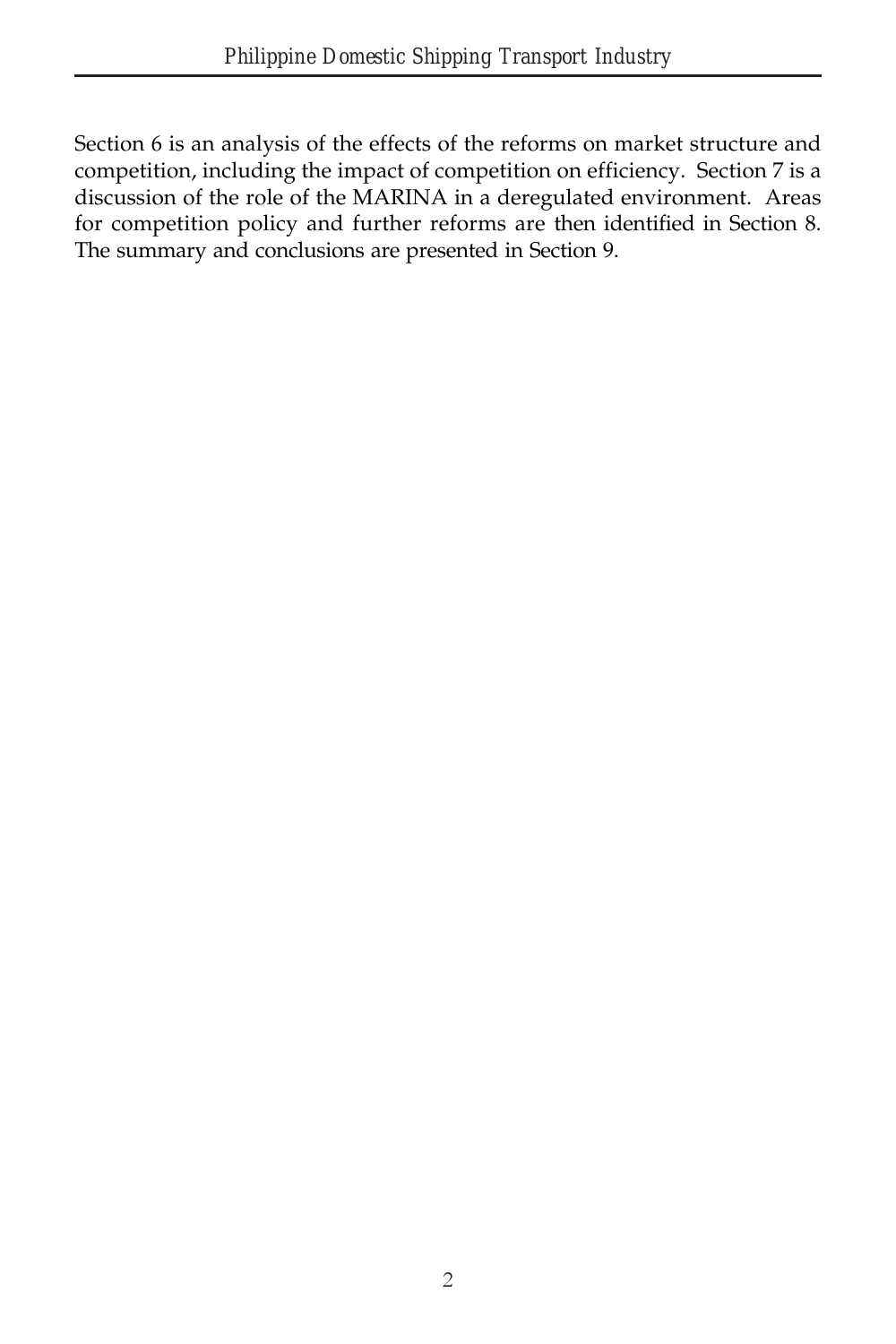Section 6 is an analysis of the effects of the reforms on market structure and competition, including the impact of competition on efficiency. Section 7 is a discussion of the role of the MARINA in a deregulated environment. Areas for competition policy and further reforms are then identified in Section 8. The summary and conclusions are presented in Section 9.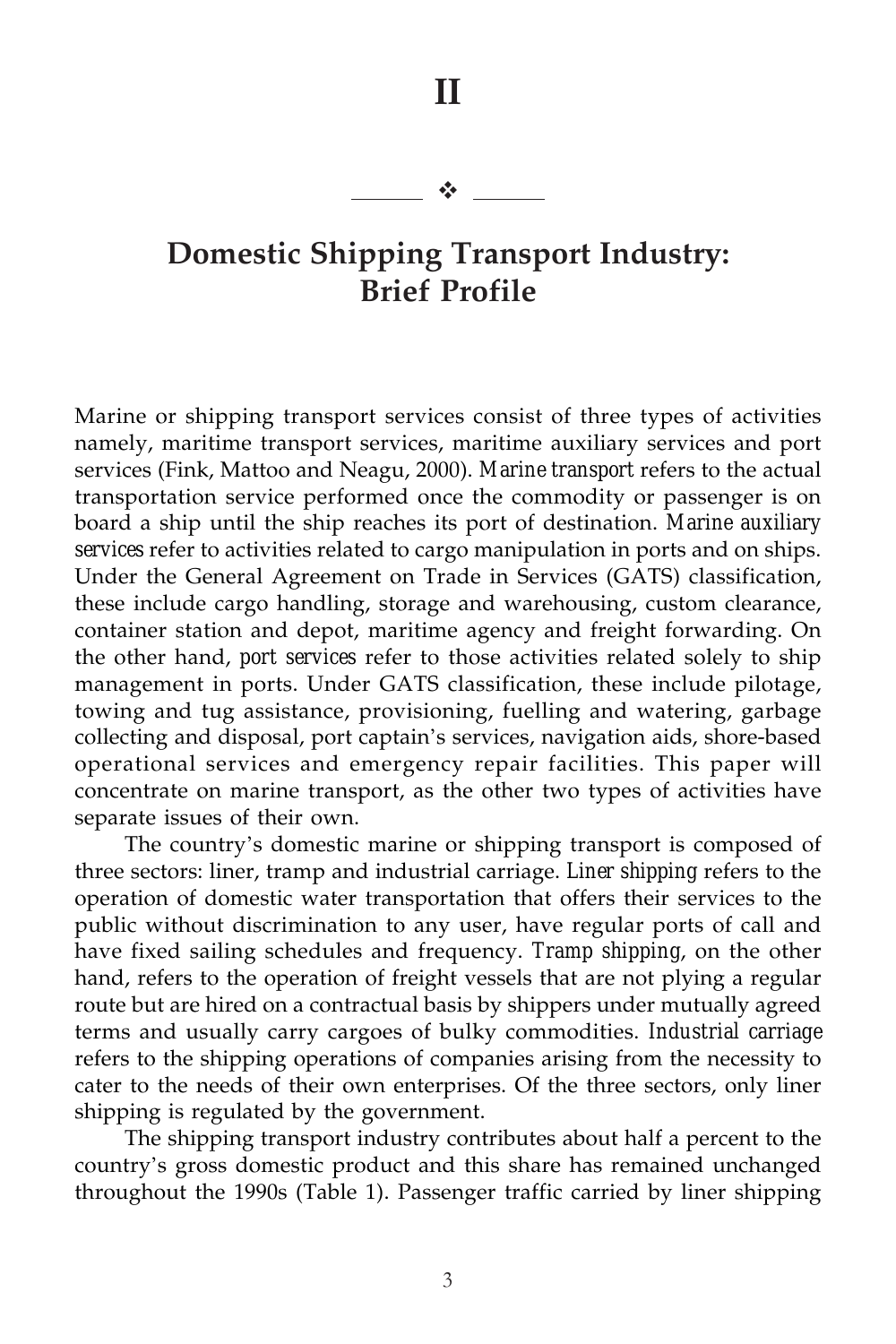# II

## Domestic Shipping Transport Industry: Brief Profile

Marine or shipping transport services consist of three types of activities namely, maritime transport services, maritime auxiliary services and port services (Fink, Mattoo and Neagu, 2000). *Marine transport* refers to the actual transportation service performed once the commodity or passenger is on board a ship until the ship reaches its port of destination. *Marine auxiliary services* refer to activities related to cargo manipulation in ports and on ships. Under the General Agreement on Trade in Services (GATS) classification, these include cargo handling, storage and warehousing, custom clearance, container station and depot, maritime agency and freight forwarding. On the other hand, *port services* refer to those activities related solely to ship management in ports. Under GATS classification, these include pilotage, towing and tug assistance, provisioning, fuelling and watering, garbage collecting and disposal, port captain's services, navigation aids, shore-based operational services and emergency repair facilities. This paper will concentrate on marine transport, as the other two types of activities have separate issues of their own.

The country's domestic marine or shipping transport is composed of three sectors: liner, tramp and industrial carriage. *Liner shipping* refers to the operation of domestic water transportation that offers their services to the public without discrimination to any user, have regular ports of call and have fixed sailing schedules and frequency. *Tramp shipping*, on the other hand, refers to the operation of freight vessels that are not plying a regular route but are hired on a contractual basis by shippers under mutually agreed terms and usually carry cargoes of bulky commodities. *Industrial carriage* refers to the shipping operations of companies arising from the necessity to cater to the needs of their own enterprises. Of the three sectors, only liner shipping is regulated by the government.

The shipping transport industry contributes about half a percent to the country's gross domestic product and this share has remained unchanged throughout the 1990s (Table 1). Passenger traffic carried by liner shipping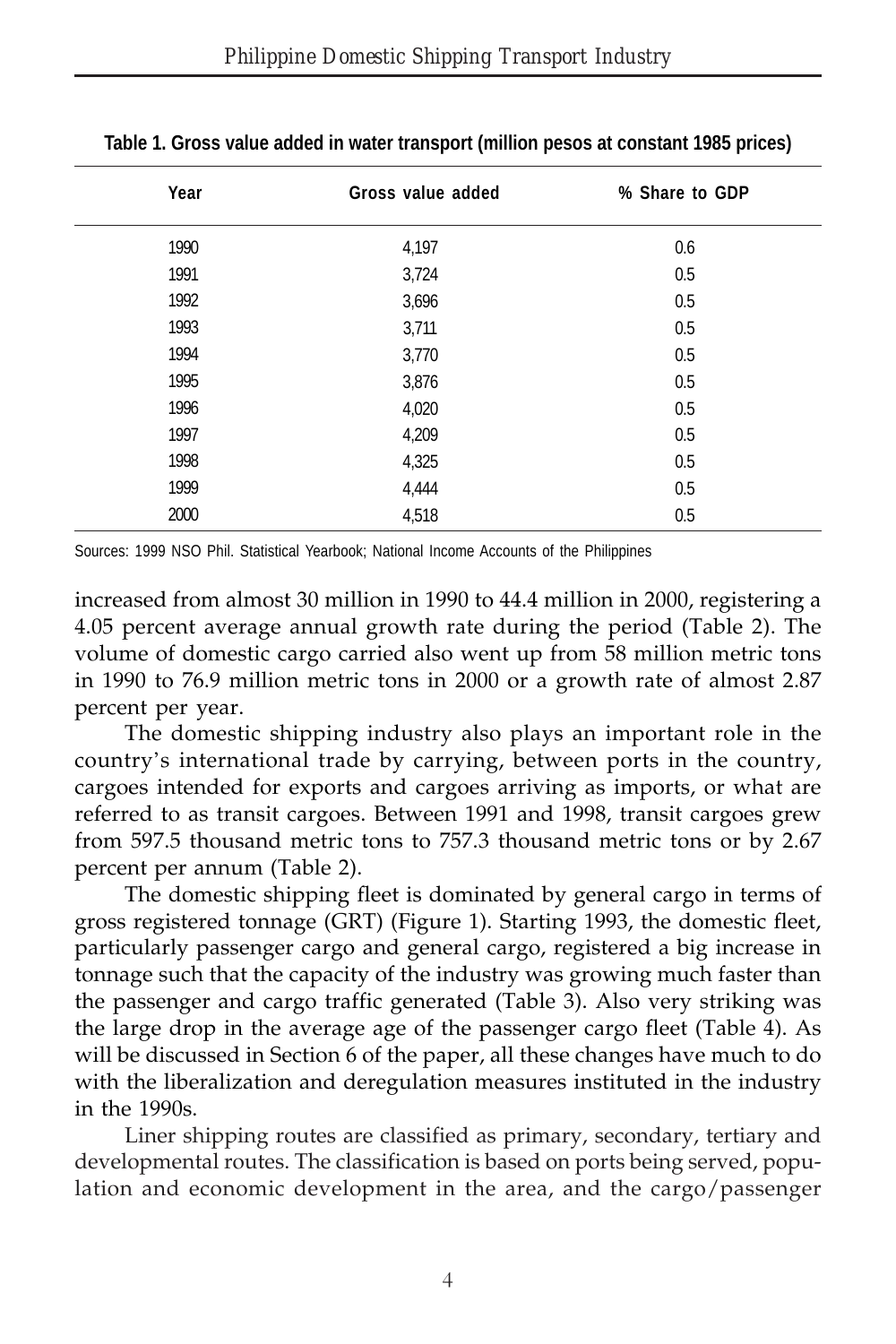**Table 1. Gross value added in water transport (million pesos at constant 1985 prices)**

| Year | Gross value added | % Share to GDP |
|---|---|---|
| 1990 | 4,197 | 0.6 |
| 1991 | 3,724 | 0.5 |
| 1992 | 3,696 | 0.5 |
| 1993 | 3,711 | 0.5 |
| 1994 | 3,770 | 0.5 |
| 1995 | 3,876 | 0.5 |
| 1996 | 4,020 | 0.5 |
| 1997 | 4,209 | 0.5 |
| 1998 | 4,325 | 0.5 |
| 1999 | 4,444 | 0.5 |
| 2000 | 4,518 | 0.5 |

Sources: 1999 NSO Phil. Statistical Yearbook; National Income Accounts of the Philippines

increased from almost 30 million in 1990 to 44.4 million in 2000, registering a 4.05 percent average annual growth rate during the period (Table 2). The volume of domestic cargo carried also went up from 58 million metric tons in 1990 to 76.9 million metric tons in 2000 or a growth rate of almost 2.87 percent per year.

The domestic shipping industry also plays an important role in the country's international trade by carrying, between ports in the country, cargoes intended for exports and cargoes arriving as imports, or what are referred to as transit cargoes. Between 1991 and 1998, transit cargoes grew from 597.5 thousand metric tons to 757.3 thousand metric tons or by 2.67 percent per annum (Table 2).

The domestic shipping fleet is dominated by general cargo in terms of gross registered tonnage (GRT) (Figure 1). Starting 1993, the domestic fleet, particularly passenger cargo and general cargo, registered a big increase in tonnage such that the capacity of the industry was growing much faster than the passenger and cargo traffic generated (Table 3). Also very striking was the large drop in the average age of the passenger cargo fleet (Table 4). As will be discussed in Section 6 of the paper, all these changes have much to do with the liberalization and deregulation measures instituted in the industry in the 1990s.

Liner shipping routes are classified as primary, secondary, tertiary and developmental routes. The classification is based on ports being served, population and economic development in the area, and the cargo/passenger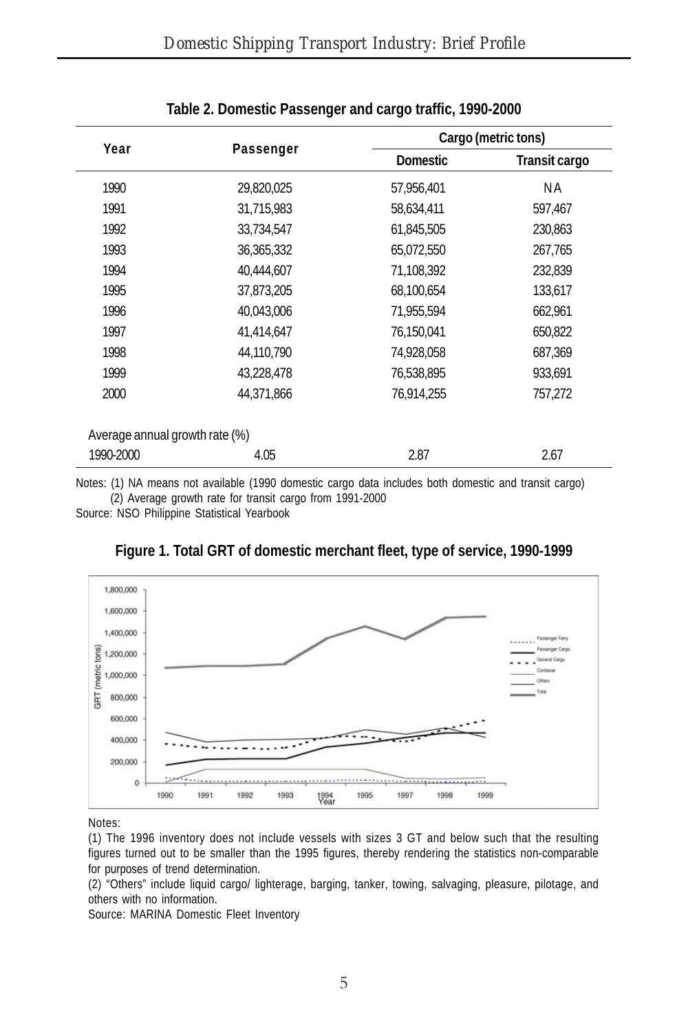**Table 2. Domestic Passenger and cargo traffic, 1990-2000**

| Year | Passenger | Cargo (metric tons) | |
|---|---|---|---|
| | | Domestic | Transit cargo |
| 1990 | 29,820,025 | 57,956,401 | NA |
| 1991 | 31,715,983 | 58,634,411 | 597,467 |
| 1992 | 33,734,547 | 61,845,505 | 230,863 |
| 1993 | 36,365,332 | 65,072,550 | 267,765 |
| 1994 | 40,444,607 | 71,108,392 | 232,839 |
| 1995 | 37,873,205 | 68,100,654 | 133,617 |
| 1996 | 40,043,006 | 71,955,594 | 662,961 |
| 1997 | 41,414,647 | 76,150,041 | 650,822 |
| 1998 | 44,110,790 | 74,928,058 | 687,369 |
| 1999 | 43,228,478 | 76,538,895 | 933,691 |
| 2000 | 44,371,866 | 76,914,255 | 757,272 |
| Average annual growth rate (%) | | | |
| 1990-2000 | 4.05 | 2.87 | 2.67 |

Notes: (1) NA means not available (1990 domestic cargo data includes both domestic and transit cargo)
(2) Average growth rate for transit cargo from 1991-2000

Source: NSO Philippine Statistical Yearbook

**Figure 1. Total GRT of domestic merchant fleet, type of service, 1990-1999**

Notes:

(1) The 1996 inventory does not include vessels with sizes 3 GT and below such that the resulting figures turned out to be smaller than the 1995 figures, thereby rendering the statistics non-comparable for purposes of trend determination.

(2) "Others" include liquid cargo/ lighterage, barging, tanker, towing, salvaging, pleasure, pilotage, and others with no information.

Source: MARINA Domestic Fleet Inventory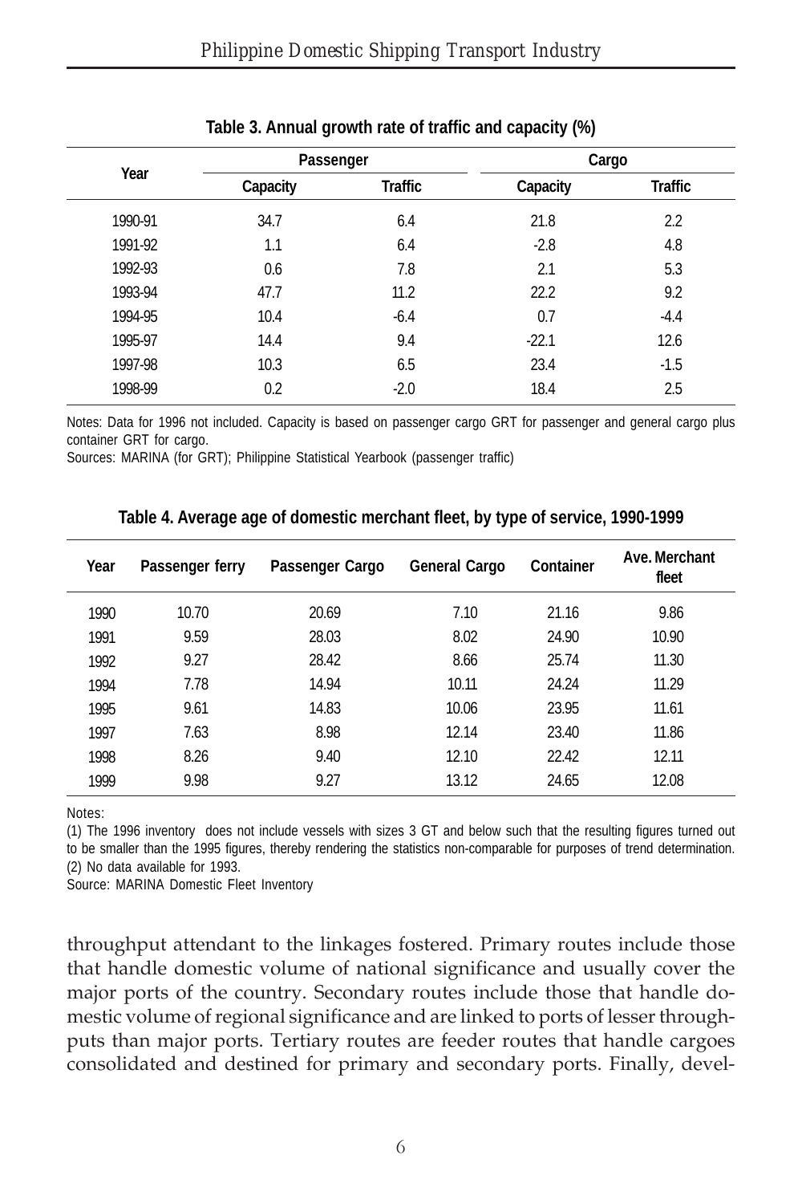**Table 3. Annual growth rate of traffic and capacity (%)**

| Year | Passenger | | Cargo | |
|---|---|---|---|---|
| | Capacity | Traffic | Capacity | Traffic |
| 1990-91 | 34.7 | 6.4 | 21.8 | 2.2 |
| 1991-92 | 1.1 | 6.4 | -2.8 | 4.8 |
| 1992-93 | 0.6 | 7.8 | 2.1 | 5.3 |
| 1993-94 | 47.7 | 11.2 | 22.2 | 9.2 |
| 1994-95 | 10.4 | -6.4 | 0.7 | -4.4 |
| 1995-97 | 14.4 | 9.4 | -22.1 | 12.6 |
| 1997-98 | 10.3 | 6.5 | 23.4 | -1.5 |
| 1998-99 | 0.2 | -2.0 | 18.4 | 2.5 |

Notes: Data for 1996 not included. Capacity is based on passenger cargo GRT for passenger and general cargo plus container GRT for cargo.
Sources: MARINA (for GRT); Philippine Statistical Yearbook (passenger traffic)

**Table 4. Average age of domestic merchant fleet, by type of service, 1990-1999**

| Year | Passenger ferry | Passenger Cargo | General Cargo | Container | Ave. Merchant fleet |
|---|---|---|---|---|---|
| 1990 | 10.70 | 20.69 | 7.10 | 21.16 | 9.86 |
| 1991 | 9.59 | 28.03 | 8.02 | 24.90 | 10.90 |
| 1992 | 9.27 | 28.42 | 8.66 | 25.74 | 11.30 |
| 1994 | 7.78 | 14.94 | 10.11 | 24.24 | 11.29 |
| 1995 | 9.61 | 14.83 | 10.06 | 23.95 | 11.61 |
| 1997 | 7.63 | 8.98 | 12.14 | 23.40 | 11.86 |
| 1998 | 8.26 | 9.40 | 12.10 | 22.42 | 12.11 |
| 1999 | 9.98 | 9.27 | 13.12 | 24.65 | 12.08 |

Notes:
(1) The 1996 inventory does not include vessels with sizes 3 GT and below such that the resulting figures turned out to be smaller than the 1995 figures, thereby rendering the statistics non-comparable for purposes of trend determination.
(2) No data available for 1993.
Source: MARINA Domestic Fleet Inventory

throughput attendant to the linkages fostered. Primary routes include those that handle domestic volume of national significance and usually cover the major ports of the country. Secondary routes include those that handle domestic volume of regional significance and are linked to ports of lesser throughputs than major ports. Tertiary routes are feeder routes that handle cargoes consolidated and destined for primary and secondary ports. Finally, devel-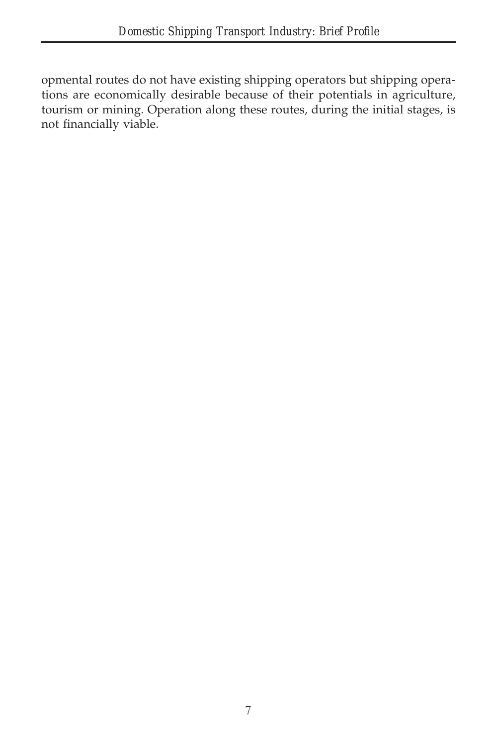opmental routes do not have existing shipping operators but shipping operations are economically desirable because of their potentials in agriculture, tourism or mining. Operation along these routes, during the initial stages, is not financially viable.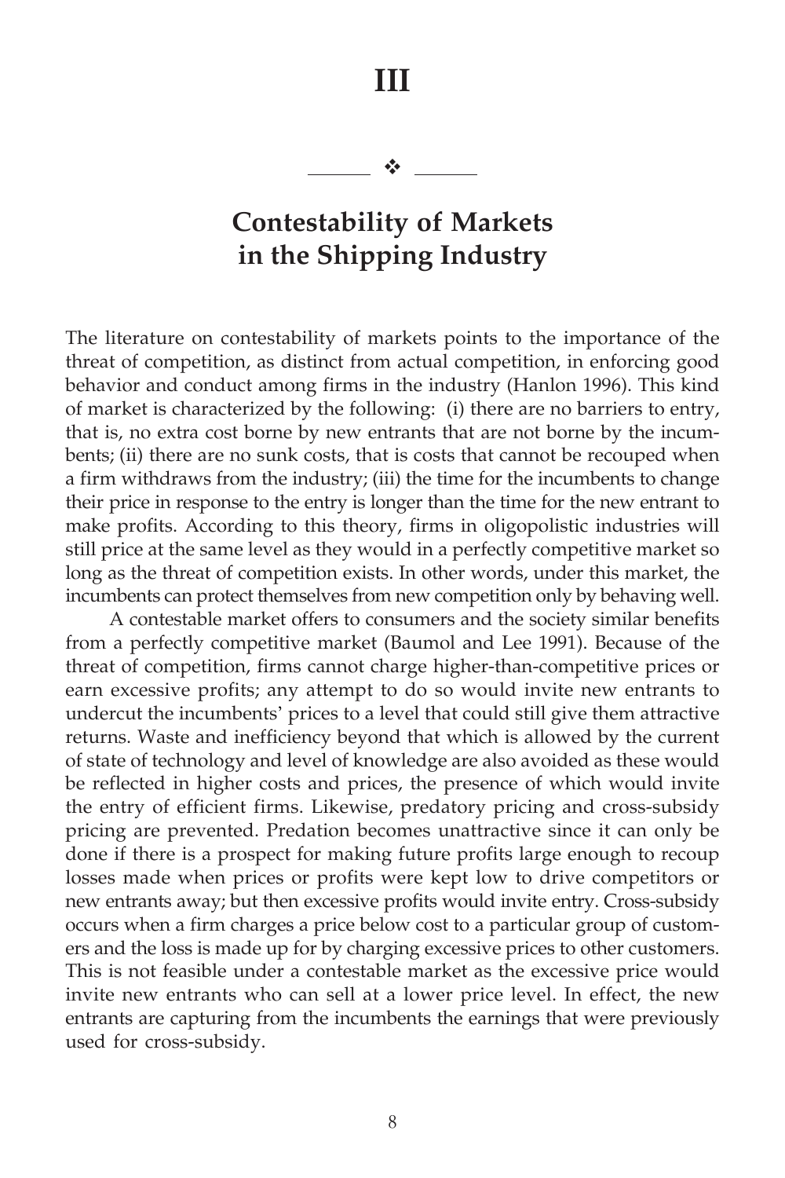# III

## Contestability of Markets in the Shipping Industry

The literature on contestability of markets points to the importance of the threat of competition, as distinct from actual competition, in enforcing good behavior and conduct among firms in the industry (Hanlon 1996). This kind of market is characterized by the following: (i) there are no barriers to entry, that is, no extra cost borne by new entrants that are not borne by the incumbents; (ii) there are no sunk costs, that is costs that cannot be recouped when a firm withdraws from the industry; (iii) the time for the incumbents to change their price in response to the entry is longer than the time for the new entrant to make profits. According to this theory, firms in oligopolistic industries will still price at the same level as they would in a perfectly competitive market so long as the threat of competition exists. In other words, under this market, the incumbents can protect themselves from new competition only by behaving well.

A contestable market offers to consumers and the society similar benefits from a perfectly competitive market (Baumol and Lee 1991). Because of the threat of competition, firms cannot charge higher-than-competitive prices or earn excessive profits; any attempt to do so would invite new entrants to undercut the incumbents' prices to a level that could still give them attractive returns. Waste and inefficiency beyond that which is allowed by the current of state of technology and level of knowledge are also avoided as these would be reflected in higher costs and prices, the presence of which would invite the entry of efficient firms. Likewise, predatory pricing and cross-subsidy pricing are prevented. Predation becomes unattractive since it can only be done if there is a prospect for making future profits large enough to recoup losses made when prices or profits were kept low to drive competitors or new entrants away; but then excessive profits would invite entry. Cross-subsidy occurs when a firm charges a price below cost to a particular group of customers and the loss is made up for by charging excessive prices to other customers. This is not feasible under a contestable market as the excessive price would invite new entrants who can sell at a lower price level. In effect, the new entrants are capturing from the incumbents the earnings that were previously used for cross-subsidy.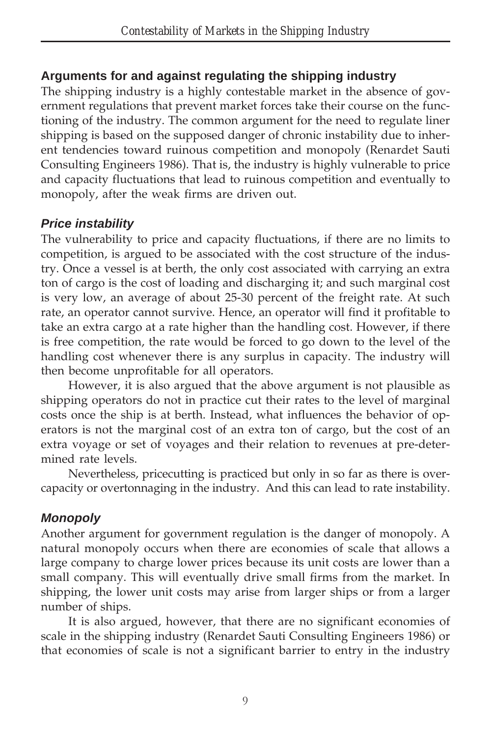## Arguments for and against regulating the shipping industry

The shipping industry is a highly contestable market in the absence of government regulations that prevent market forces take their course on the functioning of the industry. The common argument for the need to regulate liner shipping is based on the supposed danger of chronic instability due to inherent tendencies toward ruinous competition and monopoly (Renardet Sauti Consulting Engineers 1986). That is, the industry is highly vulnerable to price and capacity fluctuations that lead to ruinous competition and eventually to monopoly, after the weak firms are driven out.

### *Price instability*

The vulnerability to price and capacity fluctuations, if there are no limits to competition, is argued to be associated with the cost structure of the industry. Once a vessel is at berth, the only cost associated with carrying an extra ton of cargo is the cost of loading and discharging it; and such marginal cost is very low, an average of about 25-30 percent of the freight rate. At such rate, an operator cannot survive. Hence, an operator will find it profitable to take an extra cargo at a rate higher than the handling cost. However, if there is free competition, the rate would be forced to go down to the level of the handling cost whenever there is any surplus in capacity. The industry will then become unprofitable for all operators.

However, it is also argued that the above argument is not plausible as shipping operators do not in practice cut their rates to the level of marginal costs once the ship is at berth. Instead, what influences the behavior of operators is not the marginal cost of an extra ton of cargo, but the cost of an extra voyage or set of voyages and their relation to revenues at pre-determined rate levels.

Nevertheless, pricecutting is practiced but only in so far as there is overcapacity or overtonnaging in the industry. And this can lead to rate instability.

### *Monopoly*

Another argument for government regulation is the danger of monopoly. A natural monopoly occurs when there are economies of scale that allows a large company to charge lower prices because its unit costs are lower than a small company. This will eventually drive small firms from the market. In shipping, the lower unit costs may arise from larger ships or from a larger number of ships.

It is also argued, however, that there are no significant economies of scale in the shipping industry (Renardet Sauti Consulting Engineers 1986) or that economies of scale is not a significant barrier to entry in the industry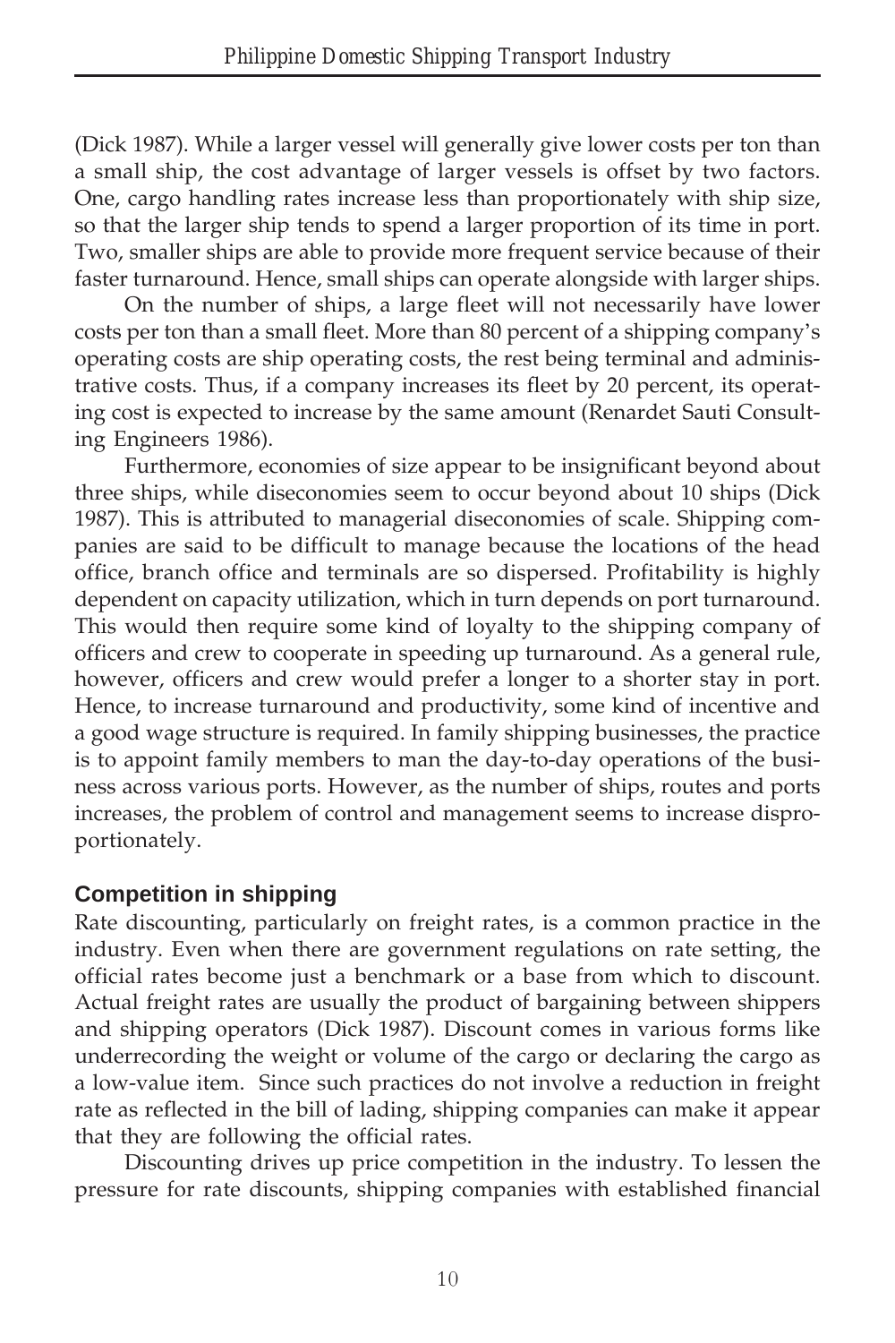(Dick 1987). While a larger vessel will generally give lower costs per ton than a small ship, the cost advantage of larger vessels is offset by two factors. One, cargo handling rates increase less than proportionately with ship size, so that the larger ship tends to spend a larger proportion of its time in port. Two, smaller ships are able to provide more frequent service because of their faster turnaround. Hence, small ships can operate alongside with larger ships.

On the number of ships, a large fleet will not necessarily have lower costs per ton than a small fleet. More than 80 percent of a shipping company's operating costs are ship operating costs, the rest being terminal and administrative costs. Thus, if a company increases its fleet by 20 percent, its operating cost is expected to increase by the same amount (Renardet Sauti Consulting Engineers 1986).

Furthermore, economies of size appear to be insignificant beyond about three ships, while diseconomies seem to occur beyond about 10 ships (Dick 1987). This is attributed to managerial diseconomies of scale. Shipping companies are said to be difficult to manage because the locations of the head office, branch office and terminals are so dispersed. Profitability is highly dependent on capacity utilization, which in turn depends on port turnaround. This would then require some kind of loyalty to the shipping company of officers and crew to cooperate in speeding up turnaround. As a general rule, however, officers and crew would prefer a longer to a shorter stay in port. Hence, to increase turnaround and productivity, some kind of incentive and a good wage structure is required. In family shipping businesses, the practice is to appoint family members to man the day-to-day operations of the business across various ports. However, as the number of ships, routes and ports increases, the problem of control and management seems to increase disproportionately.

## Competition in shipping

Rate discounting, particularly on freight rates, is a common practice in the industry. Even when there are government regulations on rate setting, the official rates become just a benchmark or a base from which to discount. Actual freight rates are usually the product of bargaining between shippers and shipping operators (Dick 1987). Discount comes in various forms like underrecording the weight or volume of the cargo or declaring the cargo as a low-value item. Since such practices do not involve a reduction in freight rate as reflected in the bill of lading, shipping companies can make it appear that they are following the official rates.

Discounting drives up price competition in the industry. To lessen the pressure for rate discounts, shipping companies with established financial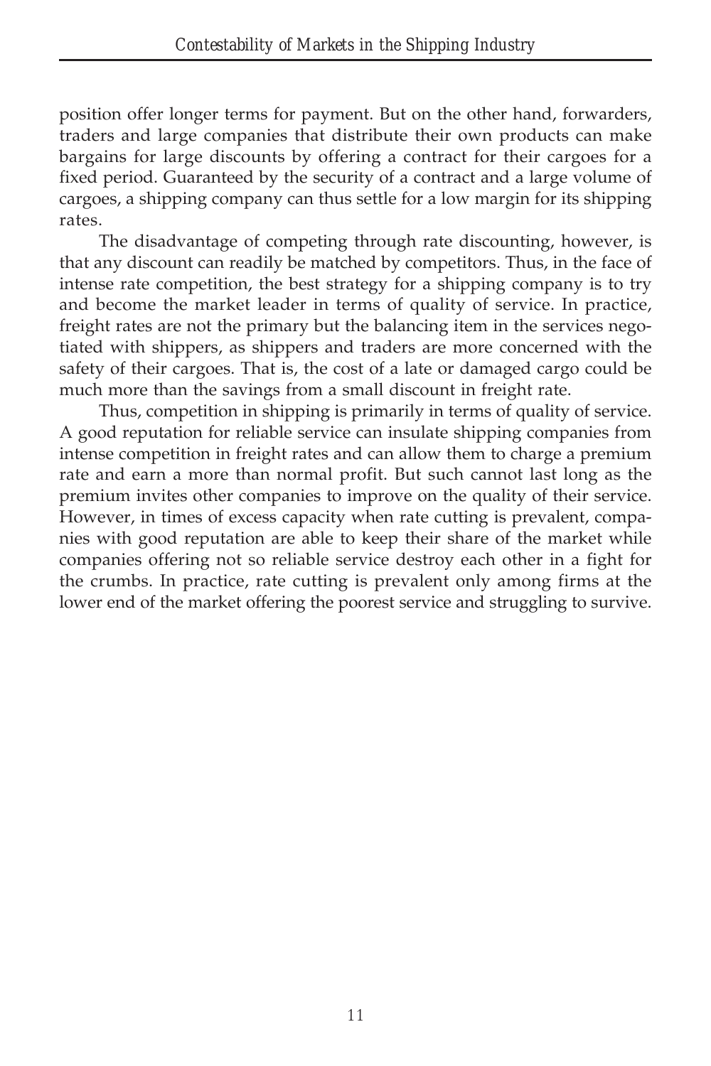position offer longer terms for payment. But on the other hand, forwarders, traders and large companies that distribute their own products can make bargains for large discounts by offering a contract for their cargoes for a fixed period. Guaranteed by the security of a contract and a large volume of cargoes, a shipping company can thus settle for a low margin for its shipping rates.

The disadvantage of competing through rate discounting, however, is that any discount can readily be matched by competitors. Thus, in the face of intense rate competition, the best strategy for a shipping company is to try and become the market leader in terms of quality of service. In practice, freight rates are not the primary but the balancing item in the services negotiated with shippers, as shippers and traders are more concerned with the safety of their cargoes. That is, the cost of a late or damaged cargo could be much more than the savings from a small discount in freight rate.

Thus, competition in shipping is primarily in terms of quality of service. A good reputation for reliable service can insulate shipping companies from intense competition in freight rates and can allow them to charge a premium rate and earn a more than normal profit. But such cannot last long as the premium invites other companies to improve on the quality of their service. However, in times of excess capacity when rate cutting is prevalent, companies with good reputation are able to keep their share of the market while companies offering not so reliable service destroy each other in a fight for the crumbs. In practice, rate cutting is prevalent only among firms at the lower end of the market offering the poorest service and struggling to survive.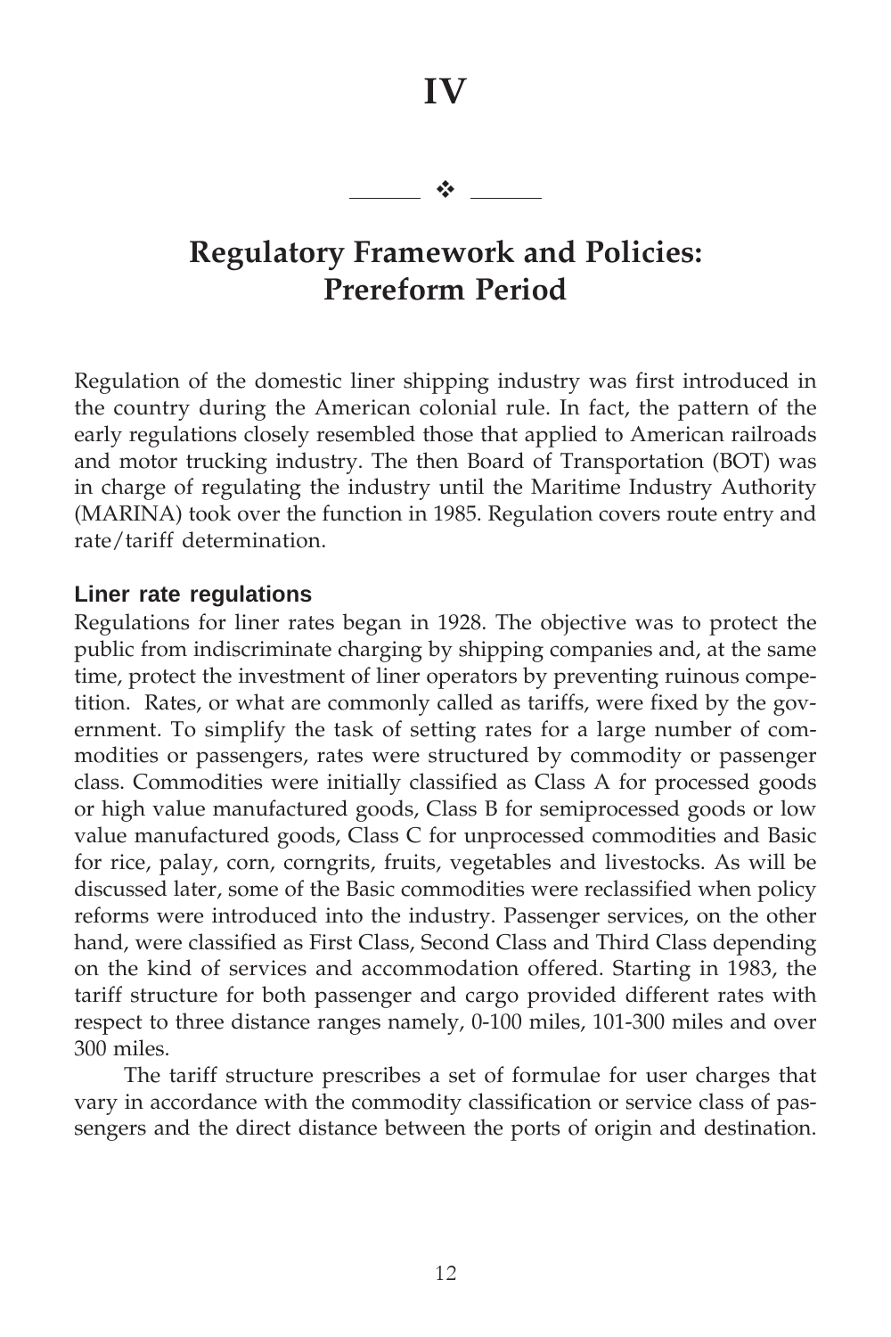# IV

## Regulatory Framework and Policies: Prereform Period

Regulation of the domestic liner shipping industry was first introduced in the country during the American colonial rule. In fact, the pattern of the early regulations closely resembled those that applied to American railroads and motor trucking industry. The then Board of Transportation (BOT) was in charge of regulating the industry until the Maritime Industry Authority (MARINA) took over the function in 1985. Regulation covers route entry and rate/tariff determination.

### Liner rate regulations

Regulations for liner rates began in 1928. The objective was to protect the public from indiscriminate charging by shipping companies and, at the same time, protect the investment of liner operators by preventing ruinous competition. Rates, or what are commonly called as tariffs, were fixed by the government. To simplify the task of setting rates for a large number of commodities or passengers, rates were structured by commodity or passenger class. Commodities were initially classified as Class A for processed goods or high value manufactured goods, Class B for semiprocessed goods or low value manufactured goods, Class C for unprocessed commodities and Basic for rice, palay, corn, corngrits, fruits, vegetables and livestocks. As will be discussed later, some of the Basic commodities were reclassified when policy reforms were introduced into the industry. Passenger services, on the other hand, were classified as First Class, Second Class and Third Class depending on the kind of services and accommodation offered. Starting in 1983, the tariff structure for both passenger and cargo provided different rates with respect to three distance ranges namely, 0-100 miles, 101-300 miles and over 300 miles.

The tariff structure prescribes a set of formulae for user charges that vary in accordance with the commodity classification or service class of passengers and the direct distance between the ports of origin and destination.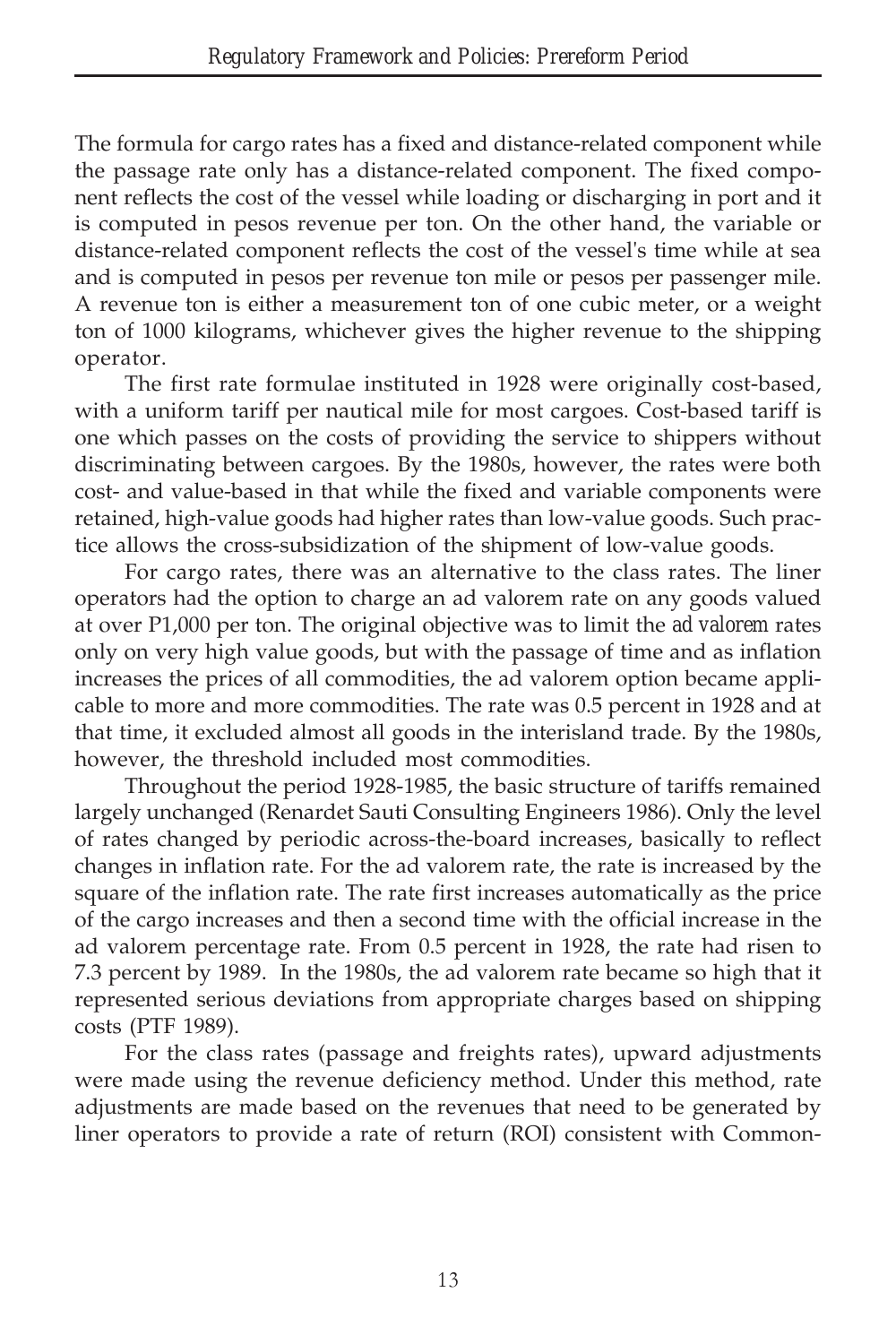The formula for cargo rates has a fixed and distance-related component while the passage rate only has a distance-related component. The fixed component reflects the cost of the vessel while loading or discharging in port and it is computed in pesos revenue per ton. On the other hand, the variable or distance-related component reflects the cost of the vessel's time while at sea and is computed in pesos per revenue ton mile or pesos per passenger mile. A revenue ton is either a measurement ton of one cubic meter, or a weight ton of 1000 kilograms, whichever gives the higher revenue to the shipping operator.

The first rate formulae instituted in 1928 were originally cost-based, with a uniform tariff per nautical mile for most cargoes. Cost-based tariff is one which passes on the costs of providing the service to shippers without discriminating between cargoes. By the 1980s, however, the rates were both cost- and value-based in that while the fixed and variable components were retained, high-value goods had higher rates than low-value goods. Such practice allows the cross-subsidization of the shipment of low-value goods.

For cargo rates, there was an alternative to the class rates. The liner operators had the option to charge an ad valorem rate on any goods valued at over P1,000 per ton. The original objective was to limit the *ad valorem* rates only on very high value goods, but with the passage of time and as inflation increases the prices of all commodities, the ad valorem option became applicable to more and more commodities. The rate was 0.5 percent in 1928 and at that time, it excluded almost all goods in the interisland trade. By the 1980s, however, the threshold included most commodities.

Throughout the period 1928-1985, the basic structure of tariffs remained largely unchanged (Renardet Sauti Consulting Engineers 1986). Only the level of rates changed by periodic across-the-board increases, basically to reflect changes in inflation rate. For the ad valorem rate, the rate is increased by the square of the inflation rate. The rate first increases automatically as the price of the cargo increases and then a second time with the official increase in the ad valorem percentage rate. From 0.5 percent in 1928, the rate had risen to 7.3 percent by 1989. In the 1980s, the ad valorem rate became so high that it represented serious deviations from appropriate charges based on shipping costs (PTF 1989).

For the class rates (passage and freights rates), upward adjustments were made using the revenue deficiency method. Under this method, rate adjustments are made based on the revenues that need to be generated by liner operators to provide a rate of return (ROI) consistent with Common-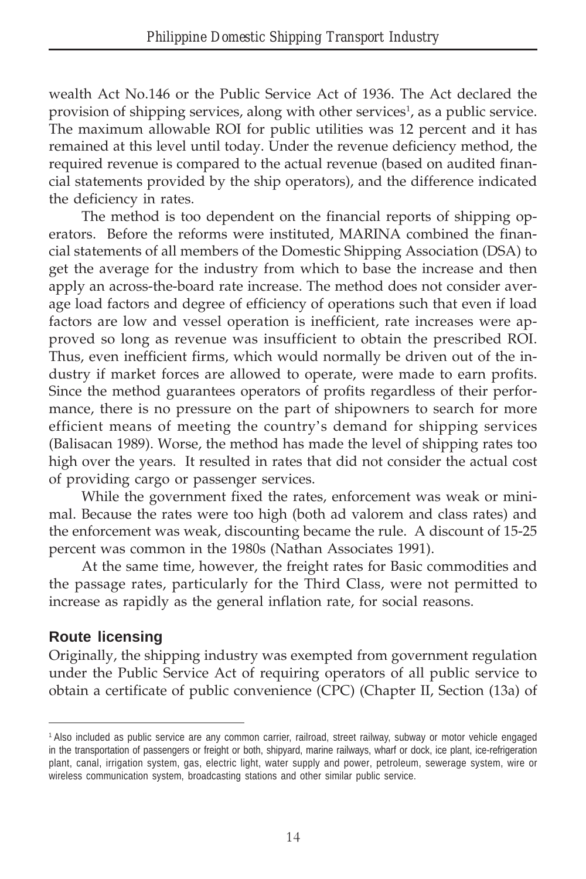wealth Act No.146 or the Public Service Act of 1936. The Act declared the provision of shipping services, along with other services[1], as a public service. The maximum allowable ROI for public utilities was 12 percent and it has remained at this level until today. Under the revenue deficiency method, the required revenue is compared to the actual revenue (based on audited financial statements provided by the ship operators), and the difference indicated the deficiency in rates.

The method is too dependent on the financial reports of shipping operators. Before the reforms were instituted, MARINA combined the financial statements of all members of the Domestic Shipping Association (DSA) to get the average for the industry from which to base the increase and then apply an across-the-board rate increase. The method does not consider average load factors and degree of efficiency of operations such that even if load factors are low and vessel operation is inefficient, rate increases were approved so long as revenue was insufficient to obtain the prescribed ROI. Thus, even inefficient firms, which would normally be driven out of the industry if market forces are allowed to operate, were made to earn profits. Since the method guarantees operators of profits regardless of their performance, there is no pressure on the part of shipowners to search for more efficient means of meeting the country's demand for shipping services (Balisacan 1989). Worse, the method has made the level of shipping rates too high over the years. It resulted in rates that did not consider the actual cost of providing cargo or passenger services.

While the government fixed the rates, enforcement was weak or minimal. Because the rates were too high (both ad valorem and class rates) and the enforcement was weak, discounting became the rule. A discount of 15-25 percent was common in the 1980s (Nathan Associates 1991).

At the same time, however, the freight rates for Basic commodities and the passage rates, particularly for the Third Class, were not permitted to increase as rapidly as the general inflation rate, for social reasons.

## Route licensing

Originally, the shipping industry was exempted from government regulation under the Public Service Act of requiring operators of all public service to obtain a certificate of public convenience (CPC) (Chapter II, Section (13a) of

---

[1] Also included as public service are any common carrier, railroad, street railway, subway or motor vehicle engaged in the transportation of passengers or freight or both, shipyard, marine railways, wharf or dock, ice plant, ice-refrigeration plant, canal, irrigation system, gas, electric light, water supply and power, petroleum, sewerage system, wire or wireless communication system, broadcasting stations and other similar public service.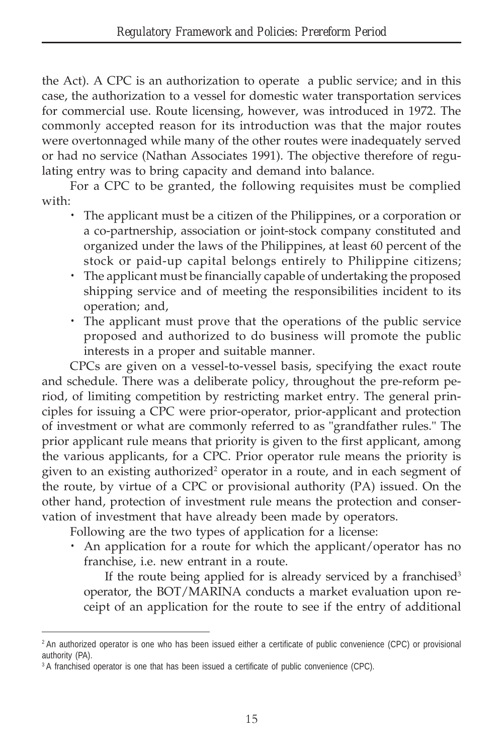the Act). A CPC is an authorization to operate a public service; and in this case, the authorization to a vessel for domestic water transportation services for commercial use. Route licensing, however, was introduced in 1972. The commonly accepted reason for its introduction was that the major routes were overtonnaged while many of the other routes were inadequately served or had no service (Nathan Associates 1991). The objective therefore of regulating entry was to bring capacity and demand into balance.

For a CPC to be granted, the following requisites must be complied with:

- The applicant must be a citizen of the Philippines, or a corporation or a co-partnership, association or joint-stock company constituted and organized under the laws of the Philippines, at least 60 percent of the stock or paid-up capital belongs entirely to Philippine citizens;
- The applicant must be financially capable of undertaking the proposed shipping service and of meeting the responsibilities incident to its operation; and,
- The applicant must prove that the operations of the public service proposed and authorized to do business will promote the public interests in a proper and suitable manner.

CPCs are given on a vessel-to-vessel basis, specifying the exact route and schedule. There was a deliberate policy, throughout the pre-reform period, of limiting competition by restricting market entry. The general principles for issuing a CPC were prior-operator, prior-applicant and protection of investment or what are commonly referred to as "grandfather rules." The prior applicant rule means that priority is given to the first applicant, among the various applicants, for a CPC. Prior operator rule means the priority is given to an existing authorized[2] operator in a route, and in each segment of the route, by virtue of a CPC or provisional authority (PA) issued. On the other hand, protection of investment rule means the protection and conservation of investment that have already been made by operators.

Following are the two types of application for a license:

- An application for a route for which the applicant/operator has no franchise, i.e. new entrant in a route.

  If the route being applied for is already serviced by a franchised[3] operator, the BOT/MARINA conducts a market evaluation upon receipt of an application for the route to see if the entry of additional

[2] An authorized operator is one who has been issued either a certificate of public convenience (CPC) or provisional authority (PA).

[3] A franchised operator is one that has been issued a certificate of public convenience (CPC).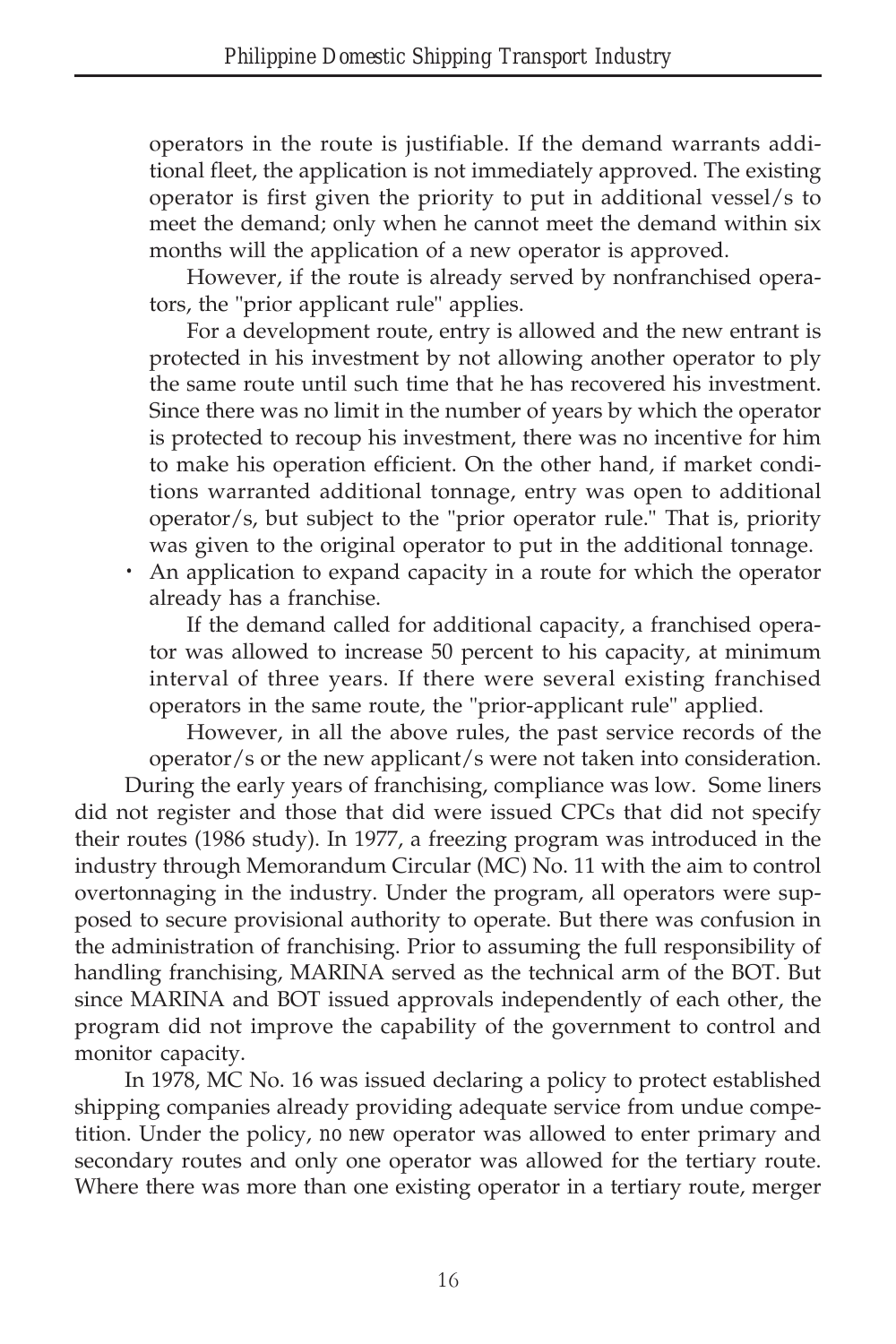operators in the route is justifiable. If the demand warrants additional fleet, the application is not immediately approved. The existing operator is first given the priority to put in additional vessel/s to meet the demand; only when he cannot meet the demand within six months will the application of a new operator is approved.

However, if the route is already served by nonfranchised operators, the "prior applicant rule" applies.

For a development route, entry is allowed and the new entrant is protected in his investment by not allowing another operator to ply the same route until such time that he has recovered his investment. Since there was no limit in the number of years by which the operator is protected to recoup his investment, there was no incentive for him to make his operation efficient. On the other hand, if market conditions warranted additional tonnage, entry was open to additional operator/s, but subject to the "prior operator rule." That is, priority was given to the original operator to put in the additional tonnage.

- An application to expand capacity in a route for which the operator already has a franchise.

  If the demand called for additional capacity, a franchised operator was allowed to increase 50 percent to his capacity, at minimum interval of three years. If there were several existing franchised operators in the same route, the "prior-applicant rule" applied.

  However, in all the above rules, the past service records of the operator/s or the new applicant/s were not taken into consideration.

During the early years of franchising, compliance was low. Some liners did not register and those that did were issued CPCs that did not specify their routes (1986 study). In 1977, a freezing program was introduced in the industry through Memorandum Circular (MC) No. 11 with the aim to control overtonnaging in the industry. Under the program, all operators were supposed to secure provisional authority to operate. But there was confusion in the administration of franchising. Prior to assuming the full responsibility of handling franchising, MARINA served as the technical arm of the BOT. But since MARINA and BOT issued approvals independently of each other, the program did not improve the capability of the government to control and monitor capacity.

In 1978, MC No. 16 was issued declaring a policy to protect established shipping companies already providing adequate service from undue competition. Under the policy, *no new* operator was allowed to enter primary and secondary routes and only one operator was allowed for the tertiary route. Where there was more than one existing operator in a tertiary route, merger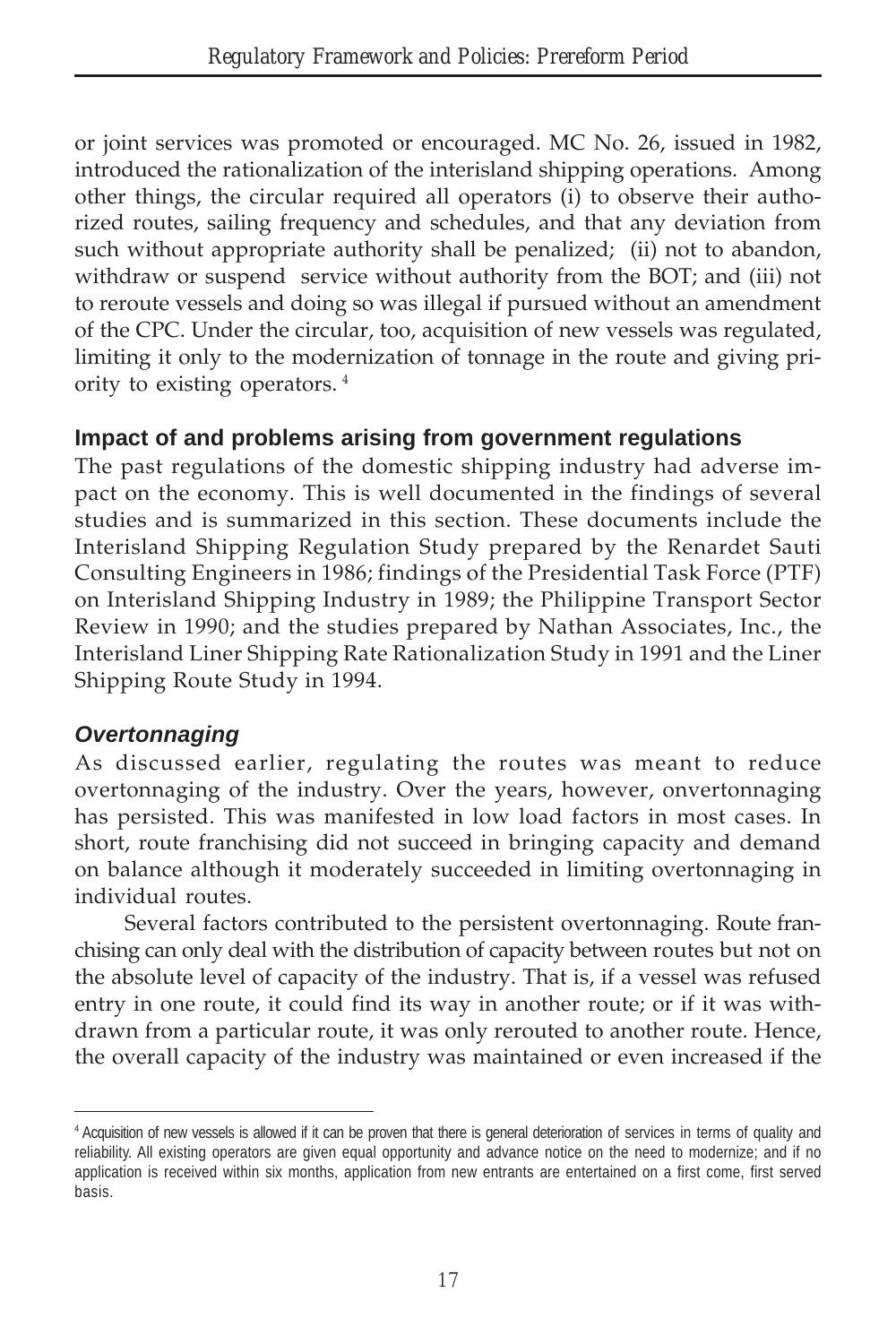or joint services was promoted or encouraged. MC No. 26, issued in 1982, introduced the rationalization of the interisland shipping operations. Among other things, the circular required all operators (i) to observe their authorized routes, sailing frequency and schedules, and that any deviation from such without appropriate authority shall be penalized; (ii) not to abandon, withdraw or suspend service without authority from the BOT; and (iii) not to reroute vessels and doing so was illegal if pursued without an amendment of the CPC. Under the circular, too, acquisition of new vessels was regulated, limiting it only to the modernization of tonnage in the route and giving priority to existing operators. [4]

### Impact of and problems arising from government regulations

The past regulations of the domestic shipping industry had adverse impact on the economy. This is well documented in the findings of several studies and is summarized in this section. These documents include the Interisland Shipping Regulation Study prepared by the Renardet Sauti Consulting Engineers in 1986; findings of the Presidential Task Force (PTF) on Interisland Shipping Industry in 1989; the Philippine Transport Sector Review in 1990; and the studies prepared by Nathan Associates, Inc., the Interisland Liner Shipping Rate Rationalization Study in 1991 and the Liner Shipping Route Study in 1994.

#### *Overtonnaging*

As discussed earlier, regulating the routes was meant to reduce overtonnaging of the industry. Over the years, however, onvertonnaging has persisted. This was manifested in low load factors in most cases. In short, route franchising did not succeed in bringing capacity and demand on balance although it moderately succeeded in limiting overtonnaging in individual routes.

Several factors contributed to the persistent overtonnaging. Route franchising can only deal with the distribution of capacity between routes but not on the absolute level of capacity of the industry. That is, if a vessel was refused entry in one route, it could find its way in another route; or if it was withdrawn from a particular route, it was only rerouted to another route. Hence, the overall capacity of the industry was maintained or even increased if the

[4] Acquisition of new vessels is allowed if it can be proven that there is general deterioration of services in terms of quality and reliability. All existing operators are given equal opportunity and advance notice on the need to modernize; and if no application is received within six months, application from new entrants are entertained on a first come, first served basis.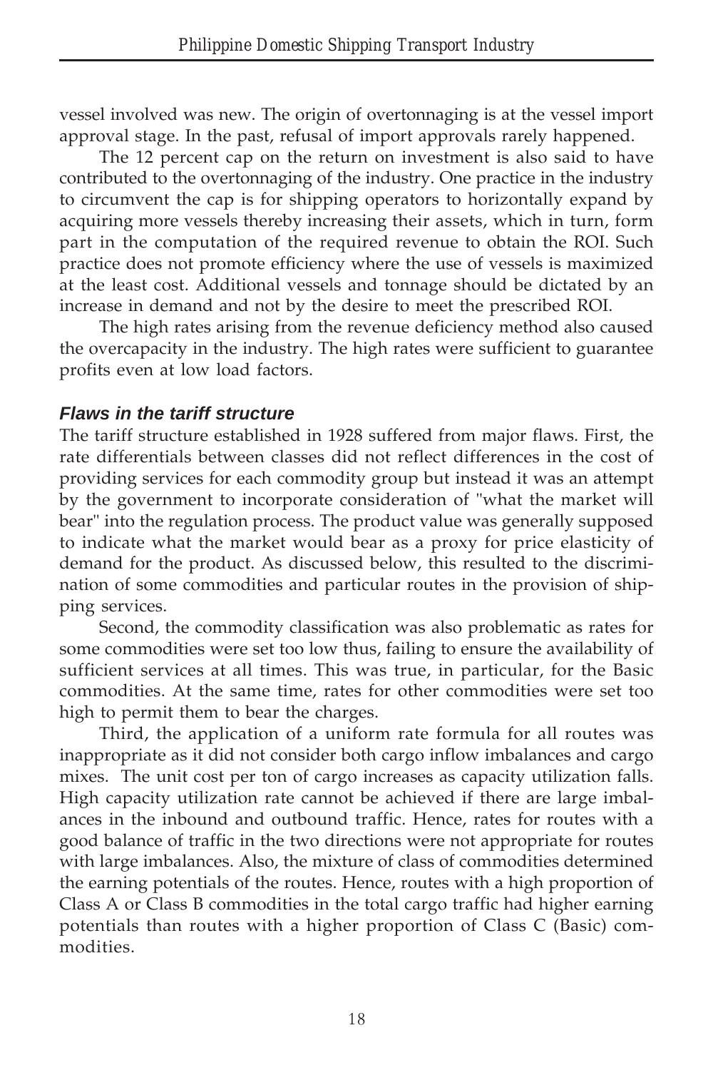vessel involved was new. The origin of overtonnaging is at the vessel import approval stage. In the past, refusal of import approvals rarely happened.

The 12 percent cap on the return on investment is also said to have contributed to the overtonnaging of the industry. One practice in the industry to circumvent the cap is for shipping operators to horizontally expand by acquiring more vessels thereby increasing their assets, which in turn, form part in the computation of the required revenue to obtain the ROI. Such practice does not promote efficiency where the use of vessels is maximized at the least cost. Additional vessels and tonnage should be dictated by an increase in demand and not by the desire to meet the prescribed ROI.

The high rates arising from the revenue deficiency method also caused the overcapacity in the industry. The high rates were sufficient to guarantee profits even at low load factors.

### *Flaws in the tariff structure*

The tariff structure established in 1928 suffered from major flaws. First, the rate differentials between classes did not reflect differences in the cost of providing services for each commodity group but instead it was an attempt by the government to incorporate consideration of "what the market will bear" into the regulation process. The product value was generally supposed to indicate what the market would bear as a proxy for price elasticity of demand for the product. As discussed below, this resulted to the discrimination of some commodities and particular routes in the provision of shipping services.

Second, the commodity classification was also problematic as rates for some commodities were set too low thus, failing to ensure the availability of sufficient services at all times. This was true, in particular, for the Basic commodities. At the same time, rates for other commodities were set too high to permit them to bear the charges.

Third, the application of a uniform rate formula for all routes was inappropriate as it did not consider both cargo inflow imbalances and cargo mixes. The unit cost per ton of cargo increases as capacity utilization falls. High capacity utilization rate cannot be achieved if there are large imbalances in the inbound and outbound traffic. Hence, rates for routes with a good balance of traffic in the two directions were not appropriate for routes with large imbalances. Also, the mixture of class of commodities determined the earning potentials of the routes. Hence, routes with a high proportion of Class A or Class B commodities in the total cargo traffic had higher earning potentials than routes with a higher proportion of Class C (Basic) commodities.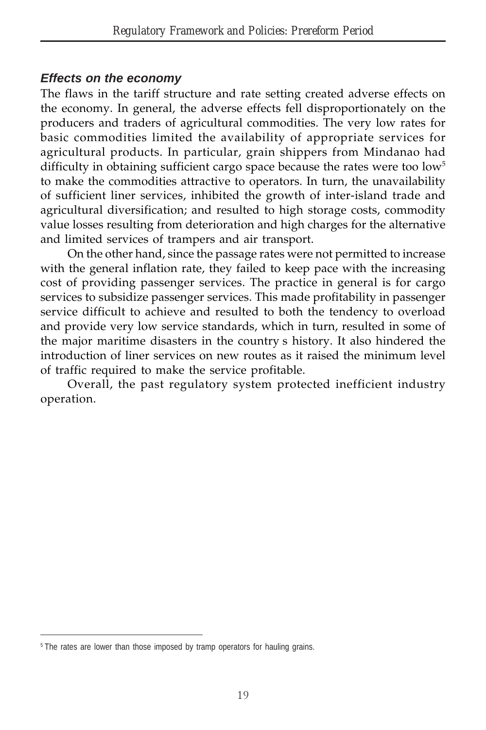#### *Effects on the economy*

The flaws in the tariff structure and rate setting created adverse effects on the economy. In general, the adverse effects fell disproportionately on the producers and traders of agricultural commodities. The very low rates for basic commodities limited the availability of appropriate services for agricultural products. In particular, grain shippers from Mindanao had difficulty in obtaining sufficient cargo space because the rates were too low[5] to make the commodities attractive to operators. In turn, the unavailability of sufficient liner services, inhibited the growth of inter-island trade and agricultural diversification; and resulted to high storage costs, commodity value losses resulting from deterioration and high charges for the alternative and limited services of trampers and air transport.

On the other hand, since the passage rates were not permitted to increase with the general inflation rate, they failed to keep pace with the increasing cost of providing passenger services. The practice in general is for cargo services to subsidize passenger services. This made profitability in passenger service difficult to achieve and resulted to both the tendency to overload and provide very low service standards, which in turn, resulted in some of the major maritime disasters in the country s history. It also hindered the introduction of liner services on new routes as it raised the minimum level of traffic required to make the service profitable.

Overall, the past regulatory system protected inefficient industry operation.

---

[5] The rates are lower than those imposed by tramp operators for hauling grains.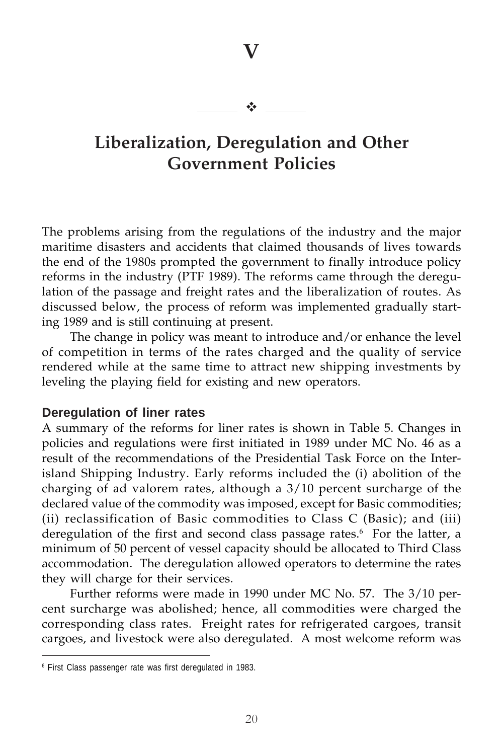# V

❖

# Liberalization, Deregulation and Other Government Policies

The problems arising from the regulations of the industry and the major maritime disasters and accidents that claimed thousands of lives towards the end of the 1980s prompted the government to finally introduce policy reforms in the industry (PTF 1989). The reforms came through the deregulation of the passage and freight rates and the liberalization of routes. As discussed below, the process of reform was implemented gradually starting 1989 and is still continuing at present.

The change in policy was meant to introduce and/or enhance the level of competition in terms of the rates charged and the quality of service rendered while at the same time to attract new shipping investments by leveling the playing field for existing and new operators.

## Deregulation of liner rates

A summary of the reforms for liner rates is shown in Table 5. Changes in policies and regulations were first initiated in 1989 under MC No. 46 as a result of the recommendations of the Presidential Task Force on the Interisland Shipping Industry. Early reforms included the (i) abolition of the charging of ad valorem rates, although a 3/10 percent surcharge of the declared value of the commodity was imposed, except for Basic commodities; (ii) reclassification of Basic commodities to Class C (Basic); and (iii) deregulation of the first and second class passage rates.[6] For the latter, a minimum of 50 percent of vessel capacity should be allocated to Third Class accommodation. The deregulation allowed operators to determine the rates they will charge for their services.

Further reforms were made in 1990 under MC No. 57. The 3/10 percent surcharge was abolished; hence, all commodities were charged the corresponding class rates. Freight rates for refrigerated cargoes, transit cargoes, and livestock were also deregulated. A most welcome reform was

[6] First Class passenger rate was first deregulated in 1983.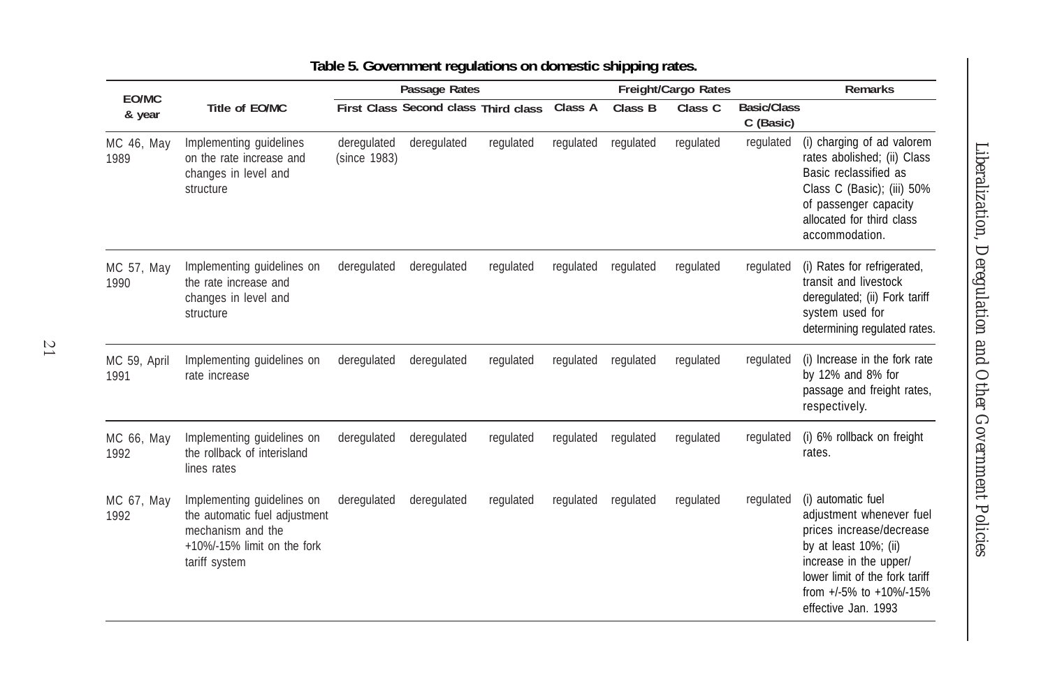**Table 5. Government regulations on domestic shipping rates.**

| EO/MC & year | Title of EO/MC | Passage Rates | | | Freight/Cargo Rates | | | | Remarks |
|---|---|---|---|---|---|---|---|---|---|
| | | First Class | Second class | Third class | Class A | Class B | Class C | Basic/Class C (Basic) | |
| MC 46, May 1989 | Implementing guidelines on the rate increase and changes in level and structure | deregulated (since 1983) | deregulated | regulated | regulated | regulated | regulated | regulated | (i) charging of ad valorem rates abolished; (ii) Class Basic reclassified as Class C (Basic); (iii) 50% of passenger capacity allocated for third class accommodation. |
| MC 57, May 1990 | Implementing guidelines on the rate increase and changes in level and structure | deregulated | deregulated | regulated | regulated | regulated | regulated | regulated | (i) Rates for refrigerated, transit and livestock deregulated; (ii) Fork tariff system used for determining regulated rates. |
| MC 59, April 1991 | Implementing guidelines on rate increase | deregulated | deregulated | regulated | regulated | regulated | regulated | regulated | (i) Increase in the fork rate by 12% and 8% for passage and freight rates, respectively. |
| MC 66, May 1992 | Implementing guidelines on the rollback of interisland lines rates | deregulated | deregulated | regulated | regulated | regulated | regulated | regulated | (i) 6% rollback on freight rates. |
| MC 67, May 1992 | Implementing guidelines on the automatic fuel adjustment mechanism and the +10%/-15% limit on the fork tariff system | deregulated | deregulated | regulated | regulated | regulated | regulated | regulated | (i) automatic fuel adjustment whenever fuel prices increase/decrease by at least 10%; (ii) increase in the upper/lower limit of the fork tariff from +/-5% to +10%/-15% effective Jan. 1993 |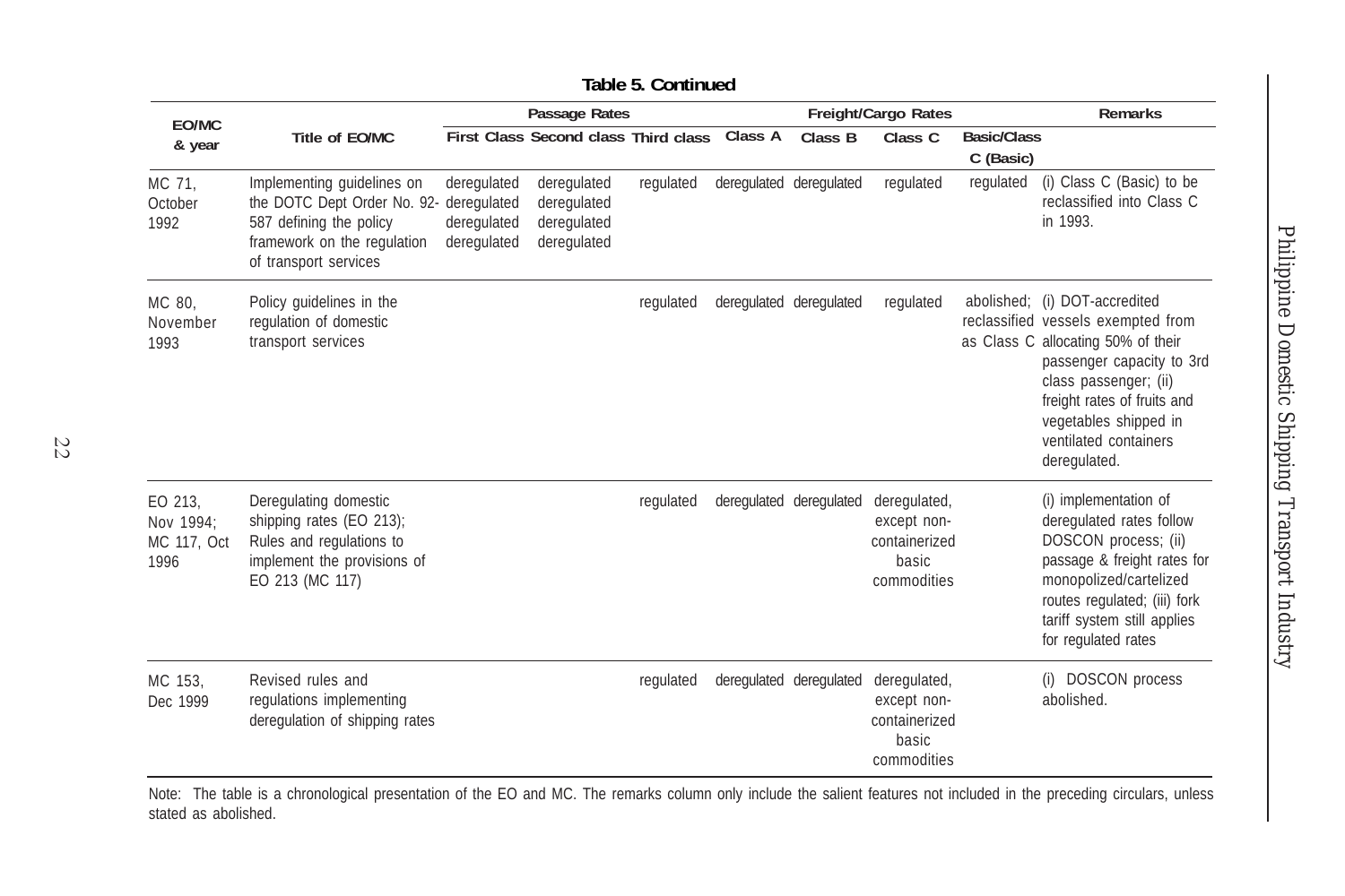**Table 5. Continued**

| EO/MC & year | Title of EO/MC | Passage Rates | | | Freight/Cargo Rates | | | | Remarks |
|---|---|---|---|---|---|---|---|---|---|
| | | First Class | Second class | Third class | Class A | Class B | Class C | Basic/Class C (Basic) | |
| MC 71, October 1992 | Implementing guidelines on the DOTC Dept Order No. 92-587 defining the policy framework on the regulation of transport services | deregulated deregulated deregulated deregulated | deregulated deregulated deregulated deregulated | regulated | deregulated | deregulated | regulated | regulated | (i) Class C (Basic) to be reclassified into Class C in 1993. |
| MC 80, November 1993 | Policy guidelines in the regulation of domestic transport services | | | regulated | deregulated | deregulated | regulated | abolished; reclassified as Class C | (i) DOT-accredited vessels exempted from allocating 50% of their passenger capacity to 3rd class passenger; (ii) freight rates of fruits and vegetables shipped in ventilated containers deregulated. |
| EO 213, Nov 1994; MC 117, Oct 1996 | Deregulating domestic shipping rates (EO 213); Rules and regulations to implement the provisions of EO 213 (MC 117) | | | regulated | deregulated | deregulated | deregulated, except non-containerized basic commodities | | (i) implementation of deregulated rates follow DOSCON process; (ii) passage & freight rates for monopolized/cartelized routes regulated; (iii) fork tariff system still applies for regulated rates |
| MC 153, Dec 1999 | Revised rules and regulations implementing deregulation of shipping rates | | | regulated | deregulated | deregulated | deregulated, except non-containerized basic commodities | | (i) DOSCON process abolished. |

Note: The table is a chronological presentation of the EO and MC. The remarks column only include the salient features not included in the preceding circulars, unless stated as abolished.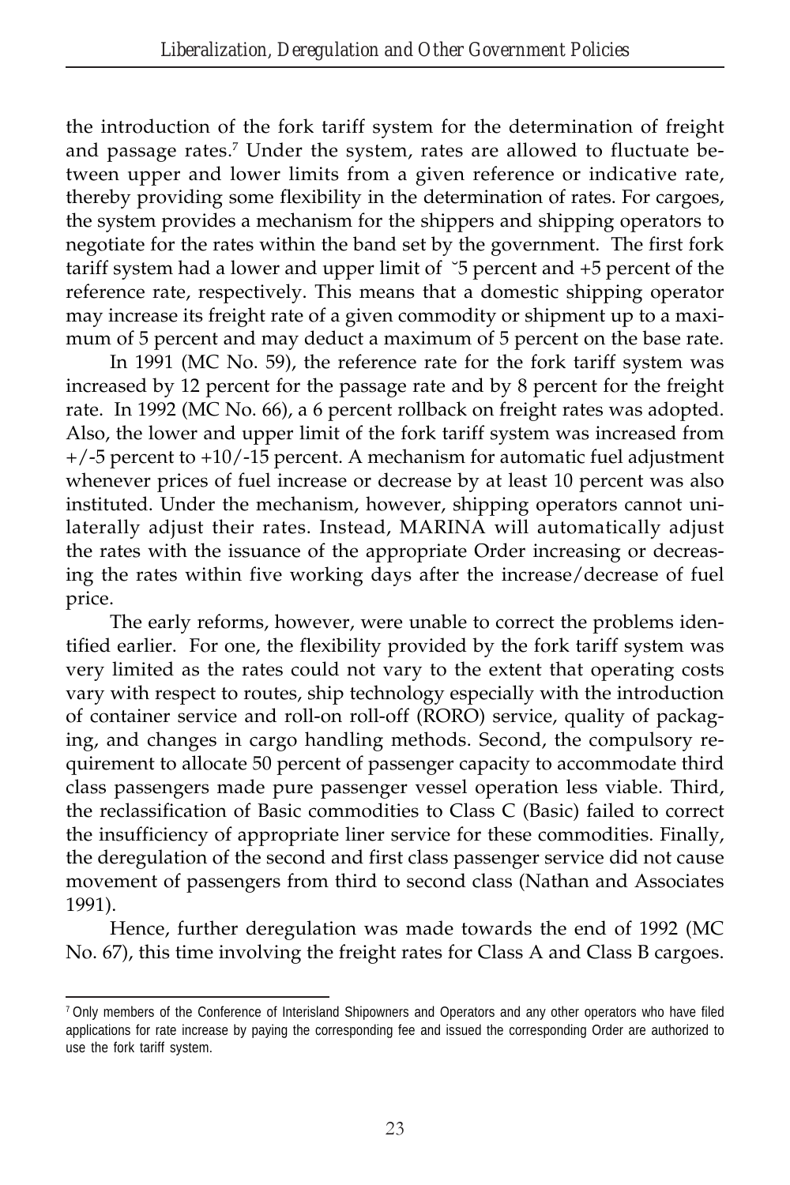the introduction of the fork tariff system for the determination of freight and passage rates.[7] Under the system, rates are allowed to fluctuate between upper and lower limits from a given reference or indicative rate, thereby providing some flexibility in the determination of rates. For cargoes, the system provides a mechanism for the shippers and shipping operators to negotiate for the rates within the band set by the government. The first fork tariff system had a lower and upper limit of ˘5 percent and +5 percent of the reference rate, respectively. This means that a domestic shipping operator may increase its freight rate of a given commodity or shipment up to a maximum of 5 percent and may deduct a maximum of 5 percent on the base rate.

In 1991 (MC No. 59), the reference rate for the fork tariff system was increased by 12 percent for the passage rate and by 8 percent for the freight rate. In 1992 (MC No. 66), a 6 percent rollback on freight rates was adopted. Also, the lower and upper limit of the fork tariff system was increased from +/-5 percent to +10/-15 percent. A mechanism for automatic fuel adjustment whenever prices of fuel increase or decrease by at least 10 percent was also instituted. Under the mechanism, however, shipping operators cannot unilaterally adjust their rates. Instead, MARINA will automatically adjust the rates with the issuance of the appropriate Order increasing or decreasing the rates within five working days after the increase/decrease of fuel price.

The early reforms, however, were unable to correct the problems identified earlier. For one, the flexibility provided by the fork tariff system was very limited as the rates could not vary to the extent that operating costs vary with respect to routes, ship technology especially with the introduction of container service and roll-on roll-off (RORO) service, quality of packaging, and changes in cargo handling methods. Second, the compulsory requirement to allocate 50 percent of passenger capacity to accommodate third class passengers made pure passenger vessel operation less viable. Third, the reclassification of Basic commodities to Class C (Basic) failed to correct the insufficiency of appropriate liner service for these commodities. Finally, the deregulation of the second and first class passenger service did not cause movement of passengers from third to second class (Nathan and Associates 1991).

Hence, further deregulation was made towards the end of 1992 (MC No. 67), this time involving the freight rates for Class A and Class B cargoes.

[7] Only members of the Conference of Interisland Shipowners and Operators and any other operators who have filed applications for rate increase by paying the corresponding fee and issued the corresponding Order are authorized to use the fork tariff system.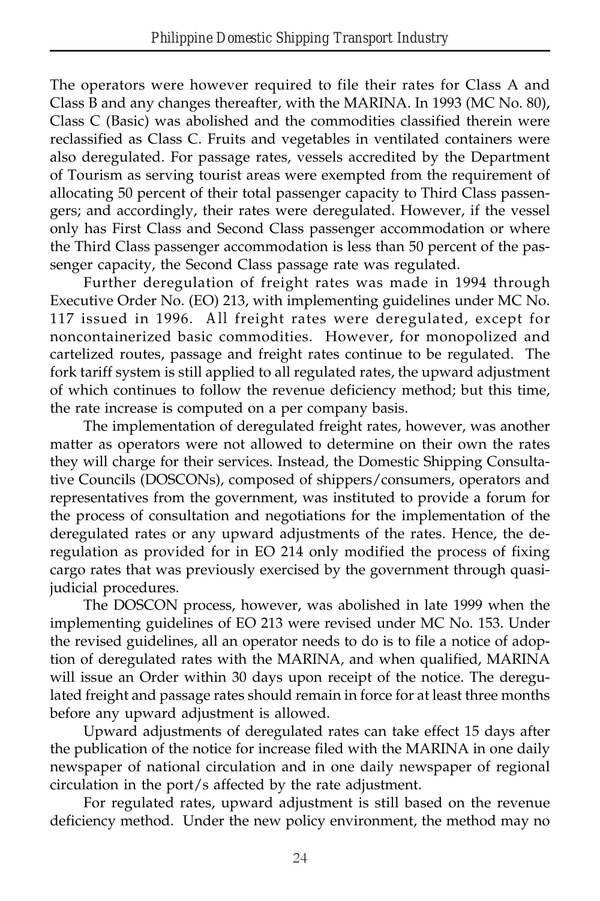The operators were however required to file their rates for Class A and Class B and any changes thereafter, with the MARINA. In 1993 (MC No. 80), Class C (Basic) was abolished and the commodities classified therein were reclassified as Class C. Fruits and vegetables in ventilated containers were also deregulated. For passage rates, vessels accredited by the Department of Tourism as serving tourist areas were exempted from the requirement of allocating 50 percent of their total passenger capacity to Third Class passengers; and accordingly, their rates were deregulated. However, if the vessel only has First Class and Second Class passenger accommodation or where the Third Class passenger accommodation is less than 50 percent of the passenger capacity, the Second Class passage rate was regulated.

Further deregulation of freight rates was made in 1994 through Executive Order No. (EO) 213, with implementing guidelines under MC No. 117 issued in 1996. All freight rates were deregulated, except for noncontainerized basic commodities. However, for monopolized and cartelized routes, passage and freight rates continue to be regulated. The fork tariff system is still applied to all regulated rates, the upward adjustment of which continues to follow the revenue deficiency method; but this time, the rate increase is computed on a per company basis.

The implementation of deregulated freight rates, however, was another matter as operators were not allowed to determine on their own the rates they will charge for their services. Instead, the Domestic Shipping Consultative Councils (DOSCONs), composed of shippers/consumers, operators and representatives from the government, was instituted to provide a forum for the process of consultation and negotiations for the implementation of the deregulated rates or any upward adjustments of the rates. Hence, the deregulation as provided for in EO 214 only modified the process of fixing cargo rates that was previously exercised by the government through quasi-judicial procedures.

The DOSCON process, however, was abolished in late 1999 when the implementing guidelines of EO 213 were revised under MC No. 153. Under the revised guidelines, all an operator needs to do is to file a notice of adoption of deregulated rates with the MARINA, and when qualified, MARINA will issue an Order within 30 days upon receipt of the notice. The deregulated freight and passage rates should remain in force for at least three months before any upward adjustment is allowed.

Upward adjustments of deregulated rates can take effect 15 days after the publication of the notice for increase filed with the MARINA in one daily newspaper of national circulation and in one daily newspaper of regional circulation in the port/s affected by the rate adjustment.

For regulated rates, upward adjustment is still based on the revenue deficiency method. Under the new policy environment, the method may no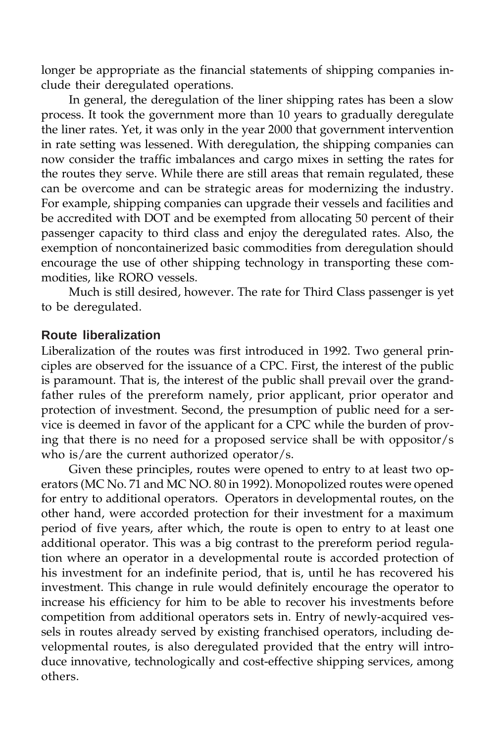longer be appropriate as the financial statements of shipping companies include their deregulated operations.

In general, the deregulation of the liner shipping rates has been a slow process. It took the government more than 10 years to gradually deregulate the liner rates. Yet, it was only in the year 2000 that government intervention in rate setting was lessened. With deregulation, the shipping companies can now consider the traffic imbalances and cargo mixes in setting the rates for the routes they serve. While there are still areas that remain regulated, these can be overcome and can be strategic areas for modernizing the industry. For example, shipping companies can upgrade their vessels and facilities and be accredited with DOT and be exempted from allocating 50 percent of their passenger capacity to third class and enjoy the deregulated rates. Also, the exemption of noncontainerized basic commodities from deregulation should encourage the use of other shipping technology in transporting these commodities, like RORO vessels.

Much is still desired, however. The rate for Third Class passenger is yet to be deregulated.

### Route liberalization

Liberalization of the routes was first introduced in 1992. Two general principles are observed for the issuance of a CPC. First, the interest of the public is paramount. That is, the interest of the public shall prevail over the grandfather rules of the prereform namely, prior applicant, prior operator and protection of investment. Second, the presumption of public need for a service is deemed in favor of the applicant for a CPC while the burden of proving that there is no need for a proposed service shall be with oppositor/s who is/are the current authorized operator/s.

Given these principles, routes were opened to entry to at least two operators (MC No. 71 and MC NO. 80 in 1992). Monopolized routes were opened for entry to additional operators. Operators in developmental routes, on the other hand, were accorded protection for their investment for a maximum period of five years, after which, the route is open to entry to at least one additional operator. This was a big contrast to the prereform period regulation where an operator in a developmental route is accorded protection of his investment for an indefinite period, that is, until he has recovered his investment. This change in rule would definitely encourage the operator to increase his efficiency for him to be able to recover his investments before competition from additional operators sets in. Entry of newly-acquired vessels in routes already served by existing franchised operators, including developmental routes, is also deregulated provided that the entry will introduce innovative, technologically and cost-effective shipping services, among others.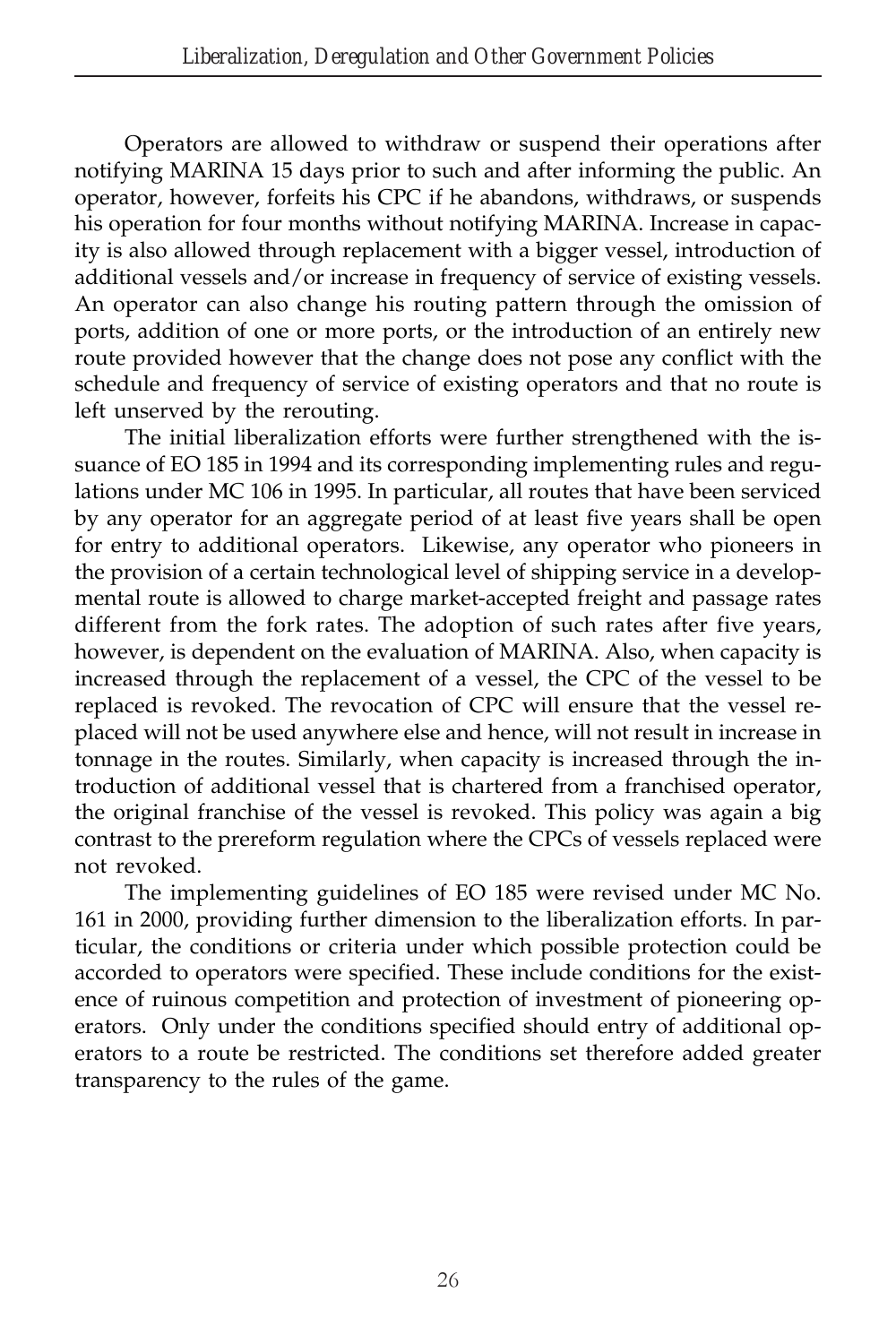Operators are allowed to withdraw or suspend their operations after notifying MARINA 15 days prior to such and after informing the public. An operator, however, forfeits his CPC if he abandons, withdraws, or suspends his operation for four months without notifying MARINA. Increase in capacity is also allowed through replacement with a bigger vessel, introduction of additional vessels and/or increase in frequency of service of existing vessels. An operator can also change his routing pattern through the omission of ports, addition of one or more ports, or the introduction of an entirely new route provided however that the change does not pose any conflict with the schedule and frequency of service of existing operators and that no route is left unserved by the rerouting.

The initial liberalization efforts were further strengthened with the issuance of EO 185 in 1994 and its corresponding implementing rules and regulations under MC 106 in 1995. In particular, all routes that have been serviced by any operator for an aggregate period of at least five years shall be open for entry to additional operators. Likewise, any operator who pioneers in the provision of a certain technological level of shipping service in a developmental route is allowed to charge market-accepted freight and passage rates different from the fork rates. The adoption of such rates after five years, however, is dependent on the evaluation of MARINA. Also, when capacity is increased through the replacement of a vessel, the CPC of the vessel to be replaced is revoked. The revocation of CPC will ensure that the vessel replaced will not be used anywhere else and hence, will not result in increase in tonnage in the routes. Similarly, when capacity is increased through the introduction of additional vessel that is chartered from a franchised operator, the original franchise of the vessel is revoked. This policy was again a big contrast to the prereform regulation where the CPCs of vessels replaced were not revoked.

The implementing guidelines of EO 185 were revised under MC No. 161 in 2000, providing further dimension to the liberalization efforts. In particular, the conditions or criteria under which possible protection could be accorded to operators were specified. These include conditions for the existence of ruinous competition and protection of investment of pioneering operators. Only under the conditions specified should entry of additional operators to a route be restricted. The conditions set therefore added greater transparency to the rules of the game.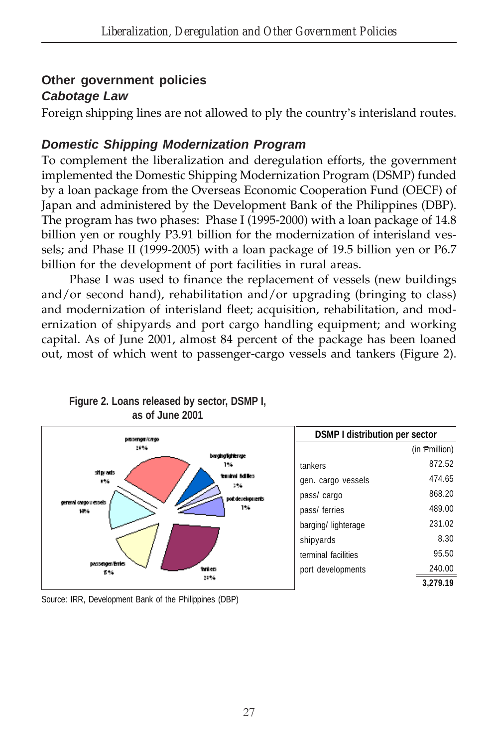## Other government policies

### *Cabotage Law*

Foreign shipping lines are not allowed to ply the country's interisland routes.

### *Domestic Shipping Modernization Program*

To complement the liberalization and deregulation efforts, the government implemented the Domestic Shipping Modernization Program (DSMP) funded by a loan package from the Overseas Economic Cooperation Fund (OECF) of Japan and administered by the Development Bank of the Philippines (DBP). The program has two phases: Phase I (1995-2000) with a loan package of 14.8 billion yen or roughly P3.91 billion for the modernization of interisland vessels; and Phase II (1999-2005) with a loan package of 19.5 billion yen or P6.7 billion for the development of port facilities in rural areas.

Phase I was used to finance the replacement of vessels (new buildings and/or second hand), rehabilitation and/or upgrading (bringing to class) and modernization of interisland fleet; acquisition, rehabilitation, and modernization of shipyards and port cargo handling equipment; and working capital. As of June 2001, almost 84 percent of the package has been loaned out, most of which went to passenger-cargo vessels and tankers (Figure 2).

**Figure 2. Loans released by sector, DSMP I, as of June 2001**

| DSMP I distribution per sector | (in ₱million) |
|---|---|
| tankers | 872.52 |
| gen. cargo vessels | 474.65 |
| pass/ cargo | 868.20 |
| pass/ ferries | 489.00 |
| barging/ lighterage | 231.02 |
| shipyards | 8.30 |
| terminal facilities | 95.50 |
| port developments | 240.00 |
| | **3,279.19** |

Source: IRR, Development Bank of the Philippines (DBP)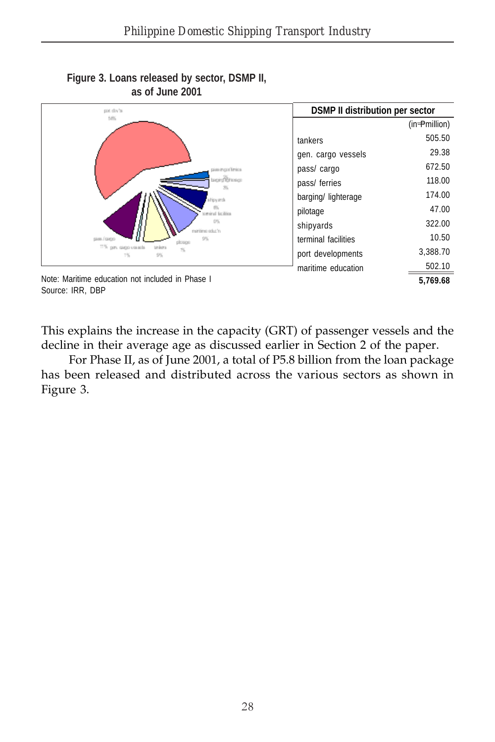**Figure 3. Loans released by sector, DSMP II, as of June 2001**

| DSMP II distribution per sector | (in ₱million) |
|---|---|
| tankers | 505.50 |
| gen. cargo vessels | 29.38 |
| pass/ cargo | 672.50 |
| pass/ ferries | 118.00 |
| barging/ lighterage | 174.00 |
| pilotage | 47.00 |
| shipyards | 322.00 |
| terminal facilities | 10.50 |
| port developments | 3,388.70 |
| maritime education | 502.10 |
| | **5,769.68** |

Note: Maritime education not included in Phase I
Source: IRR, DBP

This explains the increase in the capacity (GRT) of passenger vessels and the decline in their average age as discussed earlier in Section 2 of the paper.

For Phase II, as of June 2001, a total of P5.8 billion from the loan package has been released and distributed across the various sectors as shown in Figure 3.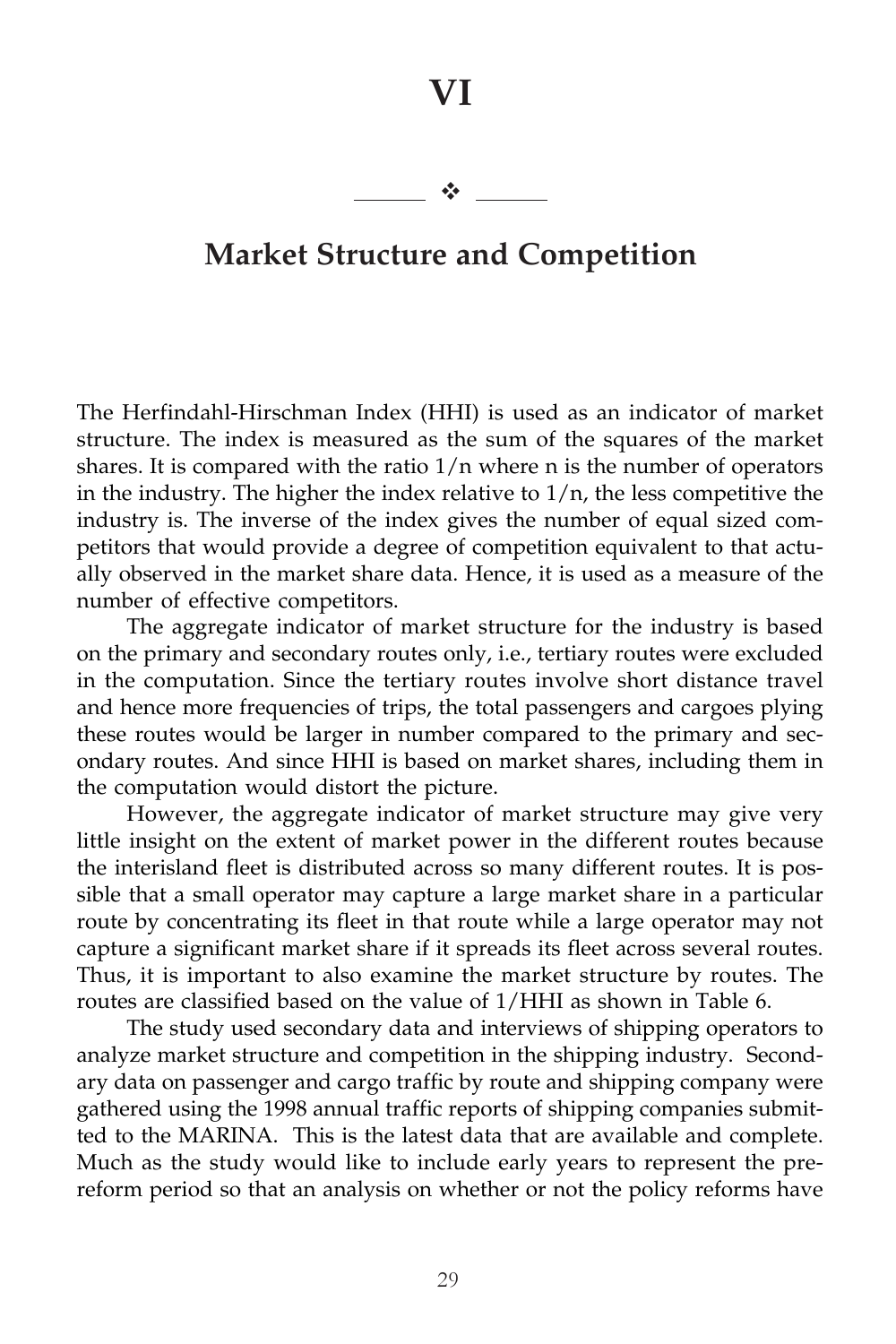# VI

## Market Structure and Competition

The Herfindahl-Hirschman Index (HHI) is used as an indicator of market structure. The index is measured as the sum of the squares of the market shares. It is compared with the ratio $1/n$ where n is the number of operators in the industry. The higher the index relative to $1/n$, the less competitive the industry is. The inverse of the index gives the number of equal sized competitors that would provide a degree of competition equivalent to that actually observed in the market share data. Hence, it is used as a measure of the number of effective competitors.

The aggregate indicator of market structure for the industry is based on the primary and secondary routes only, i.e., tertiary routes were excluded in the computation. Since the tertiary routes involve short distance travel and hence more frequencies of trips, the total passengers and cargoes plying these routes would be larger in number compared to the primary and secondary routes. And since HHI is based on market shares, including them in the computation would distort the picture.

However, the aggregate indicator of market structure may give very little insight on the extent of market power in the different routes because the interisland fleet is distributed across so many different routes. It is possible that a small operator may capture a large market share in a particular route by concentrating its fleet in that route while a large operator may not capture a significant market share if it spreads its fleet across several routes. Thus, it is important to also examine the market structure by routes. The routes are classified based on the value of 1/HHI as shown in Table 6.

The study used secondary data and interviews of shipping operators to analyze market structure and competition in the shipping industry. Secondary data on passenger and cargo traffic by route and shipping company were gathered using the 1998 annual traffic reports of shipping companies submitted to the MARINA. This is the latest data that are available and complete. Much as the study would like to include early years to represent the pre-reform period so that an analysis on whether or not the policy reforms have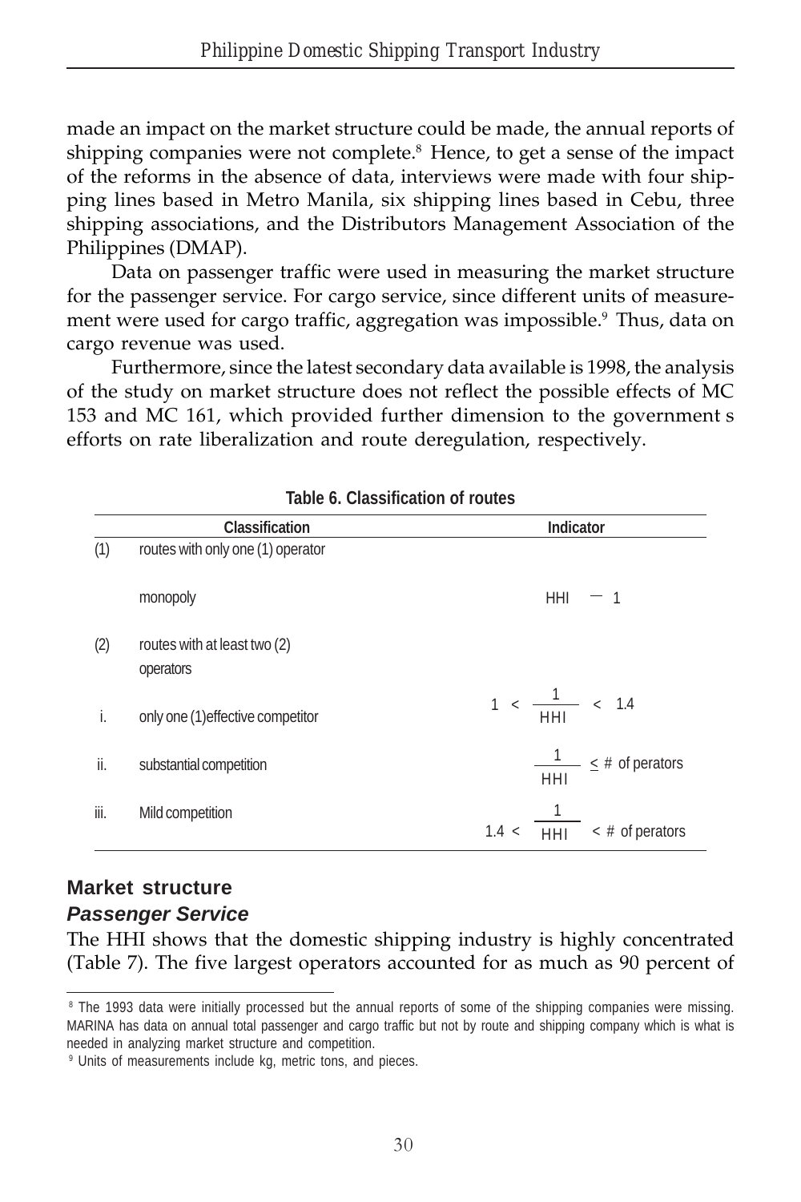made an impact on the market structure could be made, the annual reports of shipping companies were not complete.[8] Hence, to get a sense of the impact of the reforms in the absence of data, interviews were made with four shipping lines based in Metro Manila, six shipping lines based in Cebu, three shipping associations, and the Distributors Management Association of the Philippines (DMAP).

Data on passenger traffic were used in measuring the market structure for the passenger service. For cargo service, since different units of measurement were used for cargo traffic, aggregation was impossible.[9] Thus, data on cargo revenue was used.

Furthermore, since the latest secondary data available is 1998, the analysis of the study on market structure does not reflect the possible effects of MC 153 and MC 161, which provided further dimension to the government s efforts on rate liberalization and route deregulation, respectively.

**Table 6. Classification of routes**

| | Classification | Indicator |
|---|---|---|
| (1) | routes with only one (1) operator | |
| | monopoly | $HHI = 1$ |
| (2) | routes with at least two (2) operators | |
| i. | only one (1)effective competitor | $1 < \frac{1}{HHI} < 1.4$ |
| ii. | substantial competition | $\frac{1}{HHI} \leq$ # of perators |
| iii. | Mild competition | $1.4 < \frac{1}{HHI} <$ # of perators |

## Market structure

### *Passenger Service*

The HHI shows that the domestic shipping industry is highly concentrated (Table 7). The five largest operators accounted for as much as 90 percent of

---

[8] The 1993 data were initially processed but the annual reports of some of the shipping companies were missing. MARINA has data on annual total passenger and cargo traffic but not by route and shipping company which is what is needed in analyzing market structure and competition.

[9] Units of measurements include kg, metric tons, and pieces.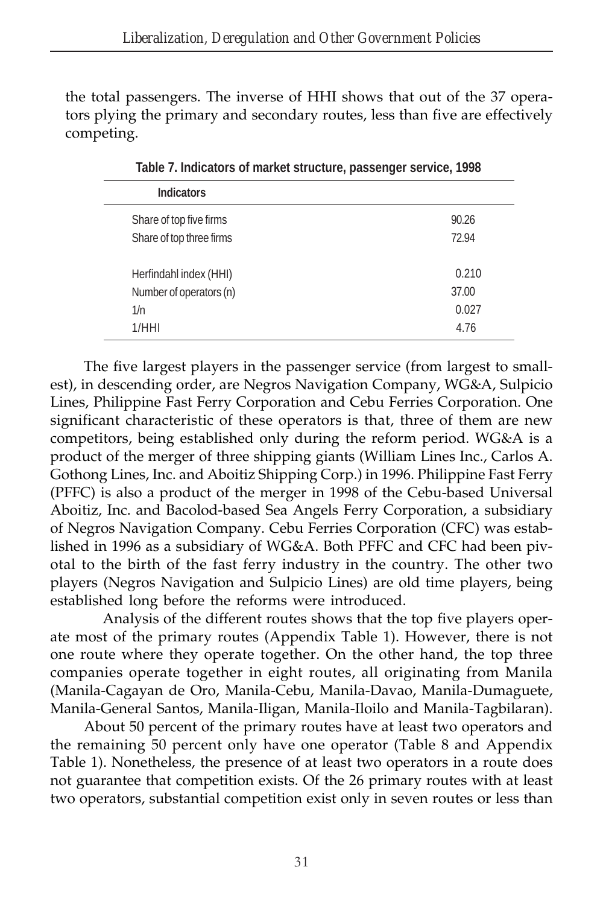the total passengers. The inverse of HHI shows that out of the 37 operators plying the primary and secondary routes, less than five are effectively competing.

**Table 7. Indicators of market structure, passenger service, 1998**

| Indicators | |
|---|---|
| Share of top five firms | 90.26 |
| Share of top three firms | 72.94 |
| Herfindahl index (HHI) | 0.210 |
| Number of operators (n) | 37.00 |
| 1/n | 0.027 |
| 1/HHI | 4.76 |

The five largest players in the passenger service (from largest to smallest), in descending order, are Negros Navigation Company, WG&A, Sulpicio Lines, Philippine Fast Ferry Corporation and Cebu Ferries Corporation. One significant characteristic of these operators is that, three of them are new competitors, being established only during the reform period. WG&A is a product of the merger of three shipping giants (William Lines Inc., Carlos A. Gothong Lines, Inc. and Aboitiz Shipping Corp.) in 1996. Philippine Fast Ferry (PFFC) is also a product of the merger in 1998 of the Cebu-based Universal Aboitiz, Inc. and Bacolod-based Sea Angels Ferry Corporation, a subsidiary of Negros Navigation Company. Cebu Ferries Corporation (CFC) was established in 1996 as a subsidiary of WG&A. Both PFFC and CFC had been pivotal to the birth of the fast ferry industry in the country. The other two players (Negros Navigation and Sulpicio Lines) are old time players, being established long before the reforms were introduced.

Analysis of the different routes shows that the top five players operate most of the primary routes (Appendix Table 1). However, there is not one route where they operate together. On the other hand, the top three companies operate together in eight routes, all originating from Manila (Manila-Cagayan de Oro, Manila-Cebu, Manila-Davao, Manila-Dumaguete, Manila-General Santos, Manila-Iligan, Manila-Iloilo and Manila-Tagbilaran).

About 50 percent of the primary routes have at least two operators and the remaining 50 percent only have one operator (Table 8 and Appendix Table 1). Nonetheless, the presence of at least two operators in a route does not guarantee that competition exists. Of the 26 primary routes with at least two operators, substantial competition exist only in seven routes or less than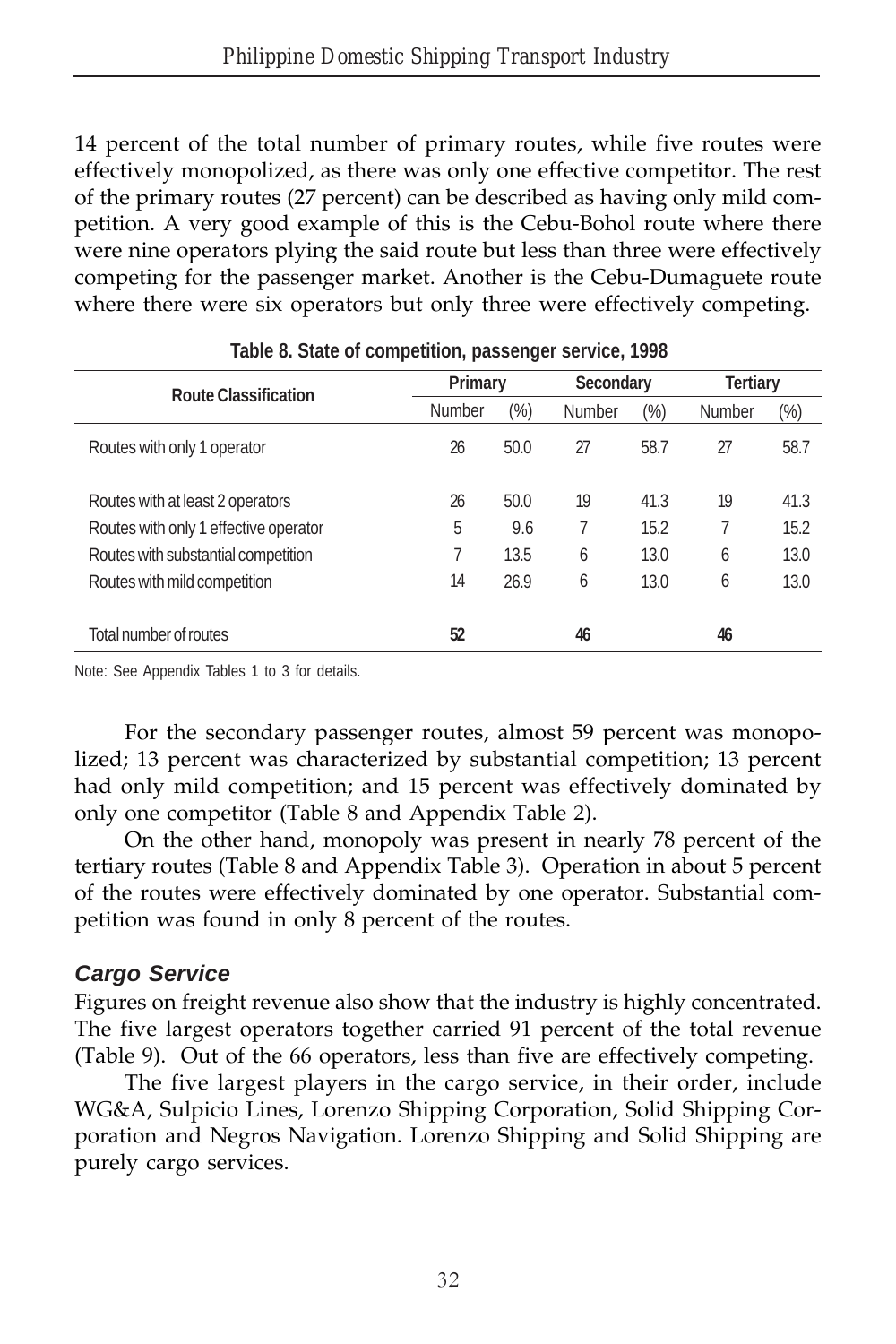14 percent of the total number of primary routes, while five routes were effectively monopolized, as there was only one effective competitor. The rest of the primary routes (27 percent) can be described as having only mild competition. A very good example of this is the Cebu-Bohol route where there were nine operators plying the said route but less than three were effectively competing for the passenger market. Another is the Cebu-Dumaguete route where there were six operators but only three were effectively competing.

**Table 8. State of competition, passenger service, 1998**

| Route Classification | Primary | | Secondary | | Tertiary | |
|---|---|---|---|---|---|---|
| | Number | (%) | Number | (%) | Number | (%) |
| Routes with only 1 operator | 26 | 50.0 | 27 | 58.7 | 27 | 58.7 |
| Routes with at least 2 operators | 26 | 50.0 | 19 | 41.3 | 19 | 41.3 |
| Routes with only 1 effective operator | 5 | 9.6 | 7 | 15.2 | 7 | 15.2 |
| Routes with substantial competition | 7 | 13.5 | 6 | 13.0 | 6 | 13.0 |
| Routes with mild competition | 14 | 26.9 | 6 | 13.0 | 6 | 13.0 |
| Total number of routes | **52** | | **46** | | **46** | |

Note: See Appendix Tables 1 to 3 for details.

For the secondary passenger routes, almost 59 percent was monopolized; 13 percent was characterized by substantial competition; 13 percent had only mild competition; and 15 percent was effectively dominated by only one competitor (Table 8 and Appendix Table 2).

On the other hand, monopoly was present in nearly 78 percent of the tertiary routes (Table 8 and Appendix Table 3). Operation in about 5 percent of the routes were effectively dominated by one operator. Substantial competition was found in only 8 percent of the routes.

### *Cargo Service*

Figures on freight revenue also show that the industry is highly concentrated. The five largest operators together carried 91 percent of the total revenue (Table 9). Out of the 66 operators, less than five are effectively competing.

The five largest players in the cargo service, in their order, include WG&A, Sulpicio Lines, Lorenzo Shipping Corporation, Solid Shipping Corporation and Negros Navigation. Lorenzo Shipping and Solid Shipping are purely cargo services.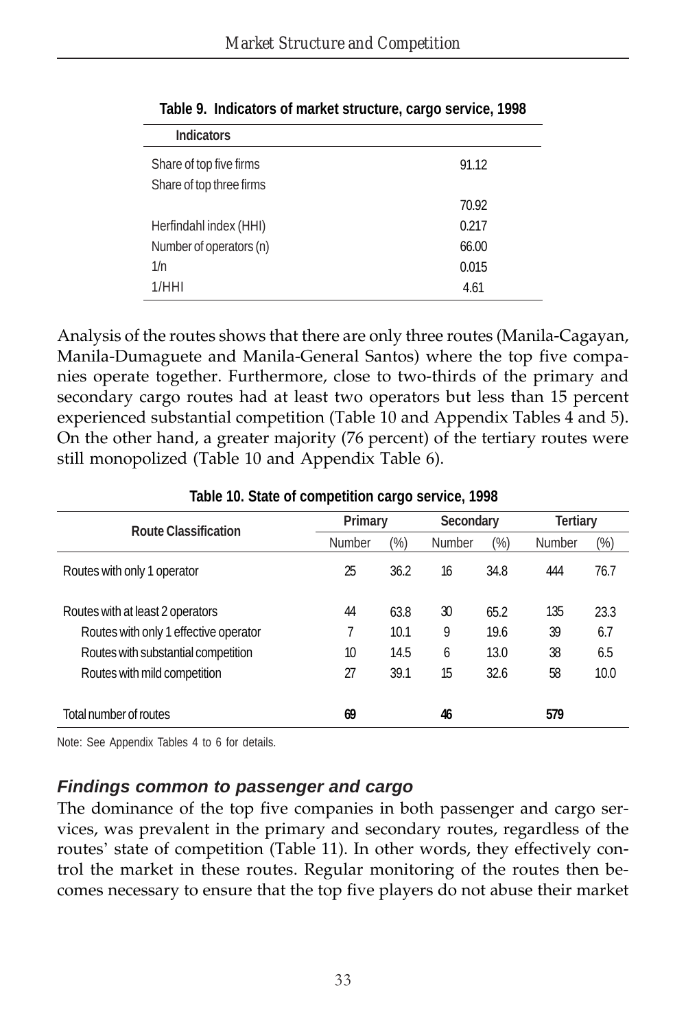**Table 9. Indicators of market structure, cargo service, 1998**

| Indicators | |
|---|---|
| Share of top five firms | 91.12 |
| Share of top three firms | 70.92 |
| Herfindahl index (HHI) | 0.217 |
| Number of operators (n) | 66.00 |
| 1/n | 0.015 |
| 1/HHI | 4.61 |

Analysis of the routes shows that there are only three routes (Manila-Cagayan, Manila-Dumaguete and Manila-General Santos) where the top five companies operate together. Furthermore, close to two-thirds of the primary and secondary cargo routes had at least two operators but less than 15 percent experienced substantial competition (Table 10 and Appendix Tables 4 and 5). On the other hand, a greater majority (76 percent) of the tertiary routes were still monopolized (Table 10 and Appendix Table 6).

**Table 10. State of competition cargo service, 1998**

| Route Classification | Primary | | Secondary | | Tertiary | |
|---|---|---|---|---|---|---|
| | Number | (%) | Number | (%) | Number | (%) |
| Routes with only 1 operator | 25 | 36.2 | 16 | 34.8 | 444 | 76.7 |
| Routes with at least 2 operators | 44 | 63.8 | 30 | 65.2 | 135 | 23.3 |
| Routes with only 1 effective operator | 7 | 10.1 | 9 | 19.6 | 39 | 6.7 |
| Routes with substantial competition | 10 | 14.5 | 6 | 13.0 | 38 | 6.5 |
| Routes with mild competition | 27 | 39.1 | 15 | 32.6 | 58 | 10.0 |
| Total number of routes | **69** | | **46** | | **579** | |

Note: See Appendix Tables 4 to 6 for details.

### *Findings common to passenger and cargo*

The dominance of the top five companies in both passenger and cargo services, was prevalent in the primary and secondary routes, regardless of the routes' state of competition (Table 11). In other words, they effectively control the market in these routes. Regular monitoring of the routes then becomes necessary to ensure that the top five players do not abuse their market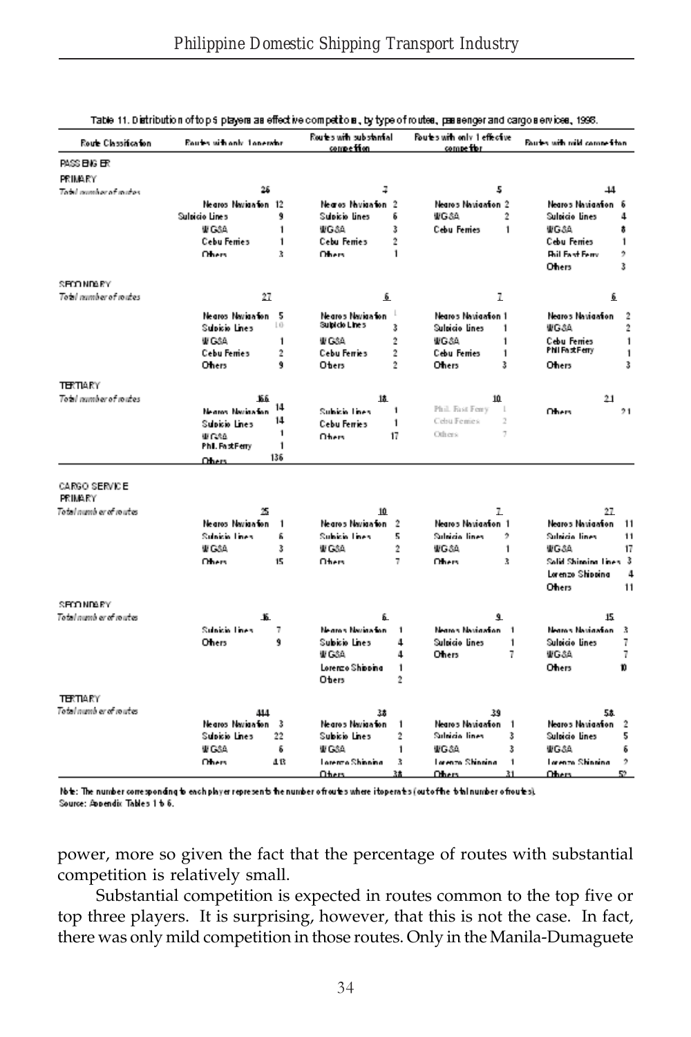Table 11. Distribution of top 5 players as effective competitors, by type of routes, passenger and cargo services, 1998.

| Route Classification | Routes with only 1 operator | | Routes with substantial competition | | Routes with only 1 effective competitor | | Routes with mild competition | |
|---|---|---|---|---|---|---|---|---|
| **PASSENGER** | | | | | | | | |
| **PRIMARY** | | | | | | | | |
| *Total number of routes* | 26 | | 7 | | 5 | | 44 | |
| | Negros Navigation | 12 | Negros Navigation | 2 | Negros Navigation | 2 | Negros Navigation | 6 |
| | Sulpicio Lines | 9 | Sulpicio Lines | 6 | WG&A | 2 | Sulpicio Lines | 4 |
| | WG&A | 1 | WG&A | 3 | Cebu Ferries | 1 | WG&A | 8 |
| | Cebu Ferries | 1 | Cebu Ferries | 2 | | | Cebu Ferries | 1 |
| | Others | 3 | Others | 1 | | | Phil Fast Ferry | 2 |
| | | | | | | | Others | 3 |
| **SECONDARY** | | | | | | | | |
| *Total number of routes* | 27 | | 6 | | 7 | | 6 | |
| | Negros Navigation | 5 | Negros Navigation | 1 | Negros Navigation | 1 | Negros Navigation | 2 |
| | Sulpicio Lines | 10 | Sulpicio Lines | 3 | Sulpicio Lines | 1 | WG&A | 2 |
| | WG&A | 1 | WG&A | 2 | WG&A | 1 | Cebu Ferries | 1 |
| | Cebu Ferries | 2 | Cebu Ferries | 2 | Cebu Ferries | 1 | Phil Fast Ferry | 1 |
| | Others | 9 | Others | 2 | Others | 3 | Others | 3 |
| **TERTIARY** | | | | | | | | |
| *Total number of routes* | 166 | | 18 | | 10 | | 21 | |
| | Negros Navigation | 14 | Sulpicio Lines | 1 | Phil. Fast Ferry | 1 | Others | 21 |
| | Sulpicio Lines | 14 | Cebu Ferries | 1 | Cebu Ferries | 2 | | |
| | WG&A | 1 | Others | 17 | Others | 7 | | |
| | Phil. Fast Ferry | 1 | | | | | | |
| | Others | 136 | | | | | | |
| **CARGO SERVICE** | | | | | | | | |
| **PRIMARY** | | | | | | | | |
| *Total number of routes* | 25 | | 10 | | 7 | | 27 | |
| | Negros Navigation | 1 | Negros Navigation | 2 | Negros Navigation | 1 | Negros Navigation | 11 |
| | Sulpicio Lines | 6 | Sulpicio Lines | 5 | Sulpicio Lines | 2 | Sulpicio Lines | 11 |
| | WG&A | 3 | WG&A | 2 | WG&A | 1 | WG&A | 17 |
| | Others | 15 | Others | 7 | Others | 3 | Solid Shipping Lines | 3 |
| | | | | | | | Lorenzo Shipping | 4 |
| | | | | | | | Others | 11 |
| **SECONDARY** | | | | | | | | |
| *Total number of routes* | 16 | | 6 | | 9 | | 15 | |
| | Sulpicio Lines | 7 | Negros Navigation | 1 | Negros Navigation | 1 | Negros Navigation | 3 |
| | Others | 9 | Sulpicio Lines | 4 | Sulpicio Lines | 1 | Sulpicio Lines | 7 |
| | | | WG&A | 4 | Others | 7 | WG&A | 7 |
| | | | Lorenzo Shipping | 1 | | | Others | 10 |
| | | | Others | 2 | | | | |
| **TERTIARY** | | | | | | | | |
| *Total number of routes* | 444 | | 38 | | 39 | | 58 | |
| | Negros Navigation | 3 | Negros Navigation | 1 | Negros Navigation | 1 | Negros Navigation | 2 |
| | Sulpicio Lines | 22 | Sulpicio Lines | 2 | Sulpicio Lines | 3 | Sulpicio Lines | 5 |
| | WG&A | 6 | WG&A | 1 | WG&A | 3 | WG&A | 6 |
| | Others | 413 | Lorenzo Shipping | 3 | Lorenzo Shipping | 1 | Lorenzo Shipping | 2 |
| | | | Others | 38 | Others | 31 | Others | 52 |

Note: The number corresponding to each player represents the number of routes where it operates (out of the total number of routes).
Source: Appendix Tables 1 to 6.

power, more so given the fact that the percentage of routes with substantial competition is relatively small.

Substantial competition is expected in routes common to the top five or top three players. It is surprising, however, that this is not the case. In fact, there was only mild competition in those routes. Only in the Manila-Dumaguete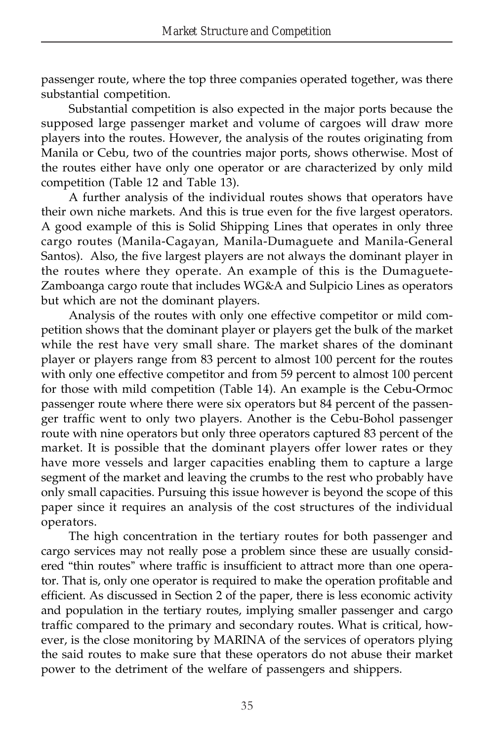passenger route, where the top three companies operated together, was there substantial competition.

Substantial competition is also expected in the major ports because the supposed large passenger market and volume of cargoes will draw more players into the routes. However, the analysis of the routes originating from Manila or Cebu, two of the countries major ports, shows otherwise. Most of the routes either have only one operator or are characterized by only mild competition (Table 12 and Table 13).

A further analysis of the individual routes shows that operators have their own niche markets. And this is true even for the five largest operators. A good example of this is Solid Shipping Lines that operates in only three cargo routes (Manila-Cagayan, Manila-Dumaguete and Manila-General Santos). Also, the five largest players are not always the dominant player in the routes where they operate. An example of this is the Dumaguete-Zamboanga cargo route that includes WG&A and Sulpicio Lines as operators but which are not the dominant players.

Analysis of the routes with only one effective competitor or mild competition shows that the dominant player or players get the bulk of the market while the rest have very small share. The market shares of the dominant player or players range from 83 percent to almost 100 percent for the routes with only one effective competitor and from 59 percent to almost 100 percent for those with mild competition (Table 14). An example is the Cebu-Ormoc passenger route where there were six operators but 84 percent of the passenger traffic went to only two players. Another is the Cebu-Bohol passenger route with nine operators but only three operators captured 83 percent of the market. It is possible that the dominant players offer lower rates or they have more vessels and larger capacities enabling them to capture a large segment of the market and leaving the crumbs to the rest who probably have only small capacities. Pursuing this issue however is beyond the scope of this paper since it requires an analysis of the cost structures of the individual operators.

The high concentration in the tertiary routes for both passenger and cargo services may not really pose a problem since these are usually considered "thin routes" where traffic is insufficient to attract more than one operator. That is, only one operator is required to make the operation profitable and efficient. As discussed in Section 2 of the paper, there is less economic activity and population in the tertiary routes, implying smaller passenger and cargo traffic compared to the primary and secondary routes. What is critical, however, is the close monitoring by MARINA of the services of operators plying the said routes to make sure that these operators do not abuse their market power to the detriment of the welfare of passengers and shippers.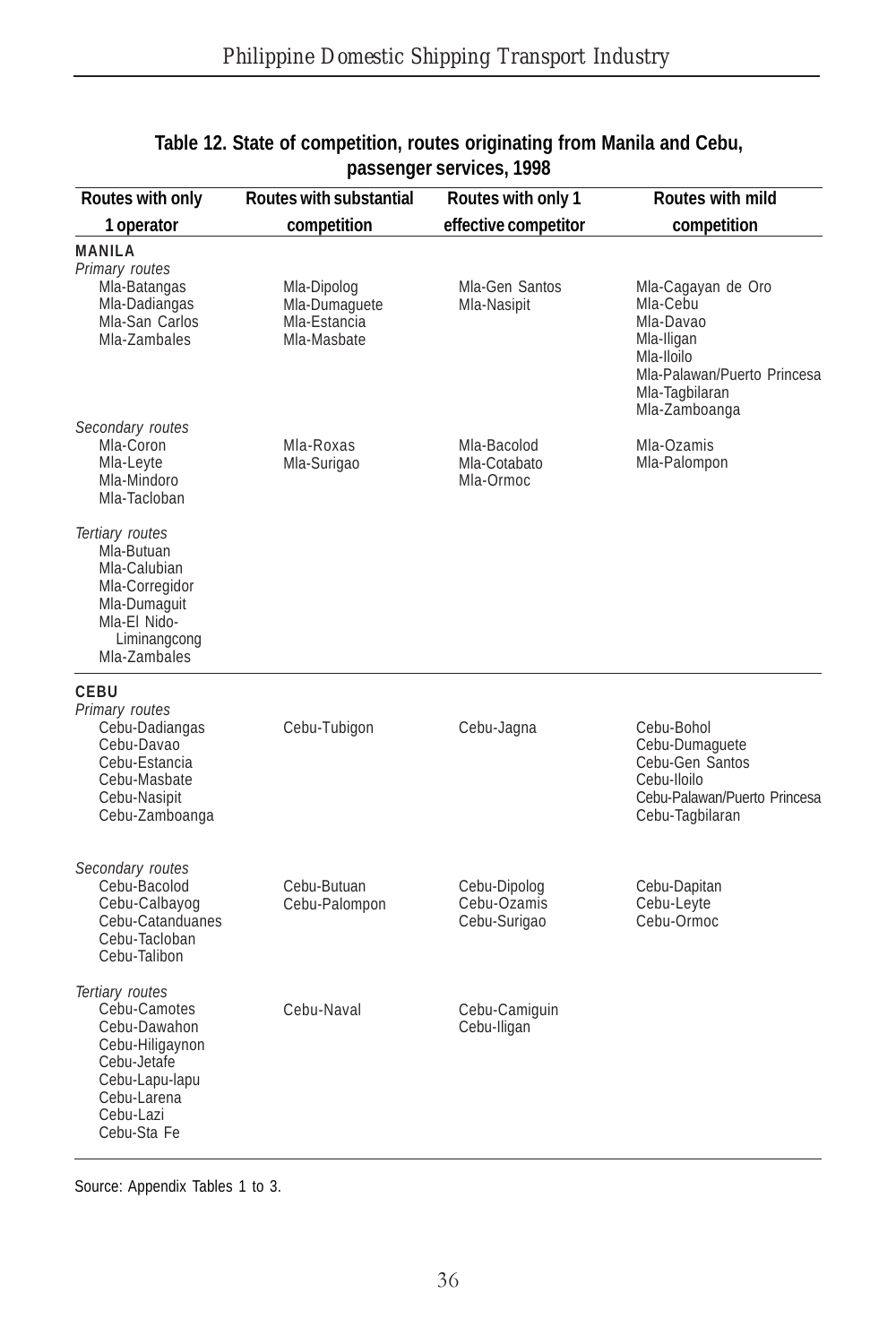**Table 12. State of competition, routes originating from Manila and Cebu, passenger services, 1998**

| Routes with only 1 operator | Routes with substantial competition | Routes with only 1 effective competitor | Routes with mild competition |
|---|---|---|---|
| **MANILA** | | | |
| *Primary routes* | | | |
| Mla-Batangas | Mla-Dipolog | Mla-Gen Santos | Mla-Cagayan de Oro |
| Mla-Dadiangas | Mla-Dumaguete | Mla-Nasipit | Mla-Cebu |
| Mla-San Carlos | Mla-Estancia | | Mla-Davao |
| Mla-Zambales | Mla-Masbate | | Mla-Iligan |
| | | | Mla-Iloilo |
| | | | Mla-Palawan/Puerto Princesa |
| | | | Mla-Tagbilaran |
| | | | Mla-Zamboanga |
| *Secondary routes* | | | |
| Mla-Coron | Mla-Roxas | Mla-Bacolod | Mla-Ozamis |
| Mla-Leyte | Mla-Surigao | Mla-Cotabato | Mla-Palompon |
| Mla-Mindoro | | Mla-Ormoc | |
| Mla-Tacloban | | | |
| *Tertiary routes* | | | |
| Mla-Butuan | | | |
| Mla-Calubian | | | |
| Mla-Corregidor | | | |
| Mla-Dumaguit | | | |
| Mla-El Nido-Liminangcong | | | |
| Mla-Zambales | | | |
| **CEBU** | | | |
| *Primary routes* | | | |
| Cebu-Dadiangas | Cebu-Tubigon | Cebu-Jagna | Cebu-Bohol |
| Cebu-Davao | | | Cebu-Dumaguete |
| Cebu-Estancia | | | Cebu-Gen Santos |
| Cebu-Masbate | | | Cebu-Iloilo |
| Cebu-Nasipit | | | Cebu-Palawan/Puerto Princesa |
| Cebu-Zamboanga | | | Cebu-Tagbilaran |
| *Secondary routes* | | | |
| Cebu-Bacolod | Cebu-Butuan | Cebu-Dipolog | Cebu-Dapitan |
| Cebu-Calbayog | Cebu-Palompon | Cebu-Ozamis | Cebu-Leyte |
| Cebu-Catanduanes | | Cebu-Surigao | Cebu-Ormoc |
| Cebu-Tacloban | | | |
| Cebu-Talibon | | | |
| *Tertiary routes* | | | |
| Cebu-Camotes | Cebu-Naval | Cebu-Camiguin | |
| Cebu-Dawahon | | Cebu-Iligan | |
| Cebu-Hiligaynon | | | |
| Cebu-Jetafe | | | |
| Cebu-Lapu-lapu | | | |
| Cebu-Larena | | | |
| Cebu-Lazi | | | |
| Cebu-Sta Fe | | | |

Source: Appendix Tables 1 to 3.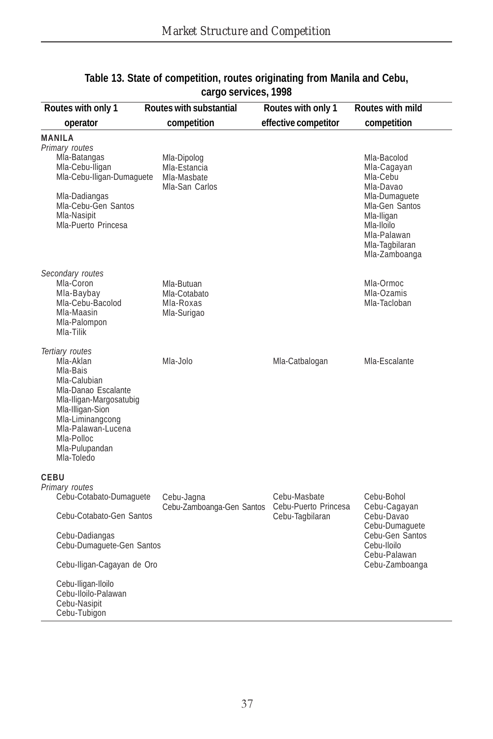**Table 13. State of competition, routes originating from Manila and Cebu, cargo services, 1998**

| Routes with only 1 operator | Routes with substantial competition | Routes with only 1 effective competitor | Routes with mild competition |
|---|---|---|---|
| **MANILA** | | | |
| *Primary routes* | | | |
| Mla-Batangas | Mla-Dipolog | | Mla-Bacolod |
| Mla-Cebu-Iligan | Mla-Estancia | | Mla-Cagayan |
| Mla-Cebu-Iligan-Dumaguete | Mla-Masbate | | Mla-Cebu |
| | Mla-San Carlos | | Mla-Davao |
| Mla-Dadiangas | | | Mla-Dumaguete |
| Mla-Cebu-Gen Santos | | | Mla-Gen Santos |
| Mla-Nasipit | | | Mla-Iligan |
| Mla-Puerto Princesa | | | Mla-Iloilo |
| | | | Mla-Palawan |
| | | | Mla-Tagbilaran |
| | | | Mla-Zamboanga |
| *Secondary routes* | | | |
| Mla-Coron | Mla-Butuan | | Mla-Ormoc |
| Mla-Baybay | Mla-Cotabato | | Mla-Ozamis |
| Mla-Cebu-Bacolod | Mla-Roxas | | Mla-Tacloban |
| Mla-Maasin | Mla-Surigao | | |
| Mla-Palompon | | | |
| Mla-Tilik | | | |
| *Tertiary routes* | | | |
| Mla-Aklan | Mla-Jolo | Mla-Catbalogan | Mla-Escalante |
| Mla-Bais | | | |
| Mla-Calubian | | | |
| Mla-Danao Escalante | | | |
| Mla-Iligan-Margosatubig | | | |
| Mla-Illigan-Sion | | | |
| Mla-Liminangcong | | | |
| Mla-Palawan-Lucena | | | |
| Mla-Polloc | | | |
| Mla-Pulupandan | | | |
| Mla-Toledo | | | |
| **CEBU** | | | |
| *Primary routes* | | | |
| Cebu-Cotabato-Dumaguete | Cebu-Jagna | Cebu-Masbate | Cebu-Bohol |
| | Cebu-Zamboanga-Gen Santos | Cebu-Puerto Princesa | Cebu-Cagayan |
| Cebu-Cotabato-Gen Santos | | Cebu-Tagbilaran | Cebu-Davao |
| | | | Cebu-Dumaguete |
| Cebu-Dadiangas | | | Cebu-Gen Santos |
| Cebu-Dumaguete-Gen Santos | | | Cebu-Iloilo |
| | | | Cebu-Palawan |
| Cebu-Iligan-Cagayan de Oro | | | Cebu-Zamboanga |
| Cebu-Iligan-Iloilo | | | |
| Cebu-Iloilo-Palawan | | | |
| Cebu-Nasipit | | | |
| Cebu-Tubigon | | | |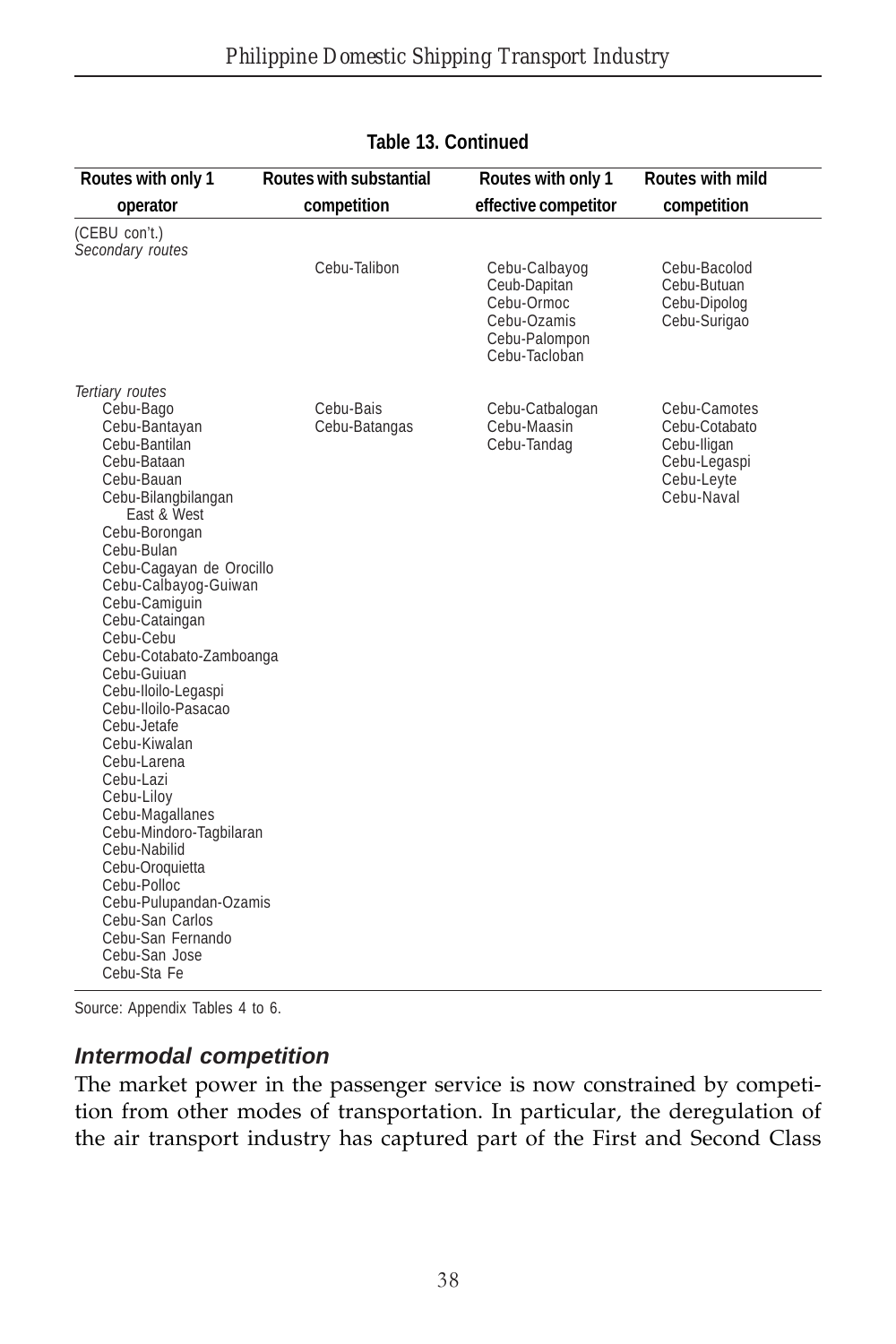**Table 13. Continued**

| Routes with only 1 operator | Routes with substantial competition | Routes with only 1 effective competitor | Routes with mild competition |
|---|---|---|---|
| (CEBU con't.) *Secondary routes* | | | |
| | Cebu-Talibon | Cebu-Calbayog | Cebu-Bacolod |
| | | Ceub-Dapitan | Cebu-Butuan |
| | | Cebu-Ormoc | Cebu-Dipolog |
| | | Cebu-Ozamis | Cebu-Surigao |
| | | Cebu-Palompon | |
| | | Cebu-Tacloban | |
| *Tertiary routes* | | | |
| Cebu-Bago | Cebu-Bais | Cebu-Catbalogan | Cebu-Camotes |
| Cebu-Bantayan | Cebu-Batangas | Cebu-Maasin | Cebu-Cotabato |
| Cebu-Bantilan | | Cebu-Tandag | Cebu-Iligan |
| Cebu-Bataan | | | Cebu-Legaspi |
| Cebu-Bauan | | | Cebu-Leyte |
| Cebu-Bilangbilangan East & West | | | Cebu-Naval |
| Cebu-Borongan | | | |
| Cebu-Bulan | | | |
| Cebu-Cagayan de Orocillo | | | |
| Cebu-Calbayog-Guiwan | | | |
| Cebu-Camiguin | | | |
| Cebu-Cataingan | | | |
| Cebu-Cebu | | | |
| Cebu-Cotabato-Zamboanga | | | |
| Cebu-Guiuan | | | |
| Cebu-Iloilo-Legaspi | | | |
| Cebu-Iloilo-Pasacao | | | |
| Cebu-Jetafe | | | |
| Cebu-Kiwalan | | | |
| Cebu-Larena | | | |
| Cebu-Lazi | | | |
| Cebu-Liloy | | | |
| Cebu-Magallanes | | | |
| Cebu-Mindoro-Tagbilaran | | | |
| Cebu-Nabilid | | | |
| Cebu-Oroquietta | | | |
| Cebu-Polloc | | | |
| Cebu-Pulupandan-Ozamis | | | |
| Cebu-San Carlos | | | |
| Cebu-San Fernando | | | |
| Cebu-San Jose | | | |
| Cebu-Sta Fe | | | |

Source: Appendix Tables 4 to 6.

### *Intermodal competition*

The market power in the passenger service is now constrained by competition from other modes of transportation. In particular, the deregulation of the air transport industry has captured part of the First and Second Class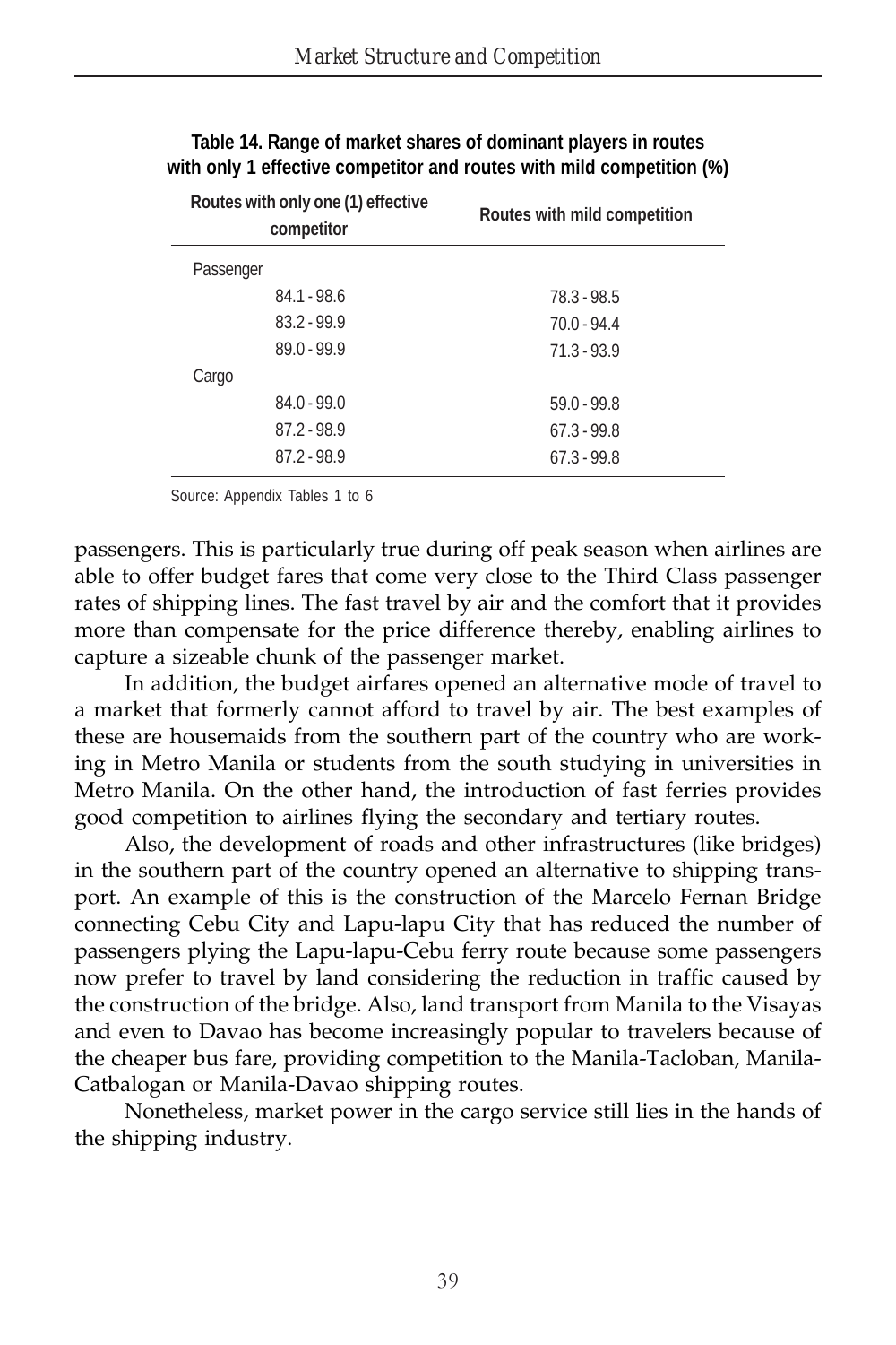**Table 14. Range of market shares of dominant players in routes with only 1 effective competitor and routes with mild competition (%)**

| Routes with only one (1) effective competitor | Routes with mild competition |
|---|---|
| Passenger | |
| 84.1 - 98.6 | 78.3 - 98.5 |
| 83.2 - 99.9 | 70.0 - 94.4 |
| 89.0 - 99.9 | 71.3 - 93.9 |
| Cargo | |
| 84.0 - 99.0 | 59.0 - 99.8 |
| 87.2 - 98.9 | 67.3 - 99.8 |
| 87.2 - 98.9 | 67.3 - 99.8 |

Source: Appendix Tables 1 to 6

passengers. This is particularly true during off peak season when airlines are able to offer budget fares that come very close to the Third Class passenger rates of shipping lines. The fast travel by air and the comfort that it provides more than compensate for the price difference thereby, enabling airlines to capture a sizeable chunk of the passenger market.

In addition, the budget airfares opened an alternative mode of travel to a market that formerly cannot afford to travel by air. The best examples of these are housemaids from the southern part of the country who are working in Metro Manila or students from the south studying in universities in Metro Manila. On the other hand, the introduction of fast ferries provides good competition to airlines flying the secondary and tertiary routes.

Also, the development of roads and other infrastructures (like bridges) in the southern part of the country opened an alternative to shipping transport. An example of this is the construction of the Marcelo Fernan Bridge connecting Cebu City and Lapu-lapu City that has reduced the number of passengers plying the Lapu-lapu-Cebu ferry route because some passengers now prefer to travel by land considering the reduction in traffic caused by the construction of the bridge. Also, land transport from Manila to the Visayas and even to Davao has become increasingly popular to travelers because of the cheaper bus fare, providing competition to the Manila-Tacloban, Manila-Catbalogan or Manila-Davao shipping routes.

Nonetheless, market power in the cargo service still lies in the hands of the shipping industry.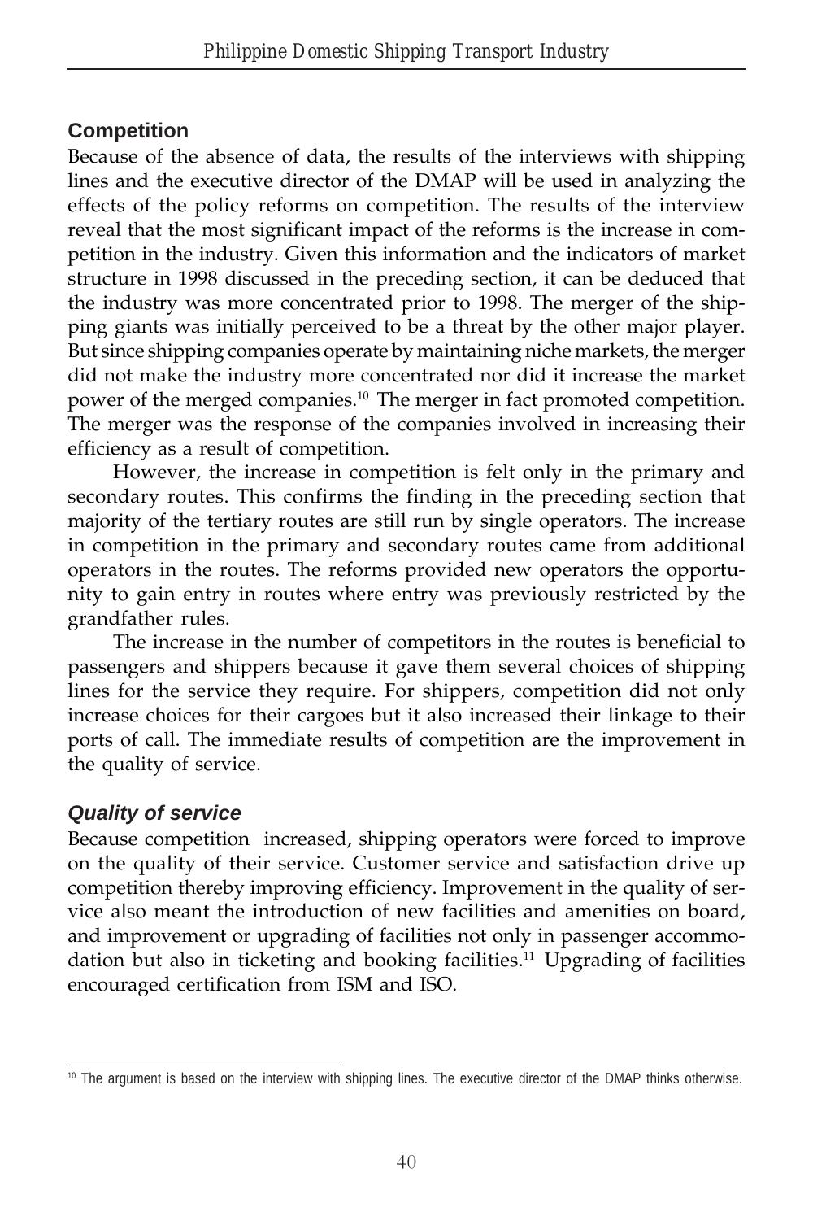## Competition

Because of the absence of data, the results of the interviews with shipping lines and the executive director of the DMAP will be used in analyzing the effects of the policy reforms on competition. The results of the interview reveal that the most significant impact of the reforms is the increase in competition in the industry. Given this information and the indicators of market structure in 1998 discussed in the preceding section, it can be deduced that the industry was more concentrated prior to 1998. The merger of the shipping giants was initially perceived to be a threat by the other major player. But since shipping companies operate by maintaining niche markets, the merger did not make the industry more concentrated nor did it increase the market power of the merged companies.[10] The merger in fact promoted competition. The merger was the response of the companies involved in increasing their efficiency as a result of competition.

However, the increase in competition is felt only in the primary and secondary routes. This confirms the finding in the preceding section that majority of the tertiary routes are still run by single operators. The increase in competition in the primary and secondary routes came from additional operators in the routes. The reforms provided new operators the opportunity to gain entry in routes where entry was previously restricted by the grandfather rules.

The increase in the number of competitors in the routes is beneficial to passengers and shippers because it gave them several choices of shipping lines for the service they require. For shippers, competition did not only increase choices for their cargoes but it also increased their linkage to their ports of call. The immediate results of competition are the improvement in the quality of service.

### *Quality of service*

Because competition increased, shipping operators were forced to improve on the quality of their service. Customer service and satisfaction drive up competition thereby improving efficiency. Improvement in the quality of service also meant the introduction of new facilities and amenities on board, and improvement or upgrading of facilities not only in passenger accommodation but also in ticketing and booking facilities.[11] Upgrading of facilities encouraged certification from ISM and ISO.

---

[10] The argument is based on the interview with shipping lines. The executive director of the DMAP thinks otherwise.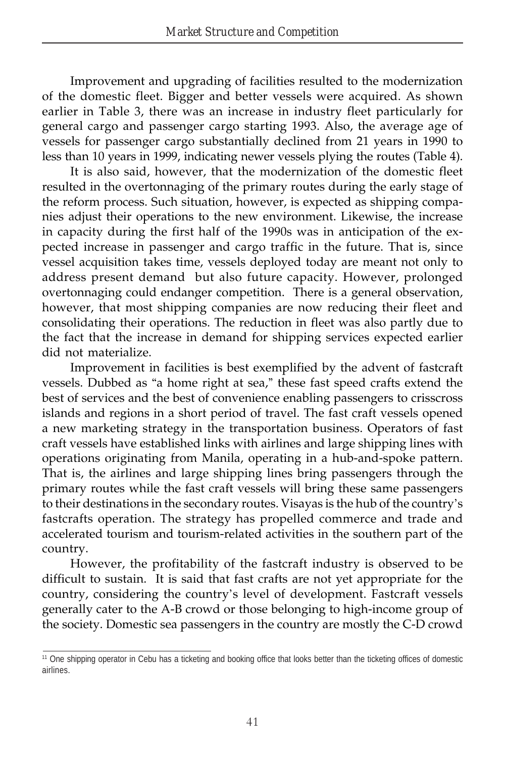Improvement and upgrading of facilities resulted to the modernization of the domestic fleet. Bigger and better vessels were acquired. As shown earlier in Table 3, there was an increase in industry fleet particularly for general cargo and passenger cargo starting 1993. Also, the average age of vessels for passenger cargo substantially declined from 21 years in 1990 to less than 10 years in 1999, indicating newer vessels plying the routes (Table 4).

It is also said, however, that the modernization of the domestic fleet resulted in the overtonnaging of the primary routes during the early stage of the reform process. Such situation, however, is expected as shipping companies adjust their operations to the new environment. Likewise, the increase in capacity during the first half of the 1990s was in anticipation of the expected increase in passenger and cargo traffic in the future. That is, since vessel acquisition takes time, vessels deployed today are meant not only to address present demand but also future capacity. However, prolonged overtonnaging could endanger competition. There is a general observation, however, that most shipping companies are now reducing their fleet and consolidating their operations. The reduction in fleet was also partly due to the fact that the increase in demand for shipping services expected earlier did not materialize.

Improvement in facilities is best exemplified by the advent of fastcraft vessels. Dubbed as "a home right at sea," these fast speed crafts extend the best of services and the best of convenience enabling passengers to crisscross islands and regions in a short period of travel. The fast craft vessels opened a new marketing strategy in the transportation business. Operators of fast craft vessels have established links with airlines and large shipping lines with operations originating from Manila, operating in a hub-and-spoke pattern. That is, the airlines and large shipping lines bring passengers through the primary routes while the fast craft vessels will bring these same passengers to their destinations in the secondary routes. Visayas is the hub of the country's fastcrafts operation. The strategy has propelled commerce and trade and accelerated tourism and tourism-related activities in the southern part of the country.

However, the profitability of the fastcraft industry is observed to be difficult to sustain. It is said that fast crafts are not yet appropriate for the country, considering the country's level of development. Fastcraft vessels generally cater to the A-B crowd or those belonging to high-income group of the society. Domestic sea passengers in the country are mostly the C-D crowd

[11] One shipping operator in Cebu has a ticketing and booking office that looks better than the ticketing offices of domestic airlines.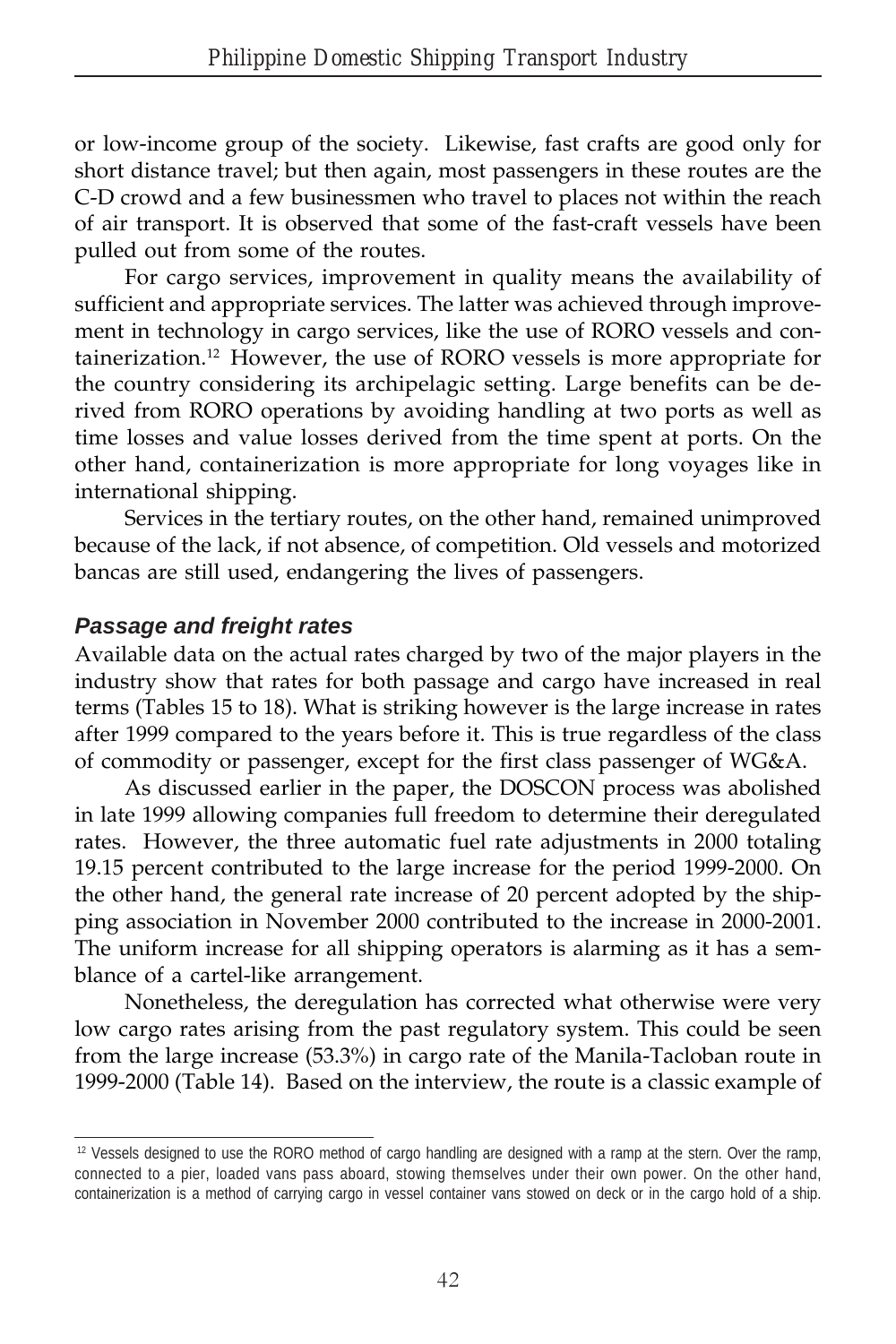or low-income group of the society. Likewise, fast crafts are good only for short distance travel; but then again, most passengers in these routes are the C-D crowd and a few businessmen who travel to places not within the reach of air transport. It is observed that some of the fast-craft vessels have been pulled out from some of the routes.

For cargo services, improvement in quality means the availability of sufficient and appropriate services. The latter was achieved through improvement in technology in cargo services, like the use of RORO vessels and containerization.[12] However, the use of RORO vessels is more appropriate for the country considering its archipelagic setting. Large benefits can be derived from RORO operations by avoiding handling at two ports as well as time losses and value losses derived from the time spent at ports. On the other hand, containerization is more appropriate for long voyages like in international shipping.

Services in the tertiary routes, on the other hand, remained unimproved because of the lack, if not absence, of competition. Old vessels and motorized bancas are still used, endangering the lives of passengers.

### *Passage and freight rates*

Available data on the actual rates charged by two of the major players in the industry show that rates for both passage and cargo have increased in real terms (Tables 15 to 18). What is striking however is the large increase in rates after 1999 compared to the years before it. This is true regardless of the class of commodity or passenger, except for the first class passenger of WG&A.

As discussed earlier in the paper, the DOSCON process was abolished in late 1999 allowing companies full freedom to determine their deregulated rates. However, the three automatic fuel rate adjustments in 2000 totaling 19.15 percent contributed to the large increase for the period 1999-2000. On the other hand, the general rate increase of 20 percent adopted by the shipping association in November 2000 contributed to the increase in 2000-2001. The uniform increase for all shipping operators is alarming as it has a semblance of a cartel-like arrangement.

Nonetheless, the deregulation has corrected what otherwise were very low cargo rates arising from the past regulatory system. This could be seen from the large increase (53.3%) in cargo rate of the Manila-Tacloban route in 1999-2000 (Table 14). Based on the interview, the route is a classic example of

---

[12] Vessels designed to use the RORO method of cargo handling are designed with a ramp at the stern. Over the ramp, connected to a pier, loaded vans pass aboard, stowing themselves under their own power. On the other hand, containerization is a method of carrying cargo in vessel container vans stowed on deck or in the cargo hold of a ship.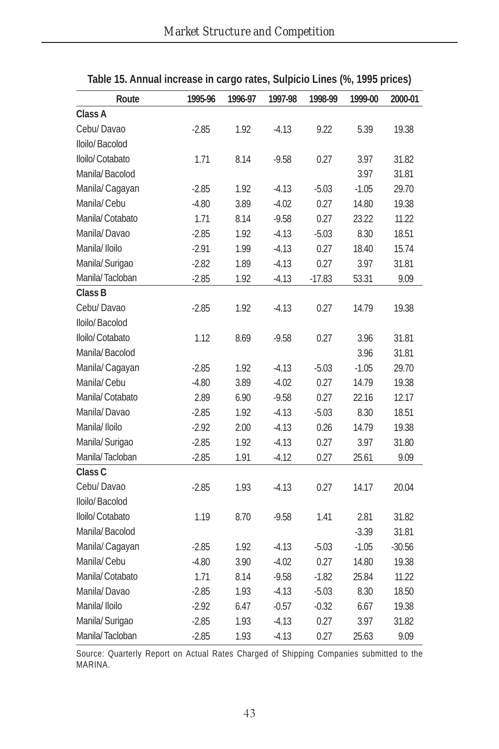**Table 15. Annual increase in cargo rates, Sulpicio Lines (%, 1995 prices)**

| Route | 1995-96 | 1996-97 | 1997-98 | 1998-99 | 1999-00 | 2000-01 |
|---|---|---|---|---|---|---|
| **Class A** | | | | | | |
| Cebu/ Davao | -2.85 | 1.92 | -4.13 | 9.22 | 5.39 | 19.38 |
| Iloilo/ Bacolod | | | | | | |
| Iloilo/ Cotabato | 1.71 | 8.14 | -9.58 | 0.27 | 3.97 | 31.82 |
| Manila/ Bacolod | | | | | 3.97 | 31.81 |
| Manila/ Cagayan | -2.85 | 1.92 | -4.13 | -5.03 | -1.05 | 29.70 |
| Manila/ Cebu | -4.80 | 3.89 | -4.02 | 0.27 | 14.80 | 19.38 |
| Manila/ Cotabato | 1.71 | 8.14 | -9.58 | 0.27 | 23.22 | 11.22 |
| Manila/ Davao | -2.85 | 1.92 | -4.13 | -5.03 | 8.30 | 18.51 |
| Manila/ Iloilo | -2.91 | 1.99 | -4.13 | 0.27 | 18.40 | 15.74 |
| Manila/ Surigao | -2.82 | 1.89 | -4.13 | 0.27 | 3.97 | 31.81 |
| Manila/ Tacloban | -2.85 | 1.92 | -4.13 | -17.83 | 53.31 | 9.09 |
| **Class B** | | | | | | |
| Cebu/ Davao | -2.85 | 1.92 | -4.13 | 0.27 | 14.79 | 19.38 |
| Iloilo/ Bacolod | | | | | | |
| Iloilo/ Cotabato | 1.12 | 8.69 | -9.58 | 0.27 | 3.96 | 31.81 |
| Manila/ Bacolod | | | | | 3.96 | 31.81 |
| Manila/ Cagayan | -2.85 | 1.92 | -4.13 | -5.03 | -1.05 | 29.70 |
| Manila/ Cebu | -4.80 | 3.89 | -4.02 | 0.27 | 14.79 | 19.38 |
| Manila/ Cotabato | 2.89 | 6.90 | -9.58 | 0.27 | 22.16 | 12.17 |
| Manila/ Davao | -2.85 | 1.92 | -4.13 | -5.03 | 8.30 | 18.51 |
| Manila/ Iloilo | -2.92 | 2.00 | -4.13 | 0.26 | 14.79 | 19.38 |
| Manila/ Surigao | -2.85 | 1.92 | -4.13 | 0.27 | 3.97 | 31.80 |
| Manila/ Tacloban | -2.85 | 1.91 | -4.12 | 0.27 | 25.61 | 9.09 |
| **Class C** | | | | | | |
| Cebu/ Davao | -2.85 | 1.93 | -4.13 | 0.27 | 14.17 | 20.04 |
| Iloilo/ Bacolod | | | | | | |
| Iloilo/ Cotabato | 1.19 | 8.70 | -9.58 | 1.41 | 2.81 | 31.82 |
| Manila/ Bacolod | | | | | -3.39 | 31.81 |
| Manila/ Cagayan | -2.85 | 1.92 | -4.13 | -5.03 | -1.05 | -30.56 |
| Manila/ Cebu | -4.80 | 3.90 | -4.02 | 0.27 | 14.80 | 19.38 |
| Manila/ Cotabato | 1.71 | 8.14 | -9.58 | -1.82 | 25.84 | 11.22 |
| Manila/ Davao | -2.85 | 1.93 | -4.13 | -5.03 | 8.30 | 18.50 |
| Manila/ Iloilo | -2.92 | 6.47 | -0.57 | -0.32 | 6.67 | 19.38 |
| Manila/ Surigao | -2.85 | 1.93 | -4.13 | 0.27 | 3.97 | 31.82 |
| Manila/ Tacloban | -2.85 | 1.93 | -4.13 | 0.27 | 25.63 | 9.09 |

Source: Quarterly Report on Actual Rates Charged of Shipping Companies submitted to the MARINA.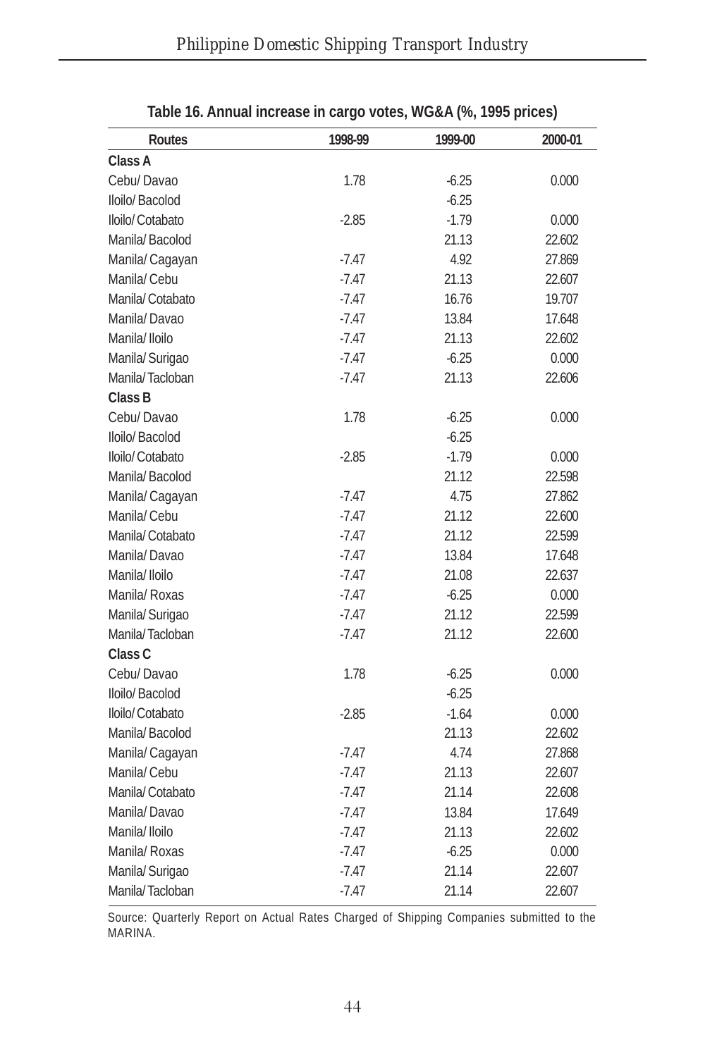Table 16. Annual increase in cargo votes, WG&A (%, 1995 prices)

| Routes | 1998-99 | 1999-00 | 2000-01 |
|---|---|---|---|
| **Class A** | | | |
| Cebu/ Davao | 1.78 | -6.25 | 0.000 |
| Iloilo/ Bacolod | | -6.25 | |
| Iloilo/ Cotabato | -2.85 | -1.79 | 0.000 |
| Manila/ Bacolod | | 21.13 | 22.602 |
| Manila/ Cagayan | -7.47 | 4.92 | 27.869 |
| Manila/ Cebu | -7.47 | 21.13 | 22.607 |
| Manila/ Cotabato | -7.47 | 16.76 | 19.707 |
| Manila/ Davao | -7.47 | 13.84 | 17.648 |
| Manila/ Iloilo | -7.47 | 21.13 | 22.602 |
| Manila/ Surigao | -7.47 | -6.25 | 0.000 |
| Manila/ Tacloban | -7.47 | 21.13 | 22.606 |
| **Class B** | | | |
| Cebu/ Davao | 1.78 | -6.25 | 0.000 |
| Iloilo/ Bacolod | | -6.25 | |
| Iloilo/ Cotabato | -2.85 | -1.79 | 0.000 |
| Manila/ Bacolod | | 21.12 | 22.598 |
| Manila/ Cagayan | -7.47 | 4.75 | 27.862 |
| Manila/ Cebu | -7.47 | 21.12 | 22.600 |
| Manila/ Cotabato | -7.47 | 21.12 | 22.599 |
| Manila/ Davao | -7.47 | 13.84 | 17.648 |
| Manila/ Iloilo | -7.47 | 21.08 | 22.637 |
| Manila/ Roxas | -7.47 | -6.25 | 0.000 |
| Manila/ Surigao | -7.47 | 21.12 | 22.599 |
| Manila/ Tacloban | -7.47 | 21.12 | 22.600 |
| **Class C** | | | |
| Cebu/ Davao | 1.78 | -6.25 | 0.000 |
| Iloilo/ Bacolod | | -6.25 | |
| Iloilo/ Cotabato | -2.85 | -1.64 | 0.000 |
| Manila/ Bacolod | | 21.13 | 22.602 |
| Manila/ Cagayan | -7.47 | 4.74 | 27.868 |
| Manila/ Cebu | -7.47 | 21.13 | 22.607 |
| Manila/ Cotabato | -7.47 | 21.14 | 22.608 |
| Manila/ Davao | -7.47 | 13.84 | 17.649 |
| Manila/ Iloilo | -7.47 | 21.13 | 22.602 |
| Manila/ Roxas | -7.47 | -6.25 | 0.000 |
| Manila/ Surigao | -7.47 | 21.14 | 22.607 |
| Manila/ Tacloban | -7.47 | 21.14 | 22.607 |

Source: Quarterly Report on Actual Rates Charged of Shipping Companies submitted to the MARINA.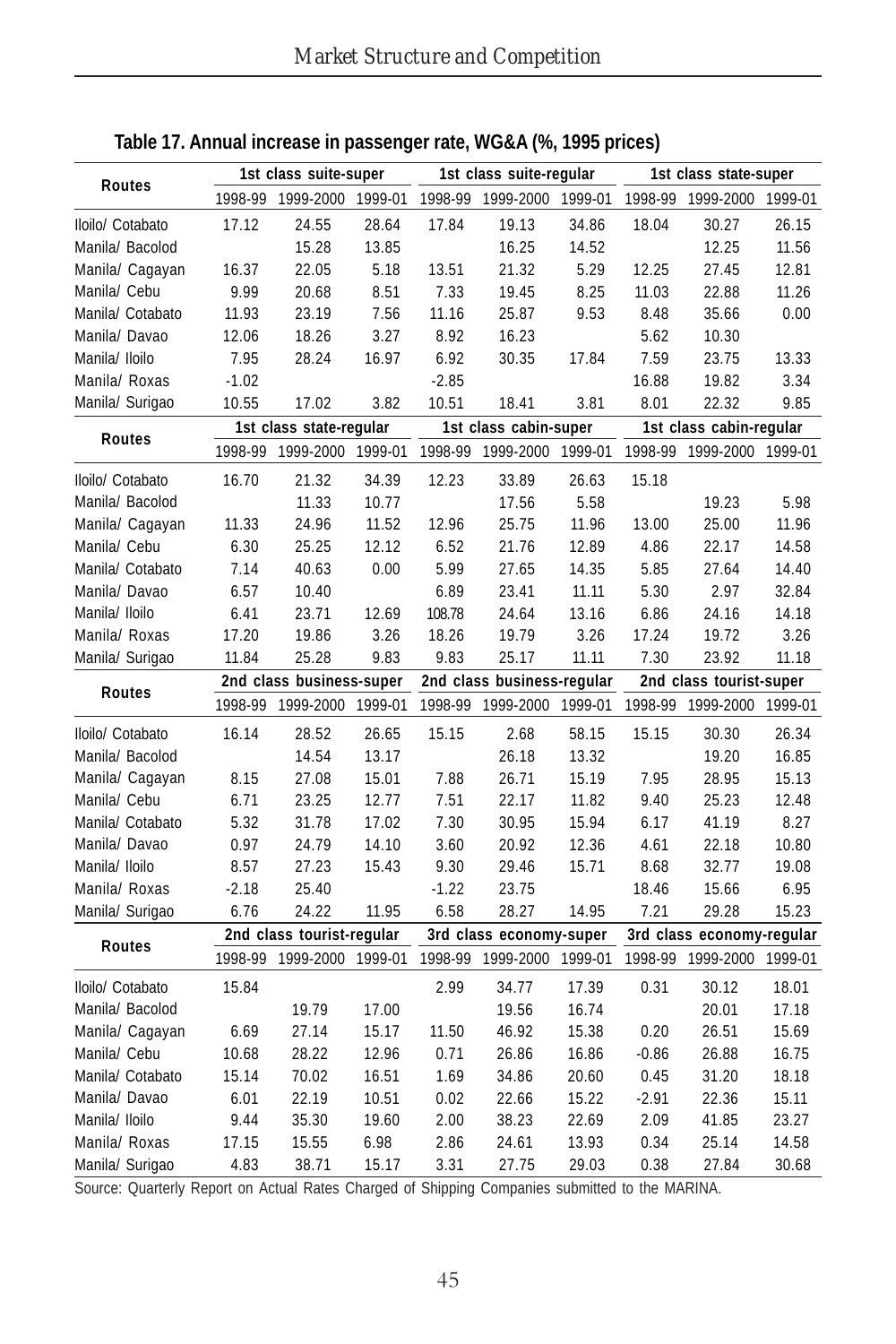**Table 17. Annual increase in passenger rate, WG&A (%, 1995 prices)**

| Routes | 1st class suite-super | | | 1st class suite-regular | | | 1st class state-super | | |
|---|---|---|---|---|---|---|---|---|---|
| | 1998-99 | 1999-2000 | 1999-01 | 1998-99 | 1999-2000 | 1999-01 | 1998-99 | 1999-2000 | 1999-01 |
| Iloilo/ Cotabato | 17.12 | 24.55 | 28.64 | 17.84 | 19.13 | 34.86 | 18.04 | 30.27 | 26.15 |
| Manila/ Bacolod | | 15.28 | 13.85 | | 16.25 | 14.52 | | 12.25 | 11.56 |
| Manila/ Cagayan | 16.37 | 22.05 | 5.18 | 13.51 | 21.32 | 5.29 | 12.25 | 27.45 | 12.81 |
| Manila/ Cebu | 9.99 | 20.68 | 8.51 | 7.33 | 19.45 | 8.25 | 11.03 | 22.88 | 11.26 |
| Manila/ Cotabato | 11.93 | 23.19 | 7.56 | 11.16 | 25.87 | 9.53 | 8.48 | 35.66 | 0.00 |
| Manila/ Davao | 12.06 | 18.26 | 3.27 | 8.92 | 16.23 | | 5.62 | 10.30 | |
| Manila/ Iloilo | 7.95 | 28.24 | 16.97 | 6.92 | 30.35 | 17.84 | 7.59 | 23.75 | 13.33 |
| Manila/ Roxas | -1.02 | | | -2.85 | | | 16.88 | 19.82 | 3.34 |
| Manila/ Surigao | 10.55 | 17.02 | 3.82 | 10.51 | 18.41 | 3.81 | 8.01 | 22.32 | 9.85 |
| **Routes** | **1st class state-regular** | | | **1st class cabin-super** | | | **1st class cabin-regular** | | |
| | 1998-99 | 1999-2000 | 1999-01 | 1998-99 | 1999-2000 | 1999-01 | 1998-99 | 1999-2000 | 1999-01 |
| Iloilo/ Cotabato | 16.70 | 21.32 | 34.39 | 12.23 | 33.89 | 26.63 | 15.18 | | |
| Manila/ Bacolod | | 11.33 | 10.77 | | 17.56 | 5.58 | | 19.23 | 5.98 |
| Manila/ Cagayan | 11.33 | 24.96 | 11.52 | 12.96 | 25.75 | 11.96 | 13.00 | 25.00 | 11.96 |
| Manila/ Cebu | 6.30 | 25.25 | 12.12 | 6.52 | 21.76 | 12.89 | 4.86 | 22.17 | 14.58 |
| Manila/ Cotabato | 7.14 | 40.63 | 0.00 | 5.99 | 27.65 | 14.35 | 5.85 | 27.64 | 14.40 |
| Manila/ Davao | 6.57 | 10.40 | | 6.89 | 23.41 | 11.11 | 5.30 | 2.97 | 32.84 |
| Manila/ Iloilo | 6.41 | 23.71 | 12.69 | 108.78 | 24.64 | 13.16 | 6.86 | 24.16 | 14.18 |
| Manila/ Roxas | 17.20 | 19.86 | 3.26 | 18.26 | 19.79 | 3.26 | 17.24 | 19.72 | 3.26 |
| Manila/ Surigao | 11.84 | 25.28 | 9.83 | 9.83 | 25.17 | 11.11 | 7.30 | 23.92 | 11.18 |
| **Routes** | **2nd class business-super** | | | **2nd class business-regular** | | | **2nd class tourist-super** | | |
| | 1998-99 | 1999-2000 | 1999-01 | 1998-99 | 1999-2000 | 1999-01 | 1998-99 | 1999-2000 | 1999-01 |
| Iloilo/ Cotabato | 16.14 | 28.52 | 26.65 | 15.15 | 2.68 | 58.15 | 15.15 | 30.30 | 26.34 |
| Manila/ Bacolod | | 14.54 | 13.17 | | 26.18 | 13.32 | | 19.20 | 16.85 |
| Manila/ Cagayan | 8.15 | 27.08 | 15.01 | 7.88 | 26.71 | 15.19 | 7.95 | 28.95 | 15.13 |
| Manila/ Cebu | 6.71 | 23.25 | 12.77 | 7.51 | 22.17 | 11.82 | 9.40 | 25.23 | 12.48 |
| Manila/ Cotabato | 5.32 | 31.78 | 17.02 | 7.30 | 30.95 | 15.94 | 6.17 | 41.19 | 8.27 |
| Manila/ Davao | 0.97 | 24.79 | 14.10 | 3.60 | 20.92 | 12.36 | 4.61 | 22.18 | 10.80 |
| Manila/ Iloilo | 8.57 | 27.23 | 15.43 | 9.30 | 29.46 | 15.71 | 8.68 | 32.77 | 19.08 |
| Manila/ Roxas | -2.18 | 25.40 | | -1.22 | 23.75 | | 18.46 | 15.66 | 6.95 |
| Manila/ Surigao | 6.76 | 24.22 | 11.95 | 6.58 | 28.27 | 14.95 | 7.21 | 29.28 | 15.23 |
| **Routes** | **2nd class tourist-regular** | | | **3rd class economy-super** | | | **3rd class economy-regular** | | |
| | 1998-99 | 1999-2000 | 1999-01 | 1998-99 | 1999-2000 | 1999-01 | 1998-99 | 1999-2000 | 1999-01 |
| Iloilo/ Cotabato | 15.84 | | | 2.99 | 34.77 | 17.39 | 0.31 | 30.12 | 18.01 |
| Manila/ Bacolod | | 19.79 | 17.00 | | 19.56 | 16.74 | | 20.01 | 17.18 |
| Manila/ Cagayan | 6.69 | 27.14 | 15.17 | 11.50 | 46.92 | 15.38 | 0.20 | 26.51 | 15.69 |
| Manila/ Cebu | 10.68 | 28.22 | 12.96 | 0.71 | 26.86 | 16.86 | -0.86 | 26.88 | 16.75 |
| Manila/ Cotabato | 15.14 | 70.02 | 16.51 | 1.69 | 34.86 | 20.60 | 0.45 | 31.20 | 18.18 |
| Manila/ Davao | 6.01 | 22.19 | 10.51 | 0.02 | 22.66 | 15.22 | -2.91 | 22.36 | 15.11 |
| Manila/ Iloilo | 9.44 | 35.30 | 19.60 | 2.00 | 38.23 | 22.69 | 2.09 | 41.85 | 23.27 |
| Manila/ Roxas | 17.15 | 15.55 | 6.98 | 2.86 | 24.61 | 13.93 | 0.34 | 25.14 | 14.58 |
| Manila/ Surigao | 4.83 | 38.71 | 15.17 | 3.31 | 27.75 | 29.03 | 0.38 | 27.84 | 30.68 |

Source: Quarterly Report on Actual Rates Charged of Shipping Companies submitted to the MARINA.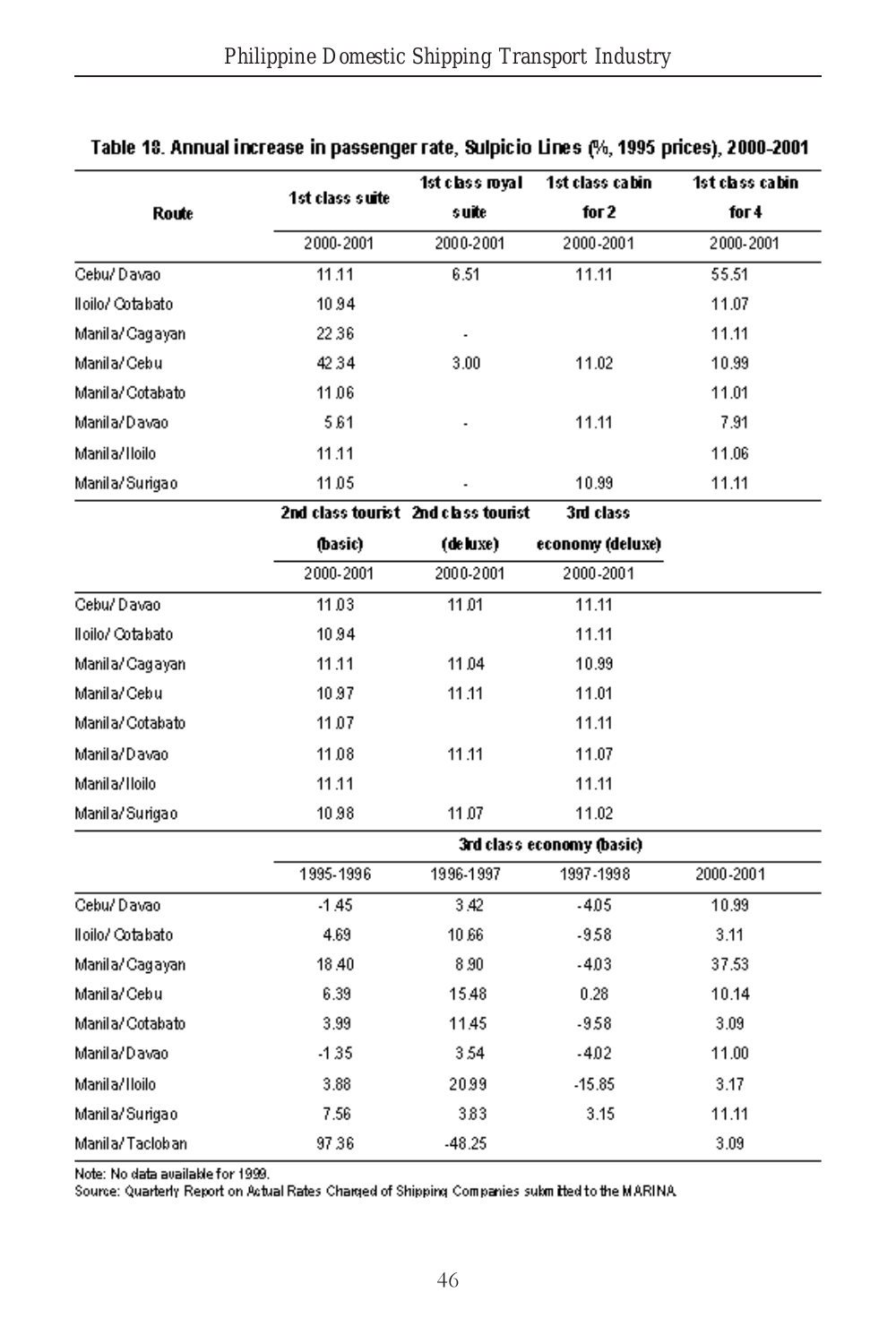**Table 18. Annual increase in passenger rate, Sulpicio Lines (%, 1995 prices), 2000-2001**

| Route | 1st class suite | 1st class royal suite | 1st class cabin for 2 | 1st class cabin for 4 |
|---|---|---|---|---|
| | 2000-2001 | 2000-2001 | 2000-2001 | 2000-2001 |
| Cebu/Davao | 11.11 | 6.51 | 11.11 | 55.51 |
| Iloilo/Cotabato | 10.94 | | | 11.07 |
| Manila/Cagayan | 22.36 | - | | 11.11 |
| Manila/Cebu | 42.34 | 3.00 | 11.02 | 10.99 |
| Manila/Cotabato | 11.06 | | | 11.01 |
| Manila/Davao | 5.61 | - | 11.11 | 7.91 |
| Manila/Iloilo | 11.11 | | | 11.06 |
| Manila/Surigao | 11.05 | - | 10.99 | 11.11 |
| | 2nd class tourist (basic) | 2nd class tourist (deluxe) | 3rd class economy (deluxe) | |
| | 2000-2001 | 2000-2001 | 2000-2001 | |
| Cebu/Davao | 11.03 | 11.01 | 11.11 | |
| Iloilo/Cotabato | 10.94 | | 11.11 | |
| Manila/Cagayan | 11.11 | 11.04 | 10.99 | |
| Manila/Cebu | 10.97 | 11.11 | 11.01 | |
| Manila/Cotabato | 11.07 | | 11.11 | |
| Manila/Davao | 11.08 | 11.11 | 11.07 | |
| Manila/Iloilo | 11.11 | | 11.11 | |
| Manila/Surigao | 10.98 | 11.07 | 11.02 | |
| | 3rd class economy (basic) | | | |
| | 1995-1996 | 1996-1997 | 1997-1998 | 2000-2001 |
| Cebu/Davao | -1.45 | 3.42 | -4.05 | 10.99 |
| Iloilo/Cotabato | 4.69 | 10.66 | -9.58 | 3.11 |
| Manila/Cagayan | 18.40 | 8.90 | -4.03 | 37.53 |
| Manila/Cebu | 6.39 | 15.48 | 0.28 | 10.14 |
| Manila/Cotabato | 3.99 | 11.45 | -9.58 | 3.09 |
| Manila/Davao | -1.35 | 3.54 | -4.02 | 11.00 |
| Manila/Iloilo | 3.88 | 20.99 | -15.85 | 3.17 |
| Manila/Surigao | 7.56 | 3.83 | 3.15 | 11.11 |
| Manila/Tacloban | 97.36 | -48.25 | | 3.09 |

Note: No data available for 1999.
Source: Quarterly Report on Actual Rates Charged of Shipping Companies submitted to the MARINA.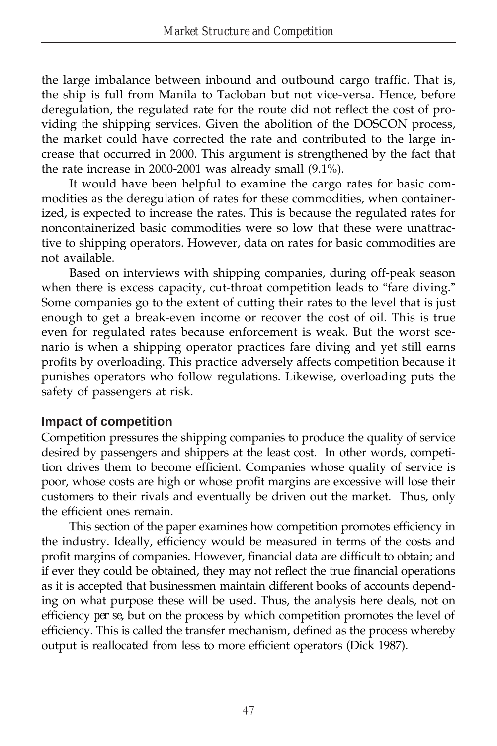the large imbalance between inbound and outbound cargo traffic. That is, the ship is full from Manila to Tacloban but not vice-versa. Hence, before deregulation, the regulated rate for the route did not reflect the cost of providing the shipping services. Given the abolition of the DOSCON process, the market could have corrected the rate and contributed to the large increase that occurred in 2000. This argument is strengthened by the fact that the rate increase in 2000-2001 was already small (9.1%).

It would have been helpful to examine the cargo rates for basic commodities as the deregulation of rates for these commodities, when containerized, is expected to increase the rates. This is because the regulated rates for noncontainerized basic commodities were so low that these were unattractive to shipping operators. However, data on rates for basic commodities are not available.

Based on interviews with shipping companies, during off-peak season when there is excess capacity, cut-throat competition leads to "fare diving." Some companies go to the extent of cutting their rates to the level that is just enough to get a break-even income or recover the cost of oil. This is true even for regulated rates because enforcement is weak. But the worst scenario is when a shipping operator practices fare diving and yet still earns profits by overloading. This practice adversely affects competition because it punishes operators who follow regulations. Likewise, overloading puts the safety of passengers at risk.

### Impact of competition

Competition pressures the shipping companies to produce the quality of service desired by passengers and shippers at the least cost. In other words, competition drives them to become efficient. Companies whose quality of service is poor, whose costs are high or whose profit margins are excessive will lose their customers to their rivals and eventually be driven out the market. Thus, only the efficient ones remain.

This section of the paper examines how competition promotes efficiency in the industry. Ideally, efficiency would be measured in terms of the costs and profit margins of companies. However, financial data are difficult to obtain; and if ever they could be obtained, they may not reflect the true financial operations as it is accepted that businessmen maintain different books of accounts depending on what purpose these will be used. Thus, the analysis here deals, not on efficiency *per se*, but on the process by which competition promotes the level of efficiency. This is called the transfer mechanism, defined as the process whereby output is reallocated from less to more efficient operators (Dick 1987).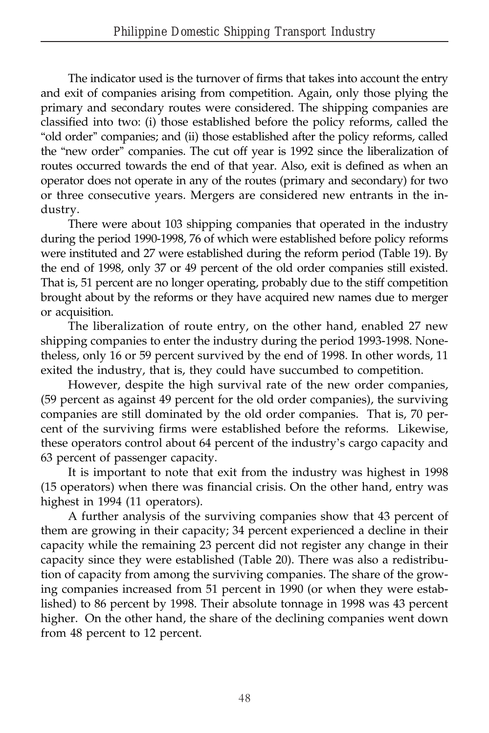The indicator used is the turnover of firms that takes into account the entry and exit of companies arising from competition. Again, only those plying the primary and secondary routes were considered. The shipping companies are classified into two: (i) those established before the policy reforms, called the "old order" companies; and (ii) those established after the policy reforms, called the "new order" companies. The cut off year is 1992 since the liberalization of routes occurred towards the end of that year. Also, exit is defined as when an operator does not operate in any of the routes (primary and secondary) for two or three consecutive years. Mergers are considered new entrants in the industry.

There were about 103 shipping companies that operated in the industry during the period 1990-1998, 76 of which were established before policy reforms were instituted and 27 were established during the reform period (Table 19). By the end of 1998, only 37 or 49 percent of the old order companies still existed. That is, 51 percent are no longer operating, probably due to the stiff competition brought about by the reforms or they have acquired new names due to merger or acquisition.

The liberalization of route entry, on the other hand, enabled 27 new shipping companies to enter the industry during the period 1993-1998. Nonetheless, only 16 or 59 percent survived by the end of 1998. In other words, 11 exited the industry, that is, they could have succumbed to competition.

However, despite the high survival rate of the new order companies, (59 percent as against 49 percent for the old order companies), the surviving companies are still dominated by the old order companies. That is, 70 percent of the surviving firms were established before the reforms. Likewise, these operators control about 64 percent of the industry's cargo capacity and 63 percent of passenger capacity.

It is important to note that exit from the industry was highest in 1998 (15 operators) when there was financial crisis. On the other hand, entry was highest in 1994 (11 operators).

A further analysis of the surviving companies show that 43 percent of them are growing in their capacity; 34 percent experienced a decline in their capacity while the remaining 23 percent did not register any change in their capacity since they were established (Table 20). There was also a redistribution of capacity from among the surviving companies. The share of the growing companies increased from 51 percent in 1990 (or when they were established) to 86 percent by 1998. Their absolute tonnage in 1998 was 43 percent higher. On the other hand, the share of the declining companies went down from 48 percent to 12 percent.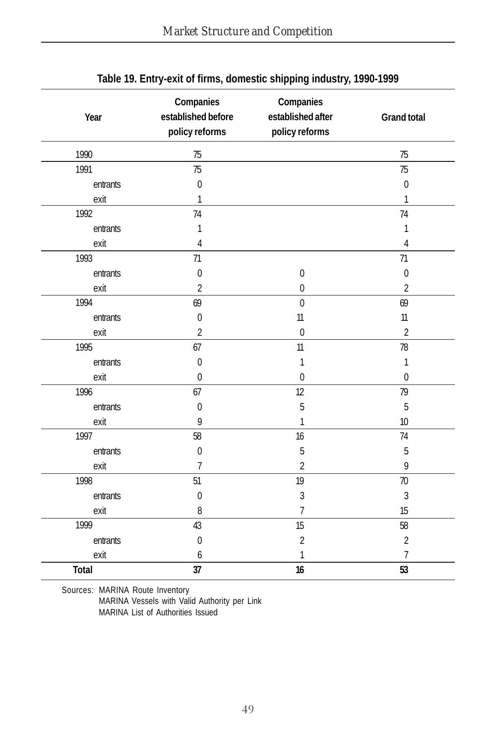**Table 19. Entry-exit of firms, domestic shipping industry, 1990-1999**

| Year | Companies established before policy reforms | Companies established after policy reforms | Grand total |
|---|---|---|---|
| 1990 | 75 | | 75 |
| 1991 | 75 | | 75 |
| entrants | 0 | | 0 |
| exit | 1 | | 1 |
| 1992 | 74 | | 74 |
| entrants | 1 | | 1 |
| exit | 4 | | 4 |
| 1993 | 71 | | 71 |
| entrants | 0 | 0 | 0 |
| exit | 2 | 0 | 2 |
| 1994 | 69 | 0 | 69 |
| entrants | 0 | 11 | 11 |
| exit | 2 | 0 | 2 |
| 1995 | 67 | 11 | 78 |
| entrants | 0 | 1 | 1 |
| exit | 0 | 0 | 0 |
| 1996 | 67 | 12 | 79 |
| entrants | 0 | 5 | 5 |
| exit | 9 | 1 | 10 |
| 1997 | 58 | 16 | 74 |
| entrants | 0 | 5 | 5 |
| exit | 7 | 2 | 9 |
| 1998 | 51 | 19 | 70 |
| entrants | 0 | 3 | 3 |
| exit | 8 | 7 | 15 |
| 1999 | 43 | 15 | 58 |
| entrants | 0 | 2 | 2 |
| exit | 6 | 1 | 7 |
| **Total** | **37** | **16** | **53** |

Sources: MARINA Route Inventory
MARINA Vessels with Valid Authority per Link
MARINA List of Authorities Issued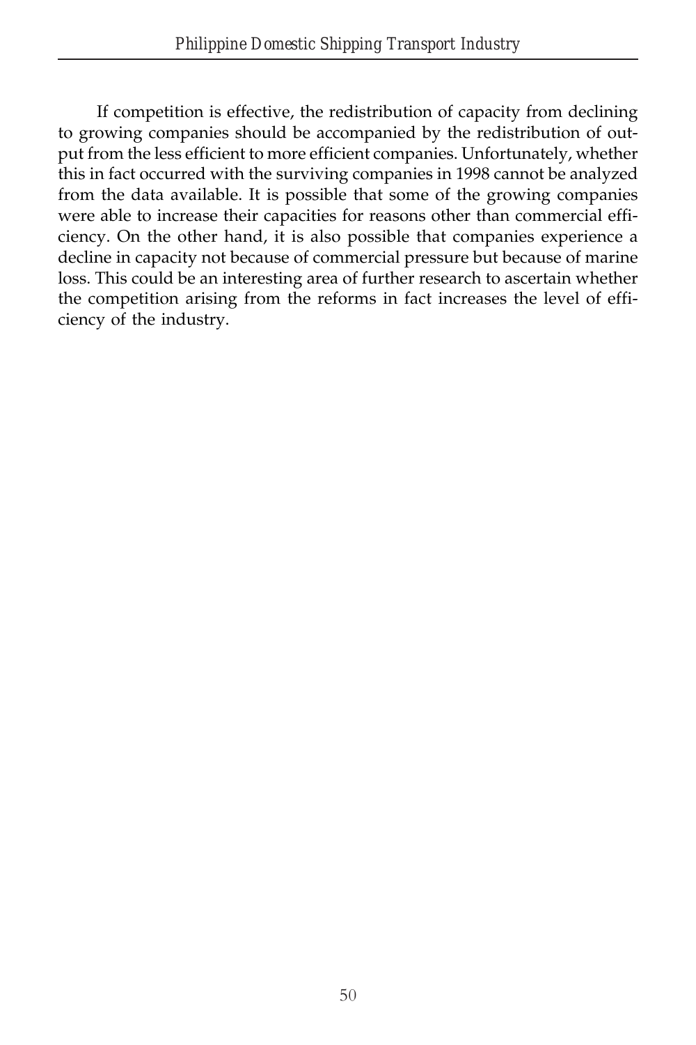If competition is effective, the redistribution of capacity from declining to growing companies should be accompanied by the redistribution of output from the less efficient to more efficient companies. Unfortunately, whether this in fact occurred with the surviving companies in 1998 cannot be analyzed from the data available. It is possible that some of the growing companies were able to increase their capacities for reasons other than commercial efficiency. On the other hand, it is also possible that companies experience a decline in capacity not because of commercial pressure but because of marine loss. This could be an interesting area of further research to ascertain whether the competition arising from the reforms in fact increases the level of efficiency of the industry.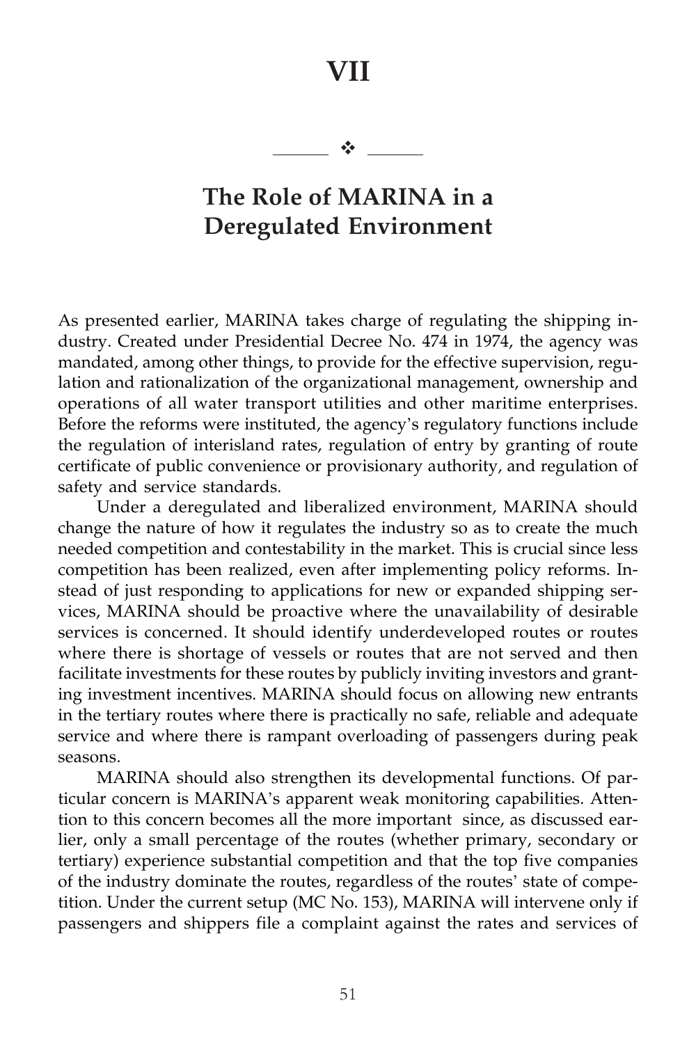# VII

## The Role of MARINA in a Deregulated Environment

As presented earlier, MARINA takes charge of regulating the shipping industry. Created under Presidential Decree No. 474 in 1974, the agency was mandated, among other things, to provide for the effective supervision, regulation and rationalization of the organizational management, ownership and operations of all water transport utilities and other maritime enterprises. Before the reforms were instituted, the agency's regulatory functions include the regulation of interisland rates, regulation of entry by granting of route certificate of public convenience or provisionary authority, and regulation of safety and service standards.

Under a deregulated and liberalized environment, MARINA should change the nature of how it regulates the industry so as to create the much needed competition and contestability in the market. This is crucial since less competition has been realized, even after implementing policy reforms. Instead of just responding to applications for new or expanded shipping services, MARINA should be proactive where the unavailability of desirable services is concerned. It should identify underdeveloped routes or routes where there is shortage of vessels or routes that are not served and then facilitate investments for these routes by publicly inviting investors and granting investment incentives. MARINA should focus on allowing new entrants in the tertiary routes where there is practically no safe, reliable and adequate service and where there is rampant overloading of passengers during peak seasons.

MARINA should also strengthen its developmental functions. Of particular concern is MARINA's apparent weak monitoring capabilities. Attention to this concern becomes all the more important since, as discussed earlier, only a small percentage of the routes (whether primary, secondary or tertiary) experience substantial competition and that the top five companies of the industry dominate the routes, regardless of the routes' state of competition. Under the current setup (MC No. 153), MARINA will intervene only if passengers and shippers file a complaint against the rates and services of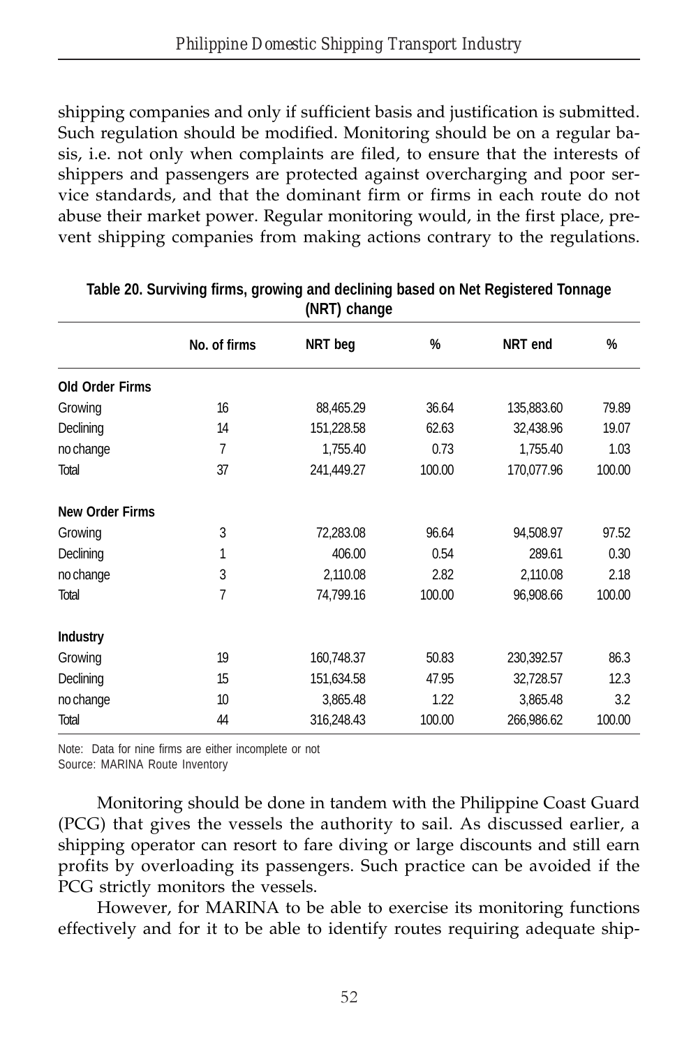shipping companies and only if sufficient basis and justification is submitted. Such regulation should be modified. Monitoring should be on a regular basis, i.e. not only when complaints are filed, to ensure that the interests of shippers and passengers are protected against overcharging and poor service standards, and that the dominant firm or firms in each route do not abuse their market power. Regular monitoring would, in the first place, prevent shipping companies from making actions contrary to the regulations.

**Table 20. Surviving firms, growing and declining based on Net Registered Tonnage (NRT) change**

| | No. of firms | NRT beg | % | NRT end | % |
|---|---|---|---|---|---|
| **Old Order Firms** | | | | | |
| Growing | 16 | 88,465.29 | 36.64 | 135,883.60 | 79.89 |
| Declining | 14 | 151,228.58 | 62.63 | 32,438.96 | 19.07 |
| no change | 7 | 1,755.40 | 0.73 | 1,755.40 | 1.03 |
| Total | 37 | 241,449.27 | 100.00 | 170,077.96 | 100.00 |
| **New Order Firms** | | | | | |
| Growing | 3 | 72,283.08 | 96.64 | 94,508.97 | 97.52 |
| Declining | 1 | 406.00 | 0.54 | 289.61 | 0.30 |
| no change | 3 | 2,110.08 | 2.82 | 2,110.08 | 2.18 |
| Total | 7 | 74,799.16 | 100.00 | 96,908.66 | 100.00 |
| **Industry** | | | | | |
| Growing | 19 | 160,748.37 | 50.83 | 230,392.57 | 86.3 |
| Declining | 15 | 151,634.58 | 47.95 | 32,728.57 | 12.3 |
| no change | 10 | 3,865.48 | 1.22 | 3,865.48 | 3.2 |
| Total | 44 | 316,248.43 | 100.00 | 266,986.62 | 100.00 |

Note: Data for nine firms are either incomplete or not

Source: MARINA Route Inventory

Monitoring should be done in tandem with the Philippine Coast Guard (PCG) that gives the vessels the authority to sail. As discussed earlier, a shipping operator can resort to fare diving or large discounts and still earn profits by overloading its passengers. Such practice can be avoided if the PCG strictly monitors the vessels.

However, for MARINA to be able to exercise its monitoring functions effectively and for it to be able to identify routes requiring adequate ship-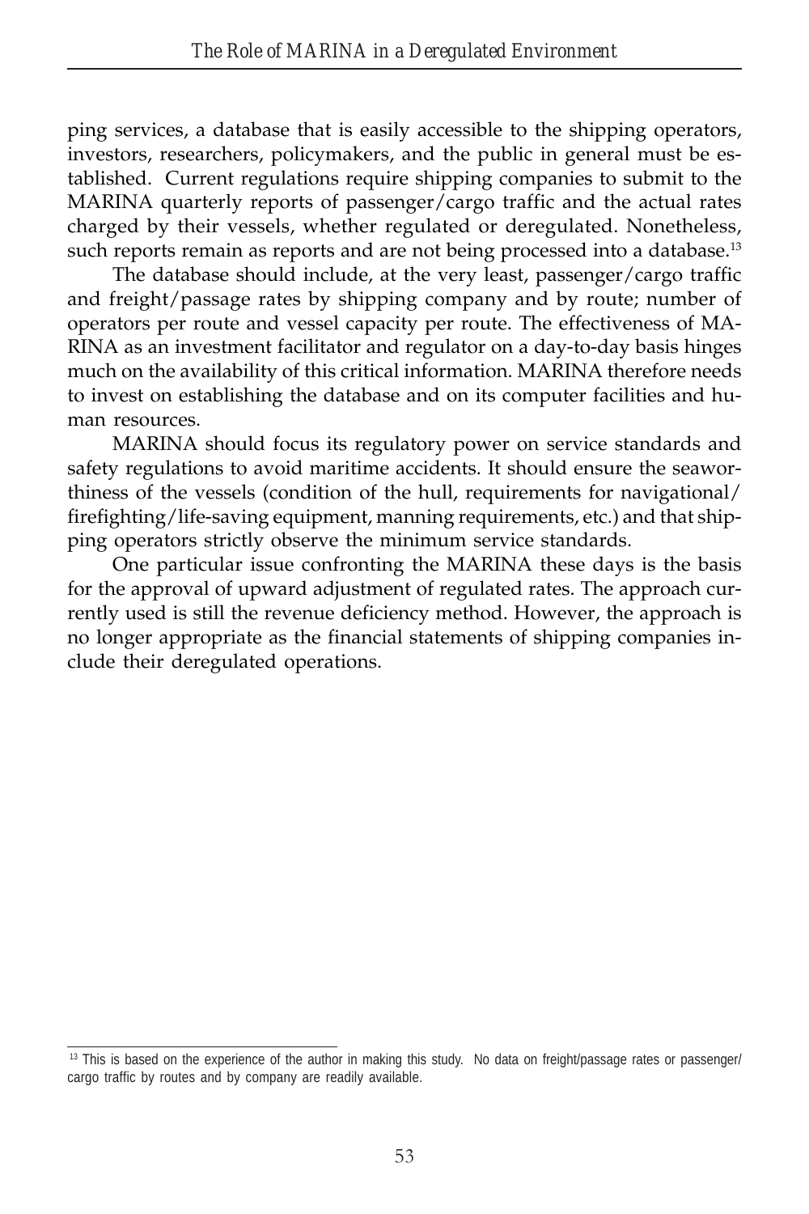ping services, a database that is easily accessible to the shipping operators, investors, researchers, policymakers, and the public in general must be established. Current regulations require shipping companies to submit to the MARINA quarterly reports of passenger/cargo traffic and the actual rates charged by their vessels, whether regulated or deregulated. Nonetheless, such reports remain as reports and are not being processed into a database.[13]

The database should include, at the very least, passenger/cargo traffic and freight/passage rates by shipping company and by route; number of operators per route and vessel capacity per route. The effectiveness of MARINA as an investment facilitator and regulator on a day-to-day basis hinges much on the availability of this critical information. MARINA therefore needs to invest on establishing the database and on its computer facilities and human resources.

MARINA should focus its regulatory power on service standards and safety regulations to avoid maritime accidents. It should ensure the seaworthiness of the vessels (condition of the hull, requirements for navigational/firefighting/life-saving equipment, manning requirements, etc.) and that shipping operators strictly observe the minimum service standards.

One particular issue confronting the MARINA these days is the basis for the approval of upward adjustment of regulated rates. The approach currently used is still the revenue deficiency method. However, the approach is no longer appropriate as the financial statements of shipping companies include their deregulated operations.

[13] This is based on the experience of the author in making this study. No data on freight/passage rates or passenger/cargo traffic by routes and by company are readily available.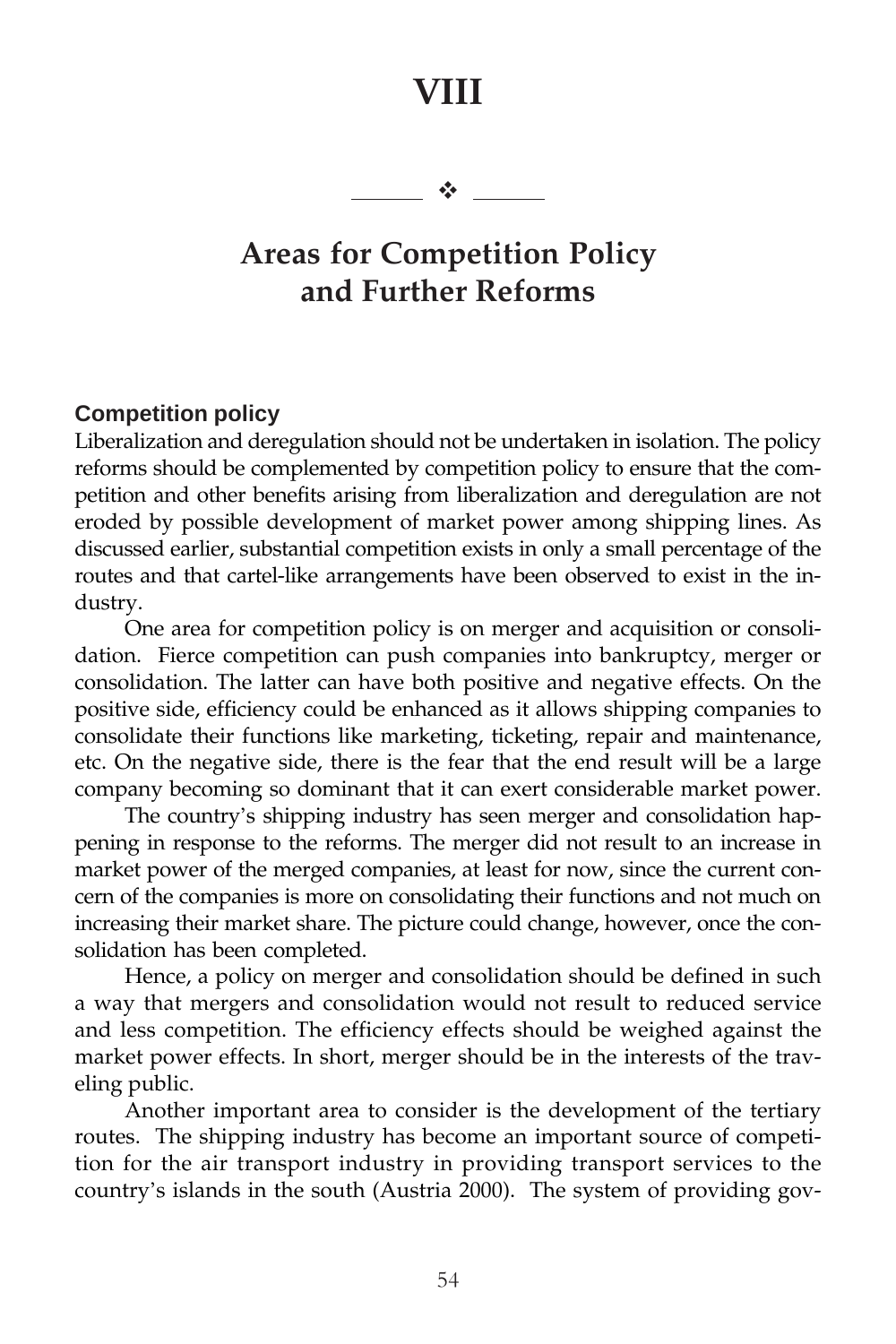# VIII

## Areas for Competition Policy and Further Reforms

### Competition policy

Liberalization and deregulation should not be undertaken in isolation. The policy reforms should be complemented by competition policy to ensure that the competition and other benefits arising from liberalization and deregulation are not eroded by possible development of market power among shipping lines. As discussed earlier, substantial competition exists in only a small percentage of the routes and that cartel-like arrangements have been observed to exist in the industry.

One area for competition policy is on merger and acquisition or consolidation. Fierce competition can push companies into bankruptcy, merger or consolidation. The latter can have both positive and negative effects. On the positive side, efficiency could be enhanced as it allows shipping companies to consolidate their functions like marketing, ticketing, repair and maintenance, etc. On the negative side, there is the fear that the end result will be a large company becoming so dominant that it can exert considerable market power.

The country's shipping industry has seen merger and consolidation happening in response to the reforms. The merger did not result to an increase in market power of the merged companies, at least for now, since the current concern of the companies is more on consolidating their functions and not much on increasing their market share. The picture could change, however, once the consolidation has been completed.

Hence, a policy on merger and consolidation should be defined in such a way that mergers and consolidation would not result to reduced service and less competition. The efficiency effects should be weighed against the market power effects. In short, merger should be in the interests of the traveling public.

Another important area to consider is the development of the tertiary routes. The shipping industry has become an important source of competition for the air transport industry in providing transport services to the country's islands in the south (Austria 2000). The system of providing gov-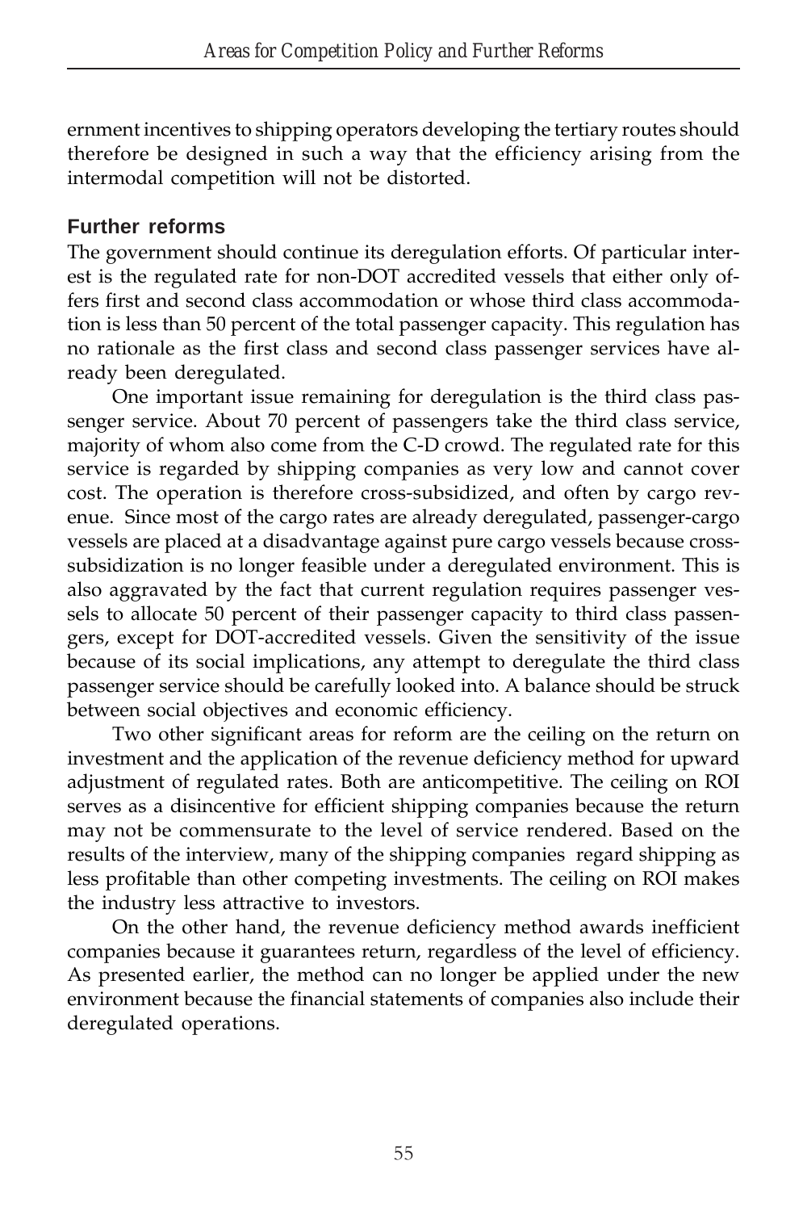ernment incentives to shipping operators developing the tertiary routes should therefore be designed in such a way that the efficiency arising from the intermodal competition will not be distorted.

## Further reforms

The government should continue its deregulation efforts. Of particular interest is the regulated rate for non-DOT accredited vessels that either only offers first and second class accommodation or whose third class accommodation is less than 50 percent of the total passenger capacity. This regulation has no rationale as the first class and second class passenger services have already been deregulated.

One important issue remaining for deregulation is the third class passenger service. About 70 percent of passengers take the third class service, majority of whom also come from the C-D crowd. The regulated rate for this service is regarded by shipping companies as very low and cannot cover cost. The operation is therefore cross-subsidized, and often by cargo revenue. Since most of the cargo rates are already deregulated, passenger-cargo vessels are placed at a disadvantage against pure cargo vessels because cross-subsidization is no longer feasible under a deregulated environment. This is also aggravated by the fact that current regulation requires passenger vessels to allocate 50 percent of their passenger capacity to third class passengers, except for DOT-accredited vessels. Given the sensitivity of the issue because of its social implications, any attempt to deregulate the third class passenger service should be carefully looked into. A balance should be struck between social objectives and economic efficiency.

Two other significant areas for reform are the ceiling on the return on investment and the application of the revenue deficiency method for upward adjustment of regulated rates. Both are anticompetitive. The ceiling on ROI serves as a disincentive for efficient shipping companies because the return may not be commensurate to the level of service rendered. Based on the results of the interview, many of the shipping companies regard shipping as less profitable than other competing investments. The ceiling on ROI makes the industry less attractive to investors.

On the other hand, the revenue deficiency method awards inefficient companies because it guarantees return, regardless of the level of efficiency. As presented earlier, the method can no longer be applied under the new environment because the financial statements of companies also include their deregulated operations.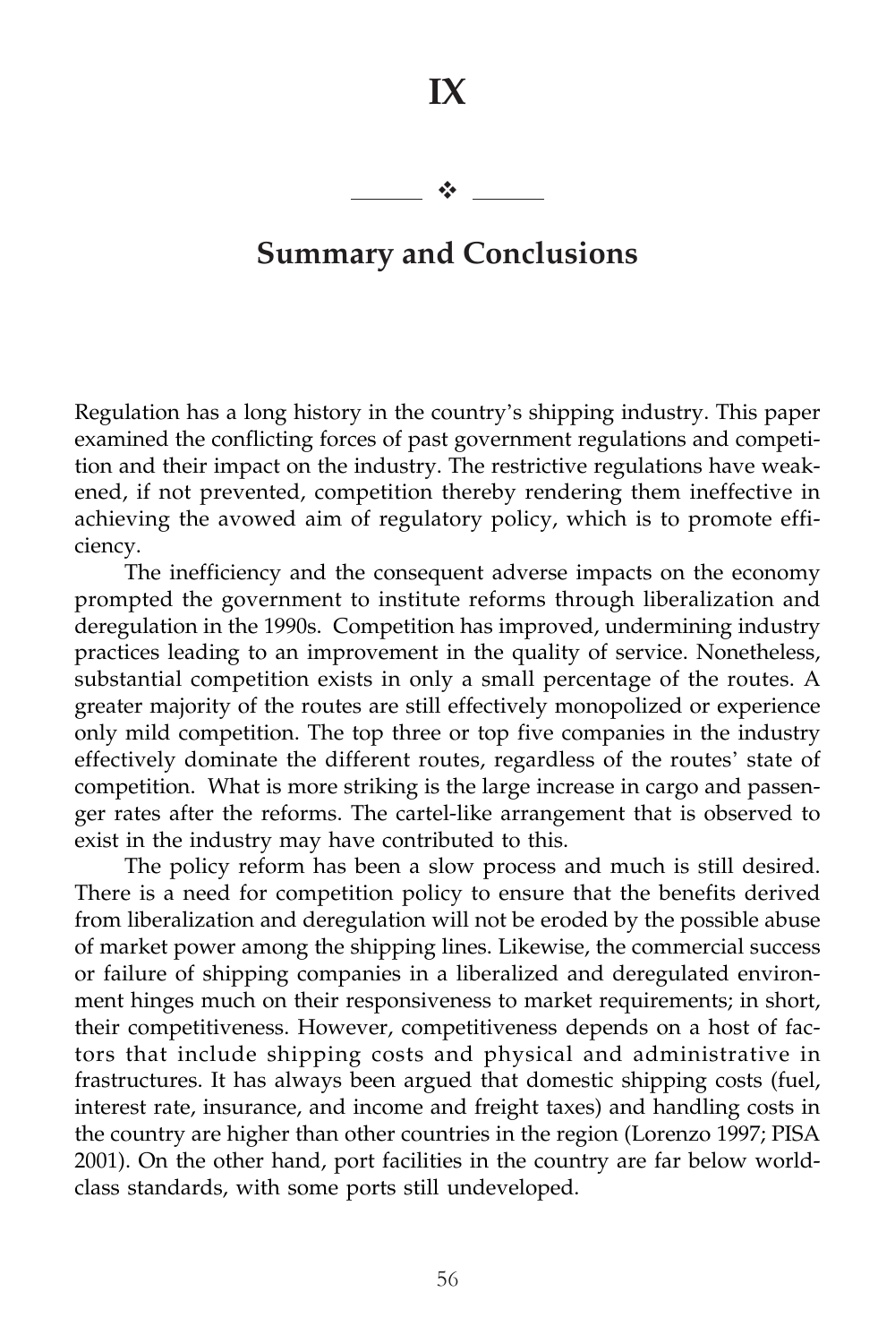# IX

## Summary and Conclusions

Regulation has a long history in the country's shipping industry. This paper examined the conflicting forces of past government regulations and competition and their impact on the industry. The restrictive regulations have weakened, if not prevented, competition thereby rendering them ineffective in achieving the avowed aim of regulatory policy, which is to promote efficiency.

The inefficiency and the consequent adverse impacts on the economy prompted the government to institute reforms through liberalization and deregulation in the 1990s. Competition has improved, undermining industry practices leading to an improvement in the quality of service. Nonetheless, substantial competition exists in only a small percentage of the routes. A greater majority of the routes are still effectively monopolized or experience only mild competition. The top three or top five companies in the industry effectively dominate the different routes, regardless of the routes' state of competition. What is more striking is the large increase in cargo and passenger rates after the reforms. The cartel-like arrangement that is observed to exist in the industry may have contributed to this.

The policy reform has been a slow process and much is still desired. There is a need for competition policy to ensure that the benefits derived from liberalization and deregulation will not be eroded by the possible abuse of market power among the shipping lines. Likewise, the commercial success or failure of shipping companies in a liberalized and deregulated environment hinges much on their responsiveness to market requirements; in short, their competitiveness. However, competitiveness depends on a host of factors that include shipping costs and physical and administrative infrastructures. It has always been argued that domestic shipping costs (fuel, interest rate, insurance, and income and freight taxes) and handling costs in the country are higher than other countries in the region (Lorenzo 1997; PISA 2001). On the other hand, port facilities in the country are far below world-class standards, with some ports still undeveloped.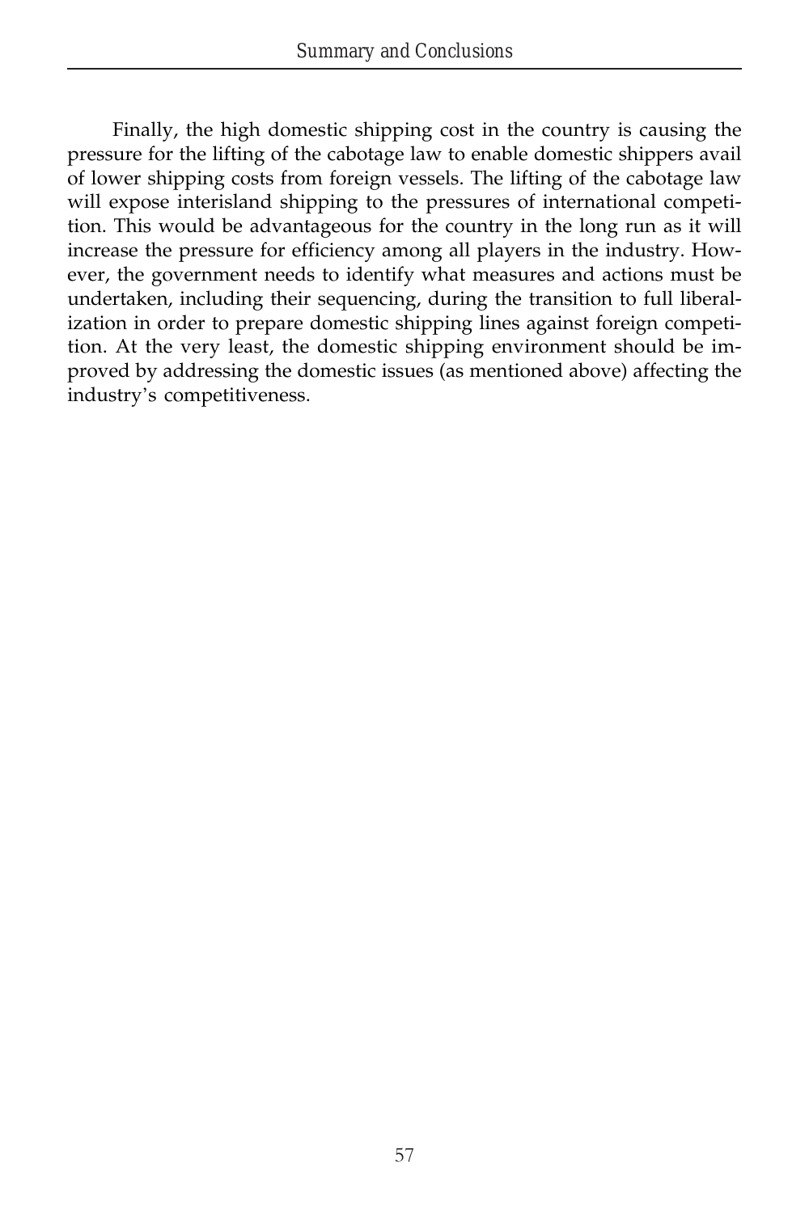Finally, the high domestic shipping cost in the country is causing the pressure for the lifting of the cabotage law to enable domestic shippers avail of lower shipping costs from foreign vessels. The lifting of the cabotage law will expose interisland shipping to the pressures of international competition. This would be advantageous for the country in the long run as it will increase the pressure for efficiency among all players in the industry. However, the government needs to identify what measures and actions must be undertaken, including their sequencing, during the transition to full liberalization in order to prepare domestic shipping lines against foreign competition. At the very least, the domestic shipping environment should be improved by addressing the domestic issues (as mentioned above) affecting the industry's competitiveness.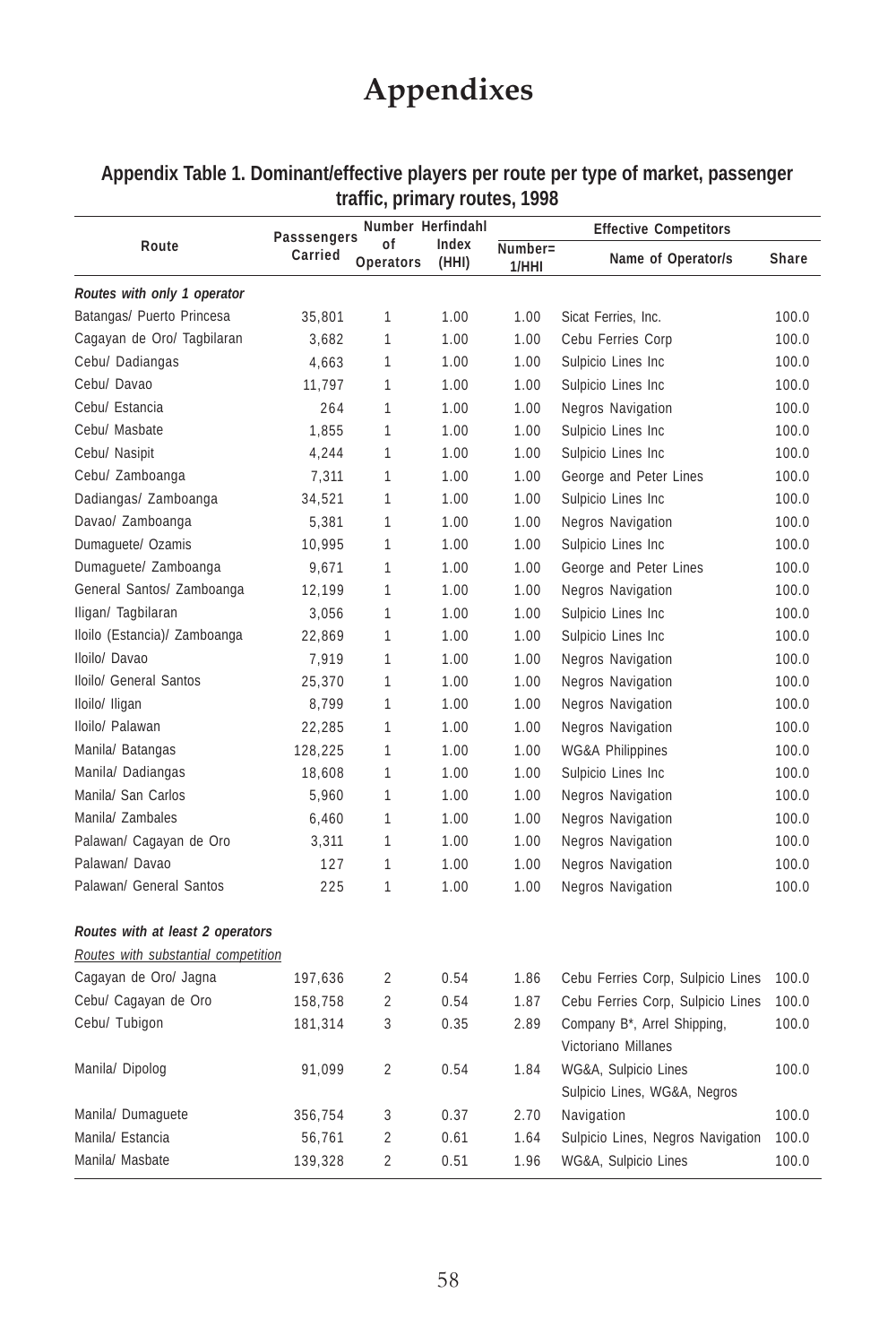# Appendixes

**Appendix Table 1. Dominant/effective players per route per type of market, passenger traffic, primary routes, 1998**

| Route | Passsengers Carried | Number of Operators | Herfindahl Index (HHI) | Effective Competitors | | |
|---|---|---|---|---|---|---|
| | | | | Number= 1/HHI | Name of Operator/s | Share |
| ***Routes with only 1 operator*** | | | | | | |
| Batangas/ Puerto Princesa | 35,801 | 1 | 1.00 | 1.00 | Sicat Ferries, Inc. | 100.0 |
| Cagayan de Oro/ Tagbilaran | 3,682 | 1 | 1.00 | 1.00 | Cebu Ferries Corp | 100.0 |
| Cebu/ Dadiangas | 4,663 | 1 | 1.00 | 1.00 | Sulpicio Lines Inc | 100.0 |
| Cebu/ Davao | 11,797 | 1 | 1.00 | 1.00 | Sulpicio Lines Inc | 100.0 |
| Cebu/ Estancia | 264 | 1 | 1.00 | 1.00 | Negros Navigation | 100.0 |
| Cebu/ Masbate | 1,855 | 1 | 1.00 | 1.00 | Sulpicio Lines Inc | 100.0 |
| Cebu/ Nasipit | 4,244 | 1 | 1.00 | 1.00 | Sulpicio Lines Inc | 100.0 |
| Cebu/ Zamboanga | 7,311 | 1 | 1.00 | 1.00 | George and Peter Lines | 100.0 |
| Dadiangas/ Zamboanga | 34,521 | 1 | 1.00 | 1.00 | Sulpicio Lines Inc | 100.0 |
| Davao/ Zamboanga | 5,381 | 1 | 1.00 | 1.00 | Negros Navigation | 100.0 |
| Dumaguete/ Ozamis | 10,995 | 1 | 1.00 | 1.00 | Sulpicio Lines Inc | 100.0 |
| Dumaguete/ Zamboanga | 9,671 | 1 | 1.00 | 1.00 | George and Peter Lines | 100.0 |
| General Santos/ Zamboanga | 12,199 | 1 | 1.00 | 1.00 | Negros Navigation | 100.0 |
| Iligan/ Tagbilaran | 3,056 | 1 | 1.00 | 1.00 | Sulpicio Lines Inc | 100.0 |
| Iloilo (Estancia)/ Zamboanga | 22,869 | 1 | 1.00 | 1.00 | Sulpicio Lines Inc | 100.0 |
| Iloilo/ Davao | 7,919 | 1 | 1.00 | 1.00 | Negros Navigation | 100.0 |
| Iloilo/ General Santos | 25,370 | 1 | 1.00 | 1.00 | Negros Navigation | 100.0 |
| Iloilo/ Iligan | 8,799 | 1 | 1.00 | 1.00 | Negros Navigation | 100.0 |
| Iloilo/ Palawan | 22,285 | 1 | 1.00 | 1.00 | Negros Navigation | 100.0 |
| Manila/ Batangas | 128,225 | 1 | 1.00 | 1.00 | WG&A Philippines | 100.0 |
| Manila/ Dadiangas | 18,608 | 1 | 1.00 | 1.00 | Sulpicio Lines Inc | 100.0 |
| Manila/ San Carlos | 5,960 | 1 | 1.00 | 1.00 | Negros Navigation | 100.0 |
| Manila/ Zambales | 6,460 | 1 | 1.00 | 1.00 | Negros Navigation | 100.0 |
| Palawan/ Cagayan de Oro | 3,311 | 1 | 1.00 | 1.00 | Negros Navigation | 100.0 |
| Palawan/ Davao | 127 | 1 | 1.00 | 1.00 | Negros Navigation | 100.0 |
| Palawan/ General Santos | 225 | 1 | 1.00 | 1.00 | Negros Navigation | 100.0 |
| ***Routes with at least 2 operators*** | | | | | | |
| *Routes with substantial competition* | | | | | | |
| Cagayan de Oro/ Jagna | 197,636 | 2 | 0.54 | 1.86 | Cebu Ferries Corp, Sulpicio Lines | 100.0 |
| Cebu/ Cagayan de Oro | 158,758 | 2 | 0.54 | 1.87 | Cebu Ferries Corp, Sulpicio Lines | 100.0 |
| Cebu/ Tubigon | 181,314 | 3 | 0.35 | 2.89 | Company B*, Arrel Shipping, Victoriano Millanes | 100.0 |
| Manila/ Dipolog | 91,099 | 2 | 0.54 | 1.84 | WG&A, Sulpicio Lines | 100.0 |
| Manila/ Dumaguete | 356,754 | 3 | 0.37 | 2.70 | Sulpicio Lines, WG&A, Negros Navigation | 100.0 |
| Manila/ Estancia | 56,761 | 2 | 0.61 | 1.64 | Sulpicio Lines, Negros Navigation | 100.0 |
| Manila/ Masbate | 139,328 | 2 | 0.51 | 1.96 | WG&A, Sulpicio Lines | 100.0 |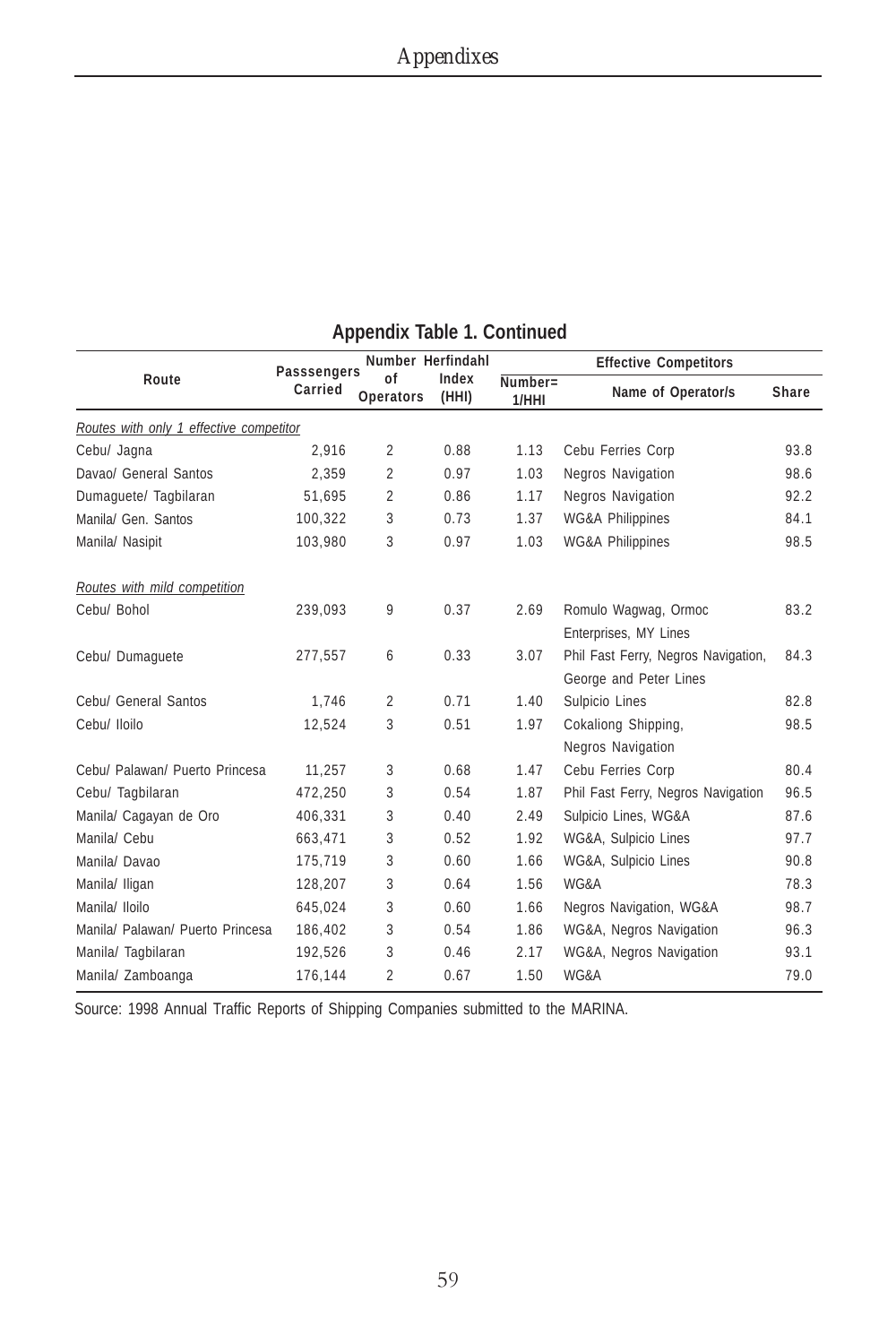**Appendix Table 1. Continued**

| Route | Passsengers Carried | Number of Operators | Herfindahl Index (HHI) | Effective Competitors | | |
|---|---|---|---|---|---|---|
| | | | | Number= 1/HHI | Name of Operator/s | Share |
| *Routes with only 1 effective competitor* | | | | | | |
| Cebu/ Jagna | 2,916 | 2 | 0.88 | 1.13 | Cebu Ferries Corp | 93.8 |
| Davao/ General Santos | 2,359 | 2 | 0.97 | 1.03 | Negros Navigation | 98.6 |
| Dumaguete/ Tagbilaran | 51,695 | 2 | 0.86 | 1.17 | Negros Navigation | 92.2 |
| Manila/ Gen. Santos | 100,322 | 3 | 0.73 | 1.37 | WG&A Philippines | 84.1 |
| Manila/ Nasipit | 103,980 | 3 | 0.97 | 1.03 | WG&A Philippines | 98.5 |
| *Routes with mild competition* | | | | | | |
| Cebu/ Bohol | 239,093 | 9 | 0.37 | 2.69 | Romulo Wagwag, Ormoc Enterprises, MY Lines | 83.2 |
| Cebu/ Dumaguete | 277,557 | 6 | 0.33 | 3.07 | Phil Fast Ferry, Negros Navigation, George and Peter Lines | 84.3 |
| Cebu/ General Santos | 1,746 | 2 | 0.71 | 1.40 | Sulpicio Lines | 82.8 |
| Cebu/ Iloilo | 12,524 | 3 | 0.51 | 1.97 | Cokaliong Shipping, Negros Navigation | 98.5 |
| Cebu/ Palawan/ Puerto Princesa | 11,257 | 3 | 0.68 | 1.47 | Cebu Ferries Corp | 80.4 |
| Cebu/ Tagbilaran | 472,250 | 3 | 0.54 | 1.87 | Phil Fast Ferry, Negros Navigation | 96.5 |
| Manila/ Cagayan de Oro | 406,331 | 3 | 0.40 | 2.49 | Sulpicio Lines, WG&A | 87.6 |
| Manila/ Cebu | 663,471 | 3 | 0.52 | 1.92 | WG&A, Sulpicio Lines | 97.7 |
| Manila/ Davao | 175,719 | 3 | 0.60 | 1.66 | WG&A, Sulpicio Lines | 90.8 |
| Manila/ Iligan | 128,207 | 3 | 0.64 | 1.56 | WG&A | 78.3 |
| Manila/ Iloilo | 645,024 | 3 | 0.60 | 1.66 | Negros Navigation, WG&A | 98.7 |
| Manila/ Palawan/ Puerto Princesa | 186,402 | 3 | 0.54 | 1.86 | WG&A, Negros Navigation | 96.3 |
| Manila/ Tagbilaran | 192,526 | 3 | 0.46 | 2.17 | WG&A, Negros Navigation | 93.1 |
| Manila/ Zamboanga | 176,144 | 2 | 0.67 | 1.50 | WG&A | 79.0 |

Source: 1998 Annual Traffic Reports of Shipping Companies submitted to the MARINA.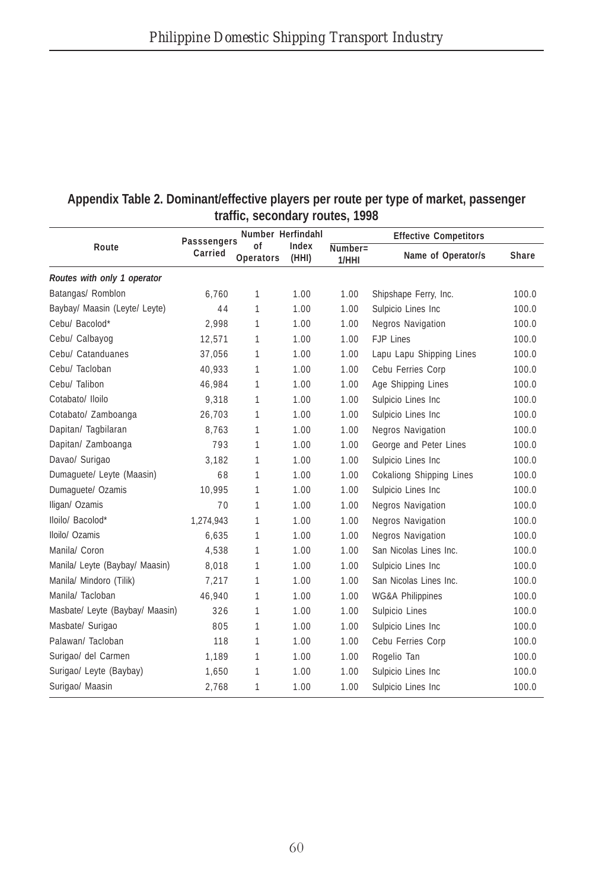## Appendix Table 2. Dominant/effective players per route per type of market, passenger traffic, secondary routes, 1998

| Route | Passsengers Carried | Number of Operators | Herfindahl Index (HHI) | Effective Competitors | | |
|---|---|---|---|---|---|---|
| | | | | Number= 1/HHI | Name of Operator/s | Share |
| ***Routes with only 1 operator*** | | | | | | |
| Batangas/ Romblon | 6,760 | 1 | 1.00 | 1.00 | Shipshape Ferry, Inc. | 100.0 |
| Baybay/ Maasin (Leyte/ Leyte) | 44 | 1 | 1.00 | 1.00 | Sulpicio Lines Inc | 100.0 |
| Cebu/ Bacolod* | 2,998 | 1 | 1.00 | 1.00 | Negros Navigation | 100.0 |
| Cebu/ Calbayog | 12,571 | 1 | 1.00 | 1.00 | FJP Lines | 100.0 |
| Cebu/ Catanduanes | 37,056 | 1 | 1.00 | 1.00 | Lapu Lapu Shipping Lines | 100.0 |
| Cebu/ Tacloban | 40,933 | 1 | 1.00 | 1.00 | Cebu Ferries Corp | 100.0 |
| Cebu/ Talibon | 46,984 | 1 | 1.00 | 1.00 | Age Shipping Lines | 100.0 |
| Cotabato/ Iloilo | 9,318 | 1 | 1.00 | 1.00 | Sulpicio Lines Inc | 100.0 |
| Cotabato/ Zamboanga | 26,703 | 1 | 1.00 | 1.00 | Sulpicio Lines Inc | 100.0 |
| Dapitan/ Tagbilaran | 8,763 | 1 | 1.00 | 1.00 | Negros Navigation | 100.0 |
| Dapitan/ Zamboanga | 793 | 1 | 1.00 | 1.00 | George and Peter Lines | 100.0 |
| Davao/ Surigao | 3,182 | 1 | 1.00 | 1.00 | Sulpicio Lines Inc | 100.0 |
| Dumaguete/ Leyte (Maasin) | 68 | 1 | 1.00 | 1.00 | Cokaliong Shipping Lines | 100.0 |
| Dumaguete/ Ozamis | 10,995 | 1 | 1.00 | 1.00 | Sulpicio Lines Inc | 100.0 |
| Iligan/ Ozamis | 70 | 1 | 1.00 | 1.00 | Negros Navigation | 100.0 |
| Iloilo/ Bacolod* | 1,274,943 | 1 | 1.00 | 1.00 | Negros Navigation | 100.0 |
| Iloilo/ Ozamis | 6,635 | 1 | 1.00 | 1.00 | Negros Navigation | 100.0 |
| Manila/ Coron | 4,538 | 1 | 1.00 | 1.00 | San Nicolas Lines Inc. | 100.0 |
| Manila/ Leyte (Baybay/ Maasin) | 8,018 | 1 | 1.00 | 1.00 | Sulpicio Lines Inc | 100.0 |
| Manila/ Mindoro (Tilik) | 7,217 | 1 | 1.00 | 1.00 | San Nicolas Lines Inc. | 100.0 |
| Manila/ Tacloban | 46,940 | 1 | 1.00 | 1.00 | WG&A Philippines | 100.0 |
| Masbate/ Leyte (Baybay/ Maasin) | 326 | 1 | 1.00 | 1.00 | Sulpicio Lines | 100.0 |
| Masbate/ Surigao | 805 | 1 | 1.00 | 1.00 | Sulpicio Lines Inc | 100.0 |
| Palawan/ Tacloban | 118 | 1 | 1.00 | 1.00 | Cebu Ferries Corp | 100.0 |
| Surigao/ del Carmen | 1,189 | 1 | 1.00 | 1.00 | Rogelio Tan | 100.0 |
| Surigao/ Leyte (Baybay) | 1,650 | 1 | 1.00 | 1.00 | Sulpicio Lines Inc | 100.0 |
| Surigao/ Maasin | 2,768 | 1 | 1.00 | 1.00 | Sulpicio Lines Inc | 100.0 |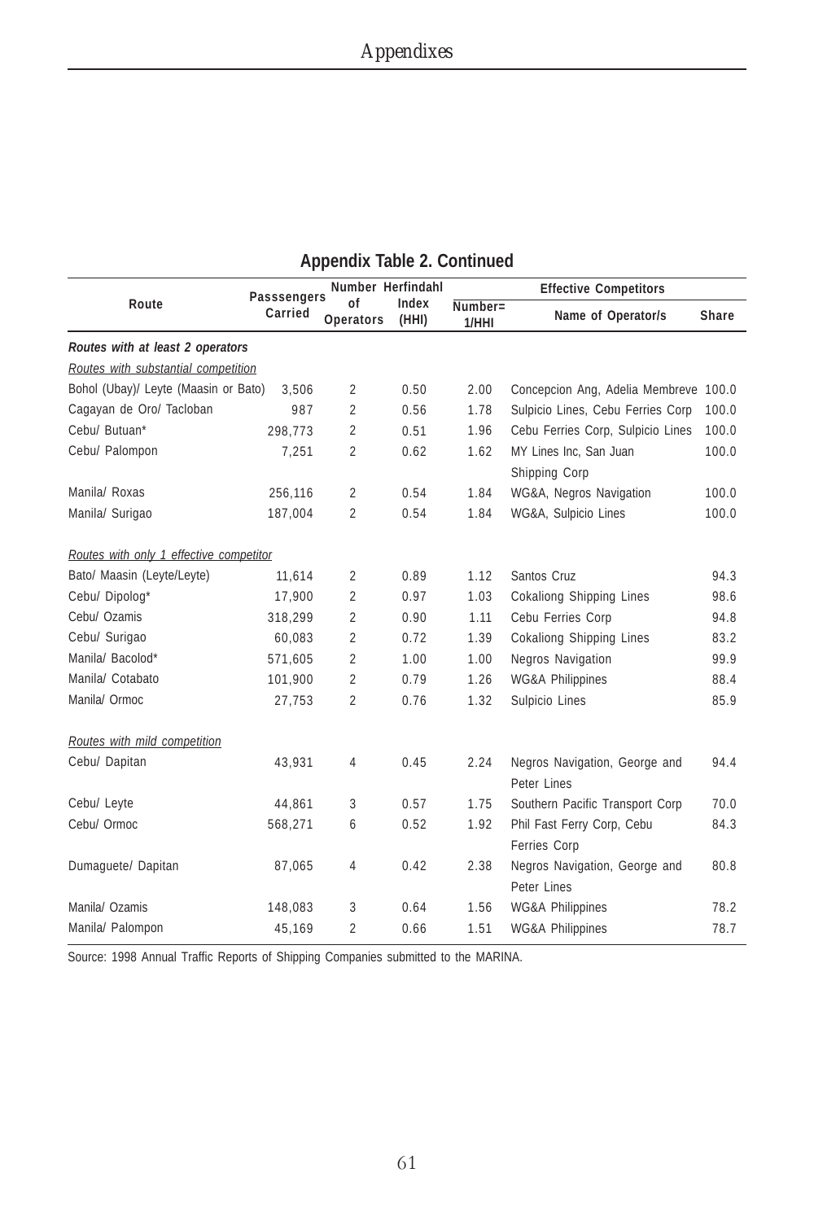## Appendix Table 2. Continued

| Route | Passsengers Carried | Number of Operators | Herfindahl Index (HHI) | Effective Competitors | | |
|---|---|---|---|---|---|---|
| | | | | Number= 1/HHI | Name of Operator/s | Share |
| ***Routes with at least 2 operators*** | | | | | | |
| *Routes with substantial competition* | | | | | | |
| Bohol (Ubay)/ Leyte (Maasin or Bato) | 3,506 | 2 | 0.50 | 2.00 | Concepcion Ang, Adelia Membreve | 100.0 |
| Cagayan de Oro/ Tacloban | 987 | 2 | 0.56 | 1.78 | Sulpicio Lines, Cebu Ferries Corp | 100.0 |
| Cebu/ Butuan* | 298,773 | 2 | 0.51 | 1.96 | Cebu Ferries Corp, Sulpicio Lines | 100.0 |
| Cebu/ Palompon | 7,251 | 2 | 0.62 | 1.62 | MY Lines Inc, San Juan Shipping Corp | 100.0 |
| Manila/ Roxas | 256,116 | 2 | 0.54 | 1.84 | WG&A, Negros Navigation | 100.0 |
| Manila/ Surigao | 187,004 | 2 | 0.54 | 1.84 | WG&A, Sulpicio Lines | 100.0 |
| *Routes with only 1 effective competitor* | | | | | | |
| Bato/ Maasin (Leyte/Leyte) | 11,614 | 2 | 0.89 | 1.12 | Santos Cruz | 94.3 |
| Cebu/ Dipolog* | 17,900 | 2 | 0.97 | 1.03 | Cokaliong Shipping Lines | 98.6 |
| Cebu/ Ozamis | 318,299 | 2 | 0.90 | 1.11 | Cebu Ferries Corp | 94.8 |
| Cebu/ Surigao | 60,083 | 2 | 0.72 | 1.39 | Cokaliong Shipping Lines | 83.2 |
| Manila/ Bacolod* | 571,605 | 2 | 1.00 | 1.00 | Negros Navigation | 99.9 |
| Manila/ Cotabato | 101,900 | 2 | 0.79 | 1.26 | WG&A Philippines | 88.4 |
| Manila/ Ormoc | 27,753 | 2 | 0.76 | 1.32 | Sulpicio Lines | 85.9 |
| *Routes with mild competition* | | | | | | |
| Cebu/ Dapitan | 43,931 | 4 | 0.45 | 2.24 | Negros Navigation, George and Peter Lines | 94.4 |
| Cebu/ Leyte | 44,861 | 3 | 0.57 | 1.75 | Southern Pacific Transport Corp | 70.0 |
| Cebu/ Ormoc | 568,271 | 6 | 0.52 | 1.92 | Phil Fast Ferry Corp, Cebu Ferries Corp | 84.3 |
| Dumaguete/ Dapitan | 87,065 | 4 | 0.42 | 2.38 | Negros Navigation, George and Peter Lines | 80.8 |
| Manila/ Ozamis | 148,083 | 3 | 0.64 | 1.56 | WG&A Philippines | 78.2 |
| Manila/ Palompon | 45,169 | 2 | 0.66 | 1.51 | WG&A Philippines | 78.7 |

Source: 1998 Annual Traffic Reports of Shipping Companies submitted to the MARINA.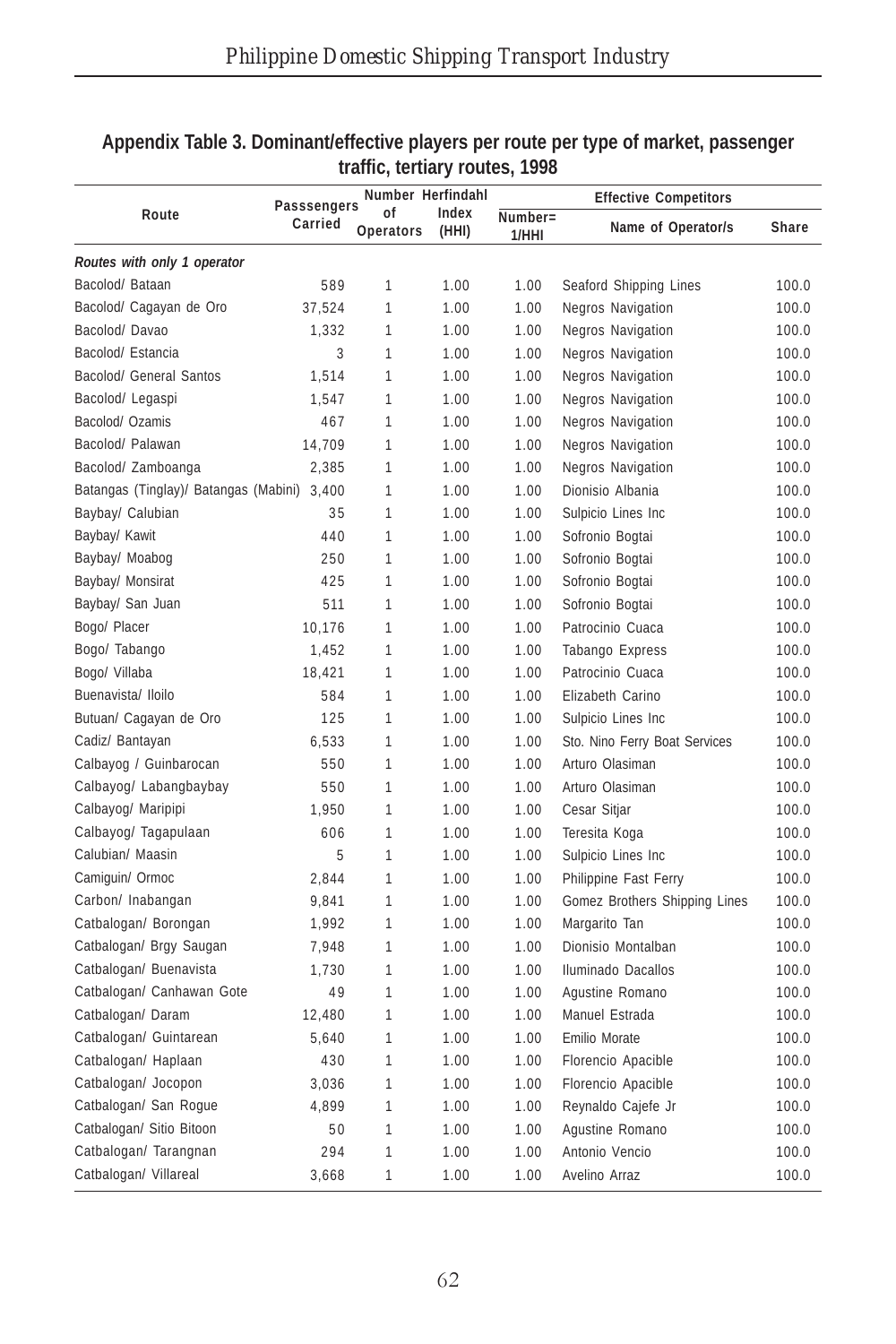**Appendix Table 3. Dominant/effective players per route per type of market, passenger traffic, tertiary routes, 1998**

| Route | Passsengers Carried | Number of Operators | Herfindahl Index (HHI) | Effective Competitors | | |
|---|---|---|---|---|---|---|
| | | | | Number= 1/HHI | Name of Operator/s | Share |
| ***Routes with only 1 operator*** | | | | | | |
| Bacolod/ Bataan | 589 | 1 | 1.00 | 1.00 | Seaford Shipping Lines | 100.0 |
| Bacolod/ Cagayan de Oro | 37,524 | 1 | 1.00 | 1.00 | Negros Navigation | 100.0 |
| Bacolod/ Davao | 1,332 | 1 | 1.00 | 1.00 | Negros Navigation | 100.0 |
| Bacolod/ Estancia | 3 | 1 | 1.00 | 1.00 | Negros Navigation | 100.0 |
| Bacolod/ General Santos | 1,514 | 1 | 1.00 | 1.00 | Negros Navigation | 100.0 |
| Bacolod/ Legaspi | 1,547 | 1 | 1.00 | 1.00 | Negros Navigation | 100.0 |
| Bacolod/ Ozamis | 467 | 1 | 1.00 | 1.00 | Negros Navigation | 100.0 |
| Bacolod/ Palawan | 14,709 | 1 | 1.00 | 1.00 | Negros Navigation | 100.0 |
| Bacolod/ Zamboanga | 2,385 | 1 | 1.00 | 1.00 | Negros Navigation | 100.0 |
| Batangas (Tinglay)/ Batangas (Mabini) | 3,400 | 1 | 1.00 | 1.00 | Dionisio Albania | 100.0 |
| Baybay/ Calubian | 35 | 1 | 1.00 | 1.00 | Sulpicio Lines Inc | 100.0 |
| Baybay/ Kawit | 440 | 1 | 1.00 | 1.00 | Sofronio Bogtai | 100.0 |
| Baybay/ Moabog | 250 | 1 | 1.00 | 1.00 | Sofronio Bogtai | 100.0 |
| Baybay/ Monsirat | 425 | 1 | 1.00 | 1.00 | Sofronio Bogtai | 100.0 |
| Baybay/ San Juan | 511 | 1 | 1.00 | 1.00 | Sofronio Bogtai | 100.0 |
| Bogo/ Placer | 10,176 | 1 | 1.00 | 1.00 | Patrocinio Cuaca | 100.0 |
| Bogo/ Tabango | 1,452 | 1 | 1.00 | 1.00 | Tabango Express | 100.0 |
| Bogo/ Villaba | 18,421 | 1 | 1.00 | 1.00 | Patrocinio Cuaca | 100.0 |
| Buenavista/ Iloilo | 584 | 1 | 1.00 | 1.00 | Elizabeth Carino | 100.0 |
| Butuan/ Cagayan de Oro | 125 | 1 | 1.00 | 1.00 | Sulpicio Lines Inc | 100.0 |
| Cadiz/ Bantayan | 6,533 | 1 | 1.00 | 1.00 | Sto. Nino Ferry Boat Services | 100.0 |
| Calbayog / Guinbarocan | 550 | 1 | 1.00 | 1.00 | Arturo Olasiman | 100.0 |
| Calbayog/ Labangbaybay | 550 | 1 | 1.00 | 1.00 | Arturo Olasiman | 100.0 |
| Calbayog/ Maripipi | 1,950 | 1 | 1.00 | 1.00 | Cesar Sitjar | 100.0 |
| Calbayog/ Tagapulaan | 606 | 1 | 1.00 | 1.00 | Teresita Koga | 100.0 |
| Calubian/ Maasin | 5 | 1 | 1.00 | 1.00 | Sulpicio Lines Inc | 100.0 |
| Camiguin/ Ormoc | 2,844 | 1 | 1.00 | 1.00 | Philippine Fast Ferry | 100.0 |
| Carbon/ Inabangan | 9,841 | 1 | 1.00 | 1.00 | Gomez Brothers Shipping Lines | 100.0 |
| Catbalogan/ Borongan | 1,992 | 1 | 1.00 | 1.00 | Margarito Tan | 100.0 |
| Catbalogan/ Brgy Saugan | 7,948 | 1 | 1.00 | 1.00 | Dionisio Montalban | 100.0 |
| Catbalogan/ Buenavista | 1,730 | 1 | 1.00 | 1.00 | Iluminado Dacallos | 100.0 |
| Catbalogan/ Canhawan Gote | 49 | 1 | 1.00 | 1.00 | Agustine Romano | 100.0 |
| Catbalogan/ Daram | 12,480 | 1 | 1.00 | 1.00 | Manuel Estrada | 100.0 |
| Catbalogan/ Guintarean | 5,640 | 1 | 1.00 | 1.00 | Emilio Morate | 100.0 |
| Catbalogan/ Haplaan | 430 | 1 | 1.00 | 1.00 | Florencio Apacible | 100.0 |
| Catbalogan/ Jocopon | 3,036 | 1 | 1.00 | 1.00 | Florencio Apacible | 100.0 |
| Catbalogan/ San Rogue | 4,899 | 1 | 1.00 | 1.00 | Reynaldo Cajefe Jr | 100.0 |
| Catbalogan/ Sitio Bitoon | 50 | 1 | 1.00 | 1.00 | Agustine Romano | 100.0 |
| Catbalogan/ Tarangnan | 294 | 1 | 1.00 | 1.00 | Antonio Vencio | 100.0 |
| Catbalogan/ Villareal | 3,668 | 1 | 1.00 | 1.00 | Avelino Arraz | 100.0 |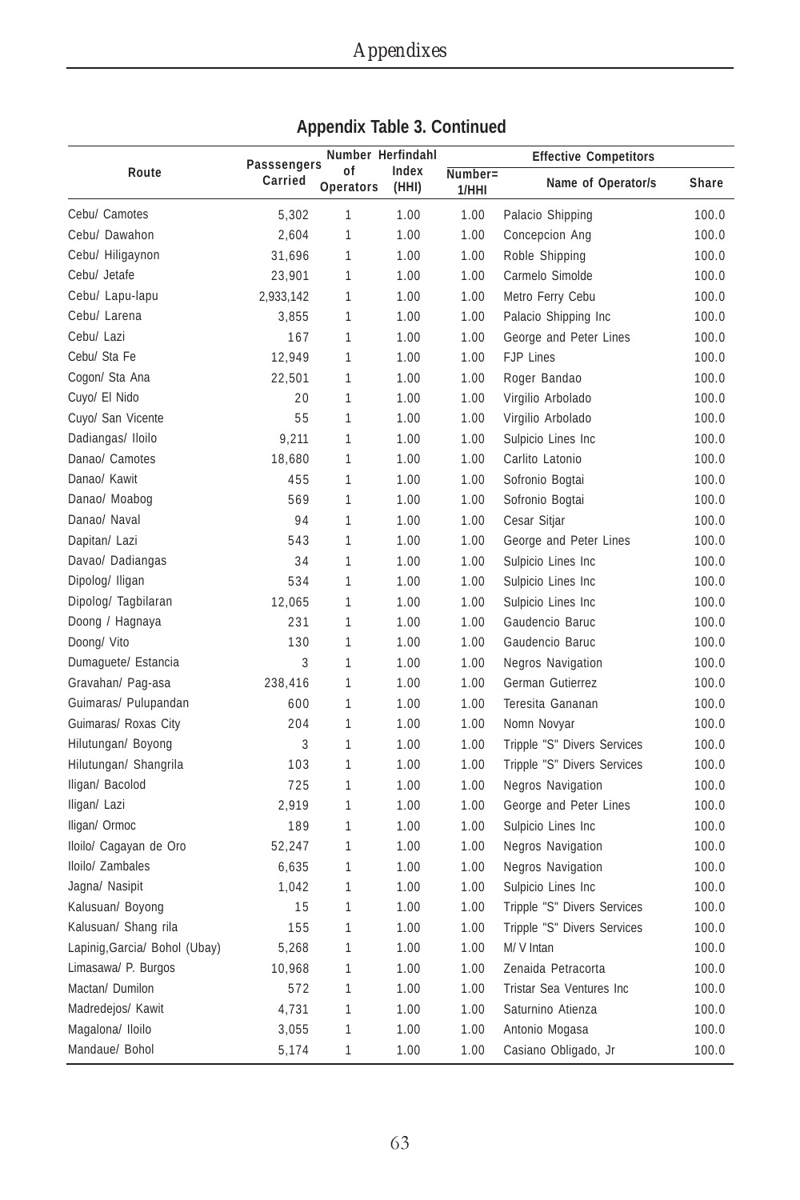## Appendix Table 3. Continued

| Route | Passsengers Carried | Number of Operators | Herfindahl Index (HHI) | Effective Competitors | | |
|---|---|---|---|---|---|---|
| | | | | Number= 1/HHI | Name of Operator/s | Share |
| Cebu/ Camotes | 5,302 | 1 | 1.00 | 1.00 | Palacio Shipping | 100.0 |
| Cebu/ Dawahon | 2,604 | 1 | 1.00 | 1.00 | Concepcion Ang | 100.0 |
| Cebu/ Hiligaynon | 31,696 | 1 | 1.00 | 1.00 | Roble Shipping | 100.0 |
| Cebu/ Jetafe | 23,901 | 1 | 1.00 | 1.00 | Carmelo Simolde | 100.0 |
| Cebu/ Lapu-lapu | 2,933,142 | 1 | 1.00 | 1.00 | Metro Ferry Cebu | 100.0 |
| Cebu/ Larena | 3,855 | 1 | 1.00 | 1.00 | Palacio Shipping Inc | 100.0 |
| Cebu/ Lazi | 167 | 1 | 1.00 | 1.00 | George and Peter Lines | 100.0 |
| Cebu/ Sta Fe | 12,949 | 1 | 1.00 | 1.00 | FJP Lines | 100.0 |
| Cogon/ Sta Ana | 22,501 | 1 | 1.00 | 1.00 | Roger Bandao | 100.0 |
| Cuyo/ El Nido | 20 | 1 | 1.00 | 1.00 | Virgilio Arbolado | 100.0 |
| Cuyo/ San Vicente | 55 | 1 | 1.00 | 1.00 | Virgilio Arbolado | 100.0 |
| Dadiangas/ Iloilo | 9,211 | 1 | 1.00 | 1.00 | Sulpicio Lines Inc | 100.0 |
| Danao/ Camotes | 18,680 | 1 | 1.00 | 1.00 | Carlito Latonio | 100.0 |
| Danao/ Kawit | 455 | 1 | 1.00 | 1.00 | Sofronio Bogtai | 100.0 |
| Danao/ Moabog | 569 | 1 | 1.00 | 1.00 | Sofronio Bogtai | 100.0 |
| Danao/ Naval | 94 | 1 | 1.00 | 1.00 | Cesar Sitjar | 100.0 |
| Dapitan/ Lazi | 543 | 1 | 1.00 | 1.00 | George and Peter Lines | 100.0 |
| Davao/ Dadiangas | 34 | 1 | 1.00 | 1.00 | Sulpicio Lines Inc | 100.0 |
| Dipolog/ Iligan | 534 | 1 | 1.00 | 1.00 | Sulpicio Lines Inc | 100.0 |
| Dipolog/ Tagbilaran | 12,065 | 1 | 1.00 | 1.00 | Sulpicio Lines Inc | 100.0 |
| Doong / Hagnaya | 231 | 1 | 1.00 | 1.00 | Gaudencio Baruc | 100.0 |
| Doong/ Vito | 130 | 1 | 1.00 | 1.00 | Gaudencio Baruc | 100.0 |
| Dumaguete/ Estancia | 3 | 1 | 1.00 | 1.00 | Negros Navigation | 100.0 |
| Gravahan/ Pag-asa | 238,416 | 1 | 1.00 | 1.00 | German Gutierrez | 100.0 |
| Guimaras/ Pulupandan | 600 | 1 | 1.00 | 1.00 | Teresita Gananan | 100.0 |
| Guimaras/ Roxas City | 204 | 1 | 1.00 | 1.00 | Nomn Novyar | 100.0 |
| Hilutungan/ Boyong | 3 | 1 | 1.00 | 1.00 | Tripple "S" Divers Services | 100.0 |
| Hilutungan/ Shangrila | 103 | 1 | 1.00 | 1.00 | Tripple "S" Divers Services | 100.0 |
| Iligan/ Bacolod | 725 | 1 | 1.00 | 1.00 | Negros Navigation | 100.0 |
| Iligan/ Lazi | 2,919 | 1 | 1.00 | 1.00 | George and Peter Lines | 100.0 |
| Iligan/ Ormoc | 189 | 1 | 1.00 | 1.00 | Sulpicio Lines Inc | 100.0 |
| Iloilo/ Cagayan de Oro | 52,247 | 1 | 1.00 | 1.00 | Negros Navigation | 100.0 |
| Iloilo/ Zambales | 6,635 | 1 | 1.00 | 1.00 | Negros Navigation | 100.0 |
| Jagna/ Nasipit | 1,042 | 1 | 1.00 | 1.00 | Sulpicio Lines Inc | 100.0 |
| Kalusuan/ Boyong | 15 | 1 | 1.00 | 1.00 | Tripple "S" Divers Services | 100.0 |
| Kalusuan/ Shang rila | 155 | 1 | 1.00 | 1.00 | Tripple "S" Divers Services | 100.0 |
| Lapinig,Garcia/ Bohol (Ubay) | 5,268 | 1 | 1.00 | 1.00 | M/ V Intan | 100.0 |
| Limasawa/ P. Burgos | 10,968 | 1 | 1.00 | 1.00 | Zenaida Petracorta | 100.0 |
| Mactan/ Dumilon | 572 | 1 | 1.00 | 1.00 | Tristar Sea Ventures Inc | 100.0 |
| Madredejos/ Kawit | 4,731 | 1 | 1.00 | 1.00 | Saturnino Atienza | 100.0 |
| Magalona/ Iloilo | 3,055 | 1 | 1.00 | 1.00 | Antonio Mogasa | 100.0 |
| Mandaue/ Bohol | 5,174 | 1 | 1.00 | 1.00 | Casiano Obligado, Jr | 100.0 |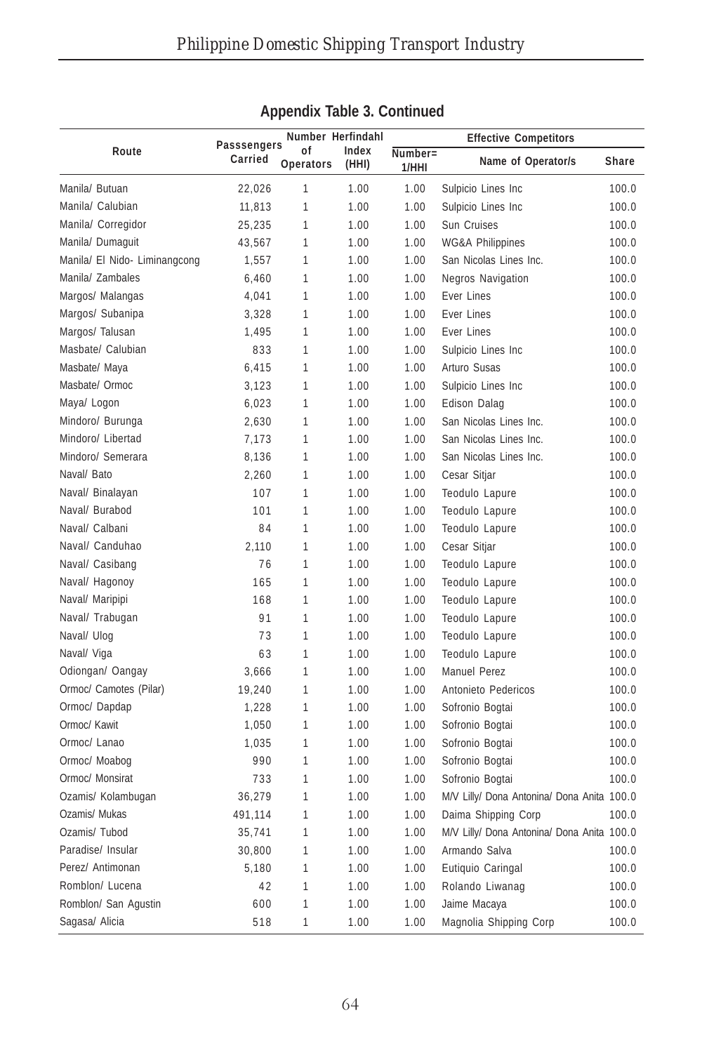## Appendix Table 3. Continued

| Route | Passsengers Carried | Number of Operators | Herfindahl Index (HHI) | Effective Competitors | | |
|---|---|---|---|---|---|---|
| | | | | Number= 1/HHI | Name of Operator/s | Share |
| Manila/ Butuan | 22,026 | 1 | 1.00 | 1.00 | Sulpicio Lines Inc | 100.0 |
| Manila/ Calubian | 11,813 | 1 | 1.00 | 1.00 | Sulpicio Lines Inc | 100.0 |
| Manila/ Corregidor | 25,235 | 1 | 1.00 | 1.00 | Sun Cruises | 100.0 |
| Manila/ Dumaguit | 43,567 | 1 | 1.00 | 1.00 | WG&A Philippines | 100.0 |
| Manila/ El Nido- Liminangcong | 1,557 | 1 | 1.00 | 1.00 | San Nicolas Lines Inc. | 100.0 |
| Manila/ Zambales | 6,460 | 1 | 1.00 | 1.00 | Negros Navigation | 100.0 |
| Margos/ Malangas | 4,041 | 1 | 1.00 | 1.00 | Ever Lines | 100.0 |
| Margos/ Subanipa | 3,328 | 1 | 1.00 | 1.00 | Ever Lines | 100.0 |
| Margos/ Talusan | 1,495 | 1 | 1.00 | 1.00 | Ever Lines | 100.0 |
| Masbate/ Calubian | 833 | 1 | 1.00 | 1.00 | Sulpicio Lines Inc | 100.0 |
| Masbate/ Maya | 6,415 | 1 | 1.00 | 1.00 | Arturo Susas | 100.0 |
| Masbate/ Ormoc | 3,123 | 1 | 1.00 | 1.00 | Sulpicio Lines Inc | 100.0 |
| Maya/ Logon | 6,023 | 1 | 1.00 | 1.00 | Edison Dalag | 100.0 |
| Mindoro/ Burunga | 2,630 | 1 | 1.00 | 1.00 | San Nicolas Lines Inc. | 100.0 |
| Mindoro/ Libertad | 7,173 | 1 | 1.00 | 1.00 | San Nicolas Lines Inc. | 100.0 |
| Mindoro/ Semerara | 8,136 | 1 | 1.00 | 1.00 | San Nicolas Lines Inc. | 100.0 |
| Naval/ Bato | 2,260 | 1 | 1.00 | 1.00 | Cesar Sitjar | 100.0 |
| Naval/ Binalayan | 107 | 1 | 1.00 | 1.00 | Teodulo Lapure | 100.0 |
| Naval/ Burabod | 101 | 1 | 1.00 | 1.00 | Teodulo Lapure | 100.0 |
| Naval/ Calbani | 84 | 1 | 1.00 | 1.00 | Teodulo Lapure | 100.0 |
| Naval/ Canduhao | 2,110 | 1 | 1.00 | 1.00 | Cesar Sitjar | 100.0 |
| Naval/ Casibang | 76 | 1 | 1.00 | 1.00 | Teodulo Lapure | 100.0 |
| Naval/ Hagonoy | 165 | 1 | 1.00 | 1.00 | Teodulo Lapure | 100.0 |
| Naval/ Maripipi | 168 | 1 | 1.00 | 1.00 | Teodulo Lapure | 100.0 |
| Naval/ Trabugan | 91 | 1 | 1.00 | 1.00 | Teodulo Lapure | 100.0 |
| Naval/ Ulog | 73 | 1 | 1.00 | 1.00 | Teodulo Lapure | 100.0 |
| Naval/ Viga | 63 | 1 | 1.00 | 1.00 | Teodulo Lapure | 100.0 |
| Odiongan/ Oangay | 3,666 | 1 | 1.00 | 1.00 | Manuel Perez | 100.0 |
| Ormoc/ Camotes (Pilar) | 19,240 | 1 | 1.00 | 1.00 | Antonieto Pedericos | 100.0 |
| Ormoc/ Dapdap | 1,228 | 1 | 1.00 | 1.00 | Sofronio Bogtai | 100.0 |
| Ormoc/ Kawit | 1,050 | 1 | 1.00 | 1.00 | Sofronio Bogtai | 100.0 |
| Ormoc/ Lanao | 1,035 | 1 | 1.00 | 1.00 | Sofronio Bogtai | 100.0 |
| Ormoc/ Moabog | 990 | 1 | 1.00 | 1.00 | Sofronio Bogtai | 100.0 |
| Ormoc/ Monsirat | 733 | 1 | 1.00 | 1.00 | Sofronio Bogtai | 100.0 |
| Ozamis/ Kolambugan | 36,279 | 1 | 1.00 | 1.00 | M/V Lilly/ Dona Antonina/ Dona Anita | 100.0 |
| Ozamis/ Mukas | 491,114 | 1 | 1.00 | 1.00 | Daima Shipping Corp | 100.0 |
| Ozamis/ Tubod | 35,741 | 1 | 1.00 | 1.00 | M/V Lilly/ Dona Antonina/ Dona Anita | 100.0 |
| Paradise/ Insular | 30,800 | 1 | 1.00 | 1.00 | Armando Salva | 100.0 |
| Perez/ Antimonan | 5,180 | 1 | 1.00 | 1.00 | Eutiquio Caringal | 100.0 |
| Romblon/ Lucena | 42 | 1 | 1.00 | 1.00 | Rolando Liwanag | 100.0 |
| Romblon/ San Agustin | 600 | 1 | 1.00 | 1.00 | Jaime Macaya | 100.0 |
| Sagasa/ Alicia | 518 | 1 | 1.00 | 1.00 | Magnolia Shipping Corp | 100.0 |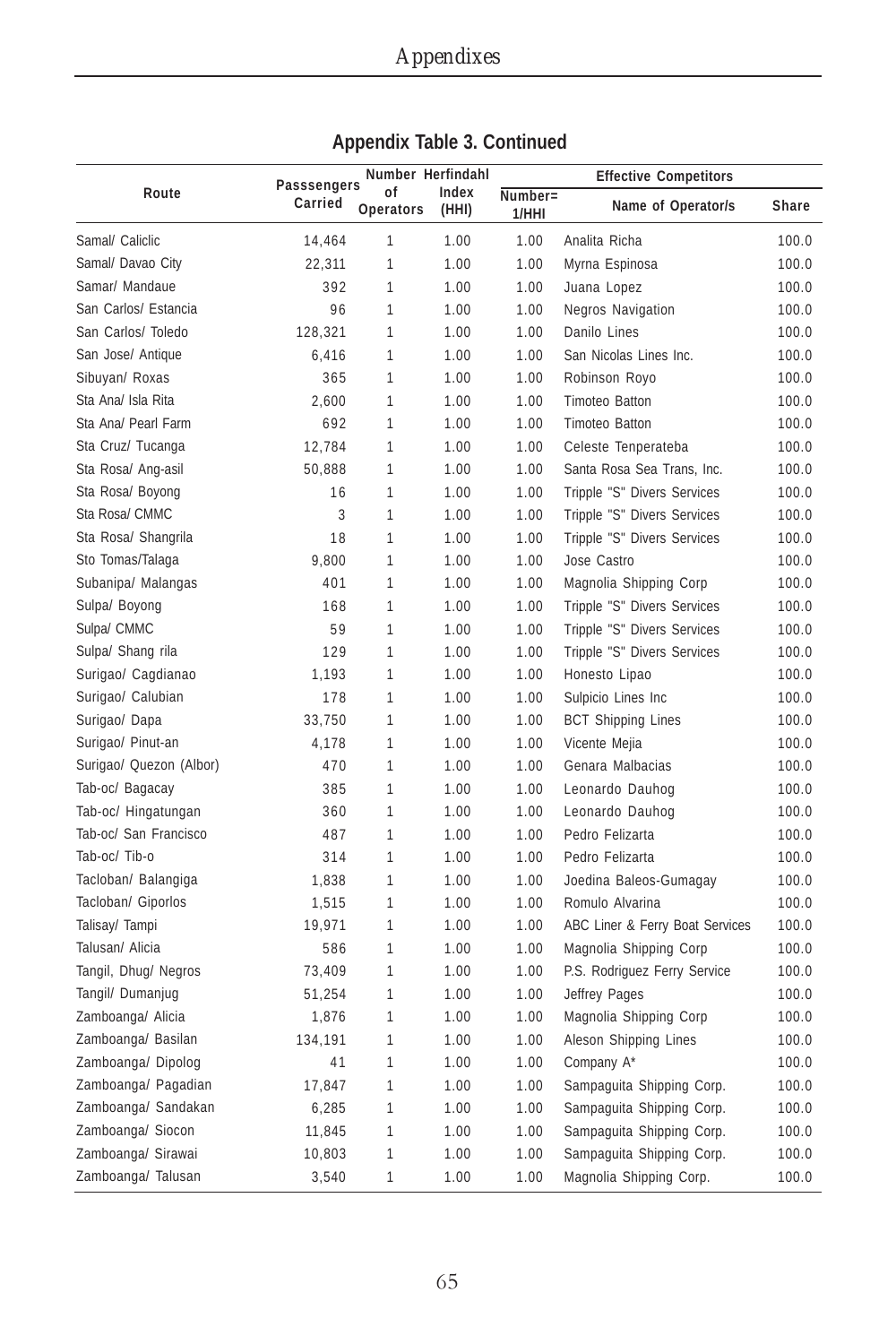## Appendix Table 3. Continued

| Route | Passsengers Carried | Number of Operators | Herfindahl Index (HHI) | Effective Competitors | | |
|---|---|---|---|---|---|---|
| | | | | Number= 1/HHI | Name of Operator/s | Share |
| Samal/ Caliclic | 14,464 | 1 | 1.00 | 1.00 | Analita Richa | 100.0 |
| Samal/ Davao City | 22,311 | 1 | 1.00 | 1.00 | Myrna Espinosa | 100.0 |
| Samar/ Mandaue | 392 | 1 | 1.00 | 1.00 | Juana Lopez | 100.0 |
| San Carlos/ Estancia | 96 | 1 | 1.00 | 1.00 | Negros Navigation | 100.0 |
| San Carlos/ Toledo | 128,321 | 1 | 1.00 | 1.00 | Danilo Lines | 100.0 |
| San Jose/ Antique | 6,416 | 1 | 1.00 | 1.00 | San Nicolas Lines Inc. | 100.0 |
| Sibuyan/ Roxas | 365 | 1 | 1.00 | 1.00 | Robinson Royo | 100.0 |
| Sta Ana/ Isla Rita | 2,600 | 1 | 1.00 | 1.00 | Timoteo Batton | 100.0 |
| Sta Ana/ Pearl Farm | 692 | 1 | 1.00 | 1.00 | Timoteo Batton | 100.0 |
| Sta Cruz/ Tucanga | 12,784 | 1 | 1.00 | 1.00 | Celeste Tenperateba | 100.0 |
| Sta Rosa/ Ang-asil | 50,888 | 1 | 1.00 | 1.00 | Santa Rosa Sea Trans, Inc. | 100.0 |
| Sta Rosa/ Boyong | 16 | 1 | 1.00 | 1.00 | Tripple "S" Divers Services | 100.0 |
| Sta Rosa/ CMMC | 3 | 1 | 1.00 | 1.00 | Tripple "S" Divers Services | 100.0 |
| Sta Rosa/ Shangrila | 18 | 1 | 1.00 | 1.00 | Tripple "S" Divers Services | 100.0 |
| Sto Tomas/Talaga | 9,800 | 1 | 1.00 | 1.00 | Jose Castro | 100.0 |
| Subanipa/ Malangas | 401 | 1 | 1.00 | 1.00 | Magnolia Shipping Corp | 100.0 |
| Sulpa/ Boyong | 168 | 1 | 1.00 | 1.00 | Tripple "S" Divers Services | 100.0 |
| Sulpa/ CMMC | 59 | 1 | 1.00 | 1.00 | Tripple "S" Divers Services | 100.0 |
| Sulpa/ Shang rila | 129 | 1 | 1.00 | 1.00 | Tripple "S" Divers Services | 100.0 |
| Surigao/ Cagdianao | 1,193 | 1 | 1.00 | 1.00 | Honesto Lipao | 100.0 |
| Surigao/ Calubian | 178 | 1 | 1.00 | 1.00 | Sulpicio Lines Inc | 100.0 |
| Surigao/ Dapa | 33,750 | 1 | 1.00 | 1.00 | BCT Shipping Lines | 100.0 |
| Surigao/ Pinut-an | 4,178 | 1 | 1.00 | 1.00 | Vicente Mejia | 100.0 |
| Surigao/ Quezon (Albor) | 470 | 1 | 1.00 | 1.00 | Genara Malbacias | 100.0 |
| Tab-oc/ Bagacay | 385 | 1 | 1.00 | 1.00 | Leonardo Dauhog | 100.0 |
| Tab-oc/ Hingatungan | 360 | 1 | 1.00 | 1.00 | Leonardo Dauhog | 100.0 |
| Tab-oc/ San Francisco | 487 | 1 | 1.00 | 1.00 | Pedro Felizarta | 100.0 |
| Tab-oc/ Tib-o | 314 | 1 | 1.00 | 1.00 | Pedro Felizarta | 100.0 |
| Tacloban/ Balangiga | 1,838 | 1 | 1.00 | 1.00 | Joedina Baleos-Gumagay | 100.0 |
| Tacloban/ Giporlos | 1,515 | 1 | 1.00 | 1.00 | Romulo Alvarina | 100.0 |
| Talisay/ Tampi | 19,971 | 1 | 1.00 | 1.00 | ABC Liner & Ferry Boat Services | 100.0 |
| Talusan/ Alicia | 586 | 1 | 1.00 | 1.00 | Magnolia Shipping Corp | 100.0 |
| Tangil, Dhug/ Negros | 73,409 | 1 | 1.00 | 1.00 | P.S. Rodriguez Ferry Service | 100.0 |
| Tangil/ Dumanjug | 51,254 | 1 | 1.00 | 1.00 | Jeffrey Pages | 100.0 |
| Zamboanga/ Alicia | 1,876 | 1 | 1.00 | 1.00 | Magnolia Shipping Corp | 100.0 |
| Zamboanga/ Basilan | 134,191 | 1 | 1.00 | 1.00 | Aleson Shipping Lines | 100.0 |
| Zamboanga/ Dipolog | 41 | 1 | 1.00 | 1.00 | Company A* | 100.0 |
| Zamboanga/ Pagadian | 17,847 | 1 | 1.00 | 1.00 | Sampaguita Shipping Corp. | 100.0 |
| Zamboanga/ Sandakan | 6,285 | 1 | 1.00 | 1.00 | Sampaguita Shipping Corp. | 100.0 |
| Zamboanga/ Siocon | 11,845 | 1 | 1.00 | 1.00 | Sampaguita Shipping Corp. | 100.0 |
| Zamboanga/ Sirawai | 10,803 | 1 | 1.00 | 1.00 | Sampaguita Shipping Corp. | 100.0 |
| Zamboanga/ Talusan | 3,540 | 1 | 1.00 | 1.00 | Magnolia Shipping Corp. | 100.0 |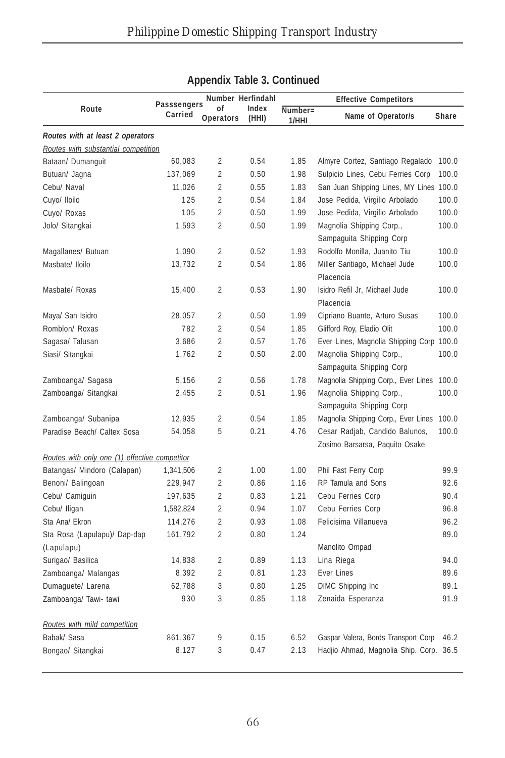## Appendix Table 3. Continued

| Route | Passsengers Carried | Number of Operators | Herfindahl Index (HHI) | Effective Competitors | | |
|---|---|---|---|---|---|---|
| | | | | Number= 1/HHI | Name of Operator/s | Share |
| ***Routes with at least 2 operators*** | | | | | | |
| _Routes with substantial competition_ | | | | | | |
| Bataan/ Dumanguit | 60,083 | 2 | 0.54 | 1.85 | Almyre Cortez, Santiago Regalado | 100.0 |
| Butuan/ Jagna | 137,069 | 2 | 0.50 | 1.98 | Sulpicio Lines, Cebu Ferries Corp | 100.0 |
| Cebu/ Naval | 11,026 | 2 | 0.55 | 1.83 | San Juan Shipping Lines, MY Lines | 100.0 |
| Cuyo/ Iloilo | 125 | 2 | 0.54 | 1.84 | Jose Pedida, Virgilio Arbolado | 100.0 |
| Cuyo/ Roxas | 105 | 2 | 0.50 | 1.99 | Jose Pedida, Virgilio Arbolado | 100.0 |
| Jolo/ Sitangkai | 1,593 | 2 | 0.50 | 1.99 | Magnolia Shipping Corp., Sampaguita Shipping Corp | 100.0 |
| Magallanes/ Butuan | 1,090 | 2 | 0.52 | 1.93 | Rodolfo Monilla, Juanito Tiu | 100.0 |
| Masbate/ Iloilo | 13,732 | 2 | 0.54 | 1.86 | Miller Santiago, Michael Jude Placencia | 100.0 |
| Masbate/ Roxas | 15,400 | 2 | 0.53 | 1.90 | Isidro Refil Jr, Michael Jude Placencia | 100.0 |
| Maya/ San Isidro | 28,057 | 2 | 0.50 | 1.99 | Cipriano Buante, Arturo Susas | 100.0 |
| Romblon/ Roxas | 782 | 2 | 0.54 | 1.85 | Glifford Roy, Eladio Olit | 100.0 |
| Sagasa/ Talusan | 3,686 | 2 | 0.57 | 1.76 | Ever Lines, Magnolia Shipping Corp | 100.0 |
| Siasi/ Sitangkai | 1,762 | 2 | 0.50 | 2.00 | Magnolia Shipping Corp., Sampaguita Shipping Corp | 100.0 |
| Zamboanga/ Sagasa | 5,156 | 2 | 0.56 | 1.78 | Magnolia Shipping Corp., Ever Lines | 100.0 |
| Zamboanga/ Sitangkai | 2,455 | 2 | 0.51 | 1.96 | Magnolia Shipping Corp., Sampaguita Shipping Corp | 100.0 |
| Zamboanga/ Subanipa | 12,935 | 2 | 0.54 | 1.85 | Magnolia Shipping Corp., Ever Lines | 100.0 |
| Paradise Beach/ Caltex Sosa | 54,058 | 5 | 0.21 | 4.76 | Cesar Radjab, Candido Balunos, Zosimo Barsarsa, Paquito Osake | 100.0 |
| _Routes with only one (1) effective competitor_ | | | | | | |
| Batangas/ Mindoro (Calapan) | 1,341,506 | 2 | 1.00 | 1.00 | Phil Fast Ferry Corp | 99.9 |
| Benoni/ Balingoan | 229,947 | 2 | 0.86 | 1.16 | RP Tamula and Sons | 92.6 |
| Cebu/ Camiguin | 197,635 | 2 | 0.83 | 1.21 | Cebu Ferries Corp | 90.4 |
| Cebu/ Iligan | 1,582,824 | 2 | 0.94 | 1.07 | Cebu Ferries Corp | 96.8 |
| Sta Ana/ Ekron | 114,276 | 2 | 0.93 | 1.08 | Felicisima Villanueva | 96.2 |
| Sta Rosa (Lapulapu)/ Dap-dap (Lapulapu) | 161,792 | 2 | 0.80 | 1.24 | Manolito Ompad | 89.0 |
| Surigao/ Basilica | 14,838 | 2 | 0.89 | 1.13 | Lina Riega | 94.0 |
| Zamboanga/ Malangas | 8,392 | 2 | 0.81 | 1.23 | Ever Lines | 89.6 |
| Dumaguete/ Larena | 62,788 | 3 | 0.80 | 1.25 | DIMC Shipping Inc | 89.1 |
| Zamboanga/ Tawi- tawi | 930 | 3 | 0.85 | 1.18 | Zenaida Esperanza | 91.9 |
| _Routes with mild competition_ | | | | | | |
| Babak/ Sasa | 861,367 | 9 | 0.15 | 6.52 | Gaspar Valera, Bords Transport Corp | 46.2 |
| Bongao/ Sitangkai | 8,127 | 3 | 0.47 | 2.13 | Hadjio Ahmad, Magnolia Ship. Corp. | 36.5 |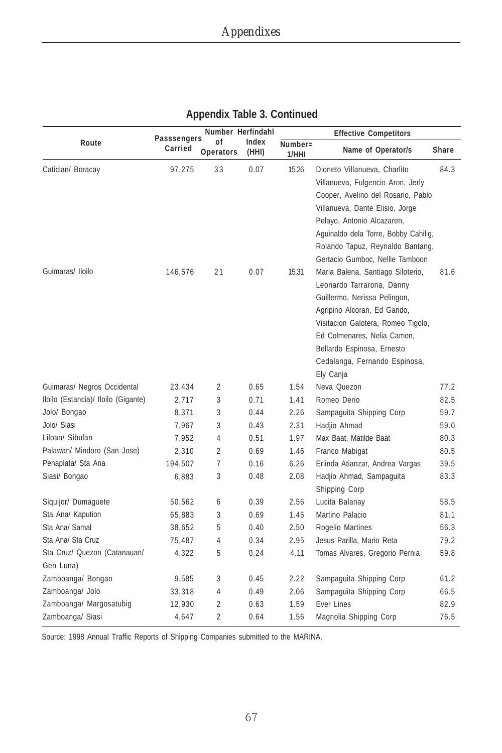## Appendix Table 3. Continued

| Route | Passsengers Carried | Number of Operators | Herfindahl Index (HHI) | Effective Competitors | | |
|---|---|---|---|---|---|---|
| | | | | Number= 1/HHI | Name of Operator/s | Share |
| Caticlan/ Boracay | 97,275 | 33 | 0.07 | 15.26 | Dioneto Villanueva, Charlito Villanueva, Fulgencio Aron, Jerly Cooper, Avelino del Rosario, Pablo Villanueva, Dante Elisio, Jorge Pelayo, Antonio Alcazaren, Aguinaldo dela Torre, Bobby Cahilig, Rolando Tapuz, Reynaldo Bantang, Gertacio Gumboc, Nellie Tamboon | 84.3 |
| Guimaras/ Iloilo | 146,576 | 21 | 0.07 | 15.31 | Maria Balena, Santiago Siloterio, Leonardo Tarrarona, Danny Guillermo, Nerissa Pelingon, Agripino Alcoran, Ed Gando, Visitacion Galotera, Romeo Tigolo, Ed Colmenares, Nelia Camon, Bellardo Espinosa, Ernesto Cedalanga, Fernando Espinosa, Ely Canja | 81.6 |
| Guimaras/ Negros Occidental | 23,434 | 2 | 0.65 | 1.54 | Neva Quezon | 77.2 |
| Iloilo (Estancia)/ Iloilo (Gigante) | 2,717 | 3 | 0.71 | 1.41 | Romeo Derio | 82.5 |
| Jolo/ Bongao | 8,371 | 3 | 0.44 | 2.26 | Sampaguita Shipping Corp | 59.7 |
| Jolo/ Siasi | 7,967 | 3 | 0.43 | 2.31 | Hadjio Ahmad | 59.0 |
| Liloan/ Sibulan | 7,952 | 4 | 0.51 | 1.97 | Max Baat, Matilde Baat | 80.3 |
| Palawan/ Mindoro (San Jose) | 2,310 | 2 | 0.69 | 1.46 | Franco Mabigat | 80.5 |
| Penaplata/ Sta Ana | 194,507 | 7 | 0.16 | 6.26 | Erlinda Atianzar, Andrea Vargas | 39.5 |
| Siasi/ Bongao | 6,883 | 3 | 0.48 | 2.08 | Hadjio Ahmad, Sampaguita Shipping Corp | 83.3 |
| Siquijor/ Dumaguete | 50,562 | 6 | 0.39 | 2.56 | Lucita Balanay | 58.5 |
| Sta Ana/ Kapution | 65,883 | 3 | 0.69 | 1.45 | Martino Palacio | 81.1 |
| Sta Ana/ Samal | 38,652 | 5 | 0.40 | 2.50 | Rogelio Martines | 56.3 |
| Sta Ana/ Sta Cruz | 75,487 | 4 | 0.34 | 2.95 | Jesus Parilla, Mario Reta | 79.2 |
| Sta Cruz/ Quezon (Catanauan/ Gen Luna) | 4,322 | 5 | 0.24 | 4.11 | Tomas Alvares, Gregorio Pernia | 59.8 |
| Zamboanga/ Bongao | 9,585 | 3 | 0.45 | 2.22 | Sampaguita Shipping Corp | 61.2 |
| Zamboanga/ Jolo | 33,318 | 4 | 0.49 | 2.06 | Sampaguita Shipping Corp | 66.5 |
| Zamboanga/ Margosatubig | 12,930 | 2 | 0.63 | 1.59 | Ever Lines | 82.9 |
| Zamboanga/ Siasi | 4,647 | 2 | 0.64 | 1.56 | Magnolia Shipping Corp | 76.5 |

Source: 1998 Annual Traffic Reports of Shipping Companies submitted to the MARINA.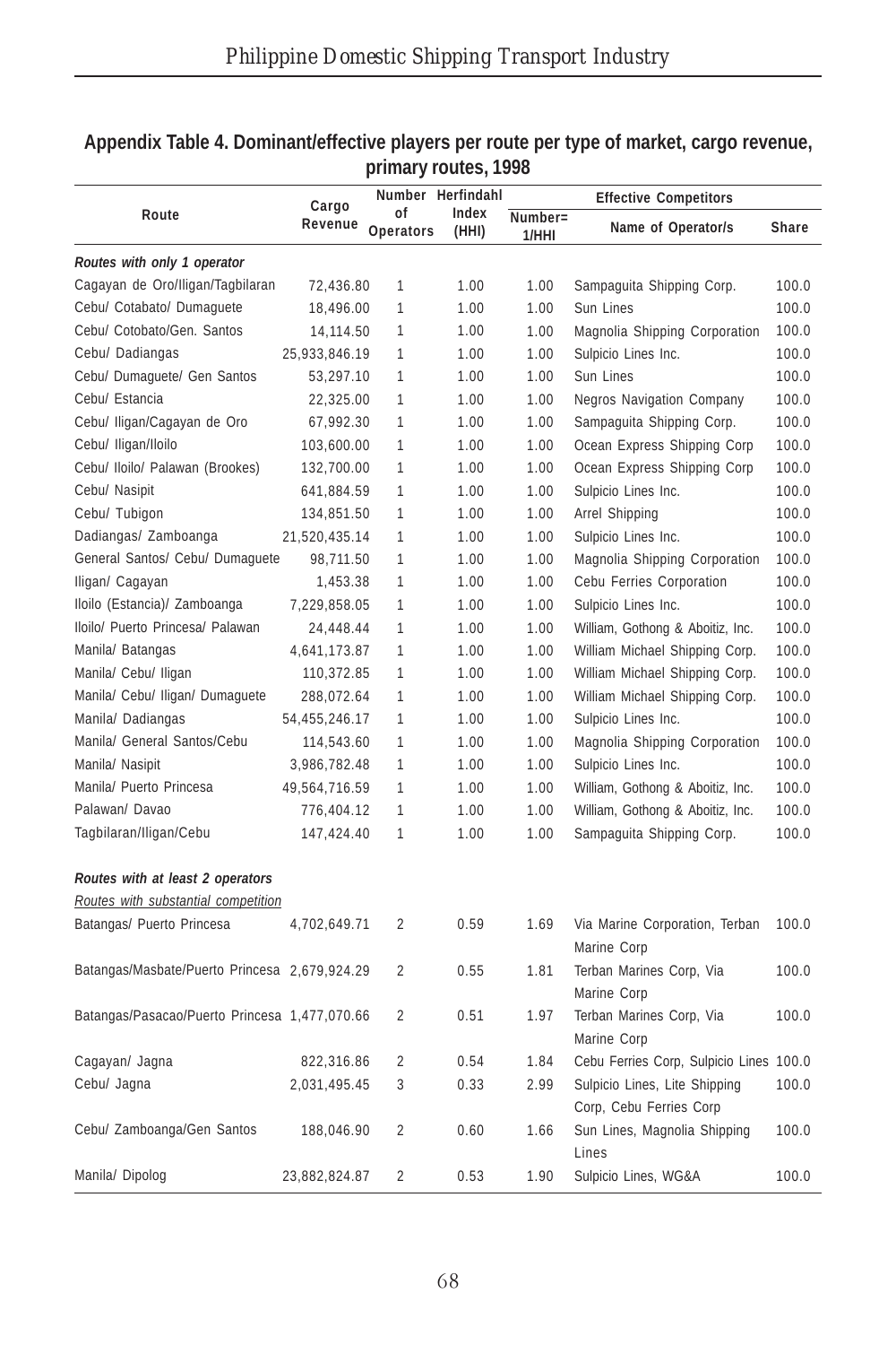## Appendix Table 4. Dominant/effective players per route per type of market, cargo revenue, primary routes, 1998

| Route | Cargo Revenue | Number of Operators | Herfindahl Index (HHI) | Effective Competitors | | |
|---|---|---|---|---|---|---|
| | | | | Number= 1/HHI | Name of Operator/s | Share |
| *Routes with only 1 operator* | | | | | | |
| Cagayan de Oro/Iligan/Tagbilaran | 72,436.80 | 1 | 1.00 | 1.00 | Sampaguita Shipping Corp. | 100.0 |
| Cebu/ Cotabato/ Dumaguete | 18,496.00 | 1 | 1.00 | 1.00 | Sun Lines | 100.0 |
| Cebu/ Cotobato/Gen. Santos | 14,114.50 | 1 | 1.00 | 1.00 | Magnolia Shipping Corporation | 100.0 |
| Cebu/ Dadiangas | 25,933,846.19 | 1 | 1.00 | 1.00 | Sulpicio Lines Inc. | 100.0 |
| Cebu/ Dumaguete/ Gen Santos | 53,297.10 | 1 | 1.00 | 1.00 | Sun Lines | 100.0 |
| Cebu/ Estancia | 22,325.00 | 1 | 1.00 | 1.00 | Negros Navigation Company | 100.0 |
| Cebu/ Iligan/Cagayan de Oro | 67,992.30 | 1 | 1.00 | 1.00 | Sampaguita Shipping Corp. | 100.0 |
| Cebu/ Iligan/Iloilo | 103,600.00 | 1 | 1.00 | 1.00 | Ocean Express Shipping Corp | 100.0 |
| Cebu/ Iloilo/ Palawan (Brookes) | 132,700.00 | 1 | 1.00 | 1.00 | Ocean Express Shipping Corp | 100.0 |
| Cebu/ Nasipit | 641,884.59 | 1 | 1.00 | 1.00 | Sulpicio Lines Inc. | 100.0 |
| Cebu/ Tubigon | 134,851.50 | 1 | 1.00 | 1.00 | Arrel Shipping | 100.0 |
| Dadiangas/ Zamboanga | 21,520,435.14 | 1 | 1.00 | 1.00 | Sulpicio Lines Inc. | 100.0 |
| General Santos/ Cebu/ Dumaguete | 98,711.50 | 1 | 1.00 | 1.00 | Magnolia Shipping Corporation | 100.0 |
| Iligan/ Cagayan | 1,453.38 | 1 | 1.00 | 1.00 | Cebu Ferries Corporation | 100.0 |
| Iloilo (Estancia)/ Zamboanga | 7,229,858.05 | 1 | 1.00 | 1.00 | Sulpicio Lines Inc. | 100.0 |
| Iloilo/ Puerto Princesa/ Palawan | 24,448.44 | 1 | 1.00 | 1.00 | William, Gothong & Aboitiz, Inc. | 100.0 |
| Manila/ Batangas | 4,641,173.87 | 1 | 1.00 | 1.00 | William Michael Shipping Corp. | 100.0 |
| Manila/ Cebu/ Iligan | 110,372.85 | 1 | 1.00 | 1.00 | William Michael Shipping Corp. | 100.0 |
| Manila/ Cebu/ Iligan/ Dumaguete | 288,072.64 | 1 | 1.00 | 1.00 | William Michael Shipping Corp. | 100.0 |
| Manila/ Dadiangas | 54,455,246.17 | 1 | 1.00 | 1.00 | Sulpicio Lines Inc. | 100.0 |
| Manila/ General Santos/Cebu | 114,543.60 | 1 | 1.00 | 1.00 | Magnolia Shipping Corporation | 100.0 |
| Manila/ Nasipit | 3,986,782.48 | 1 | 1.00 | 1.00 | Sulpicio Lines Inc. | 100.0 |
| Manila/ Puerto Princesa | 49,564,716.59 | 1 | 1.00 | 1.00 | William, Gothong & Aboitiz, Inc. | 100.0 |
| Palawan/ Davao | 776,404.12 | 1 | 1.00 | 1.00 | William, Gothong & Aboitiz, Inc. | 100.0 |
| Tagbilaran/Iligan/Cebu | 147,424.40 | 1 | 1.00 | 1.00 | Sampaguita Shipping Corp. | 100.0 |
| *Routes with at least 2 operators* | | | | | | |
| Routes with substantial competition | | | | | | |
| Batangas/ Puerto Princesa | 4,702,649.71 | 2 | 0.59 | 1.69 | Via Marine Corporation, Terban Marine Corp | 100.0 |
| Batangas/Masbate/Puerto Princesa | 2,679,924.29 | 2 | 0.55 | 1.81 | Terban Marines Corp, Via Marine Corp | 100.0 |
| Batangas/Pasacao/Puerto Princesa | 1,477,070.66 | 2 | 0.51 | 1.97 | Terban Marines Corp, Via Marine Corp | 100.0 |
| Cagayan/ Jagna | 822,316.86 | 2 | 0.54 | 1.84 | Cebu Ferries Corp, Sulpicio Lines | 100.0 |
| Cebu/ Jagna | 2,031,495.45 | 3 | 0.33 | 2.99 | Sulpicio Lines, Lite Shipping Corp, Cebu Ferries Corp | 100.0 |
| Cebu/ Zamboanga/Gen Santos | 188,046.90 | 2 | 0.60 | 1.66 | Sun Lines, Magnolia Shipping Lines | 100.0 |
| Manila/ Dipolog | 23,882,824.87 | 2 | 0.53 | 1.90 | Sulpicio Lines, WG&A | 100.0 |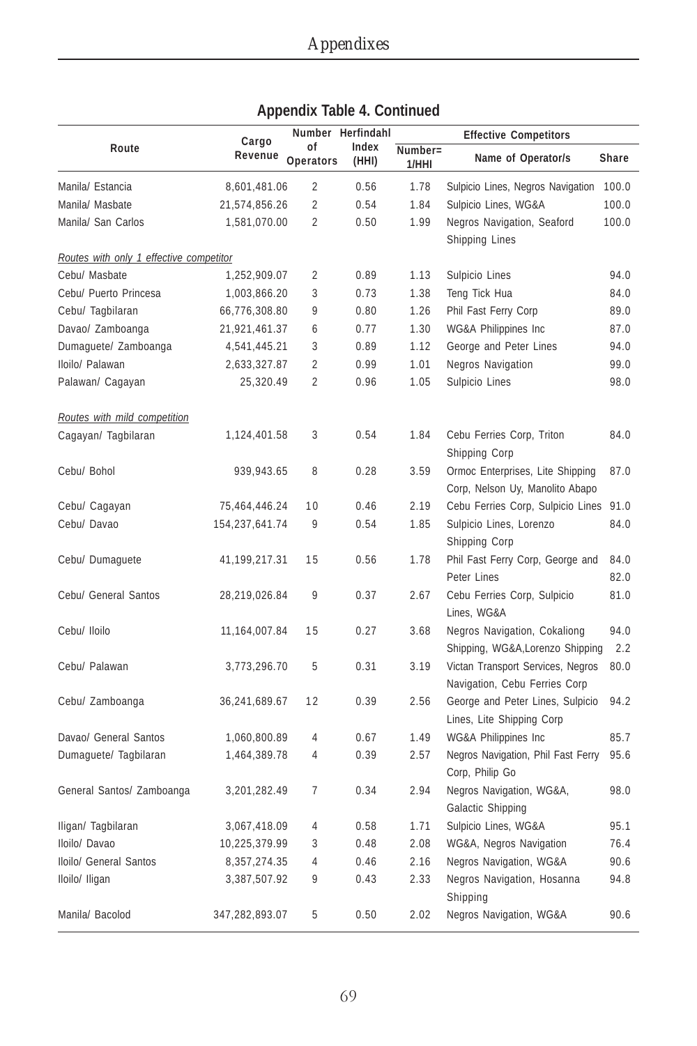## Appendix Table 4. Continued

| Route | Cargo Revenue | Number of Operators | Herfindahl Index (HHI) | Effective Competitors | | |
|---|---|---|---|---|---|---|
| | | | | Number= 1/HHI | Name of Operator/s | Share |
| Manila/ Estancia | 8,601,481.06 | 2 | 0.56 | 1.78 | Sulpicio Lines, Negros Navigation | 100.0 |
| Manila/ Masbate | 21,574,856.26 | 2 | 0.54 | 1.84 | Sulpicio Lines, WG&A | 100.0 |
| Manila/ San Carlos | 1,581,070.00 | 2 | 0.50 | 1.99 | Negros Navigation, Seaford Shipping Lines | 100.0 |
| *Routes with only 1 effective competitor* | | | | | | |
| Cebu/ Masbate | 1,252,909.07 | 2 | 0.89 | 1.13 | Sulpicio Lines | 94.0 |
| Cebu/ Puerto Princesa | 1,003,866.20 | 3 | 0.73 | 1.38 | Teng Tick Hua | 84.0 |
| Cebu/ Tagbilaran | 66,776,308.80 | 9 | 0.80 | 1.26 | Phil Fast Ferry Corp | 89.0 |
| Davao/ Zamboanga | 21,921,461.37 | 6 | 0.77 | 1.30 | WG&A Philippines Inc | 87.0 |
| Dumaguete/ Zamboanga | 4,541,445.21 | 3 | 0.89 | 1.12 | George and Peter Lines | 94.0 |
| Iloilo/ Palawan | 2,633,327.87 | 2 | 0.99 | 1.01 | Negros Navigation | 99.0 |
| Palawan/ Cagayan | 25,320.49 | 2 | 0.96 | 1.05 | Sulpicio Lines | 98.0 |
| *Routes with mild competition* | | | | | | |
| Cagayan/ Tagbilaran | 1,124,401.58 | 3 | 0.54 | 1.84 | Cebu Ferries Corp, Triton Shipping Corp | 84.0 |
| Cebu/ Bohol | 939,943.65 | 8 | 0.28 | 3.59 | Ormoc Enterprises, Lite Shipping Corp, Nelson Uy, Manolito Abapo | 87.0 |
| Cebu/ Cagayan | 75,464,446.24 | 10 | 0.46 | 2.19 | Cebu Ferries Corp, Sulpicio Lines | 91.0 |
| Cebu/ Davao | 154,237,641.74 | 9 | 0.54 | 1.85 | Sulpicio Lines, Lorenzo Shipping Corp | 84.0 |
| Cebu/ Dumaguete | 41,199,217.31 | 15 | 0.56 | 1.78 | Phil Fast Ferry Corp, George and Peter Lines | 84.0 82.0 |
| Cebu/ General Santos | 28,219,026.84 | 9 | 0.37 | 2.67 | Cebu Ferries Corp, Sulpicio Lines, WG&A | 81.0 |
| Cebu/ Iloilo | 11,164,007.84 | 15 | 0.27 | 3.68 | Negros Navigation, Cokaliong Shipping, WG&A,Lorenzo Shipping | 94.0 2.2 |
| Cebu/ Palawan | 3,773,296.70 | 5 | 0.31 | 3.19 | Victan Transport Services, Negros Navigation, Cebu Ferries Corp | 80.0 |
| Cebu/ Zamboanga | 36,241,689.67 | 12 | 0.39 | 2.56 | George and Peter Lines, Sulpicio Lines, Lite Shipping Corp | 94.2 |
| Davao/ General Santos | 1,060,800.89 | 4 | 0.67 | 1.49 | WG&A Philippines Inc | 85.7 |
| Dumaguete/ Tagbilaran | 1,464,389.78 | 4 | 0.39 | 2.57 | Negros Navigation, Phil Fast Ferry Corp, Philip Go | 95.6 |
| General Santos/ Zamboanga | 3,201,282.49 | 7 | 0.34 | 2.94 | Negros Navigation, WG&A, Galactic Shipping | 98.0 |
| Iligan/ Tagbilaran | 3,067,418.09 | 4 | 0.58 | 1.71 | Sulpicio Lines, WG&A | 95.1 |
| Iloilo/ Davao | 10,225,379.99 | 3 | 0.48 | 2.08 | WG&A, Negros Navigation | 76.4 |
| Iloilo/ General Santos | 8,357,274.35 | 4 | 0.46 | 2.16 | Negros Navigation, WG&A | 90.6 |
| Iloilo/ Iligan | 3,387,507.92 | 9 | 0.43 | 2.33 | Negros Navigation, Hosanna Shipping | 94.8 |
| Manila/ Bacolod | 347,282,893.07 | 5 | 0.50 | 2.02 | Negros Navigation, WG&A | 90.6 |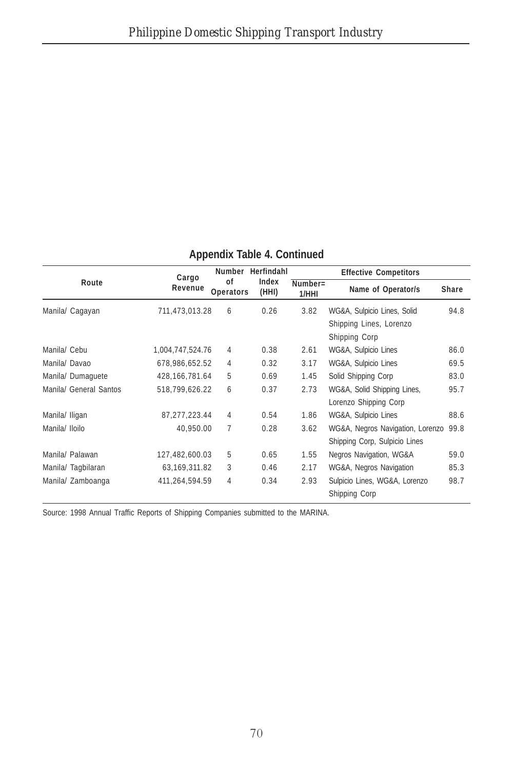**Appendix Table 4. Continued**

| Route | Cargo Revenue | Number of Operators | Herfindahl Index (HHI) | Effective Competitors | | |
|---|---|---|---|---|---|---|
| | | | | Number= 1/HHI | Name of Operator/s | Share |
| Manila/ Cagayan | 711,473,013.28 | 6 | 0.26 | 3.82 | WG&A, Sulpicio Lines, Solid Shipping Lines, Lorenzo Shipping Corp | 94.8 |
| Manila/ Cebu | 1,004,747,524.76 | 4 | 0.38 | 2.61 | WG&A, Sulpicio Lines | 86.0 |
| Manila/ Davao | 678,986,652.52 | 4 | 0.32 | 3.17 | WG&A, Sulpicio Lines | 69.5 |
| Manila/ Dumaguete | 428,166,781.64 | 5 | 0.69 | 1.45 | Solid Shipping Corp | 83.0 |
| Manila/ General Santos | 518,799,626.22 | 6 | 0.37 | 2.73 | WG&A, Solid Shipping Lines, Lorenzo Shipping Corp | 95.7 |
| Manila/ Iligan | 87,277,223.44 | 4 | 0.54 | 1.86 | WG&A, Sulpicio Lines | 88.6 |
| Manila/ Iloilo | 40,950.00 | 7 | 0.28 | 3.62 | WG&A, Negros Navigation, Lorenzo Shipping Corp, Sulpicio Lines | 99.8 |
| Manila/ Palawan | 127,482,600.03 | 5 | 0.65 | 1.55 | Negros Navigation, WG&A | 59.0 |
| Manila/ Tagbilaran | 63,169,311.82 | 3 | 0.46 | 2.17 | WG&A, Negros Navigation | 85.3 |
| Manila/ Zamboanga | 411,264,594.59 | 4 | 0.34 | 2.93 | Sulpicio Lines, WG&A, Lorenzo Shipping Corp | 98.7 |

Source: 1998 Annual Traffic Reports of Shipping Companies submitted to the MARINA.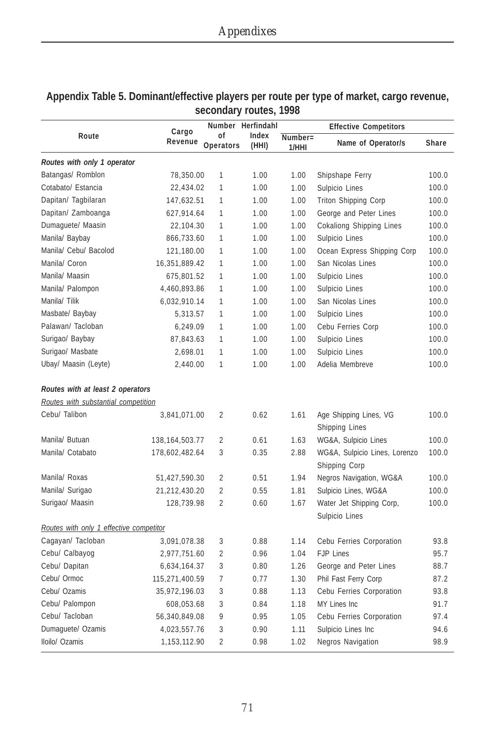## Appendix Table 5. Dominant/effective players per route per type of market, cargo revenue, secondary routes, 1998

| Route | Cargo Revenue | Number of Operators | Herfindahl Index (HHI) | Effective Competitors | | |
|---|---|---|---|---|---|---|
| | | | | Number= 1/HHI | Name of Operator/s | Share |
| ***Routes with only 1 operator*** | | | | | | |
| Batangas/ Romblon | 78,350.00 | 1 | 1.00 | 1.00 | Shipshape Ferry | 100.0 |
| Cotabato/ Estancia | 22,434.02 | 1 | 1.00 | 1.00 | Sulpicio Lines | 100.0 |
| Dapitan/ Tagbilaran | 147,632.51 | 1 | 1.00 | 1.00 | Triton Shipping Corp | 100.0 |
| Dapitan/ Zamboanga | 627,914.64 | 1 | 1.00 | 1.00 | George and Peter Lines | 100.0 |
| Dumaguete/ Maasin | 22,104.30 | 1 | 1.00 | 1.00 | Cokaliong Shipping Lines | 100.0 |
| Manila/ Baybay | 866,733.60 | 1 | 1.00 | 1.00 | Sulpicio Lines | 100.0 |
| Manila/ Cebu/ Bacolod | 121,180.00 | 1 | 1.00 | 1.00 | Ocean Express Shipping Corp | 100.0 |
| Manila/ Coron | 16,351,889.42 | 1 | 1.00 | 1.00 | San Nicolas Lines | 100.0 |
| Manila/ Maasin | 675,801.52 | 1 | 1.00 | 1.00 | Sulpicio Lines | 100.0 |
| Manila/ Palompon | 4,460,893.86 | 1 | 1.00 | 1.00 | Sulpicio Lines | 100.0 |
| Manila/ Tilik | 6,032,910.14 | 1 | 1.00 | 1.00 | San Nicolas Lines | 100.0 |
| Masbate/ Baybay | 5,313.57 | 1 | 1.00 | 1.00 | Sulpicio Lines | 100.0 |
| Palawan/ Tacloban | 6,249.09 | 1 | 1.00 | 1.00 | Cebu Ferries Corp | 100.0 |
| Surigao/ Baybay | 87,843.63 | 1 | 1.00 | 1.00 | Sulpicio Lines | 100.0 |
| Surigao/ Masbate | 2,698.01 | 1 | 1.00 | 1.00 | Sulpicio Lines | 100.0 |
| Ubay/ Maasin (Leyte) | 2,440.00 | 1 | 1.00 | 1.00 | Adelia Membreve | 100.0 |
| ***Routes with at least 2 operators*** | | | | | | |
| *Routes with substantial competition* | | | | | | |
| Cebu/ Talibon | 3,841,071.00 | 2 | 0.62 | 1.61 | Age Shipping Lines, VG Shipping Lines | 100.0 |
| Manila/ Butuan | 138,164,503.77 | 2 | 0.61 | 1.63 | WG&A, Sulpicio Lines | 100.0 |
| Manila/ Cotabato | 178,602,482.64 | 3 | 0.35 | 2.88 | WG&A, Sulpicio Lines, Lorenzo Shipping Corp | 100.0 |
| Manila/ Roxas | 51,427,590.30 | 2 | 0.51 | 1.94 | Negros Navigation, WG&A | 100.0 |
| Manila/ Surigao | 21,212,430.20 | 2 | 0.55 | 1.81 | Sulpicio Lines, WG&A | 100.0 |
| Surigao/ Maasin | 128,739.98 | 2 | 0.60 | 1.67 | Water Jet Shipping Corp, Sulpicio Lines | 100.0 |
| *Routes with only 1 effective competitor* | | | | | | |
| Cagayan/ Tacloban | 3,091,078.38 | 3 | 0.88 | 1.14 | Cebu Ferries Corporation | 93.8 |
| Cebu/ Calbayog | 2,977,751.60 | 2 | 0.96 | 1.04 | FJP Lines | 95.7 |
| Cebu/ Dapitan | 6,634,164.37 | 3 | 0.80 | 1.26 | George and Peter Lines | 88.7 |
| Cebu/ Ormoc | 115,271,400.59 | 7 | 0.77 | 1.30 | Phil Fast Ferry Corp | 87.2 |
| Cebu/ Ozamis | 35,972,196.03 | 3 | 0.88 | 1.13 | Cebu Ferries Corporation | 93.8 |
| Cebu/ Palompon | 608,053.68 | 3 | 0.84 | 1.18 | MY Lines Inc | 91.7 |
| Cebu/ Tacloban | 56,340,849.08 | 9 | 0.95 | 1.05 | Cebu Ferries Corporation | 97.4 |
| Dumaguete/ Ozamis | 4,023,557.76 | 3 | 0.90 | 1.11 | Sulpicio Lines Inc | 94.6 |
| Iloilo/ Ozamis | 1,153,112.90 | 2 | 0.98 | 1.02 | Negros Navigation | 98.9 |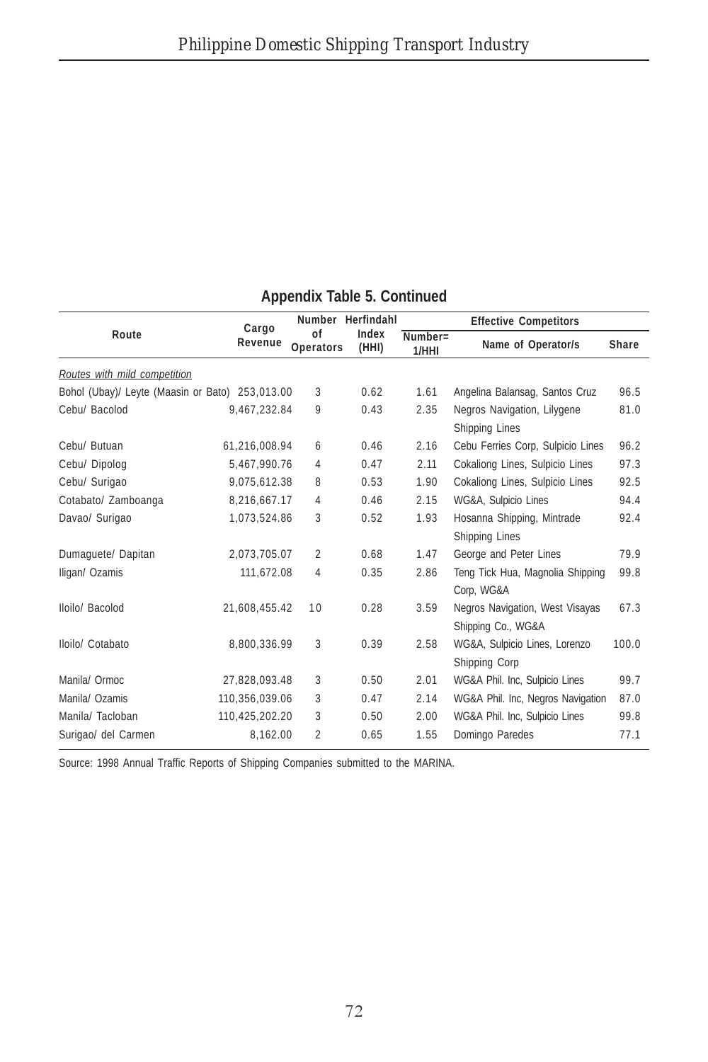**Appendix Table 5. Continued**

| Route | Cargo Revenue | Number of Operators | Herfindahl Index (HHI) | Effective Competitors | | |
|---|---|---|---|---|---|---|
| | | | | Number= 1/HHI | Name of Operator/s | Share |
| *Routes with mild competition* | | | | | | |
| Bohol (Ubay)/ Leyte (Maasin or Bato) | 253,013.00 | 3 | 0.62 | 1.61 | Angelina Balansag, Santos Cruz | 96.5 |
| Cebu/ Bacolod | 9,467,232.84 | 9 | 0.43 | 2.35 | Negros Navigation, Lilygene Shipping Lines | 81.0 |
| Cebu/ Butuan | 61,216,008.94 | 6 | 0.46 | 2.16 | Cebu Ferries Corp, Sulpicio Lines | 96.2 |
| Cebu/ Dipolog | 5,467,990.76 | 4 | 0.47 | 2.11 | Cokaliong Lines, Sulpicio Lines | 97.3 |
| Cebu/ Surigao | 9,075,612.38 | 8 | 0.53 | 1.90 | Cokaliong Lines, Sulpicio Lines | 92.5 |
| Cotabato/ Zamboanga | 8,216,667.17 | 4 | 0.46 | 2.15 | WG&A, Sulpicio Lines | 94.4 |
| Davao/ Surigao | 1,073,524.86 | 3 | 0.52 | 1.93 | Hosanna Shipping, Mintrade Shipping Lines | 92.4 |
| Dumaguete/ Dapitan | 2,073,705.07 | 2 | 0.68 | 1.47 | George and Peter Lines | 79.9 |
| Iligan/ Ozamis | 111,672.08 | 4 | 0.35 | 2.86 | Teng Tick Hua, Magnolia Shipping Corp, WG&A | 99.8 |
| Iloilo/ Bacolod | 21,608,455.42 | 10 | 0.28 | 3.59 | Negros Navigation, West Visayas Shipping Co., WG&A | 67.3 |
| Iloilo/ Cotabato | 8,800,336.99 | 3 | 0.39 | 2.58 | WG&A, Sulpicio Lines, Lorenzo Shipping Corp | 100.0 |
| Manila/ Ormoc | 27,828,093.48 | 3 | 0.50 | 2.01 | WG&A Phil. Inc, Sulpicio Lines | 99.7 |
| Manila/ Ozamis | 110,356,039.06 | 3 | 0.47 | 2.14 | WG&A Phil. Inc, Negros Navigation | 87.0 |
| Manila/ Tacloban | 110,425,202.20 | 3 | 0.50 | 2.00 | WG&A Phil. Inc, Sulpicio Lines | 99.8 |
| Surigao/ del Carmen | 8,162.00 | 2 | 0.65 | 1.55 | Domingo Paredes | 77.1 |

Source: 1998 Annual Traffic Reports of Shipping Companies submitted to the MARINA.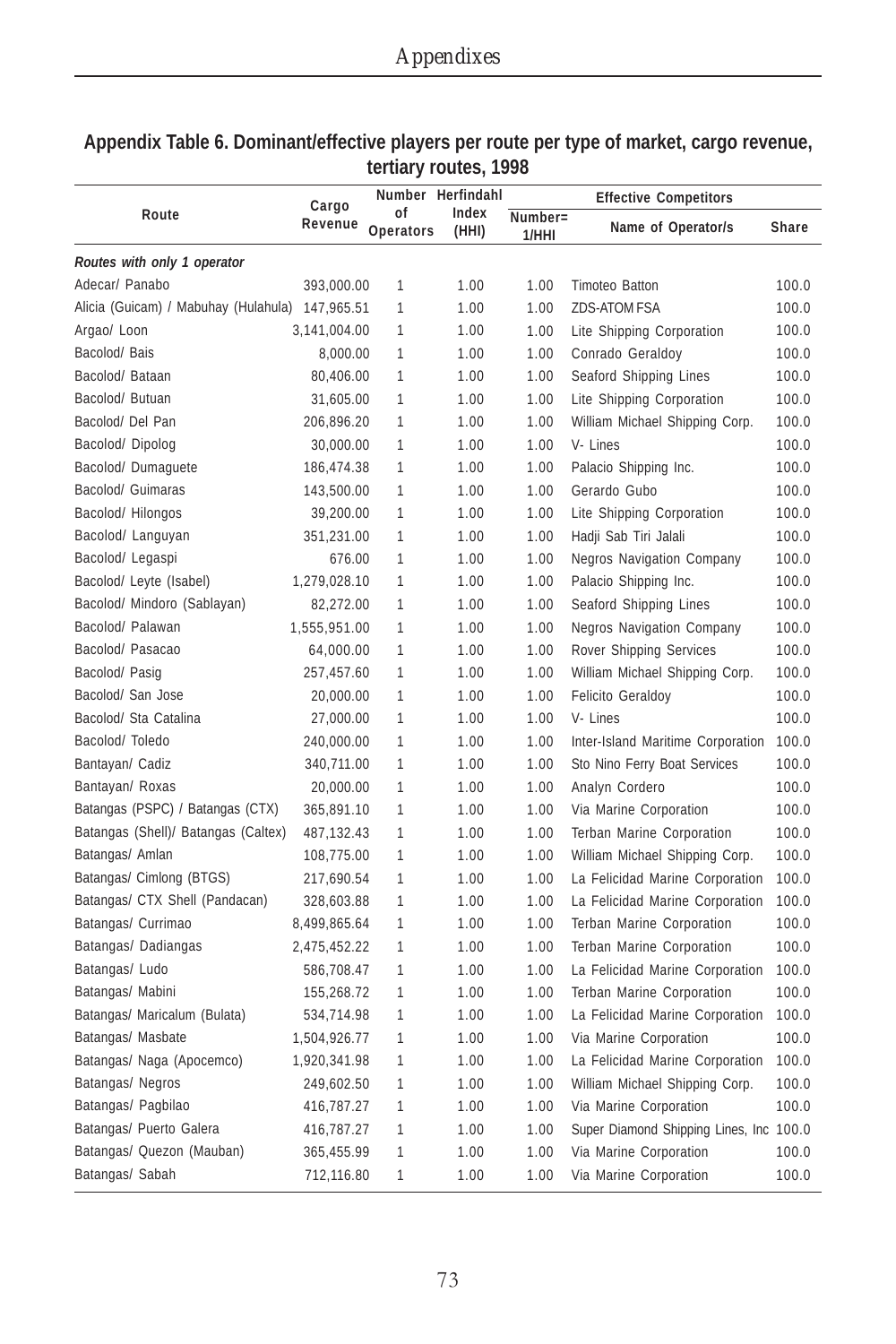## Appendix Table 6. Dominant/effective players per route per type of market, cargo revenue, tertiary routes, 1998

| Route | Cargo Revenue | Number of Operators | Herfindahl Index (HHI) | Effective Competitors | | |
|---|---|---|---|---|---|---|
| | | | | Number= 1/HHI | Name of Operator/s | Share |
| ***Routes with only 1 operator*** | | | | | | |
| Adecar/ Panabo | 393,000.00 | 1 | 1.00 | 1.00 | Timoteo Batton | 100.0 |
| Alicia (Guicam) / Mabuhay (Hulahula) | 147,965.51 | 1 | 1.00 | 1.00 | ZDS-ATOM FSA | 100.0 |
| Argao/ Loon | 3,141,004.00 | 1 | 1.00 | 1.00 | Lite Shipping Corporation | 100.0 |
| Bacolod/ Bais | 8,000.00 | 1 | 1.00 | 1.00 | Conrado Geraldoy | 100.0 |
| Bacolod/ Bataan | 80,406.00 | 1 | 1.00 | 1.00 | Seaford Shipping Lines | 100.0 |
| Bacolod/ Butuan | 31,605.00 | 1 | 1.00 | 1.00 | Lite Shipping Corporation | 100.0 |
| Bacolod/ Del Pan | 206,896.20 | 1 | 1.00 | 1.00 | William Michael Shipping Corp. | 100.0 |
| Bacolod/ Dipolog | 30,000.00 | 1 | 1.00 | 1.00 | V- Lines | 100.0 |
| Bacolod/ Dumaguete | 186,474.38 | 1 | 1.00 | 1.00 | Palacio Shipping Inc. | 100.0 |
| Bacolod/ Guimaras | 143,500.00 | 1 | 1.00 | 1.00 | Gerardo Gubo | 100.0 |
| Bacolod/ Hilongos | 39,200.00 | 1 | 1.00 | 1.00 | Lite Shipping Corporation | 100.0 |
| Bacolod/ Languyan | 351,231.00 | 1 | 1.00 | 1.00 | Hadji Sab Tiri Jalali | 100.0 |
| Bacolod/ Legaspi | 676.00 | 1 | 1.00 | 1.00 | Negros Navigation Company | 100.0 |
| Bacolod/ Leyte (Isabel) | 1,279,028.10 | 1 | 1.00 | 1.00 | Palacio Shipping Inc. | 100.0 |
| Bacolod/ Mindoro (Sablayan) | 82,272.00 | 1 | 1.00 | 1.00 | Seaford Shipping Lines | 100.0 |
| Bacolod/ Palawan | 1,555,951.00 | 1 | 1.00 | 1.00 | Negros Navigation Company | 100.0 |
| Bacolod/ Pasacao | 64,000.00 | 1 | 1.00 | 1.00 | Rover Shipping Services | 100.0 |
| Bacolod/ Pasig | 257,457.60 | 1 | 1.00 | 1.00 | William Michael Shipping Corp. | 100.0 |
| Bacolod/ San Jose | 20,000.00 | 1 | 1.00 | 1.00 | Felicito Geraldoy | 100.0 |
| Bacolod/ Sta Catalina | 27,000.00 | 1 | 1.00 | 1.00 | V- Lines | 100.0 |
| Bacolod/ Toledo | 240,000.00 | 1 | 1.00 | 1.00 | Inter-Island Maritime Corporation | 100.0 |
| Bantayan/ Cadiz | 340,711.00 | 1 | 1.00 | 1.00 | Sto Nino Ferry Boat Services | 100.0 |
| Bantayan/ Roxas | 20,000.00 | 1 | 1.00 | 1.00 | Analyn Cordero | 100.0 |
| Batangas (PSPC) / Batangas (CTX) | 365,891.10 | 1 | 1.00 | 1.00 | Via Marine Corporation | 100.0 |
| Batangas (Shell)/ Batangas (Caltex) | 487,132.43 | 1 | 1.00 | 1.00 | Terban Marine Corporation | 100.0 |
| Batangas/ Amlan | 108,775.00 | 1 | 1.00 | 1.00 | William Michael Shipping Corp. | 100.0 |
| Batangas/ Cimlong (BTGS) | 217,690.54 | 1 | 1.00 | 1.00 | La Felicidad Marine Corporation | 100.0 |
| Batangas/ CTX Shell (Pandacan) | 328,603.88 | 1 | 1.00 | 1.00 | La Felicidad Marine Corporation | 100.0 |
| Batangas/ Currimao | 8,499,865.64 | 1 | 1.00 | 1.00 | Terban Marine Corporation | 100.0 |
| Batangas/ Dadiangas | 2,475,452.22 | 1 | 1.00 | 1.00 | Terban Marine Corporation | 100.0 |
| Batangas/ Ludo | 586,708.47 | 1 | 1.00 | 1.00 | La Felicidad Marine Corporation | 100.0 |
| Batangas/ Mabini | 155,268.72 | 1 | 1.00 | 1.00 | Terban Marine Corporation | 100.0 |
| Batangas/ Maricalum (Bulata) | 534,714.98 | 1 | 1.00 | 1.00 | La Felicidad Marine Corporation | 100.0 |
| Batangas/ Masbate | 1,504,926.77 | 1 | 1.00 | 1.00 | Via Marine Corporation | 100.0 |
| Batangas/ Naga (Apocemco) | 1,920,341.98 | 1 | 1.00 | 1.00 | La Felicidad Marine Corporation | 100.0 |
| Batangas/ Negros | 249,602.50 | 1 | 1.00 | 1.00 | William Michael Shipping Corp. | 100.0 |
| Batangas/ Pagbilao | 416,787.27 | 1 | 1.00 | 1.00 | Via Marine Corporation | 100.0 |
| Batangas/ Puerto Galera | 416,787.27 | 1 | 1.00 | 1.00 | Super Diamond Shipping Lines, Inc | 100.0 |
| Batangas/ Quezon (Mauban) | 365,455.99 | 1 | 1.00 | 1.00 | Via Marine Corporation | 100.0 |
| Batangas/ Sabah | 712,116.80 | 1 | 1.00 | 1.00 | Via Marine Corporation | 100.0 |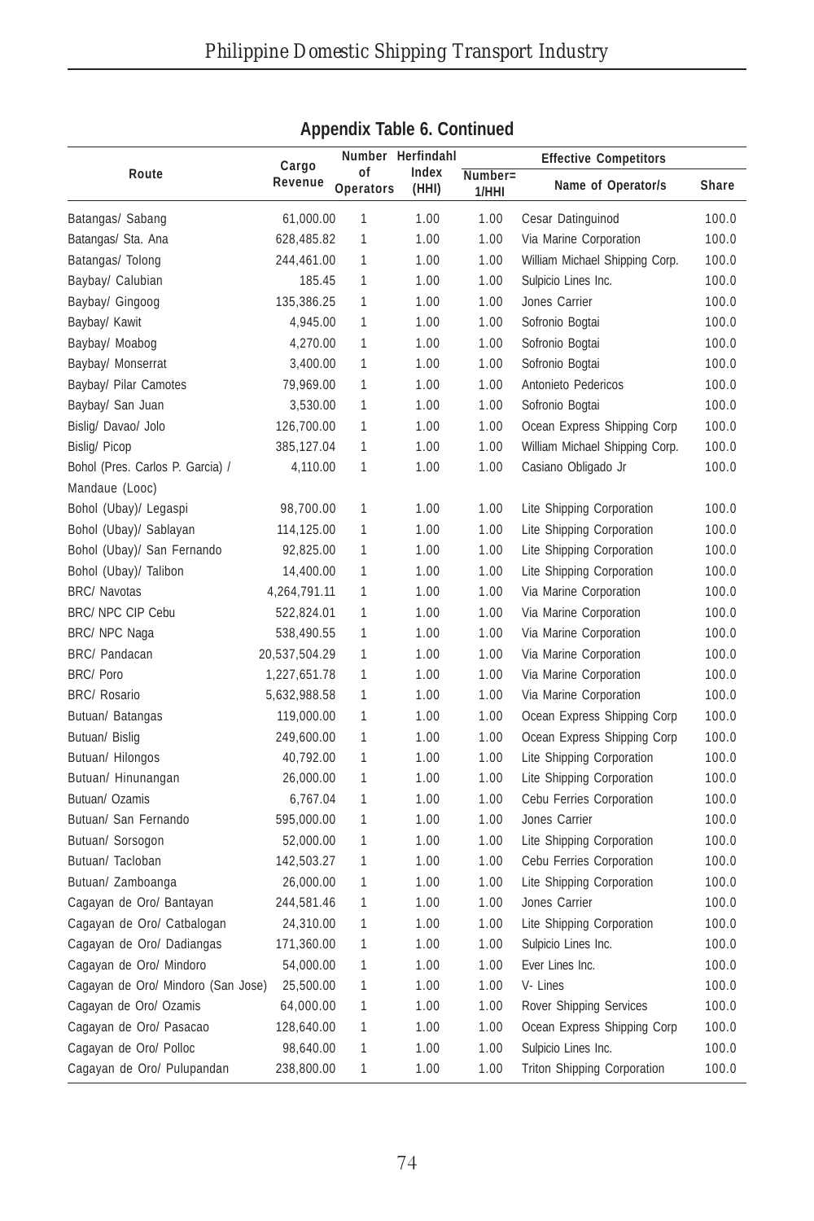## Appendix Table 6. Continued

| Route | Cargo Revenue | Number of Operators | Herfindahl Index (HHI) | Effective Competitors | | |
|---|---|---|---|---|---|---|
| | | | | Number= 1/HHI | Name of Operator/s | Share |
| Batangas/ Sabang | 61,000.00 | 1 | 1.00 | 1.00 | Cesar Datinguinod | 100.0 |
| Batangas/ Sta. Ana | 628,485.82 | 1 | 1.00 | 1.00 | Via Marine Corporation | 100.0 |
| Batangas/ Tolong | 244,461.00 | 1 | 1.00 | 1.00 | William Michael Shipping Corp. | 100.0 |
| Baybay/ Calubian | 185.45 | 1 | 1.00 | 1.00 | Sulpicio Lines Inc. | 100.0 |
| Baybay/ Gingoog | 135,386.25 | 1 | 1.00 | 1.00 | Jones Carrier | 100.0 |
| Baybay/ Kawit | 4,945.00 | 1 | 1.00 | 1.00 | Sofronio Bogtai | 100.0 |
| Baybay/ Moabog | 4,270.00 | 1 | 1.00 | 1.00 | Sofronio Bogtai | 100.0 |
| Baybay/ Monserrat | 3,400.00 | 1 | 1.00 | 1.00 | Sofronio Bogtai | 100.0 |
| Baybay/ Pilar Camotes | 79,969.00 | 1 | 1.00 | 1.00 | Antonieto Pedericos | 100.0 |
| Baybay/ San Juan | 3,530.00 | 1 | 1.00 | 1.00 | Sofronio Bogtai | 100.0 |
| Bislig/ Davao/ Jolo | 126,700.00 | 1 | 1.00 | 1.00 | Ocean Express Shipping Corp | 100.0 |
| Bislig/ Picop | 385,127.04 | 1 | 1.00 | 1.00 | William Michael Shipping Corp. | 100.0 |
| Bohol (Pres. Carlos P. Garcia) / Mandaue (Looc) | 4,110.00 | 1 | 1.00 | 1.00 | Casiano Obligado Jr | 100.0 |
| Bohol (Ubay)/ Legaspi | 98,700.00 | 1 | 1.00 | 1.00 | Lite Shipping Corporation | 100.0 |
| Bohol (Ubay)/ Sablayan | 114,125.00 | 1 | 1.00 | 1.00 | Lite Shipping Corporation | 100.0 |
| Bohol (Ubay)/ San Fernando | 92,825.00 | 1 | 1.00 | 1.00 | Lite Shipping Corporation | 100.0 |
| Bohol (Ubay)/ Talibon | 14,400.00 | 1 | 1.00 | 1.00 | Lite Shipping Corporation | 100.0 |
| BRC/ Navotas | 4,264,791.11 | 1 | 1.00 | 1.00 | Via Marine Corporation | 100.0 |
| BRC/ NPC CIP Cebu | 522,824.01 | 1 | 1.00 | 1.00 | Via Marine Corporation | 100.0 |
| BRC/ NPC Naga | 538,490.55 | 1 | 1.00 | 1.00 | Via Marine Corporation | 100.0 |
| BRC/ Pandacan | 20,537,504.29 | 1 | 1.00 | 1.00 | Via Marine Corporation | 100.0 |
| BRC/ Poro | 1,227,651.78 | 1 | 1.00 | 1.00 | Via Marine Corporation | 100.0 |
| BRC/ Rosario | 5,632,988.58 | 1 | 1.00 | 1.00 | Via Marine Corporation | 100.0 |
| Butuan/ Batangas | 119,000.00 | 1 | 1.00 | 1.00 | Ocean Express Shipping Corp | 100.0 |
| Butuan/ Bislig | 249,600.00 | 1 | 1.00 | 1.00 | Ocean Express Shipping Corp | 100.0 |
| Butuan/ Hilongos | 40,792.00 | 1 | 1.00 | 1.00 | Lite Shipping Corporation | 100.0 |
| Butuan/ Hinunangan | 26,000.00 | 1 | 1.00 | 1.00 | Lite Shipping Corporation | 100.0 |
| Butuan/ Ozamis | 6,767.04 | 1 | 1.00 | 1.00 | Cebu Ferries Corporation | 100.0 |
| Butuan/ San Fernando | 595,000.00 | 1 | 1.00 | 1.00 | Jones Carrier | 100.0 |
| Butuan/ Sorsogon | 52,000.00 | 1 | 1.00 | 1.00 | Lite Shipping Corporation | 100.0 |
| Butuan/ Tacloban | 142,503.27 | 1 | 1.00 | 1.00 | Cebu Ferries Corporation | 100.0 |
| Butuan/ Zamboanga | 26,000.00 | 1 | 1.00 | 1.00 | Lite Shipping Corporation | 100.0 |
| Cagayan de Oro/ Bantayan | 244,581.46 | 1 | 1.00 | 1.00 | Jones Carrier | 100.0 |
| Cagayan de Oro/ Catbalogan | 24,310.00 | 1 | 1.00 | 1.00 | Lite Shipping Corporation | 100.0 |
| Cagayan de Oro/ Dadiangas | 171,360.00 | 1 | 1.00 | 1.00 | Sulpicio Lines Inc. | 100.0 |
| Cagayan de Oro/ Mindoro | 54,000.00 | 1 | 1.00 | 1.00 | Ever Lines Inc. | 100.0 |
| Cagayan de Oro/ Mindoro (San Jose) | 25,500.00 | 1 | 1.00 | 1.00 | V- Lines | 100.0 |
| Cagayan de Oro/ Ozamis | 64,000.00 | 1 | 1.00 | 1.00 | Rover Shipping Services | 100.0 |
| Cagayan de Oro/ Pasacao | 128,640.00 | 1 | 1.00 | 1.00 | Ocean Express Shipping Corp | 100.0 |
| Cagayan de Oro/ Polloc | 98,640.00 | 1 | 1.00 | 1.00 | Sulpicio Lines Inc. | 100.0 |
| Cagayan de Oro/ Pulupandan | 238,800.00 | 1 | 1.00 | 1.00 | Triton Shipping Corporation | 100.0 |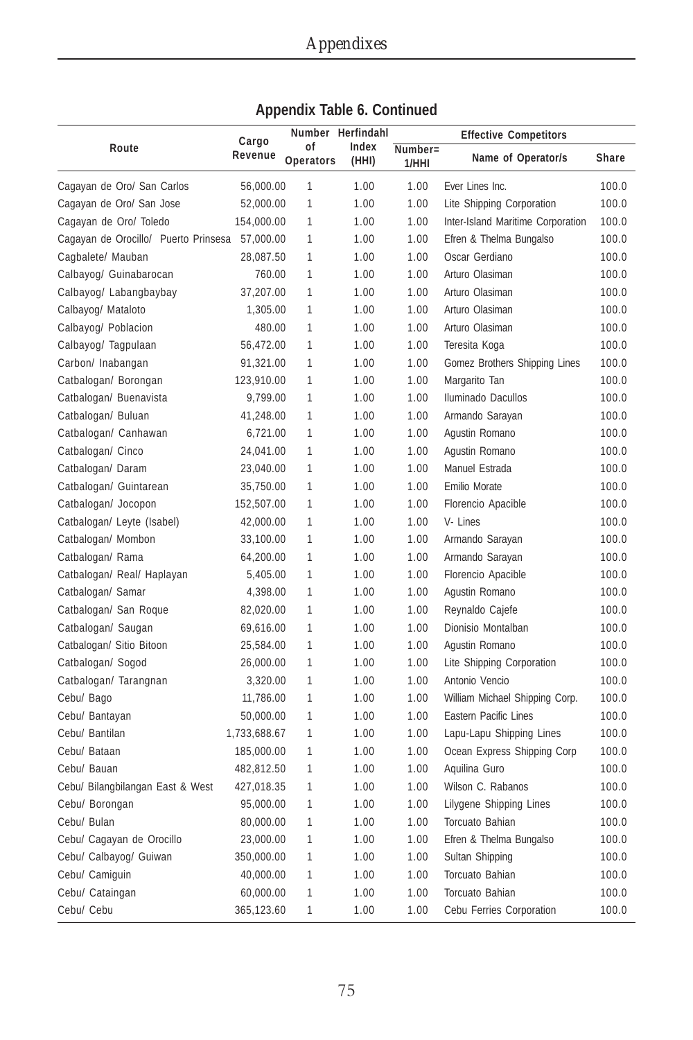## Appendix Table 6. Continued

| Route | Cargo Revenue | Number of Operators | Herfindahl Index (HHI) | Effective Competitors | | |
|---|---|---|---|---|---|---|
| | | | | Number= 1/HHI | Name of Operator/s | Share |
| Cagayan de Oro/ San Carlos | 56,000.00 | 1 | 1.00 | 1.00 | Ever Lines Inc. | 100.0 |
| Cagayan de Oro/ San Jose | 52,000.00 | 1 | 1.00 | 1.00 | Lite Shipping Corporation | 100.0 |
| Cagayan de Oro/ Toledo | 154,000.00 | 1 | 1.00 | 1.00 | Inter-Island Maritime Corporation | 100.0 |
| Cagayan de Orocillo/ Puerto Prinsesa | 57,000.00 | 1 | 1.00 | 1.00 | Efren & Thelma Bungalso | 100.0 |
| Cagbalete/ Mauban | 28,087.50 | 1 | 1.00 | 1.00 | Oscar Gerdiano | 100.0 |
| Calbayog/ Guinabarocan | 760.00 | 1 | 1.00 | 1.00 | Arturo Olasiman | 100.0 |
| Calbayog/ Labangbaybay | 37,207.00 | 1 | 1.00 | 1.00 | Arturo Olasiman | 100.0 |
| Calbayog/ Mataloto | 1,305.00 | 1 | 1.00 | 1.00 | Arturo Olasiman | 100.0 |
| Calbayog/ Poblacion | 480.00 | 1 | 1.00 | 1.00 | Arturo Olasiman | 100.0 |
| Calbayog/ Tagpulaan | 56,472.00 | 1 | 1.00 | 1.00 | Teresita Koga | 100.0 |
| Carbon/ Inabangan | 91,321.00 | 1 | 1.00 | 1.00 | Gomez Brothers Shipping Lines | 100.0 |
| Catbalogan/ Borongan | 123,910.00 | 1 | 1.00 | 1.00 | Margarito Tan | 100.0 |
| Catbalogan/ Buenavista | 9,799.00 | 1 | 1.00 | 1.00 | Iluminado Dacullos | 100.0 |
| Catbalogan/ Buluan | 41,248.00 | 1 | 1.00 | 1.00 | Armando Sarayan | 100.0 |
| Catbalogan/ Canhawan | 6,721.00 | 1 | 1.00 | 1.00 | Agustin Romano | 100.0 |
| Catbalogan/ Cinco | 24,041.00 | 1 | 1.00 | 1.00 | Agustin Romano | 100.0 |
| Catbalogan/ Daram | 23,040.00 | 1 | 1.00 | 1.00 | Manuel Estrada | 100.0 |
| Catbalogan/ Guintarean | 35,750.00 | 1 | 1.00 | 1.00 | Emilio Morate | 100.0 |
| Catbalogan/ Jocopon | 152,507.00 | 1 | 1.00 | 1.00 | Florencio Apacible | 100.0 |
| Catbalogan/ Leyte (Isabel) | 42,000.00 | 1 | 1.00 | 1.00 | V- Lines | 100.0 |
| Catbalogan/ Mombon | 33,100.00 | 1 | 1.00 | 1.00 | Armando Sarayan | 100.0 |
| Catbalogan/ Rama | 64,200.00 | 1 | 1.00 | 1.00 | Armando Sarayan | 100.0 |
| Catbalogan/ Real/ Haplayan | 5,405.00 | 1 | 1.00 | 1.00 | Florencio Apacible | 100.0 |
| Catbalogan/ Samar | 4,398.00 | 1 | 1.00 | 1.00 | Agustin Romano | 100.0 |
| Catbalogan/ San Roque | 82,020.00 | 1 | 1.00 | 1.00 | Reynaldo Cajefe | 100.0 |
| Catbalogan/ Saugan | 69,616.00 | 1 | 1.00 | 1.00 | Dionisio Montalban | 100.0 |
| Catbalogan/ Sitio Bitoon | 25,584.00 | 1 | 1.00 | 1.00 | Agustin Romano | 100.0 |
| Catbalogan/ Sogod | 26,000.00 | 1 | 1.00 | 1.00 | Lite Shipping Corporation | 100.0 |
| Catbalogan/ Tarangnan | 3,320.00 | 1 | 1.00 | 1.00 | Antonio Vencio | 100.0 |
| Cebu/ Bago | 11,786.00 | 1 | 1.00 | 1.00 | William Michael Shipping Corp. | 100.0 |
| Cebu/ Bantayan | 50,000.00 | 1 | 1.00 | 1.00 | Eastern Pacific Lines | 100.0 |
| Cebu/ Bantilan | 1,733,688.67 | 1 | 1.00 | 1.00 | Lapu-Lapu Shipping Lines | 100.0 |
| Cebu/ Bataan | 185,000.00 | 1 | 1.00 | 1.00 | Ocean Express Shipping Corp | 100.0 |
| Cebu/ Bauan | 482,812.50 | 1 | 1.00 | 1.00 | Aquilina Guro | 100.0 |
| Cebu/ Bilangbilangan East & West | 427,018.35 | 1 | 1.00 | 1.00 | Wilson C. Rabanos | 100.0 |
| Cebu/ Borongan | 95,000.00 | 1 | 1.00 | 1.00 | Lilygene Shipping Lines | 100.0 |
| Cebu/ Bulan | 80,000.00 | 1 | 1.00 | 1.00 | Torcuato Bahian | 100.0 |
| Cebu/ Cagayan de Orocillo | 23,000.00 | 1 | 1.00 | 1.00 | Efren & Thelma Bungalso | 100.0 |
| Cebu/ Calbayog/ Guiwan | 350,000.00 | 1 | 1.00 | 1.00 | Sultan Shipping | 100.0 |
| Cebu/ Camiguin | 40,000.00 | 1 | 1.00 | 1.00 | Torcuato Bahian | 100.0 |
| Cebu/ Cataingan | 60,000.00 | 1 | 1.00 | 1.00 | Torcuato Bahian | 100.0 |
| Cebu/ Cebu | 365,123.60 | 1 | 1.00 | 1.00 | Cebu Ferries Corporation | 100.0 |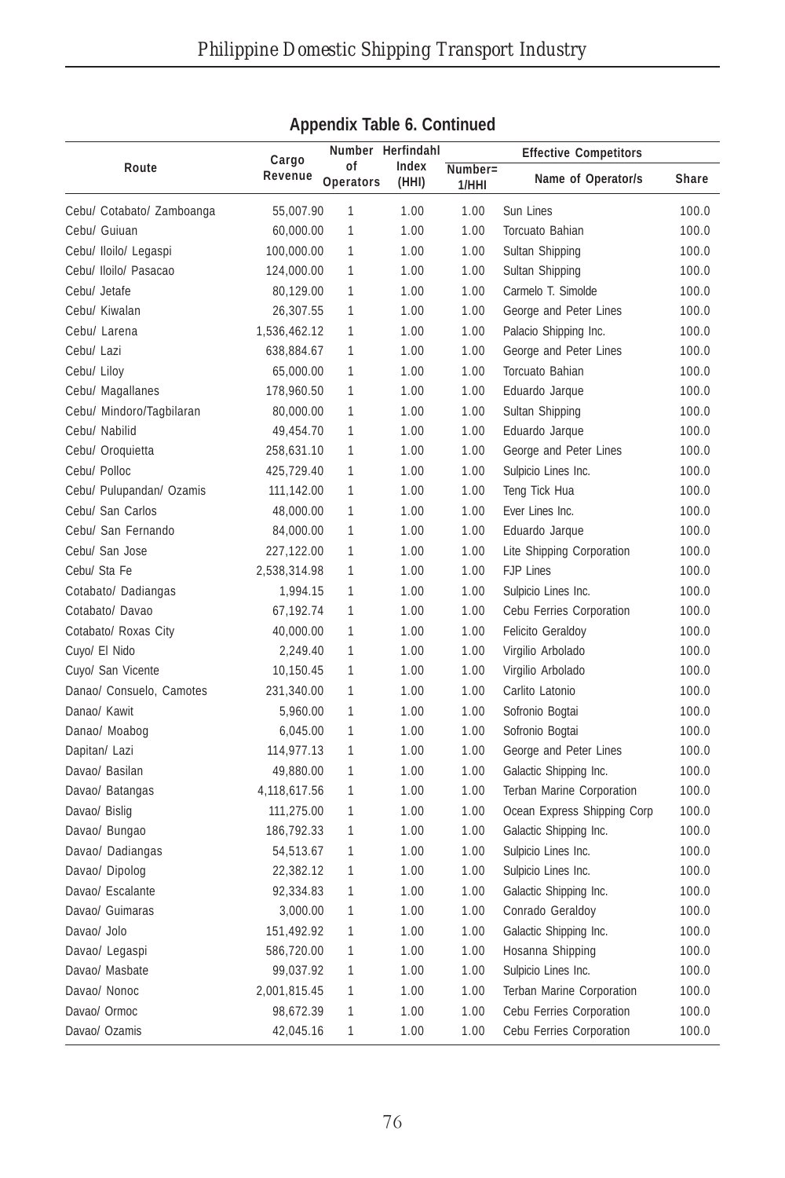## Appendix Table 6. Continued

| Route | Cargo Revenue | Number of Operators | Herfindahl Index (HHI) | Effective Competitors | | |
|---|---|---|---|---|---|---|
| | | | | Number= 1/HHI | Name of Operator/s | Share |
| Cebu/ Cotabato/ Zamboanga | 55,007.90 | 1 | 1.00 | 1.00 | Sun Lines | 100.0 |
| Cebu/ Guiuan | 60,000.00 | 1 | 1.00 | 1.00 | Torcuato Bahian | 100.0 |
| Cebu/ Iloilo/ Legaspi | 100,000.00 | 1 | 1.00 | 1.00 | Sultan Shipping | 100.0 |
| Cebu/ Iloilo/ Pasacao | 124,000.00 | 1 | 1.00 | 1.00 | Sultan Shipping | 100.0 |
| Cebu/ Jetafe | 80,129.00 | 1 | 1.00 | 1.00 | Carmelo T. Simolde | 100.0 |
| Cebu/ Kiwalan | 26,307.55 | 1 | 1.00 | 1.00 | George and Peter Lines | 100.0 |
| Cebu/ Larena | 1,536,462.12 | 1 | 1.00 | 1.00 | Palacio Shipping Inc. | 100.0 |
| Cebu/ Lazi | 638,884.67 | 1 | 1.00 | 1.00 | George and Peter Lines | 100.0 |
| Cebu/ Liloy | 65,000.00 | 1 | 1.00 | 1.00 | Torcuato Bahian | 100.0 |
| Cebu/ Magallanes | 178,960.50 | 1 | 1.00 | 1.00 | Eduardo Jarque | 100.0 |
| Cebu/ Mindoro/Tagbilaran | 80,000.00 | 1 | 1.00 | 1.00 | Sultan Shipping | 100.0 |
| Cebu/ Nabilid | 49,454.70 | 1 | 1.00 | 1.00 | Eduardo Jarque | 100.0 |
| Cebu/ Oroquietta | 258,631.10 | 1 | 1.00 | 1.00 | George and Peter Lines | 100.0 |
| Cebu/ Polloc | 425,729.40 | 1 | 1.00 | 1.00 | Sulpicio Lines Inc. | 100.0 |
| Cebu/ Pulupandan/ Ozamis | 111,142.00 | 1 | 1.00 | 1.00 | Teng Tick Hua | 100.0 |
| Cebu/ San Carlos | 48,000.00 | 1 | 1.00 | 1.00 | Ever Lines Inc. | 100.0 |
| Cebu/ San Fernando | 84,000.00 | 1 | 1.00 | 1.00 | Eduardo Jarque | 100.0 |
| Cebu/ San Jose | 227,122.00 | 1 | 1.00 | 1.00 | Lite Shipping Corporation | 100.0 |
| Cebu/ Sta Fe | 2,538,314.98 | 1 | 1.00 | 1.00 | FJP Lines | 100.0 |
| Cotabato/ Dadiangas | 1,994.15 | 1 | 1.00 | 1.00 | Sulpicio Lines Inc. | 100.0 |
| Cotabato/ Davao | 67,192.74 | 1 | 1.00 | 1.00 | Cebu Ferries Corporation | 100.0 |
| Cotabato/ Roxas City | 40,000.00 | 1 | 1.00 | 1.00 | Felicito Geraldoy | 100.0 |
| Cuyo/ El Nido | 2,249.40 | 1 | 1.00 | 1.00 | Virgilio Arbolado | 100.0 |
| Cuyo/ San Vicente | 10,150.45 | 1 | 1.00 | 1.00 | Virgilio Arbolado | 100.0 |
| Danao/ Consuelo, Camotes | 231,340.00 | 1 | 1.00 | 1.00 | Carlito Latonio | 100.0 |
| Danao/ Kawit | 5,960.00 | 1 | 1.00 | 1.00 | Sofronio Bogtai | 100.0 |
| Danao/ Moabog | 6,045.00 | 1 | 1.00 | 1.00 | Sofronio Bogtai | 100.0 |
| Dapitan/ Lazi | 114,977.13 | 1 | 1.00 | 1.00 | George and Peter Lines | 100.0 |
| Davao/ Basilan | 49,880.00 | 1 | 1.00 | 1.00 | Galactic Shipping Inc. | 100.0 |
| Davao/ Batangas | 4,118,617.56 | 1 | 1.00 | 1.00 | Terban Marine Corporation | 100.0 |
| Davao/ Bislig | 111,275.00 | 1 | 1.00 | 1.00 | Ocean Express Shipping Corp | 100.0 |
| Davao/ Bungao | 186,792.33 | 1 | 1.00 | 1.00 | Galactic Shipping Inc. | 100.0 |
| Davao/ Dadiangas | 54,513.67 | 1 | 1.00 | 1.00 | Sulpicio Lines Inc. | 100.0 |
| Davao/ Dipolog | 22,382.12 | 1 | 1.00 | 1.00 | Sulpicio Lines Inc. | 100.0 |
| Davao/ Escalante | 92,334.83 | 1 | 1.00 | 1.00 | Galactic Shipping Inc. | 100.0 |
| Davao/ Guimaras | 3,000.00 | 1 | 1.00 | 1.00 | Conrado Geraldoy | 100.0 |
| Davao/ Jolo | 151,492.92 | 1 | 1.00 | 1.00 | Galactic Shipping Inc. | 100.0 |
| Davao/ Legaspi | 586,720.00 | 1 | 1.00 | 1.00 | Hosanna Shipping | 100.0 |
| Davao/ Masbate | 99,037.92 | 1 | 1.00 | 1.00 | Sulpicio Lines Inc. | 100.0 |
| Davao/ Nonoc | 2,001,815.45 | 1 | 1.00 | 1.00 | Terban Marine Corporation | 100.0 |
| Davao/ Ormoc | 98,672.39 | 1 | 1.00 | 1.00 | Cebu Ferries Corporation | 100.0 |
| Davao/ Ozamis | 42,045.16 | 1 | 1.00 | 1.00 | Cebu Ferries Corporation | 100.0 |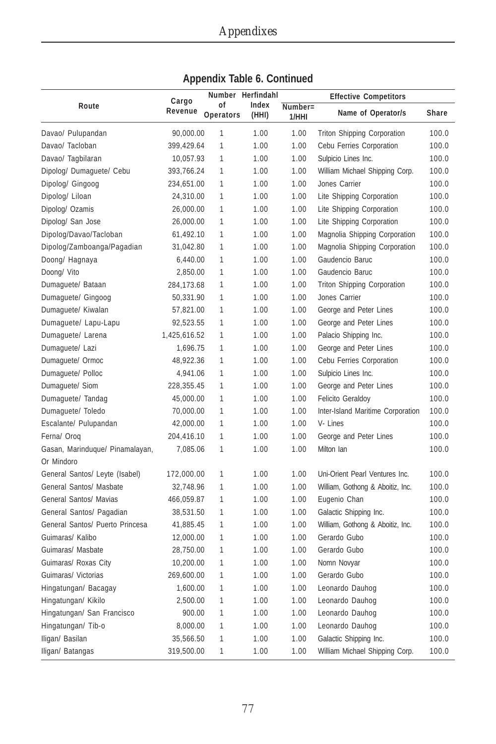## Appendix Table 6. Continued

| Route | Cargo Revenue | Number of Operators | Herfindahl Index (HHI) | Effective Competitors | | |
|---|---|---|---|---|---|---|
| | | | | Number= 1/HHI | Name of Operator/s | Share |
| Davao/ Pulupandan | 90,000.00 | 1 | 1.00 | 1.00 | Triton Shipping Corporation | 100.0 |
| Davao/ Tacloban | 399,429.64 | 1 | 1.00 | 1.00 | Cebu Ferries Corporation | 100.0 |
| Davao/ Tagbilaran | 10,057.93 | 1 | 1.00 | 1.00 | Sulpicio Lines Inc. | 100.0 |
| Dipolog/ Dumaguete/ Cebu | 393,766.24 | 1 | 1.00 | 1.00 | William Michael Shipping Corp. | 100.0 |
| Dipolog/ Gingoog | 234,651.00 | 1 | 1.00 | 1.00 | Jones Carrier | 100.0 |
| Dipolog/ Liloan | 24,310.00 | 1 | 1.00 | 1.00 | Lite Shipping Corporation | 100.0 |
| Dipolog/ Ozamis | 26,000.00 | 1 | 1.00 | 1.00 | Lite Shipping Corporation | 100.0 |
| Dipolog/ San Jose | 26,000.00 | 1 | 1.00 | 1.00 | Lite Shipping Corporation | 100.0 |
| Dipolog/Davao/Tacloban | 61,492.10 | 1 | 1.00 | 1.00 | Magnolia Shipping Corporation | 100.0 |
| Dipolog/Zamboanga/Pagadian | 31,042.80 | 1 | 1.00 | 1.00 | Magnolia Shipping Corporation | 100.0 |
| Doong/ Hagnaya | 6,440.00 | 1 | 1.00 | 1.00 | Gaudencio Baruc | 100.0 |
| Doong/ Vito | 2,850.00 | 1 | 1.00 | 1.00 | Gaudencio Baruc | 100.0 |
| Dumaguete/ Bataan | 284,173.68 | 1 | 1.00 | 1.00 | Triton Shipping Corporation | 100.0 |
| Dumaguete/ Gingoog | 50,331.90 | 1 | 1.00 | 1.00 | Jones Carrier | 100.0 |
| Dumaguete/ Kiwalan | 57,821.00 | 1 | 1.00 | 1.00 | George and Peter Lines | 100.0 |
| Dumaguete/ Lapu-Lapu | 92,523.55 | 1 | 1.00 | 1.00 | George and Peter Lines | 100.0 |
| Dumaguete/ Larena | 1,425,616.52 | 1 | 1.00 | 1.00 | Palacio Shipping Inc. | 100.0 |
| Dumaguete/ Lazi | 1,696.75 | 1 | 1.00 | 1.00 | George and Peter Lines | 100.0 |
| Dumaguete/ Ormoc | 48,922.36 | 1 | 1.00 | 1.00 | Cebu Ferries Corporation | 100.0 |
| Dumaguete/ Polloc | 4,941.06 | 1 | 1.00 | 1.00 | Sulpicio Lines Inc. | 100.0 |
| Dumaguete/ Siom | 228,355.45 | 1 | 1.00 | 1.00 | George and Peter Lines | 100.0 |
| Dumaguete/ Tandag | 45,000.00 | 1 | 1.00 | 1.00 | Felicito Geraldoy | 100.0 |
| Dumaguete/ Toledo | 70,000.00 | 1 | 1.00 | 1.00 | Inter-Island Maritime Corporation | 100.0 |
| Escalante/ Pulupandan | 42,000.00 | 1 | 1.00 | 1.00 | V- Lines | 100.0 |
| Ferna/ Oroq | 204,416.10 | 1 | 1.00 | 1.00 | George and Peter Lines | 100.0 |
| Gasan, Marinduque/ Pinamalayan, Or Mindoro | 7,085.06 | 1 | 1.00 | 1.00 | Milton Ian | 100.0 |
| General Santos/ Leyte (Isabel) | 172,000.00 | 1 | 1.00 | 1.00 | Uni-Orient Pearl Ventures Inc. | 100.0 |
| General Santos/ Masbate | 32,748.96 | 1 | 1.00 | 1.00 | William, Gothong & Aboitiz, Inc. | 100.0 |
| General Santos/ Mavias | 466,059.87 | 1 | 1.00 | 1.00 | Eugenio Chan | 100.0 |
| General Santos/ Pagadian | 38,531.50 | 1 | 1.00 | 1.00 | Galactic Shipping Inc. | 100.0 |
| General Santos/ Puerto Princesa | 41,885.45 | 1 | 1.00 | 1.00 | William, Gothong & Aboitiz, Inc. | 100.0 |
| Guimaras/ Kalibo | 12,000.00 | 1 | 1.00 | 1.00 | Gerardo Gubo | 100.0 |
| Guimaras/ Masbate | 28,750.00 | 1 | 1.00 | 1.00 | Gerardo Gubo | 100.0 |
| Guimaras/ Roxas City | 10,200.00 | 1 | 1.00 | 1.00 | Nomn Novyar | 100.0 |
| Guimaras/ Victorias | 269,600.00 | 1 | 1.00 | 1.00 | Gerardo Gubo | 100.0 |
| Hingatungan/ Bacagay | 1,600.00 | 1 | 1.00 | 1.00 | Leonardo Dauhog | 100.0 |
| Hingatungan/ Kikilo | 2,500.00 | 1 | 1.00 | 1.00 | Leonardo Dauhog | 100.0 |
| Hingatungan/ San Francisco | 900.00 | 1 | 1.00 | 1.00 | Leonardo Dauhog | 100.0 |
| Hingatungan/ Tib-o | 8,000.00 | 1 | 1.00 | 1.00 | Leonardo Dauhog | 100.0 |
| Iligan/ Basilan | 35,566.50 | 1 | 1.00 | 1.00 | Galactic Shipping Inc. | 100.0 |
| Iligan/ Batangas | 319,500.00 | 1 | 1.00 | 1.00 | William Michael Shipping Corp. | 100.0 |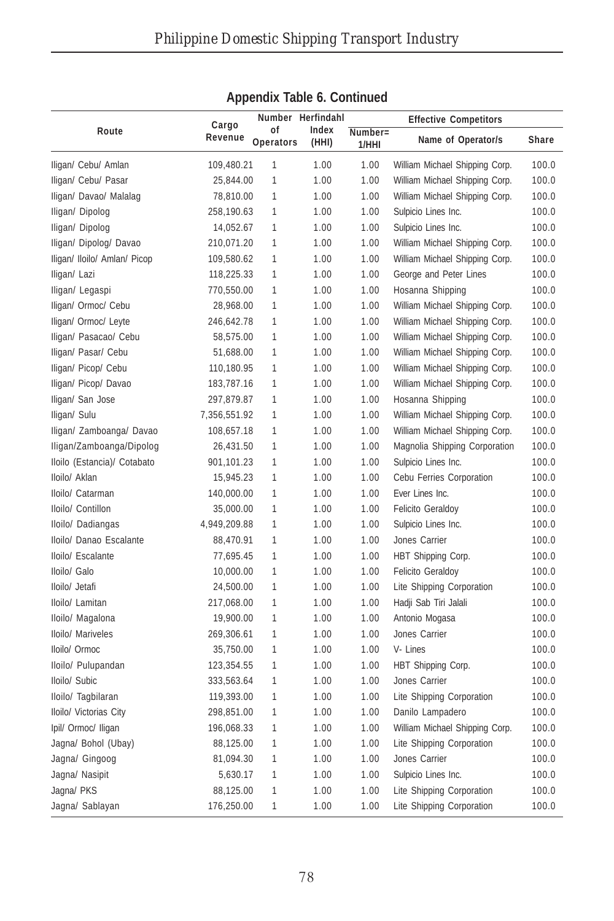## Appendix Table 6. Continued

| Route | Cargo Revenue | Number of Operators | Herfindahl Index (HHI) | Effective Competitors | | |
|---|---|---|---|---|---|---|
| | | | | Number= 1/HHI | Name of Operator/s | Share |
| Iligan/ Cebu/ Amlan | 109,480.21 | 1 | 1.00 | 1.00 | William Michael Shipping Corp. | 100.0 |
| Iligan/ Cebu/ Pasar | 25,844.00 | 1 | 1.00 | 1.00 | William Michael Shipping Corp. | 100.0 |
| Iligan/ Davao/ Malalag | 78,810.00 | 1 | 1.00 | 1.00 | William Michael Shipping Corp. | 100.0 |
| Iligan/ Dipolog | 258,190.63 | 1 | 1.00 | 1.00 | Sulpicio Lines Inc. | 100.0 |
| Iligan/ Dipolog | 14,052.67 | 1 | 1.00 | 1.00 | Sulpicio Lines Inc. | 100.0 |
| Iligan/ Dipolog/ Davao | 210,071.20 | 1 | 1.00 | 1.00 | William Michael Shipping Corp. | 100.0 |
| Iligan/ Iloilo/ Amlan/ Picop | 109,580.62 | 1 | 1.00 | 1.00 | William Michael Shipping Corp. | 100.0 |
| Iligan/ Lazi | 118,225.33 | 1 | 1.00 | 1.00 | George and Peter Lines | 100.0 |
| Iligan/ Legaspi | 770,550.00 | 1 | 1.00 | 1.00 | Hosanna Shipping | 100.0 |
| Iligan/ Ormoc/ Cebu | 28,968.00 | 1 | 1.00 | 1.00 | William Michael Shipping Corp. | 100.0 |
| Iligan/ Ormoc/ Leyte | 246,642.78 | 1 | 1.00 | 1.00 | William Michael Shipping Corp. | 100.0 |
| Iligan/ Pasacao/ Cebu | 58,575.00 | 1 | 1.00 | 1.00 | William Michael Shipping Corp. | 100.0 |
| Iligan/ Pasar/ Cebu | 51,688.00 | 1 | 1.00 | 1.00 | William Michael Shipping Corp. | 100.0 |
| Iligan/ Picop/ Cebu | 110,180.95 | 1 | 1.00 | 1.00 | William Michael Shipping Corp. | 100.0 |
| Iligan/ Picop/ Davao | 183,787.16 | 1 | 1.00 | 1.00 | William Michael Shipping Corp. | 100.0 |
| Iligan/ San Jose | 297,879.87 | 1 | 1.00 | 1.00 | Hosanna Shipping | 100.0 |
| Iligan/ Sulu | 7,356,551.92 | 1 | 1.00 | 1.00 | William Michael Shipping Corp. | 100.0 |
| Iligan/ Zamboanga/ Davao | 108,657.18 | 1 | 1.00 | 1.00 | William Michael Shipping Corp. | 100.0 |
| Iligan/Zamboanga/Dipolog | 26,431.50 | 1 | 1.00 | 1.00 | Magnolia Shipping Corporation | 100.0 |
| Iloilo (Estancia)/ Cotabato | 901,101.23 | 1 | 1.00 | 1.00 | Sulpicio Lines Inc. | 100.0 |
| Iloilo/ Aklan | 15,945.23 | 1 | 1.00 | 1.00 | Cebu Ferries Corporation | 100.0 |
| Iloilo/ Catarman | 140,000.00 | 1 | 1.00 | 1.00 | Ever Lines Inc. | 100.0 |
| Iloilo/ Contillon | 35,000.00 | 1 | 1.00 | 1.00 | Felicito Geraldoy | 100.0 |
| Iloilo/ Dadiangas | 4,949,209.88 | 1 | 1.00 | 1.00 | Sulpicio Lines Inc. | 100.0 |
| Iloilo/ Danao Escalante | 88,470.91 | 1 | 1.00 | 1.00 | Jones Carrier | 100.0 |
| Iloilo/ Escalante | 77,695.45 | 1 | 1.00 | 1.00 | HBT Shipping Corp. | 100.0 |
| Iloilo/ Galo | 10,000.00 | 1 | 1.00 | 1.00 | Felicito Geraldoy | 100.0 |
| Iloilo/ Jetafi | 24,500.00 | 1 | 1.00 | 1.00 | Lite Shipping Corporation | 100.0 |
| Iloilo/ Lamitan | 217,068.00 | 1 | 1.00 | 1.00 | Hadji Sab Tiri Jalali | 100.0 |
| Iloilo/ Magalona | 19,900.00 | 1 | 1.00 | 1.00 | Antonio Mogasa | 100.0 |
| Iloilo/ Mariveles | 269,306.61 | 1 | 1.00 | 1.00 | Jones Carrier | 100.0 |
| Iloilo/ Ormoc | 35,750.00 | 1 | 1.00 | 1.00 | V- Lines | 100.0 |
| Iloilo/ Pulupandan | 123,354.55 | 1 | 1.00 | 1.00 | HBT Shipping Corp. | 100.0 |
| Iloilo/ Subic | 333,563.64 | 1 | 1.00 | 1.00 | Jones Carrier | 100.0 |
| Iloilo/ Tagbilaran | 119,393.00 | 1 | 1.00 | 1.00 | Lite Shipping Corporation | 100.0 |
| Iloilo/ Victorias City | 298,851.00 | 1 | 1.00 | 1.00 | Danilo Lampadero | 100.0 |
| Ipil/ Ormoc/ Iligan | 196,068.33 | 1 | 1.00 | 1.00 | William Michael Shipping Corp. | 100.0 |
| Jagna/ Bohol (Ubay) | 88,125.00 | 1 | 1.00 | 1.00 | Lite Shipping Corporation | 100.0 |
| Jagna/ Gingoog | 81,094.30 | 1 | 1.00 | 1.00 | Jones Carrier | 100.0 |
| Jagna/ Nasipit | 5,630.17 | 1 | 1.00 | 1.00 | Sulpicio Lines Inc. | 100.0 |
| Jagna/ PKS | 88,125.00 | 1 | 1.00 | 1.00 | Lite Shipping Corporation | 100.0 |
| Jagna/ Sablayan | 176,250.00 | 1 | 1.00 | 1.00 | Lite Shipping Corporation | 100.0 |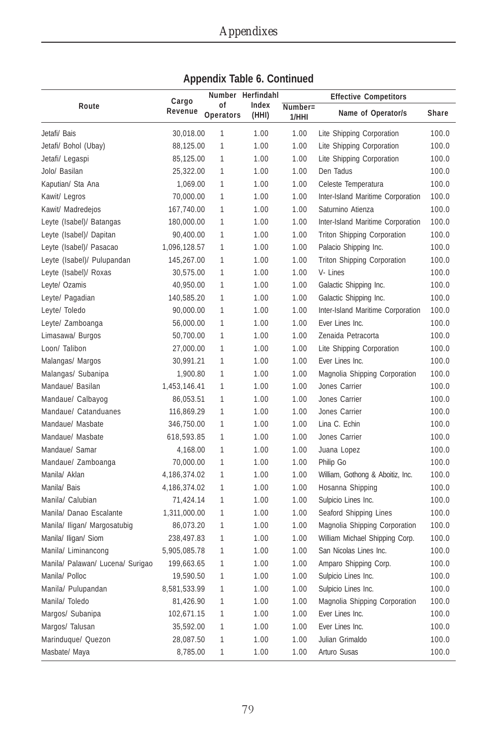## Appendix Table 6. Continued

| Route | Cargo Revenue | Number of Operators | Herfindahl Index (HHI) | Effective Competitors | | |
|---|---|---|---|---|---|---|
| | | | | Number= 1/HHI | Name of Operator/s | Share |
| Jetafi/ Bais | 30,018.00 | 1 | 1.00 | 1.00 | Lite Shipping Corporation | 100.0 |
| Jetafi/ Bohol (Ubay) | 88,125.00 | 1 | 1.00 | 1.00 | Lite Shipping Corporation | 100.0 |
| Jetafi/ Legaspi | 85,125.00 | 1 | 1.00 | 1.00 | Lite Shipping Corporation | 100.0 |
| Jolo/ Basilan | 25,322.00 | 1 | 1.00 | 1.00 | Den Tadus | 100.0 |
| Kaputian/ Sta Ana | 1,069.00 | 1 | 1.00 | 1.00 | Celeste Temperatura | 100.0 |
| Kawit/ Legros | 70,000.00 | 1 | 1.00 | 1.00 | Inter-Island Maritime Corporation | 100.0 |
| Kawit/ Madredejos | 167,740.00 | 1 | 1.00 | 1.00 | Saturnino Atienza | 100.0 |
| Leyte (Isabel)/ Batangas | 180,000.00 | 1 | 1.00 | 1.00 | Inter-Island Maritime Corporation | 100.0 |
| Leyte (Isabel)/ Dapitan | 90,400.00 | 1 | 1.00 | 1.00 | Triton Shipping Corporation | 100.0 |
| Leyte (Isabel)/ Pasacao | 1,096,128.57 | 1 | 1.00 | 1.00 | Palacio Shipping Inc. | 100.0 |
| Leyte (Isabel)/ Pulupandan | 145,267.00 | 1 | 1.00 | 1.00 | Triton Shipping Corporation | 100.0 |
| Leyte (Isabel)/ Roxas | 30,575.00 | 1 | 1.00 | 1.00 | V- Lines | 100.0 |
| Leyte/ Ozamis | 40,950.00 | 1 | 1.00 | 1.00 | Galactic Shipping Inc. | 100.0 |
| Leyte/ Pagadian | 140,585.20 | 1 | 1.00 | 1.00 | Galactic Shipping Inc. | 100.0 |
| Leyte/ Toledo | 90,000.00 | 1 | 1.00 | 1.00 | Inter-Island Maritime Corporation | 100.0 |
| Leyte/ Zamboanga | 56,000.00 | 1 | 1.00 | 1.00 | Ever Lines Inc. | 100.0 |
| Limasawa/ Burgos | 50,700.00 | 1 | 1.00 | 1.00 | Zenaida Petracorta | 100.0 |
| Loon/ Talibon | 27,000.00 | 1 | 1.00 | 1.00 | Lite Shipping Corporation | 100.0 |
| Malangas/ Margos | 30,991.21 | 1 | 1.00 | 1.00 | Ever Lines Inc. | 100.0 |
| Malangas/ Subanipa | 1,900.80 | 1 | 1.00 | 1.00 | Magnolia Shipping Corporation | 100.0 |
| Mandaue/ Basilan | 1,453,146.41 | 1 | 1.00 | 1.00 | Jones Carrier | 100.0 |
| Mandaue/ Calbayog | 86,053.51 | 1 | 1.00 | 1.00 | Jones Carrier | 100.0 |
| Mandaue/ Catanduanes | 116,869.29 | 1 | 1.00 | 1.00 | Jones Carrier | 100.0 |
| Mandaue/ Masbate | 346,750.00 | 1 | 1.00 | 1.00 | Lina C. Echin | 100.0 |
| Mandaue/ Masbate | 618,593.85 | 1 | 1.00 | 1.00 | Jones Carrier | 100.0 |
| Mandaue/ Samar | 4,168.00 | 1 | 1.00 | 1.00 | Juana Lopez | 100.0 |
| Mandaue/ Zamboanga | 70,000.00 | 1 | 1.00 | 1.00 | Philip Go | 100.0 |
| Manila/ Aklan | 4,186,374.02 | 1 | 1.00 | 1.00 | William, Gothong & Aboitiz, Inc. | 100.0 |
| Manila/ Bais | 4,186,374.02 | 1 | 1.00 | 1.00 | Hosanna Shipping | 100.0 |
| Manila/ Calubian | 71,424.14 | 1 | 1.00 | 1.00 | Sulpicio Lines Inc. | 100.0 |
| Manila/ Danao Escalante | 1,311,000.00 | 1 | 1.00 | 1.00 | Seaford Shipping Lines | 100.0 |
| Manila/ Iligan/ Margosatubig | 86,073.20 | 1 | 1.00 | 1.00 | Magnolia Shipping Corporation | 100.0 |
| Manila/ Iligan/ Siom | 238,497.83 | 1 | 1.00 | 1.00 | William Michael Shipping Corp. | 100.0 |
| Manila/ Liminancong | 5,905,085.78 | 1 | 1.00 | 1.00 | San Nicolas Lines Inc. | 100.0 |
| Manila/ Palawan/ Lucena/ Surigao | 199,663.65 | 1 | 1.00 | 1.00 | Amparo Shipping Corp. | 100.0 |
| Manila/ Polloc | 19,590.50 | 1 | 1.00 | 1.00 | Sulpicio Lines Inc. | 100.0 |
| Manila/ Pulupandan | 8,581,533.99 | 1 | 1.00 | 1.00 | Sulpicio Lines Inc. | 100.0 |
| Manila/ Toledo | 81,426.90 | 1 | 1.00 | 1.00 | Magnolia Shipping Corporation | 100.0 |
| Margos/ Subanipa | 102,671.15 | 1 | 1.00 | 1.00 | Ever Lines Inc. | 100.0 |
| Margos/ Talusan | 35,592.00 | 1 | 1.00 | 1.00 | Ever Lines Inc. | 100.0 |
| Marinduque/ Quezon | 28,087.50 | 1 | 1.00 | 1.00 | Julian Grimaldo | 100.0 |
| Masbate/ Maya | 8,785.00 | 1 | 1.00 | 1.00 | Arturo Susas | 100.0 |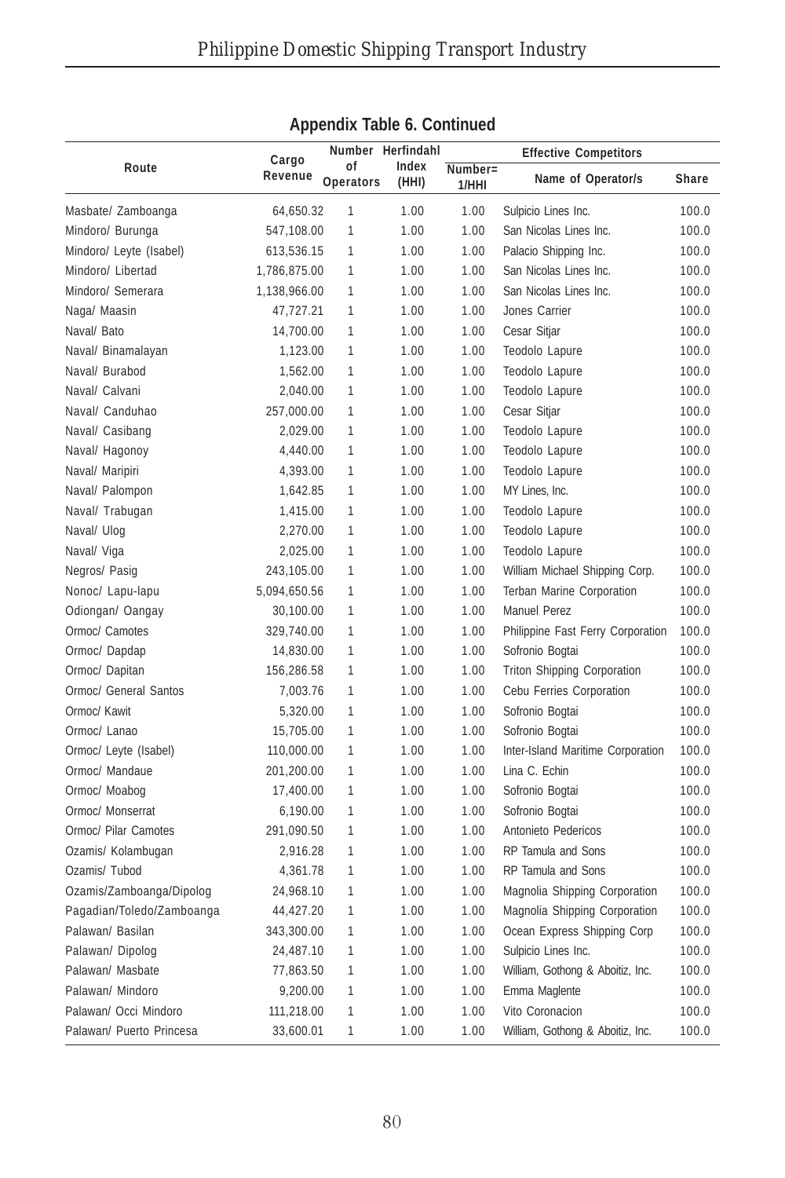## Appendix Table 6. Continued

| Route | Cargo Revenue | Number of Operators | Herfindahl Index (HHI) | Effective Competitors | | |
|---|---|---|---|---|---|---|
| | | | | Number= 1/HHI | Name of Operator/s | Share |
| Masbate/ Zamboanga | 64,650.32 | 1 | 1.00 | 1.00 | Sulpicio Lines Inc. | 100.0 |
| Mindoro/ Burunga | 547,108.00 | 1 | 1.00 | 1.00 | San Nicolas Lines Inc. | 100.0 |
| Mindoro/ Leyte (Isabel) | 613,536.15 | 1 | 1.00 | 1.00 | Palacio Shipping Inc. | 100.0 |
| Mindoro/ Libertad | 1,786,875.00 | 1 | 1.00 | 1.00 | San Nicolas Lines Inc. | 100.0 |
| Mindoro/ Semerara | 1,138,966.00 | 1 | 1.00 | 1.00 | San Nicolas Lines Inc. | 100.0 |
| Naga/ Maasin | 47,727.21 | 1 | 1.00 | 1.00 | Jones Carrier | 100.0 |
| Naval/ Bato | 14,700.00 | 1 | 1.00 | 1.00 | Cesar Sitjar | 100.0 |
| Naval/ Binamalayan | 1,123.00 | 1 | 1.00 | 1.00 | Teodolo Lapure | 100.0 |
| Naval/ Burabod | 1,562.00 | 1 | 1.00 | 1.00 | Teodolo Lapure | 100.0 |
| Naval/ Calvani | 2,040.00 | 1 | 1.00 | 1.00 | Teodolo Lapure | 100.0 |
| Naval/ Canduhao | 257,000.00 | 1 | 1.00 | 1.00 | Cesar Sitjar | 100.0 |
| Naval/ Casibang | 2,029.00 | 1 | 1.00 | 1.00 | Teodolo Lapure | 100.0 |
| Naval/ Hagonoy | 4,440.00 | 1 | 1.00 | 1.00 | Teodolo Lapure | 100.0 |
| Naval/ Maripiri | 4,393.00 | 1 | 1.00 | 1.00 | Teodolo Lapure | 100.0 |
| Naval/ Palompon | 1,642.85 | 1 | 1.00 | 1.00 | MY Lines, Inc. | 100.0 |
| Naval/ Trabugan | 1,415.00 | 1 | 1.00 | 1.00 | Teodolo Lapure | 100.0 |
| Naval/ Ulog | 2,270.00 | 1 | 1.00 | 1.00 | Teodolo Lapure | 100.0 |
| Naval/ Viga | 2,025.00 | 1 | 1.00 | 1.00 | Teodolo Lapure | 100.0 |
| Negros/ Pasig | 243,105.00 | 1 | 1.00 | 1.00 | William Michael Shipping Corp. | 100.0 |
| Nonoc/ Lapu-lapu | 5,094,650.56 | 1 | 1.00 | 1.00 | Terban Marine Corporation | 100.0 |
| Odiongan/ Oangay | 30,100.00 | 1 | 1.00 | 1.00 | Manuel Perez | 100.0 |
| Ormoc/ Camotes | 329,740.00 | 1 | 1.00 | 1.00 | Philippine Fast Ferry Corporation | 100.0 |
| Ormoc/ Dapdap | 14,830.00 | 1 | 1.00 | 1.00 | Sofronio Bogtai | 100.0 |
| Ormoc/ Dapitan | 156,286.58 | 1 | 1.00 | 1.00 | Triton Shipping Corporation | 100.0 |
| Ormoc/ General Santos | 7,003.76 | 1 | 1.00 | 1.00 | Cebu Ferries Corporation | 100.0 |
| Ormoc/ Kawit | 5,320.00 | 1 | 1.00 | 1.00 | Sofronio Bogtai | 100.0 |
| Ormoc/ Lanao | 15,705.00 | 1 | 1.00 | 1.00 | Sofronio Bogtai | 100.0 |
| Ormoc/ Leyte (Isabel) | 110,000.00 | 1 | 1.00 | 1.00 | Inter-Island Maritime Corporation | 100.0 |
| Ormoc/ Mandaue | 201,200.00 | 1 | 1.00 | 1.00 | Lina C. Echin | 100.0 |
| Ormoc/ Moabog | 17,400.00 | 1 | 1.00 | 1.00 | Sofronio Bogtai | 100.0 |
| Ormoc/ Monserrat | 6,190.00 | 1 | 1.00 | 1.00 | Sofronio Bogtai | 100.0 |
| Ormoc/ Pilar Camotes | 291,090.50 | 1 | 1.00 | 1.00 | Antonieto Pedericos | 100.0 |
| Ozamis/ Kolambugan | 2,916.28 | 1 | 1.00 | 1.00 | RP Tamula and Sons | 100.0 |
| Ozamis/ Tubod | 4,361.78 | 1 | 1.00 | 1.00 | RP Tamula and Sons | 100.0 |
| Ozamis/Zamboanga/Dipolog | 24,968.10 | 1 | 1.00 | 1.00 | Magnolia Shipping Corporation | 100.0 |
| Pagadian/Toledo/Zamboanga | 44,427.20 | 1 | 1.00 | 1.00 | Magnolia Shipping Corporation | 100.0 |
| Palawan/ Basilan | 343,300.00 | 1 | 1.00 | 1.00 | Ocean Express Shipping Corp | 100.0 |
| Palawan/ Dipolog | 24,487.10 | 1 | 1.00 | 1.00 | Sulpicio Lines Inc. | 100.0 |
| Palawan/ Masbate | 77,863.50 | 1 | 1.00 | 1.00 | William, Gothong & Aboitiz, Inc. | 100.0 |
| Palawan/ Mindoro | 9,200.00 | 1 | 1.00 | 1.00 | Emma Maglente | 100.0 |
| Palawan/ Occi Mindoro | 111,218.00 | 1 | 1.00 | 1.00 | Vito Coronacion | 100.0 |
| Palawan/ Puerto Princesa | 33,600.01 | 1 | 1.00 | 1.00 | William, Gothong & Aboitiz, Inc. | 100.0 |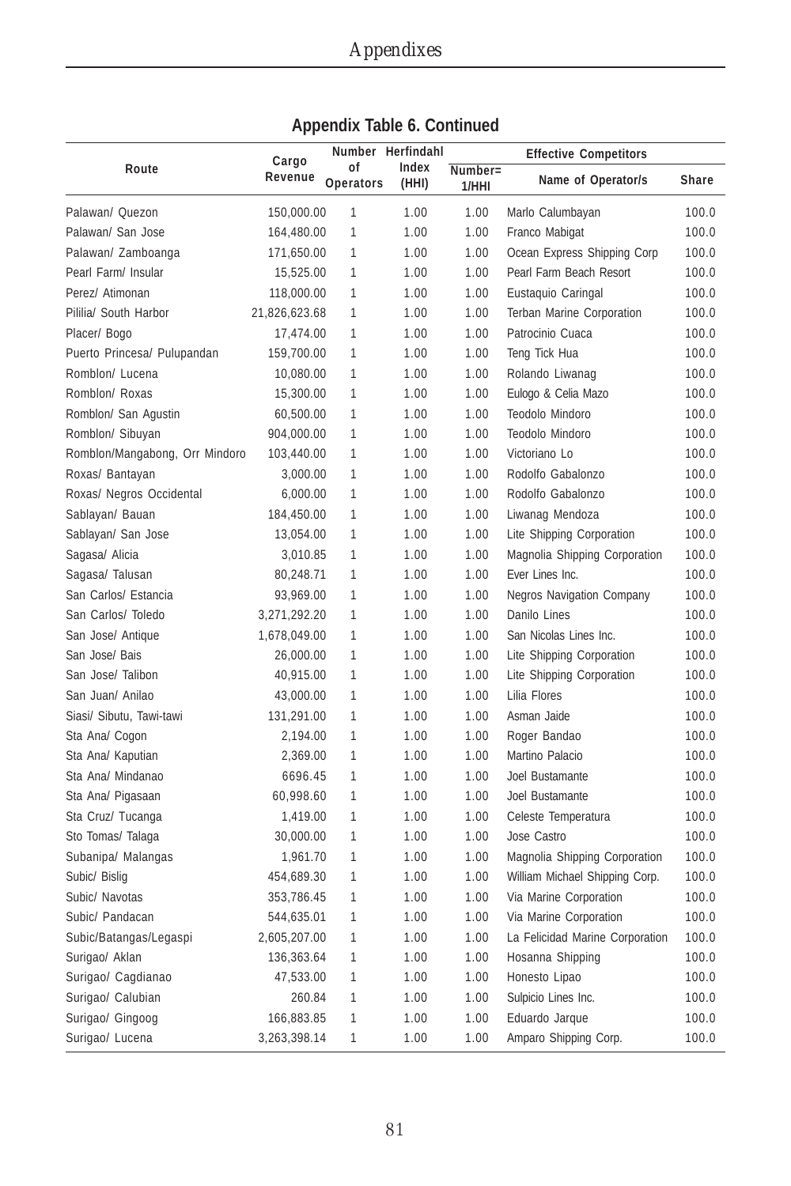## Appendix Table 6. Continued

| Route | Cargo Revenue | Number of Operators | Herfindahl Index (HHI) | Effective Competitors | | |
|---|---|---|---|---|---|---|
| | | | | Number= 1/HHI | Name of Operator/s | Share |
| Palawan/ Quezon | 150,000.00 | 1 | 1.00 | 1.00 | Marlo Calumbayan | 100.0 |
| Palawan/ San Jose | 164,480.00 | 1 | 1.00 | 1.00 | Franco Mabigat | 100.0 |
| Palawan/ Zamboanga | 171,650.00 | 1 | 1.00 | 1.00 | Ocean Express Shipping Corp | 100.0 |
| Pearl Farm/ Insular | 15,525.00 | 1 | 1.00 | 1.00 | Pearl Farm Beach Resort | 100.0 |
| Perez/ Atimonan | 118,000.00 | 1 | 1.00 | 1.00 | Eustaquio Caringal | 100.0 |
| Pililia/ South Harbor | 21,826,623.68 | 1 | 1.00 | 1.00 | Terban Marine Corporation | 100.0 |
| Placer/ Bogo | 17,474.00 | 1 | 1.00 | 1.00 | Patrocinio Cuaca | 100.0 |
| Puerto Princesa/ Pulupandan | 159,700.00 | 1 | 1.00 | 1.00 | Teng Tick Hua | 100.0 |
| Romblon/ Lucena | 10,080.00 | 1 | 1.00 | 1.00 | Rolando Liwanag | 100.0 |
| Romblon/ Roxas | 15,300.00 | 1 | 1.00 | 1.00 | Eulogo & Celia Mazo | 100.0 |
| Romblon/ San Agustin | 60,500.00 | 1 | 1.00 | 1.00 | Teodolo Mindoro | 100.0 |
| Romblon/ Sibuyan | 904,000.00 | 1 | 1.00 | 1.00 | Teodolo Mindoro | 100.0 |
| Romblon/Mangabong, Orr Mindoro | 103,440.00 | 1 | 1.00 | 1.00 | Victoriano Lo | 100.0 |
| Roxas/ Bantayan | 3,000.00 | 1 | 1.00 | 1.00 | Rodolfo Gabalonzo | 100.0 |
| Roxas/ Negros Occidental | 6,000.00 | 1 | 1.00 | 1.00 | Rodolfo Gabalonzo | 100.0 |
| Sablayan/ Bauan | 184,450.00 | 1 | 1.00 | 1.00 | Liwanag Mendoza | 100.0 |
| Sablayan/ San Jose | 13,054.00 | 1 | 1.00 | 1.00 | Lite Shipping Corporation | 100.0 |
| Sagasa/ Alicia | 3,010.85 | 1 | 1.00 | 1.00 | Magnolia Shipping Corporation | 100.0 |
| Sagasa/ Talusan | 80,248.71 | 1 | 1.00 | 1.00 | Ever Lines Inc. | 100.0 |
| San Carlos/ Estancia | 93,969.00 | 1 | 1.00 | 1.00 | Negros Navigation Company | 100.0 |
| San Carlos/ Toledo | 3,271,292.20 | 1 | 1.00 | 1.00 | Danilo Lines | 100.0 |
| San Jose/ Antique | 1,678,049.00 | 1 | 1.00 | 1.00 | San Nicolas Lines Inc. | 100.0 |
| San Jose/ Bais | 26,000.00 | 1 | 1.00 | 1.00 | Lite Shipping Corporation | 100.0 |
| San Jose/ Talibon | 40,915.00 | 1 | 1.00 | 1.00 | Lite Shipping Corporation | 100.0 |
| San Juan/ Anilao | 43,000.00 | 1 | 1.00 | 1.00 | Lilia Flores | 100.0 |
| Siasi/ Sibutu, Tawi-tawi | 131,291.00 | 1 | 1.00 | 1.00 | Asman Jaide | 100.0 |
| Sta Ana/ Cogon | 2,194.00 | 1 | 1.00 | 1.00 | Roger Bandao | 100.0 |
| Sta Ana/ Kaputian | 2,369.00 | 1 | 1.00 | 1.00 | Martino Palacio | 100.0 |
| Sta Ana/ Mindanao | 6696.45 | 1 | 1.00 | 1.00 | Joel Bustamante | 100.0 |
| Sta Ana/ Pigasaan | 60,998.60 | 1 | 1.00 | 1.00 | Joel Bustamante | 100.0 |
| Sta Cruz/ Tucanga | 1,419.00 | 1 | 1.00 | 1.00 | Celeste Temperatura | 100.0 |
| Sto Tomas/ Talaga | 30,000.00 | 1 | 1.00 | 1.00 | Jose Castro | 100.0 |
| Subanipa/ Malangas | 1,961.70 | 1 | 1.00 | 1.00 | Magnolia Shipping Corporation | 100.0 |
| Subic/ Bislig | 454,689.30 | 1 | 1.00 | 1.00 | William Michael Shipping Corp. | 100.0 |
| Subic/ Navotas | 353,786.45 | 1 | 1.00 | 1.00 | Via Marine Corporation | 100.0 |
| Subic/ Pandacan | 544,635.01 | 1 | 1.00 | 1.00 | Via Marine Corporation | 100.0 |
| Subic/Batangas/Legaspi | 2,605,207.00 | 1 | 1.00 | 1.00 | La Felicidad Marine Corporation | 100.0 |
| Surigao/ Aklan | 136,363.64 | 1 | 1.00 | 1.00 | Hosanna Shipping | 100.0 |
| Surigao/ Cagdianao | 47,533.00 | 1 | 1.00 | 1.00 | Honesto Lipao | 100.0 |
| Surigao/ Calubian | 260.84 | 1 | 1.00 | 1.00 | Sulpicio Lines Inc. | 100.0 |
| Surigao/ Gingoog | 166,883.85 | 1 | 1.00 | 1.00 | Eduardo Jarque | 100.0 |
| Surigao/ Lucena | 3,263,398.14 | 1 | 1.00 | 1.00 | Amparo Shipping Corp. | 100.0 |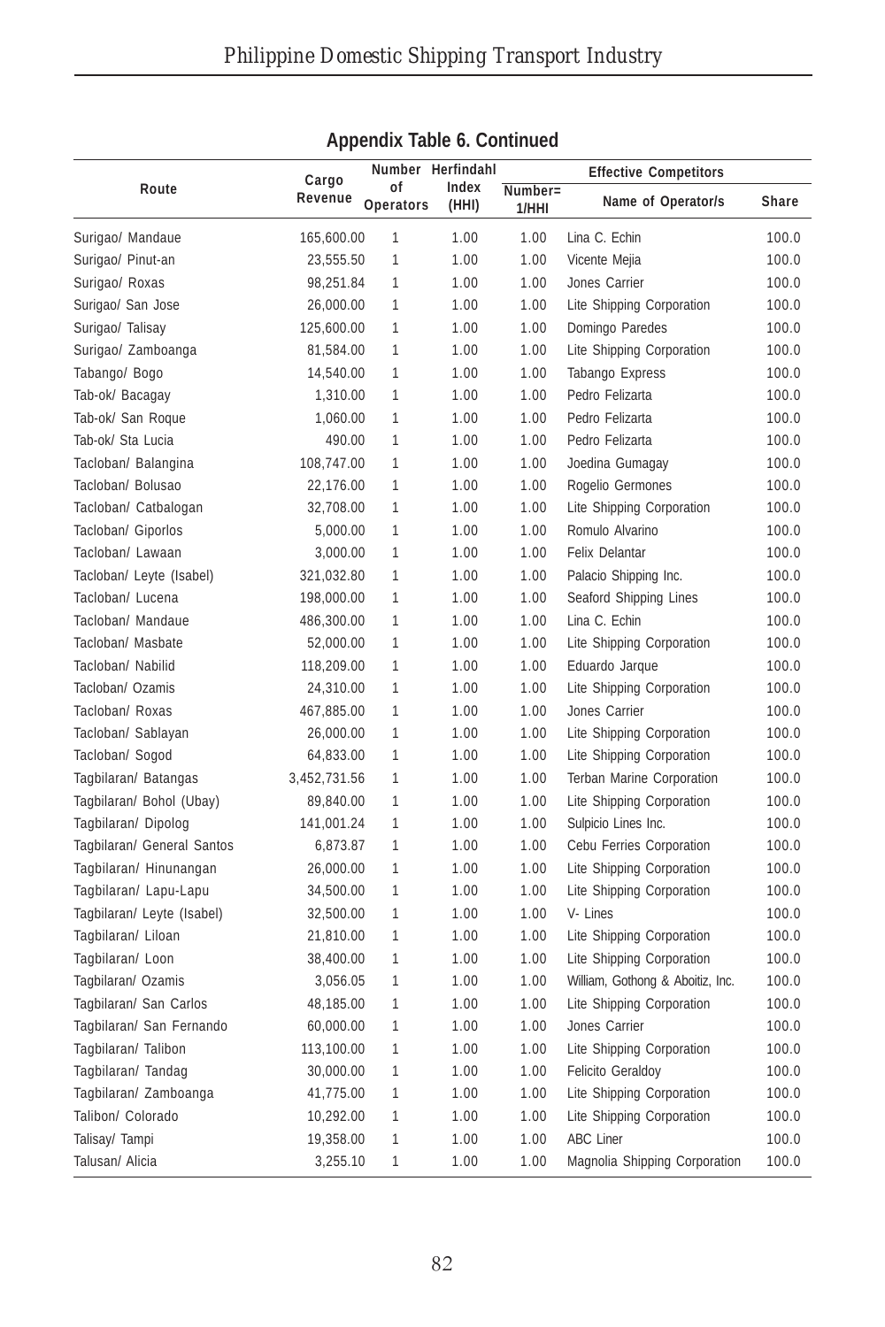## Appendix Table 6. Continued

| Route | Cargo Revenue | Number of Operators | Herfindahl Index (HHI) | Effective Competitors | | |
|---|---|---|---|---|---|---|
| | | | | Number= 1/HHI | Name of Operator/s | Share |
| Surigao/ Mandaue | 165,600.00 | 1 | 1.00 | 1.00 | Lina C. Echin | 100.0 |
| Surigao/ Pinut-an | 23,555.50 | 1 | 1.00 | 1.00 | Vicente Mejia | 100.0 |
| Surigao/ Roxas | 98,251.84 | 1 | 1.00 | 1.00 | Jones Carrier | 100.0 |
| Surigao/ San Jose | 26,000.00 | 1 | 1.00 | 1.00 | Lite Shipping Corporation | 100.0 |
| Surigao/ Talisay | 125,600.00 | 1 | 1.00 | 1.00 | Domingo Paredes | 100.0 |
| Surigao/ Zamboanga | 81,584.00 | 1 | 1.00 | 1.00 | Lite Shipping Corporation | 100.0 |
| Tabango/ Bogo | 14,540.00 | 1 | 1.00 | 1.00 | Tabango Express | 100.0 |
| Tab-ok/ Bacagay | 1,310.00 | 1 | 1.00 | 1.00 | Pedro Felizarta | 100.0 |
| Tab-ok/ San Roque | 1,060.00 | 1 | 1.00 | 1.00 | Pedro Felizarta | 100.0 |
| Tab-ok/ Sta Lucia | 490.00 | 1 | 1.00 | 1.00 | Pedro Felizarta | 100.0 |
| Tacloban/ Balangina | 108,747.00 | 1 | 1.00 | 1.00 | Joedina Gumagay | 100.0 |
| Tacloban/ Bolusao | 22,176.00 | 1 | 1.00 | 1.00 | Rogelio Germones | 100.0 |
| Tacloban/ Catbalogan | 32,708.00 | 1 | 1.00 | 1.00 | Lite Shipping Corporation | 100.0 |
| Tacloban/ Giporlos | 5,000.00 | 1 | 1.00 | 1.00 | Romulo Alvarino | 100.0 |
| Tacloban/ Lawaan | 3,000.00 | 1 | 1.00 | 1.00 | Felix Delantar | 100.0 |
| Tacloban/ Leyte (Isabel) | 321,032.80 | 1 | 1.00 | 1.00 | Palacio Shipping Inc. | 100.0 |
| Tacloban/ Lucena | 198,000.00 | 1 | 1.00 | 1.00 | Seaford Shipping Lines | 100.0 |
| Tacloban/ Mandaue | 486,300.00 | 1 | 1.00 | 1.00 | Lina C. Echin | 100.0 |
| Tacloban/ Masbate | 52,000.00 | 1 | 1.00 | 1.00 | Lite Shipping Corporation | 100.0 |
| Tacloban/ Nabilid | 118,209.00 | 1 | 1.00 | 1.00 | Eduardo Jarque | 100.0 |
| Tacloban/ Ozamis | 24,310.00 | 1 | 1.00 | 1.00 | Lite Shipping Corporation | 100.0 |
| Tacloban/ Roxas | 467,885.00 | 1 | 1.00 | 1.00 | Jones Carrier | 100.0 |
| Tacloban/ Sablayan | 26,000.00 | 1 | 1.00 | 1.00 | Lite Shipping Corporation | 100.0 |
| Tacloban/ Sogod | 64,833.00 | 1 | 1.00 | 1.00 | Lite Shipping Corporation | 100.0 |
| Tagbilaran/ Batangas | 3,452,731.56 | 1 | 1.00 | 1.00 | Terban Marine Corporation | 100.0 |
| Tagbilaran/ Bohol (Ubay) | 89,840.00 | 1 | 1.00 | 1.00 | Lite Shipping Corporation | 100.0 |
| Tagbilaran/ Dipolog | 141,001.24 | 1 | 1.00 | 1.00 | Sulpicio Lines Inc. | 100.0 |
| Tagbilaran/ General Santos | 6,873.87 | 1 | 1.00 | 1.00 | Cebu Ferries Corporation | 100.0 |
| Tagbilaran/ Hinunangan | 26,000.00 | 1 | 1.00 | 1.00 | Lite Shipping Corporation | 100.0 |
| Tagbilaran/ Lapu-Lapu | 34,500.00 | 1 | 1.00 | 1.00 | Lite Shipping Corporation | 100.0 |
| Tagbilaran/ Leyte (Isabel) | 32,500.00 | 1 | 1.00 | 1.00 | V- Lines | 100.0 |
| Tagbilaran/ Liloan | 21,810.00 | 1 | 1.00 | 1.00 | Lite Shipping Corporation | 100.0 |
| Tagbilaran/ Loon | 38,400.00 | 1 | 1.00 | 1.00 | Lite Shipping Corporation | 100.0 |
| Tagbilaran/ Ozamis | 3,056.05 | 1 | 1.00 | 1.00 | William, Gothong & Aboitiz, Inc. | 100.0 |
| Tagbilaran/ San Carlos | 48,185.00 | 1 | 1.00 | 1.00 | Lite Shipping Corporation | 100.0 |
| Tagbilaran/ San Fernando | 60,000.00 | 1 | 1.00 | 1.00 | Jones Carrier | 100.0 |
| Tagbilaran/ Talibon | 113,100.00 | 1 | 1.00 | 1.00 | Lite Shipping Corporation | 100.0 |
| Tagbilaran/ Tandag | 30,000.00 | 1 | 1.00 | 1.00 | Felicito Geraldoy | 100.0 |
| Tagbilaran/ Zamboanga | 41,775.00 | 1 | 1.00 | 1.00 | Lite Shipping Corporation | 100.0 |
| Talibon/ Colorado | 10,292.00 | 1 | 1.00 | 1.00 | Lite Shipping Corporation | 100.0 |
| Talisay/ Tampi | 19,358.00 | 1 | 1.00 | 1.00 | ABC Liner | 100.0 |
| Talusan/ Alicia | 3,255.10 | 1 | 1.00 | 1.00 | Magnolia Shipping Corporation | 100.0 |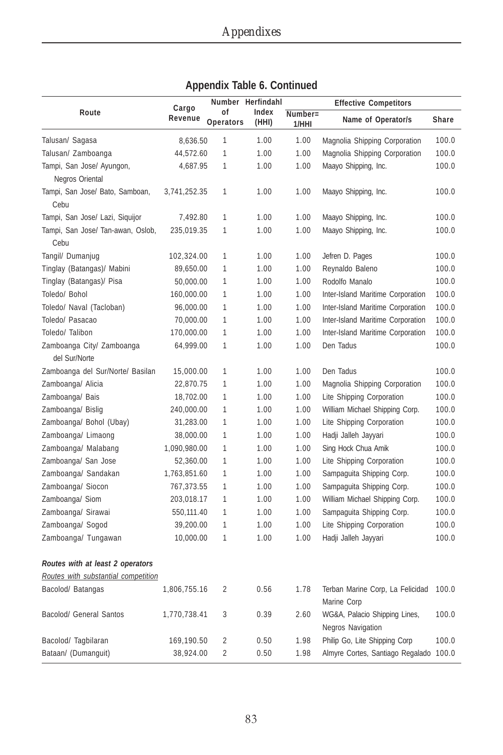## Appendix Table 6. Continued

| Route | Cargo Revenue | Number of Operators | Herfindahl Index (HHI) | Effective Competitors | | |
|---|---|---|---|---|---|---|
| | | | | Number= 1/HHI | Name of Operator/s | Share |
| Talusan/ Sagasa | 8,636.50 | 1 | 1.00 | 1.00 | Magnolia Shipping Corporation | 100.0 |
| Talusan/ Zamboanga | 44,572.60 | 1 | 1.00 | 1.00 | Magnolia Shipping Corporation | 100.0 |
| Tampi, San Jose/ Ayungon, Negros Oriental | 4,687.95 | 1 | 1.00 | 1.00 | Maayo Shipping, Inc. | 100.0 |
| Tampi, San Jose/ Bato, Samboan, Cebu | 3,741,252.35 | 1 | 1.00 | 1.00 | Maayo Shipping, Inc. | 100.0 |
| Tampi, San Jose/ Lazi, Siquijor | 7,492.80 | 1 | 1.00 | 1.00 | Maayo Shipping, Inc. | 100.0 |
| Tampi, San Jose/ Tan-awan, Oslob, Cebu | 235,019.35 | 1 | 1.00 | 1.00 | Maayo Shipping, Inc. | 100.0 |
| Tangil/ Dumanjug | 102,324.00 | 1 | 1.00 | 1.00 | Jefren D. Pages | 100.0 |
| Tinglay (Batangas)/ Mabini | 89,650.00 | 1 | 1.00 | 1.00 | Reynaldo Baleno | 100.0 |
| Tinglay (Batangas)/ Pisa | 50,000.00 | 1 | 1.00 | 1.00 | Rodolfo Manalo | 100.0 |
| Toledo/ Bohol | 160,000.00 | 1 | 1.00 | 1.00 | Inter-Island Maritime Corporation | 100.0 |
| Toledo/ Naval (Tacloban) | 96,000.00 | 1 | 1.00 | 1.00 | Inter-Island Maritime Corporation | 100.0 |
| Toledo/ Pasacao | 70,000.00 | 1 | 1.00 | 1.00 | Inter-Island Maritime Corporation | 100.0 |
| Toledo/ Talibon | 170,000.00 | 1 | 1.00 | 1.00 | Inter-Island Maritime Corporation | 100.0 |
| Zamboanga City/ Zamboanga del Sur/Norte | 64,999.00 | 1 | 1.00 | 1.00 | Den Tadus | 100.0 |
| Zamboanga del Sur/Norte/ Basilan | 15,000.00 | 1 | 1.00 | 1.00 | Den Tadus | 100.0 |
| Zamboanga/ Alicia | 22,870.75 | 1 | 1.00 | 1.00 | Magnolia Shipping Corporation | 100.0 |
| Zamboanga/ Bais | 18,702.00 | 1 | 1.00 | 1.00 | Lite Shipping Corporation | 100.0 |
| Zamboanga/ Bislig | 240,000.00 | 1 | 1.00 | 1.00 | William Michael Shipping Corp. | 100.0 |
| Zamboanga/ Bohol (Ubay) | 31,283.00 | 1 | 1.00 | 1.00 | Lite Shipping Corporation | 100.0 |
| Zamboanga/ Limaong | 38,000.00 | 1 | 1.00 | 1.00 | Hadji Jalleh Jayyari | 100.0 |
| Zamboanga/ Malabang | 1,090,980.00 | 1 | 1.00 | 1.00 | Sing Hock Chua Amik | 100.0 |
| Zamboanga/ San Jose | 52,360.00 | 1 | 1.00 | 1.00 | Lite Shipping Corporation | 100.0 |
| Zamboanga/ Sandakan | 1,763,851.60 | 1 | 1.00 | 1.00 | Sampaguita Shipping Corp. | 100.0 |
| Zamboanga/ Siocon | 767,373.55 | 1 | 1.00 | 1.00 | Sampaguita Shipping Corp. | 100.0 |
| Zamboanga/ Siom | 203,018.17 | 1 | 1.00 | 1.00 | William Michael Shipping Corp. | 100.0 |
| Zamboanga/ Sirawai | 550,111.40 | 1 | 1.00 | 1.00 | Sampaguita Shipping Corp. | 100.0 |
| Zamboanga/ Sogod | 39,200.00 | 1 | 1.00 | 1.00 | Lite Shipping Corporation | 100.0 |
| Zamboanga/ Tungawan | 10,000.00 | 1 | 1.00 | 1.00 | Hadji Jalleh Jayyari | 100.0 |
| ***Routes with at least 2 operators*** | | | | | | |
| *Routes with substantial competition* | | | | | | |
| Bacolod/ Batangas | 1,806,755.16 | 2 | 0.56 | 1.78 | Terban Marine Corp, La Felicidad Marine Corp | 100.0 |
| Bacolod/ General Santos | 1,770,738.41 | 3 | 0.39 | 2.60 | WG&A, Palacio Shipping Lines, Negros Navigation | 100.0 |
| Bacolod/ Tagbilaran | 169,190.50 | 2 | 0.50 | 1.98 | Philip Go, Lite Shipping Corp | 100.0 |
| Bataan/ (Dumanguit) | 38,924.00 | 2 | 0.50 | 1.98 | Almyre Cortes, Santiago Regalado | 100.0 |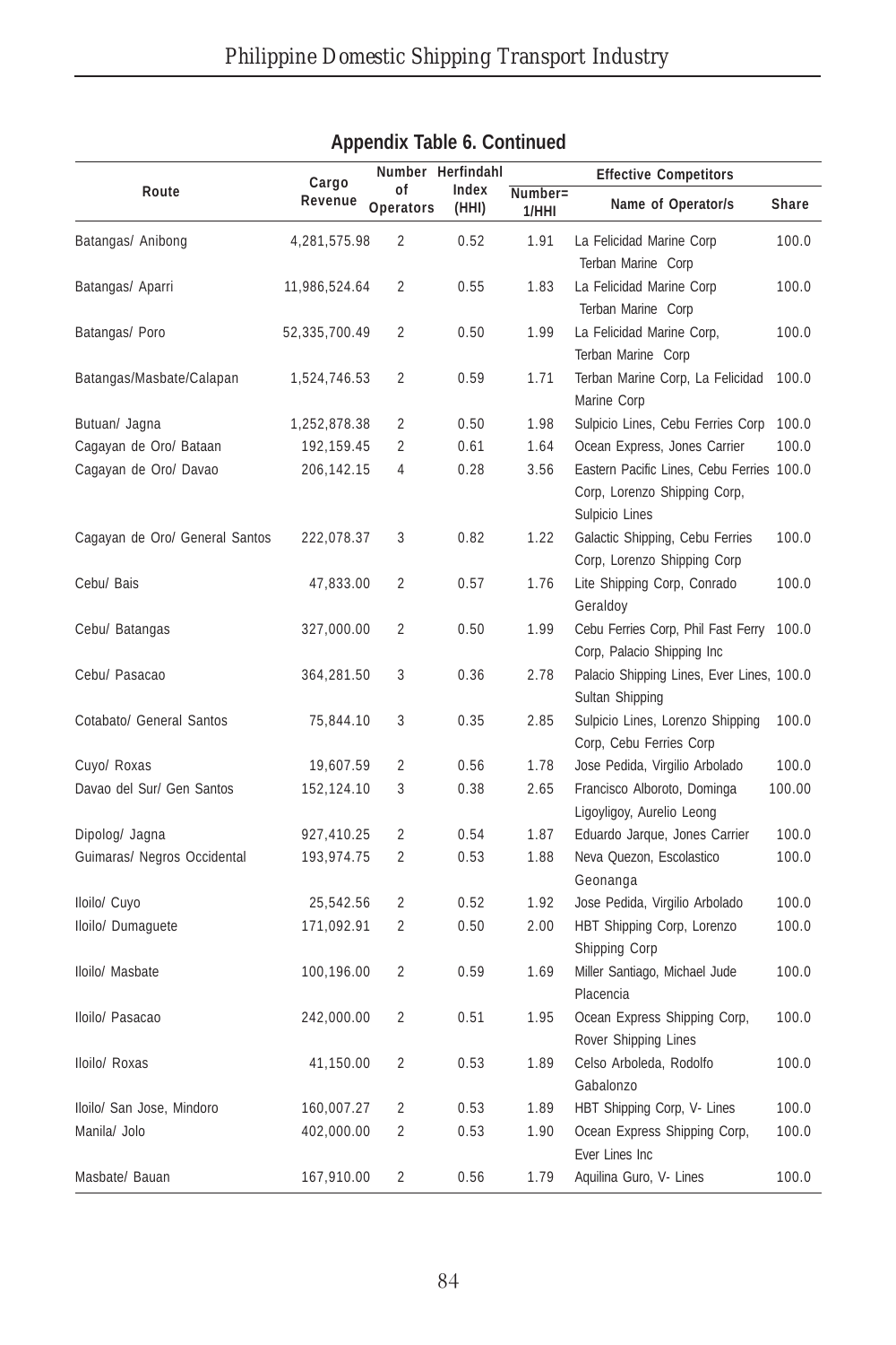**Appendix Table 6. Continued**

| Route | Cargo Revenue | Number of Operators | Herfindahl Index (HHI) | Effective Competitors | | |
|---|---|---|---|---|---|---|
| | | | | Number= 1/HHI | Name of Operator/s | Share |
| Batangas/ Anibong | 4,281,575.98 | 2 | 0.52 | 1.91 | La Felicidad Marine Corp Terban Marine Corp | 100.0 |
| Batangas/ Aparri | 11,986,524.64 | 2 | 0.55 | 1.83 | La Felicidad Marine Corp Terban Marine Corp | 100.0 |
| Batangas/ Poro | 52,335,700.49 | 2 | 0.50 | 1.99 | La Felicidad Marine Corp, Terban Marine Corp | 100.0 |
| Batangas/Masbate/Calapan | 1,524,746.53 | 2 | 0.59 | 1.71 | Terban Marine Corp, La Felicidad Marine Corp | 100.0 |
| Butuan/ Jagna | 1,252,878.38 | 2 | 0.50 | 1.98 | Sulpicio Lines, Cebu Ferries Corp | 100.0 |
| Cagayan de Oro/ Bataan | 192,159.45 | 2 | 0.61 | 1.64 | Ocean Express, Jones Carrier | 100.0 |
| Cagayan de Oro/ Davao | 206,142.15 | 4 | 0.28 | 3.56 | Eastern Pacific Lines, Cebu Ferries Corp, Lorenzo Shipping Corp, Sulpicio Lines | 100.0 |
| Cagayan de Oro/ General Santos | 222,078.37 | 3 | 0.82 | 1.22 | Galactic Shipping, Cebu Ferries Corp, Lorenzo Shipping Corp | 100.0 |
| Cebu/ Bais | 47,833.00 | 2 | 0.57 | 1.76 | Lite Shipping Corp, Conrado Geraldoy | 100.0 |
| Cebu/ Batangas | 327,000.00 | 2 | 0.50 | 1.99 | Cebu Ferries Corp, Phil Fast Ferry Corp, Palacio Shipping Inc | 100.0 |
| Cebu/ Pasacao | 364,281.50 | 3 | 0.36 | 2.78 | Palacio Shipping Lines, Ever Lines, Sultan Shipping | 100.0 |
| Cotabato/ General Santos | 75,844.10 | 3 | 0.35 | 2.85 | Sulpicio Lines, Lorenzo Shipping Corp, Cebu Ferries Corp | 100.0 |
| Cuyo/ Roxas | 19,607.59 | 2 | 0.56 | 1.78 | Jose Pedida, Virgilio Arbolado | 100.0 |
| Davao del Sur/ Gen Santos | 152,124.10 | 3 | 0.38 | 2.65 | Francisco Alboroto, Dominga Ligoyligoy, Aurelio Leong | 100.00 |
| Dipolog/ Jagna | 927,410.25 | 2 | 0.54 | 1.87 | Eduardo Jarque, Jones Carrier | 100.0 |
| Guimaras/ Negros Occidental | 193,974.75 | 2 | 0.53 | 1.88 | Neva Quezon, Escolastico Geonanga | 100.0 |
| Iloilo/ Cuyo | 25,542.56 | 2 | 0.52 | 1.92 | Jose Pedida, Virgilio Arbolado | 100.0 |
| Iloilo/ Dumaguete | 171,092.91 | 2 | 0.50 | 2.00 | HBT Shipping Corp, Lorenzo Shipping Corp | 100.0 |
| Iloilo/ Masbate | 100,196.00 | 2 | 0.59 | 1.69 | Miller Santiago, Michael Jude Placencia | 100.0 |
| Iloilo/ Pasacao | 242,000.00 | 2 | 0.51 | 1.95 | Ocean Express Shipping Corp, Rover Shipping Lines | 100.0 |
| Iloilo/ Roxas | 41,150.00 | 2 | 0.53 | 1.89 | Celso Arboleda, Rodolfo Gabalonzo | 100.0 |
| Iloilo/ San Jose, Mindoro | 160,007.27 | 2 | 0.53 | 1.89 | HBT Shipping Corp, V- Lines | 100.0 |
| Manila/ Jolo | 402,000.00 | 2 | 0.53 | 1.90 | Ocean Express Shipping Corp, Ever Lines Inc | 100.0 |
| Masbate/ Bauan | 167,910.00 | 2 | 0.56 | 1.79 | Aquilina Guro, V- Lines | 100.0 |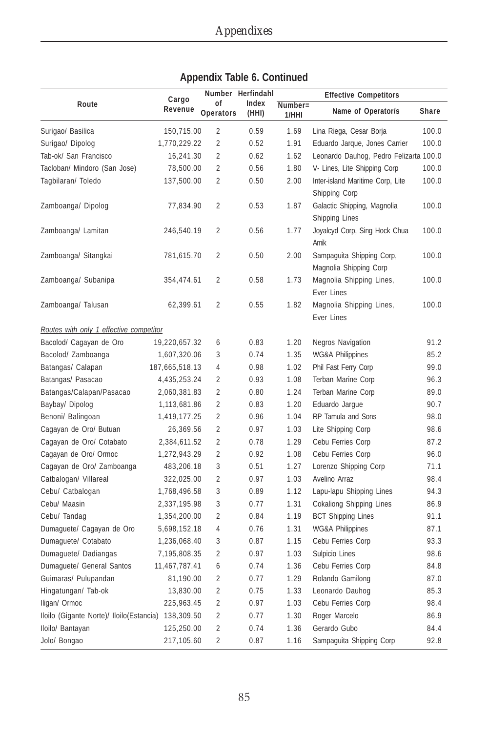## Appendix Table 6. Continued

| Route | Cargo Revenue | Number of Operators | Herfindahl Index (HHI) | Effective Competitors | | |
|---|---|---|---|---|---|---|
| | | | | Number= 1/HHI | Name of Operator/s | Share |
| Surigao/ Basilica | 150,715.00 | 2 | 0.59 | 1.69 | Lina Riega, Cesar Borja | 100.0 |
| Surigao/ Dipolog | 1,770,229.22 | 2 | 0.52 | 1.91 | Eduardo Jarque, Jones Carrier | 100.0 |
| Tab-ok/ San Francisco | 16,241.30 | 2 | 0.62 | 1.62 | Leonardo Dauhog, Pedro Felizarta | 100.0 |
| Tacloban/ Mindoro (San Jose) | 78,500.00 | 2 | 0.56 | 1.80 | V- Lines, Lite Shipping Corp | 100.0 |
| Tagbilaran/ Toledo | 137,500.00 | 2 | 0.50 | 2.00 | Inter-island Maritime Corp, Lite Shipping Corp | 100.0 |
| Zamboanga/ Dipolog | 77,834.90 | 2 | 0.53 | 1.87 | Galactic Shipping, Magnolia Shipping Lines | 100.0 |
| Zamboanga/ Lamitan | 246,540.19 | 2 | 0.56 | 1.77 | Joyalcyd Corp, Sing Hock Chua Amik | 100.0 |
| Zamboanga/ Sitangkai | 781,615.70 | 2 | 0.50 | 2.00 | Sampaguita Shipping Corp, Magnolia Shipping Corp | 100.0 |
| Zamboanga/ Subanipa | 354,474.61 | 2 | 0.58 | 1.73 | Magnolia Shipping Lines, Ever Lines | 100.0 |
| Zamboanga/ Talusan | 62,399.61 | 2 | 0.55 | 1.82 | Magnolia Shipping Lines, Ever Lines | 100.0 |
| *Routes with only 1 effective competitor* | | | | | | |
| Bacolod/ Cagayan de Oro | 19,220,657.32 | 6 | 0.83 | 1.20 | Negros Navigation | 91.2 |
| Bacolod/ Zamboanga | 1,607,320.06 | 3 | 0.74 | 1.35 | WG&A Philippines | 85.2 |
| Batangas/ Calapan | 187,665,518.13 | 4 | 0.98 | 1.02 | Phil Fast Ferry Corp | 99.0 |
| Batangas/ Pasacao | 4,435,253.24 | 2 | 0.93 | 1.08 | Terban Marine Corp | 96.3 |
| Batangas/Calapan/Pasacao | 2,060,381.83 | 2 | 0.80 | 1.24 | Terban Marine Corp | 89.0 |
| Baybay/ Dipolog | 1,113,681.86 | 2 | 0.83 | 1.20 | Eduardo Jargue | 90.7 |
| Benoni/ Balingoan | 1,419,177.25 | 2 | 0.96 | 1.04 | RP Tamula and Sons | 98.0 |
| Cagayan de Oro/ Butuan | 26,369.56 | 2 | 0.97 | 1.03 | Lite Shipping Corp | 98.6 |
| Cagayan de Oro/ Cotabato | 2,384,611.52 | 2 | 0.78 | 1.29 | Cebu Ferries Corp | 87.2 |
| Cagayan de Oro/ Ormoc | 1,272,943.29 | 2 | 0.92 | 1.08 | Cebu Ferries Corp | 96.0 |
| Cagayan de Oro/ Zamboanga | 483,206.18 | 3 | 0.51 | 1.27 | Lorenzo Shipping Corp | 71.1 |
| Catbalogan/ Villareal | 322,025.00 | 2 | 0.97 | 1.03 | Avelino Arraz | 98.4 |
| Cebu/ Catbalogan | 1,768,496.58 | 3 | 0.89 | 1.12 | Lapu-lapu Shipping Lines | 94.3 |
| Cebu/ Maasin | 2,337,195.98 | 3 | 0.77 | 1.31 | Cokaliong Shipping Lines | 86.9 |
| Cebu/ Tandag | 1,354,200.00 | 2 | 0.84 | 1.19 | BCT Shipping Lines | 91.1 |
| Dumaguete/ Cagayan de Oro | 5,698,152.18 | 4 | 0.76 | 1.31 | WG&A Philippines | 87.1 |
| Dumaguete/ Cotabato | 1,236,068.40 | 3 | 0.87 | 1.15 | Cebu Ferries Corp | 93.3 |
| Dumaguete/ Dadiangas | 7,195,808.35 | 2 | 0.97 | 1.03 | Sulpicio Lines | 98.6 |
| Dumaguete/ General Santos | 11,467,787.41 | 6 | 0.74 | 1.36 | Cebu Ferries Corp | 84.8 |
| Guimaras/ Pulupandan | 81,190.00 | 2 | 0.77 | 1.29 | Rolando Gamilong | 87.0 |
| Hingatungan/ Tab-ok | 13,830.00 | 2 | 0.75 | 1.33 | Leonardo Dauhog | 85.3 |
| Iligan/ Ormoc | 225,963.45 | 2 | 0.97 | 1.03 | Cebu Ferries Corp | 98.4 |
| Iloilo (Gigante Norte)/ Iloilo(Estancia) | 138,309.50 | 2 | 0.77 | 1.30 | Roger Marcelo | 86.9 |
| Iloilo/ Bantayan | 125,250.00 | 2 | 0.74 | 1.36 | Gerardo Gubo | 84.4 |
| Jolo/ Bongao | 217,105.60 | 2 | 0.87 | 1.16 | Sampaguita Shipping Corp | 92.8 |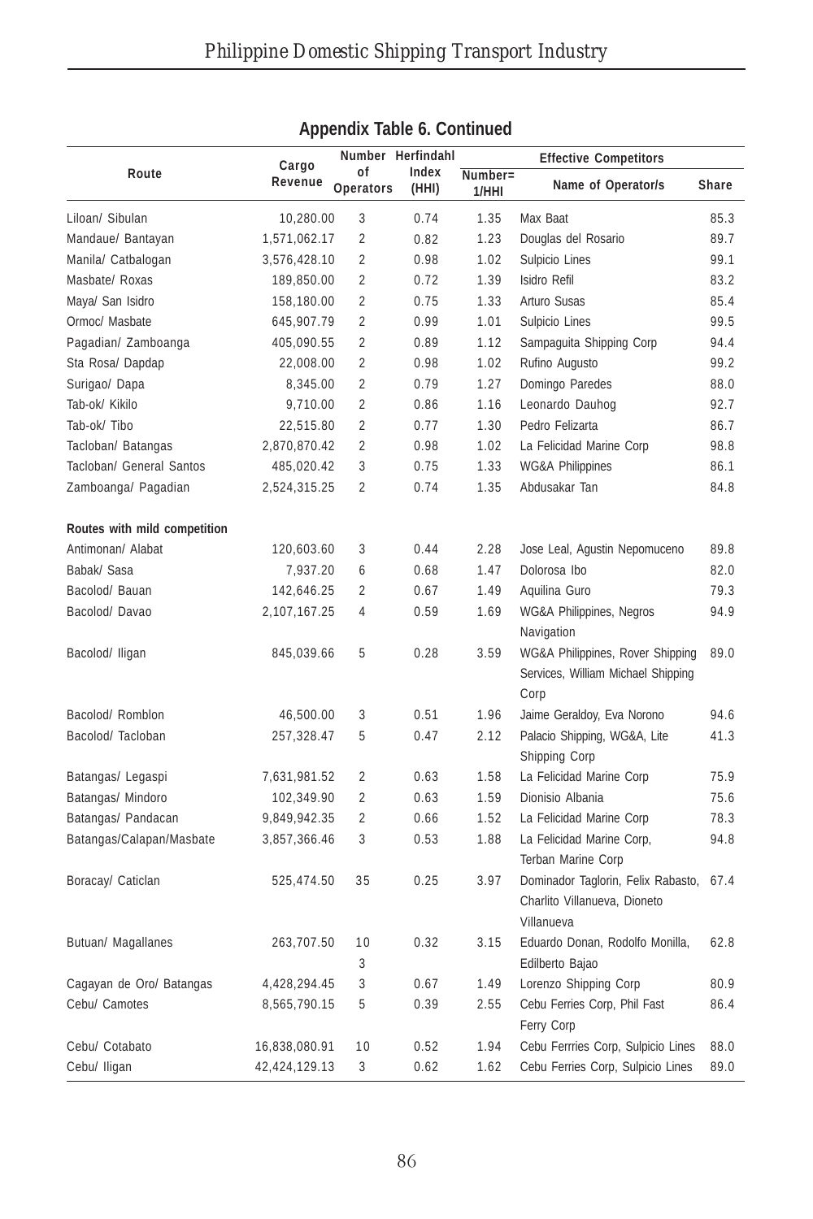## Appendix Table 6. Continued

| Route | Cargo Revenue | Number of Operators | Herfindahl Index (HHI) | Effective Competitors | | |
|---|---|---|---|---|---|---|
| | | | | Number= 1/HHI | Name of Operator/s | Share |
| Liloan/ Sibulan | 10,280.00 | 3 | 0.74 | 1.35 | Max Baat | 85.3 |
| Mandaue/ Bantayan | 1,571,062.17 | 2 | 0.82 | 1.23 | Douglas del Rosario | 89.7 |
| Manila/ Catbalogan | 3,576,428.10 | 2 | 0.98 | 1.02 | Sulpicio Lines | 99.1 |
| Masbate/ Roxas | 189,850.00 | 2 | 0.72 | 1.39 | Isidro Refil | 83.2 |
| Maya/ San Isidro | 158,180.00 | 2 | 0.75 | 1.33 | Arturo Susas | 85.4 |
| Ormoc/ Masbate | 645,907.79 | 2 | 0.99 | 1.01 | Sulpicio Lines | 99.5 |
| Pagadian/ Zamboanga | 405,090.55 | 2 | 0.89 | 1.12 | Sampaguita Shipping Corp | 94.4 |
| Sta Rosa/ Dapdap | 22,008.00 | 2 | 0.98 | 1.02 | Rufino Augusto | 99.2 |
| Surigao/ Dapa | 8,345.00 | 2 | 0.79 | 1.27 | Domingo Paredes | 88.0 |
| Tab-ok/ Kikilo | 9,710.00 | 2 | 0.86 | 1.16 | Leonardo Dauhog | 92.7 |
| Tab-ok/ Tibo | 22,515.80 | 2 | 0.77 | 1.30 | Pedro Felizarta | 86.7 |
| Tacloban/ Batangas | 2,870,870.42 | 2 | 0.98 | 1.02 | La Felicidad Marine Corp | 98.8 |
| Tacloban/ General Santos | 485,020.42 | 3 | 0.75 | 1.33 | WG&A Philippines | 86.1 |
| Zamboanga/ Pagadian | 2,524,315.25 | 2 | 0.74 | 1.35 | Abdusakar Tan | 84.8 |
| **Routes with mild competition** | | | | | | |
| Antimonan/ Alabat | 120,603.60 | 3 | 0.44 | 2.28 | Jose Leal, Agustin Nepomuceno | 89.8 |
| Babak/ Sasa | 7,937.20 | 6 | 0.68 | 1.47 | Dolorosa Ibo | 82.0 |
| Bacolod/ Bauan | 142,646.25 | 2 | 0.67 | 1.49 | Aquilina Guro | 79.3 |
| Bacolod/ Davao | 2,107,167.25 | 4 | 0.59 | 1.69 | WG&A Philippines, Negros Navigation | 94.9 |
| Bacolod/ Iligan | 845,039.66 | 5 | 0.28 | 3.59 | WG&A Philippines, Rover Shipping Services, William Michael Shipping Corp | 89.0 |
| Bacolod/ Romblon | 46,500.00 | 3 | 0.51 | 1.96 | Jaime Geraldoy, Eva Norono | 94.6 |
| Bacolod/ Tacloban | 257,328.47 | 5 | 0.47 | 2.12 | Palacio Shipping, WG&A, Lite Shipping Corp | 41.3 |
| Batangas/ Legaspi | 7,631,981.52 | 2 | 0.63 | 1.58 | La Felicidad Marine Corp | 75.9 |
| Batangas/ Mindoro | 102,349.90 | 2 | 0.63 | 1.59 | Dionisio Albania | 75.6 |
| Batangas/ Pandacan | 9,849,942.35 | 2 | 0.66 | 1.52 | La Felicidad Marine Corp | 78.3 |
| Batangas/Calapan/Masbate | 3,857,366.46 | 3 | 0.53 | 1.88 | La Felicidad Marine Corp, Terban Marine Corp | 94.8 |
| Boracay/ Caticlan | 525,474.50 | 35 | 0.25 | 3.97 | Dominador Taglorin, Felix Rabasto, Charlito Villanueva, Dioneto Villanueva | 67.4 |
| Butuan/ Magallanes | 263,707.50 | 10 3 | 0.32 | 3.15 | Eduardo Donan, Rodolfo Monilla, Edilberto Bajao | 62.8 |
| Cagayan de Oro/ Batangas | 4,428,294.45 | 3 | 0.67 | 1.49 | Lorenzo Shipping Corp | 80.9 |
| Cebu/ Camotes | 8,565,790.15 | 5 | 0.39 | 2.55 | Cebu Ferries Corp, Phil Fast Ferry Corp | 86.4 |
| Cebu/ Cotabato | 16,838,080.91 | 10 | 0.52 | 1.94 | Cebu Ferrries Corp, Sulpicio Lines | 88.0 |
| Cebu/ Iligan | 42,424,129.13 | 3 | 0.62 | 1.62 | Cebu Ferries Corp, Sulpicio Lines | 89.0 |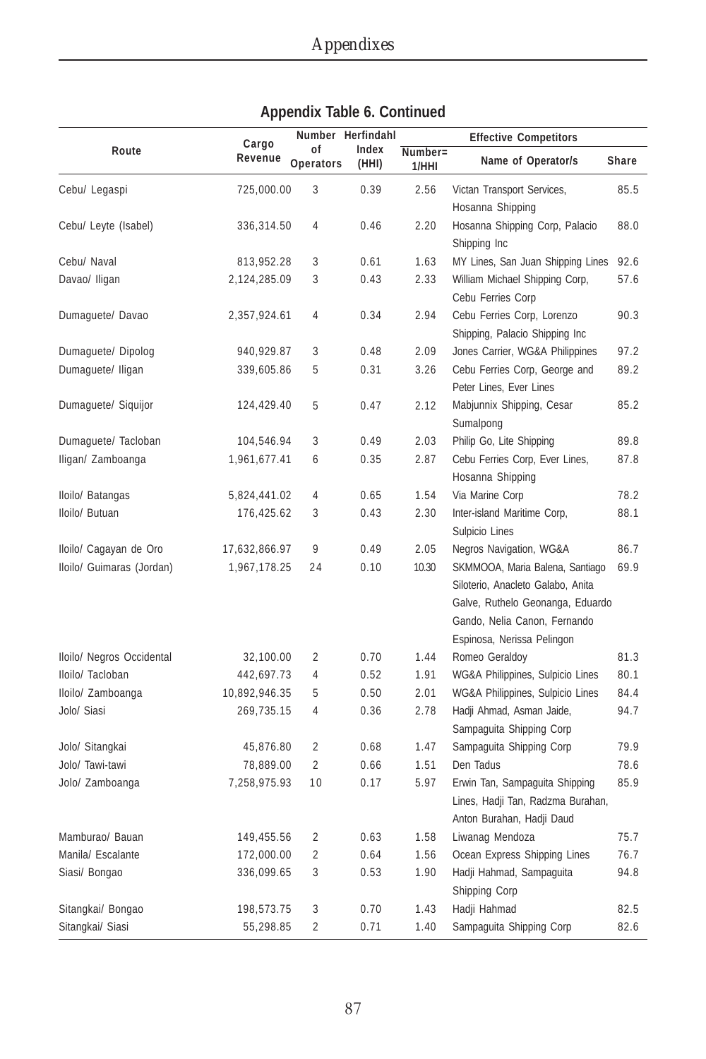## Appendix Table 6. Continued

| Route | Cargo Revenue | Number of Operators | Herfindahl Index (HHI) | Effective Competitors | | |
|---|---|---|---|---|---|---|
| | | | | Number= 1/HHI | Name of Operator/s | Share |
| Cebu/ Legaspi | 725,000.00 | 3 | 0.39 | 2.56 | Victan Transport Services, Hosanna Shipping | 85.5 |
| Cebu/ Leyte (Isabel) | 336,314.50 | 4 | 0.46 | 2.20 | Hosanna Shipping Corp, Palacio Shipping Inc | 88.0 |
| Cebu/ Naval | 813,952.28 | 3 | 0.61 | 1.63 | MY Lines, San Juan Shipping Lines | 92.6 |
| Davao/ Iligan | 2,124,285.09 | 3 | 0.43 | 2.33 | William Michael Shipping Corp, Cebu Ferries Corp | 57.6 |
| Dumaguete/ Davao | 2,357,924.61 | 4 | 0.34 | 2.94 | Cebu Ferries Corp, Lorenzo Shipping, Palacio Shipping Inc | 90.3 |
| Dumaguete/ Dipolog | 940,929.87 | 3 | 0.48 | 2.09 | Jones Carrier, WG&A Philippines | 97.2 |
| Dumaguete/ Iligan | 339,605.86 | 5 | 0.31 | 3.26 | Cebu Ferries Corp, George and Peter Lines, Ever Lines | 89.2 |
| Dumaguete/ Siquijor | 124,429.40 | 5 | 0.47 | 2.12 | Mabjunnix Shipping, Cesar Sumalpong | 85.2 |
| Dumaguete/ Tacloban | 104,546.94 | 3 | 0.49 | 2.03 | Philip Go, Lite Shipping | 89.8 |
| Iligan/ Zamboanga | 1,961,677.41 | 6 | 0.35 | 2.87 | Cebu Ferries Corp, Ever Lines, Hosanna Shipping | 87.8 |
| Iloilo/ Batangas | 5,824,441.02 | 4 | 0.65 | 1.54 | Via Marine Corp | 78.2 |
| Iloilo/ Butuan | 176,425.62 | 3 | 0.43 | 2.30 | Inter-island Maritime Corp, Sulpicio Lines | 88.1 |
| Iloilo/ Cagayan de Oro | 17,632,866.97 | 9 | 0.49 | 2.05 | Negros Navigation, WG&A | 86.7 |
| Iloilo/ Guimaras (Jordan) | 1,967,178.25 | 24 | 0.10 | 10.30 | SKMMOOA, Maria Balena, Santiago Siloterio, Anacleto Galabo, Anita Galve, Ruthelo Geonanga, Eduardo Gando, Nelia Canon, Fernando Espinosa, Nerissa Pelingon | 69.9 |
| Iloilo/ Negros Occidental | 32,100.00 | 2 | 0.70 | 1.44 | Romeo Geraldoy | 81.3 |
| Iloilo/ Tacloban | 442,697.73 | 4 | 0.52 | 1.91 | WG&A Philippines, Sulpicio Lines | 80.1 |
| Iloilo/ Zamboanga | 10,892,946.35 | 5 | 0.50 | 2.01 | WG&A Philippines, Sulpicio Lines | 84.4 |
| Jolo/ Siasi | 269,735.15 | 4 | 0.36 | 2.78 | Hadji Ahmad, Asman Jaide, Sampaguita Shipping Corp | 94.7 |
| Jolo/ Sitangkai | 45,876.80 | 2 | 0.68 | 1.47 | Sampaguita Shipping Corp | 79.9 |
| Jolo/ Tawi-tawi | 78,889.00 | 2 | 0.66 | 1.51 | Den Tadus | 78.6 |
| Jolo/ Zamboanga | 7,258,975.93 | 10 | 0.17 | 5.97 | Erwin Tan, Sampaguita Shipping Lines, Hadji Tan, Radzma Burahan, Anton Burahan, Hadji Daud | 85.9 |
| Mamburao/ Bauan | 149,455.56 | 2 | 0.63 | 1.58 | Liwanag Mendoza | 75.7 |
| Manila/ Escalante | 172,000.00 | 2 | 0.64 | 1.56 | Ocean Express Shipping Lines | 76.7 |
| Siasi/ Bongao | 336,099.65 | 3 | 0.53 | 1.90 | Hadji Hahmad, Sampaguita Shipping Corp | 94.8 |
| Sitangkai/ Bongao | 198,573.75 | 3 | 0.70 | 1.43 | Hadji Hahmad | 82.5 |
| Sitangkai/ Siasi | 55,298.85 | 2 | 0.71 | 1.40 | Sampaguita Shipping Corp | 82.6 |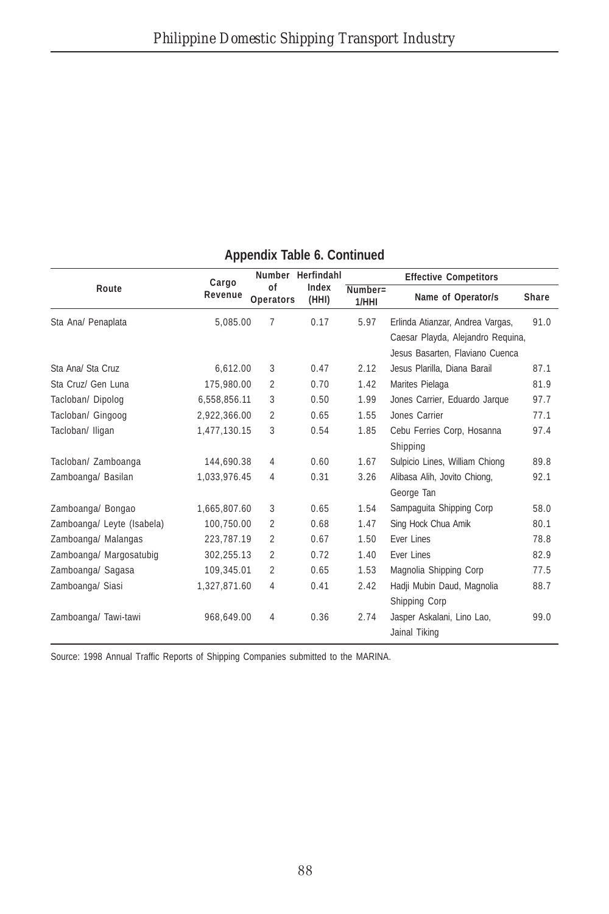## Appendix Table 6. Continued

| Route | Cargo Revenue | Number of Operators | Herfindahl Index (HHI) | Effective Competitors | | |
|---|---|---|---|---|---|---|
| | | | | Number= 1/HHI | Name of Operator/s | Share |
| Sta Ana/ Penaplata | 5,085.00 | 7 | 0.17 | 5.97 | Erlinda Atianzar, Andrea Vargas, Caesar Playda, Alejandro Requina, Jesus Basarten, Flaviano Cuenca | 91.0 |
| Sta Ana/ Sta Cruz | 6,612.00 | 3 | 0.47 | 2.12 | Jesus Plarilla, Diana Barail | 87.1 |
| Sta Cruz/ Gen Luna | 175,980.00 | 2 | 0.70 | 1.42 | Marites Pielaga | 81.9 |
| Tacloban/ Dipolog | 6,558,856.11 | 3 | 0.50 | 1.99 | Jones Carrier, Eduardo Jarque | 97.7 |
| Tacloban/ Gingoog | 2,922,366.00 | 2 | 0.65 | 1.55 | Jones Carrier | 77.1 |
| Tacloban/ Iligan | 1,477,130.15 | 3 | 0.54 | 1.85 | Cebu Ferries Corp, Hosanna Shipping | 97.4 |
| Tacloban/ Zamboanga | 144,690.38 | 4 | 0.60 | 1.67 | Sulpicio Lines, William Chiong | 89.8 |
| Zamboanga/ Basilan | 1,033,976.45 | 4 | 0.31 | 3.26 | Alibasa Alih, Jovito Chiong, George Tan | 92.1 |
| Zamboanga/ Bongao | 1,665,807.60 | 3 | 0.65 | 1.54 | Sampaguita Shipping Corp | 58.0 |
| Zamboanga/ Leyte (Isabela) | 100,750.00 | 2 | 0.68 | 1.47 | Sing Hock Chua Amik | 80.1 |
| Zamboanga/ Malangas | 223,787.19 | 2 | 0.67 | 1.50 | Ever Lines | 78.8 |
| Zamboanga/ Margosatubig | 302,255.13 | 2 | 0.72 | 1.40 | Ever Lines | 82.9 |
| Zamboanga/ Sagasa | 109,345.01 | 2 | 0.65 | 1.53 | Magnolia Shipping Corp | 77.5 |
| Zamboanga/ Siasi | 1,327,871.60 | 4 | 0.41 | 2.42 | Hadji Mubin Daud, Magnolia Shipping Corp | 88.7 |
| Zamboanga/ Tawi-tawi | 968,649.00 | 4 | 0.36 | 2.74 | Jasper Askalani, Lino Lao, Jainal Tiking | 99.0 |

Source: 1998 Annual Traffic Reports of Shipping Companies submitted to the MARINA.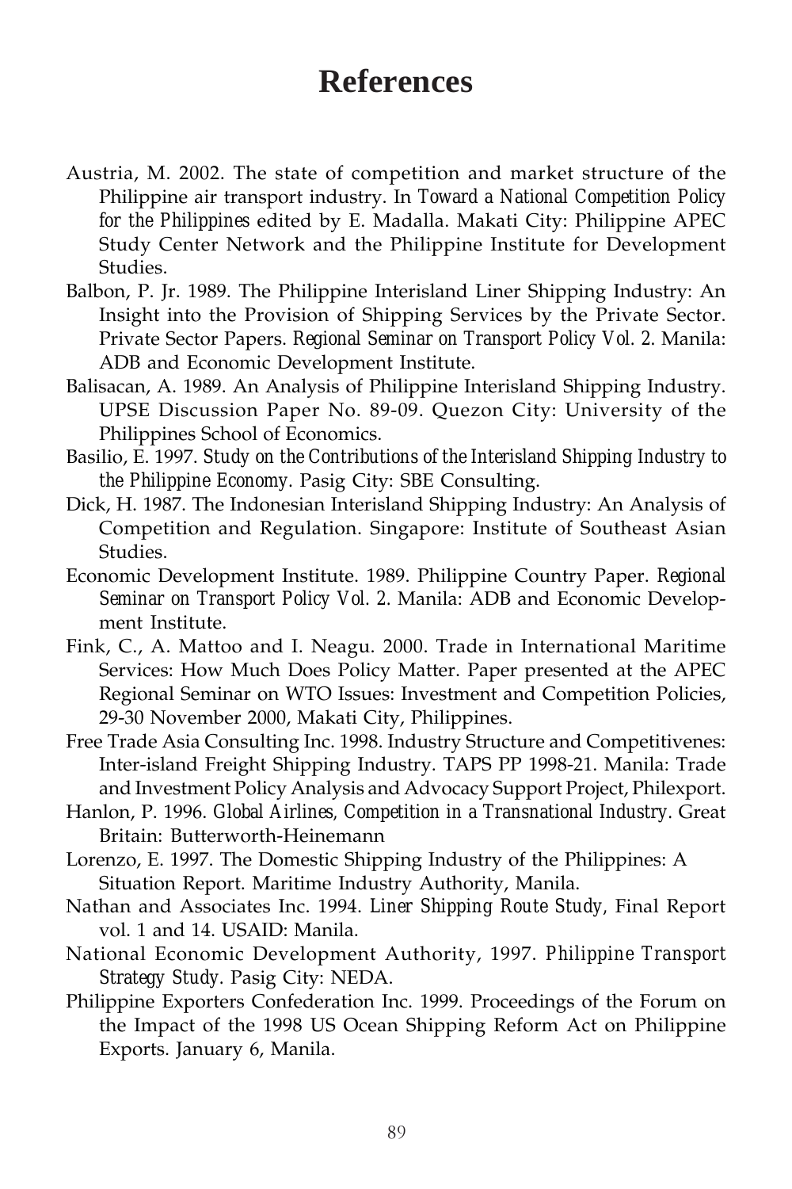# References

Austria, M. 2002. The state of competition and market structure of the Philippine air transport industry. In *Toward a National Competition Policy for the Philippines* edited by E. Madalla. Makati City: Philippine APEC Study Center Network and the Philippine Institute for Development Studies.

Balbon, P. Jr. 1989. The Philippine Interisland Liner Shipping Industry: An Insight into the Provision of Shipping Services by the Private Sector. Private Sector Papers. *Regional Seminar on Transport Policy Vol. 2*. Manila: ADB and Economic Development Institute.

Balisacan, A. 1989. An Analysis of Philippine Interisland Shipping Industry. UPSE Discussion Paper No. 89-09. Quezon City: University of the Philippines School of Economics.

Basilio, E. 1997. *Study on the Contributions of the Interisland Shipping Industry to the Philippine Economy*. Pasig City: SBE Consulting.

Dick, H. 1987. The Indonesian Interisland Shipping Industry: An Analysis of Competition and Regulation. Singapore: Institute of Southeast Asian Studies.

Economic Development Institute. 1989. Philippine Country Paper. *Regional Seminar on Transport Policy Vol. 2*. Manila: ADB and Economic Development Institute.

Fink, C., A. Mattoo and I. Neagu. 2000. Trade in International Maritime Services: How Much Does Policy Matter. Paper presented at the APEC Regional Seminar on WTO Issues: Investment and Competition Policies, 29-30 November 2000, Makati City, Philippines.

Free Trade Asia Consulting Inc. 1998. Industry Structure and Competitivenes: Inter-island Freight Shipping Industry. TAPS PP 1998-21. Manila: Trade and Investment Policy Analysis and Advocacy Support Project, Philexport.

Hanlon, P. 1996. *Global Airlines, Competition in a Transnational Industry*. Great Britain: Butterworth-Heinemann

Lorenzo, E. 1997. The Domestic Shipping Industry of the Philippines: A Situation Report. Maritime Industry Authority, Manila.

Nathan and Associates Inc. 1994. *Liner Shipping Route Study*, Final Report vol. 1 and 14. USAID: Manila.

National Economic Development Authority, 1997. *Philippine Transport Strategy Study*. Pasig City: NEDA.

Philippine Exporters Confederation Inc. 1999. Proceedings of the Forum on the Impact of the 1998 US Ocean Shipping Reform Act on Philippine Exports. January 6, Manila.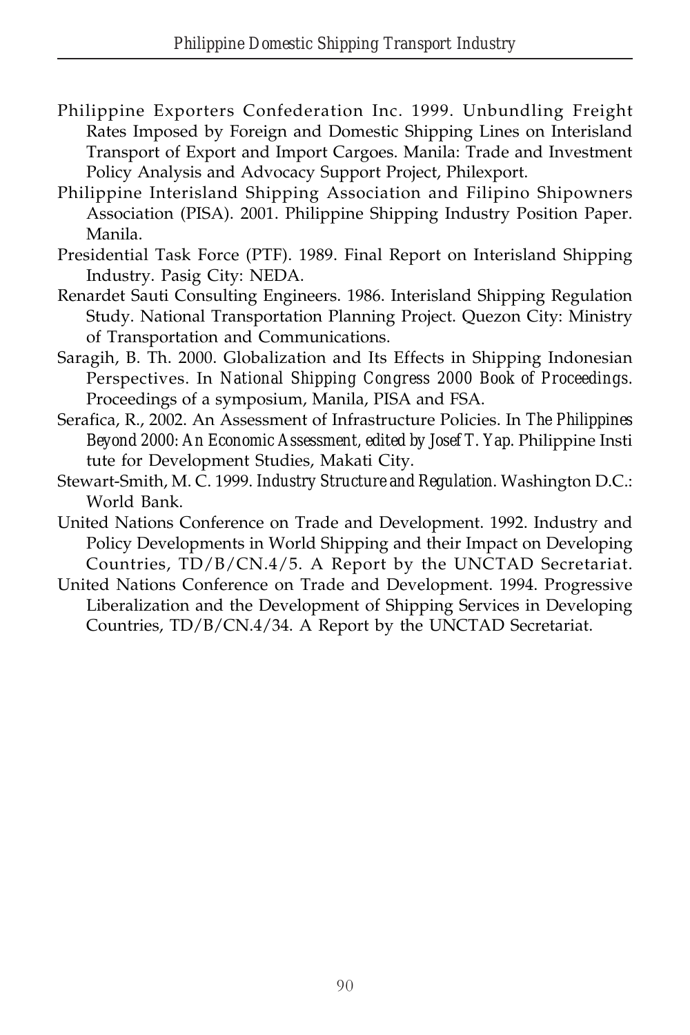Philippine Exporters Confederation Inc. 1999. Unbundling Freight Rates Imposed by Foreign and Domestic Shipping Lines on Interisland Transport of Export and Import Cargoes. Manila: Trade and Investment Policy Analysis and Advocacy Support Project, Philexport.

Philippine Interisland Shipping Association and Filipino Shipowners Association (PISA). 2001. Philippine Shipping Industry Position Paper. Manila.

Presidential Task Force (PTF). 1989. Final Report on Interisland Shipping Industry. Pasig City: NEDA.

Renardet Sauti Consulting Engineers. 1986. Interisland Shipping Regulation Study. National Transportation Planning Project. Quezon City: Ministry of Transportation and Communications.

Saragih, B. Th. 2000. Globalization and Its Effects in Shipping Indonesian Perspectives. In *National Shipping Congress 2000 Book of Proceedings*. Proceedings of a symposium, Manila, PISA and FSA.

Serafica, R., 2002. An Assessment of Infrastructure Policies. In *The Philippines Beyond 2000: An Economic Assessment, edited by Josef T. Yap*. Philippine Institute for Development Studies, Makati City.

Stewart-Smith, M. C. 1999. *Industry Structure and Regulation*. Washington D.C.: World Bank.

United Nations Conference on Trade and Development. 1992. Industry and Policy Developments in World Shipping and their Impact on Developing Countries, TD/B/CN.4/5. A Report by the UNCTAD Secretariat.

United Nations Conference on Trade and Development. 1994. Progressive Liberalization and the Development of Shipping Services in Developing Countries, TD/B/CN.4/34. A Report by the UNCTAD Secretariat.